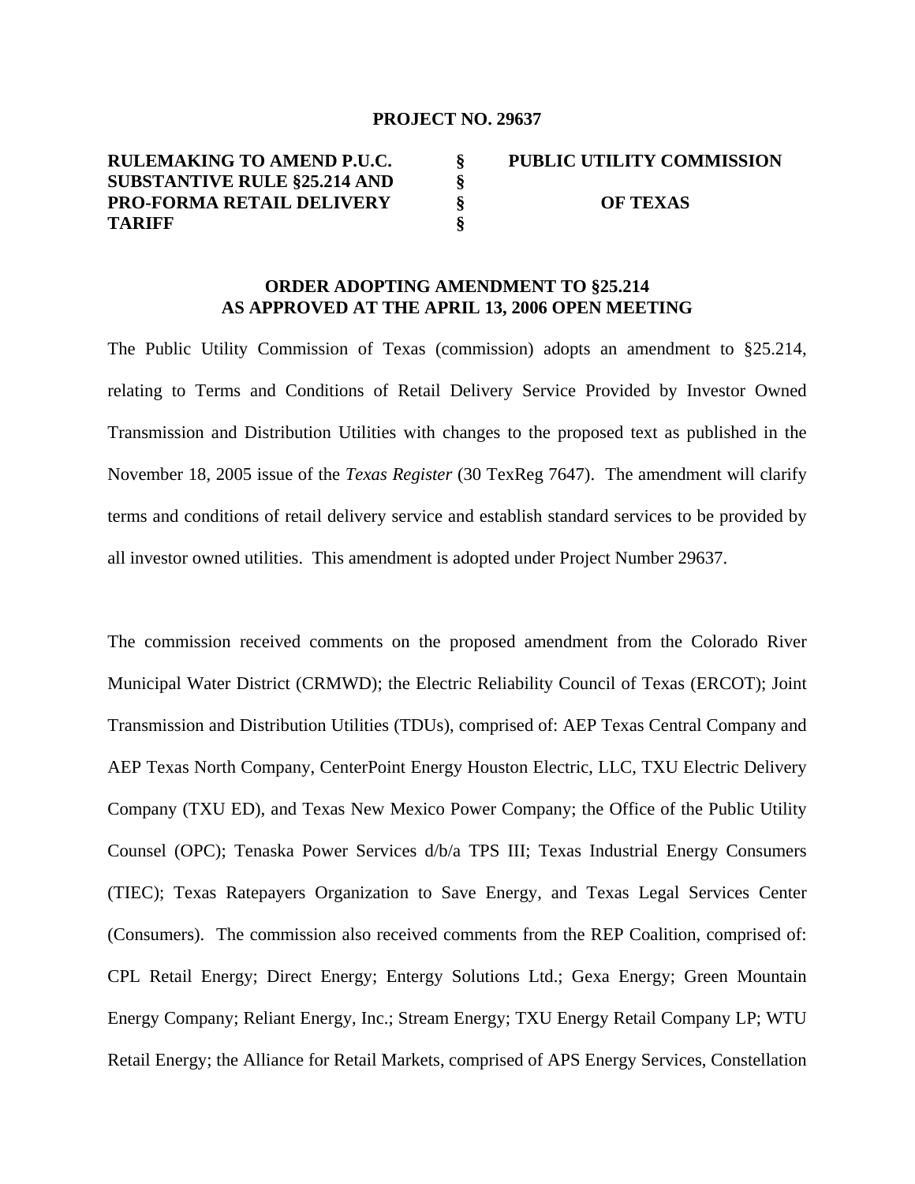**PROJECT NO. 29637**

| **RULEMAKING TO AMEND P.U.C. SUBSTANTIVE RULE §25.214 AND PRO-FORMA RETAIL DELIVERY TARIFF** | **§ § § §** | **PUBLIC UTILITY COMMISSION OF TEXAS** |
|---|---|---|

**ORDER ADOPTING AMENDMENT TO §25.214 AS APPROVED AT THE APRIL 13, 2006 OPEN MEETING**

The Public Utility Commission of Texas (commission) adopts an amendment to §25.214, relating to Terms and Conditions of Retail Delivery Service Provided by Investor Owned Transmission and Distribution Utilities with changes to the proposed text as published in the November 18, 2005 issue of the *Texas Register* (30 TexReg 7647). The amendment will clarify terms and conditions of retail delivery service and establish standard services to be provided by all investor owned utilities. This amendment is adopted under Project Number 29637.

The commission received comments on the proposed amendment from the Colorado River Municipal Water District (CRMWD); the Electric Reliability Council of Texas (ERCOT); Joint Transmission and Distribution Utilities (TDUs), comprised of: AEP Texas Central Company and AEP Texas North Company, CenterPoint Energy Houston Electric, LLC, TXU Electric Delivery Company (TXU ED), and Texas New Mexico Power Company; the Office of the Public Utility Counsel (OPC); Tenaska Power Services d/b/a TPS III; Texas Industrial Energy Consumers (TIEC); Texas Ratepayers Organization to Save Energy, and Texas Legal Services Center (Consumers). The commission also received comments from the REP Coalition, comprised of: CPL Retail Energy; Direct Energy; Entergy Solutions Ltd.; Gexa Energy; Green Mountain Energy Company; Reliant Energy, Inc.; Stream Energy; TXU Energy Retail Company LP; WTU Retail Energy; the Alliance for Retail Markets, comprised of APS Energy Services, Constellation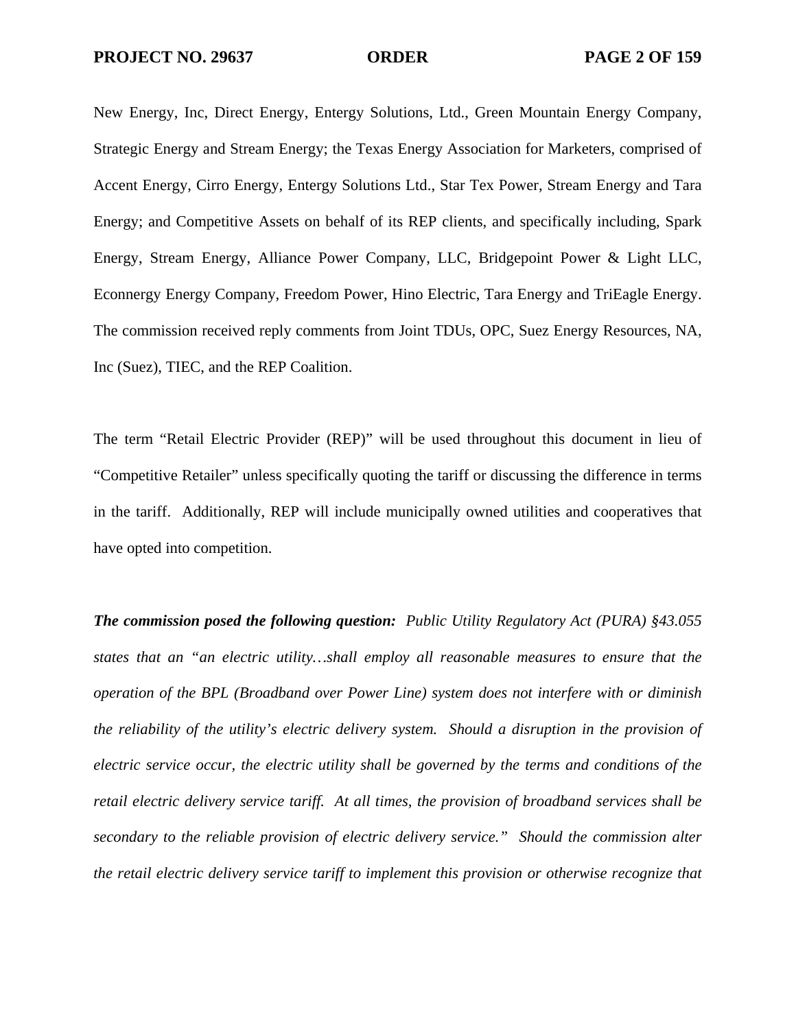New Energy, Inc, Direct Energy, Entergy Solutions, Ltd., Green Mountain Energy Company, Strategic Energy and Stream Energy; the Texas Energy Association for Marketers, comprised of Accent Energy, Cirro Energy, Entergy Solutions Ltd., Star Tex Power, Stream Energy and Tara Energy; and Competitive Assets on behalf of its REP clients, and specifically including, Spark Energy, Stream Energy, Alliance Power Company, LLC, Bridgepoint Power & Light LLC, Econnergy Energy Company, Freedom Power, Hino Electric, Tara Energy and TriEagle Energy. The commission received reply comments from Joint TDUs, OPC, Suez Energy Resources, NA, Inc (Suez), TIEC, and the REP Coalition.

The term "Retail Electric Provider (REP)" will be used throughout this document in lieu of "Competitive Retailer" unless specifically quoting the tariff or discussing the difference in terms in the tariff. Additionally, REP will include municipally owned utilities and cooperatives that have opted into competition.

***The commission posed the following question:*** *Public Utility Regulatory Act (PURA) §43.055 states that an "an electric utility…shall employ all reasonable measures to ensure that the operation of the BPL (Broadband over Power Line) system does not interfere with or diminish the reliability of the utility's electric delivery system. Should a disruption in the provision of electric service occur, the electric utility shall be governed by the terms and conditions of the retail electric delivery service tariff. At all times, the provision of broadband services shall be secondary to the reliable provision of electric delivery service." Should the commission alter the retail electric delivery service tariff to implement this provision or otherwise recognize that*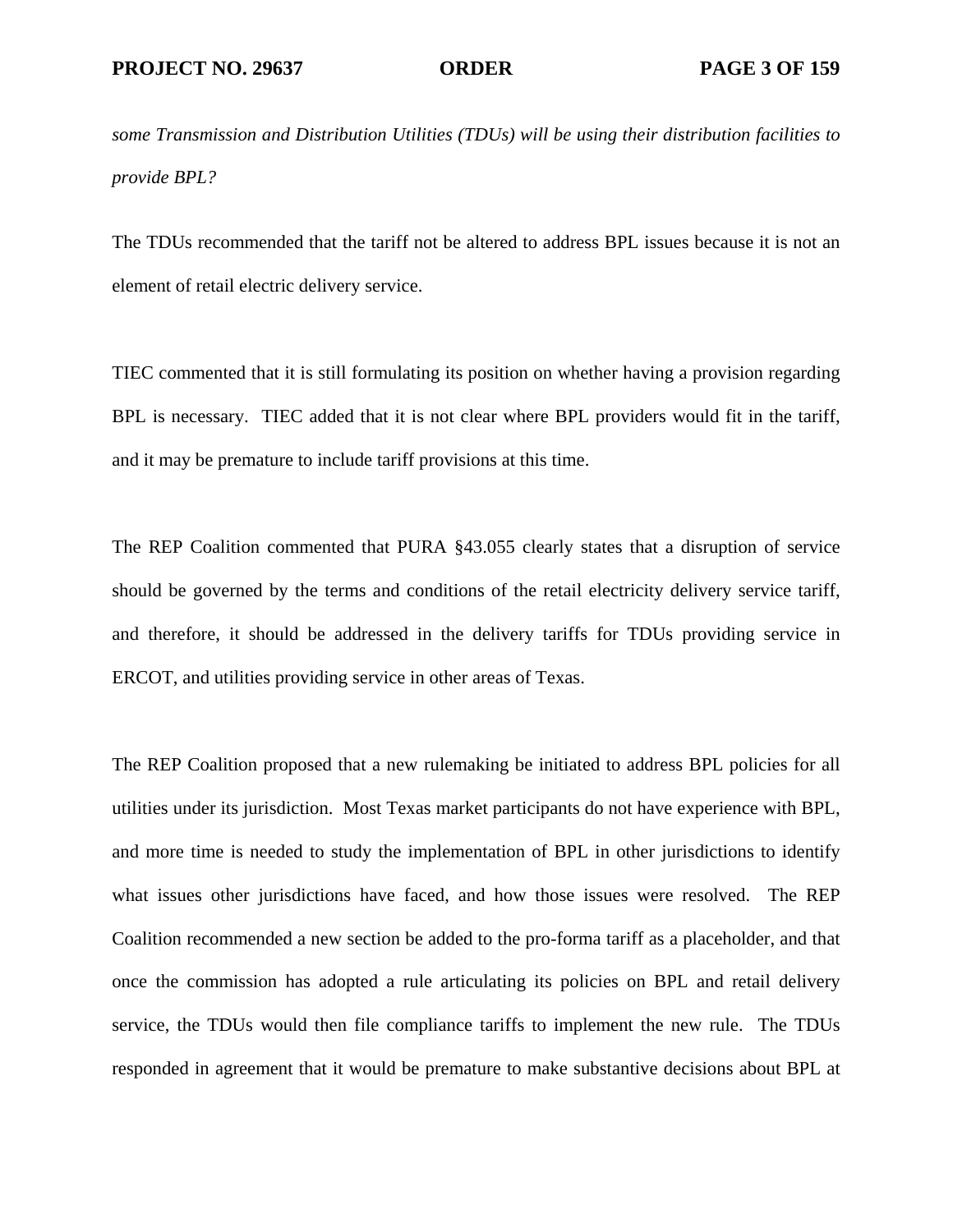*some Transmission and Distribution Utilities (TDUs) will be using their distribution facilities to provide BPL?*

The TDUs recommended that the tariff not be altered to address BPL issues because it is not an element of retail electric delivery service.

TIEC commented that it is still formulating its position on whether having a provision regarding BPL is necessary. TIEC added that it is not clear where BPL providers would fit in the tariff, and it may be premature to include tariff provisions at this time.

The REP Coalition commented that PURA §43.055 clearly states that a disruption of service should be governed by the terms and conditions of the retail electricity delivery service tariff, and therefore, it should be addressed in the delivery tariffs for TDUs providing service in ERCOT, and utilities providing service in other areas of Texas.

The REP Coalition proposed that a new rulemaking be initiated to address BPL policies for all utilities under its jurisdiction. Most Texas market participants do not have experience with BPL, and more time is needed to study the implementation of BPL in other jurisdictions to identify what issues other jurisdictions have faced, and how those issues were resolved. The REP Coalition recommended a new section be added to the pro-forma tariff as a placeholder, and that once the commission has adopted a rule articulating its policies on BPL and retail delivery service, the TDUs would then file compliance tariffs to implement the new rule. The TDUs responded in agreement that it would be premature to make substantive decisions about BPL at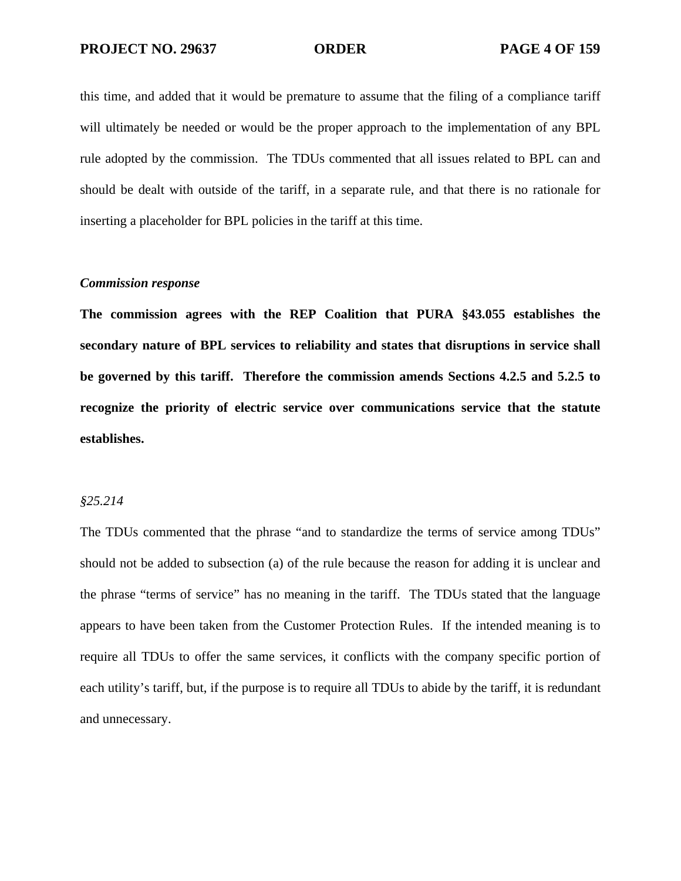this time, and added that it would be premature to assume that the filing of a compliance tariff will ultimately be needed or would be the proper approach to the implementation of any BPL rule adopted by the commission. The TDUs commented that all issues related to BPL can and should be dealt with outside of the tariff, in a separate rule, and that there is no rationale for inserting a placeholder for BPL policies in the tariff at this time.

*Commission response*

**The commission agrees with the REP Coalition that PURA §43.055 establishes the secondary nature of BPL services to reliability and states that disruptions in service shall be governed by this tariff. Therefore the commission amends Sections 4.2.5 and 5.2.5 to recognize the priority of electric service over communications service that the statute establishes.**

*§25.214*

The TDUs commented that the phrase "and to standardize the terms of service among TDUs" should not be added to subsection (a) of the rule because the reason for adding it is unclear and the phrase "terms of service" has no meaning in the tariff. The TDUs stated that the language appears to have been taken from the Customer Protection Rules. If the intended meaning is to require all TDUs to offer the same services, it conflicts with the company specific portion of each utility's tariff, but, if the purpose is to require all TDUs to abide by the tariff, it is redundant and unnecessary.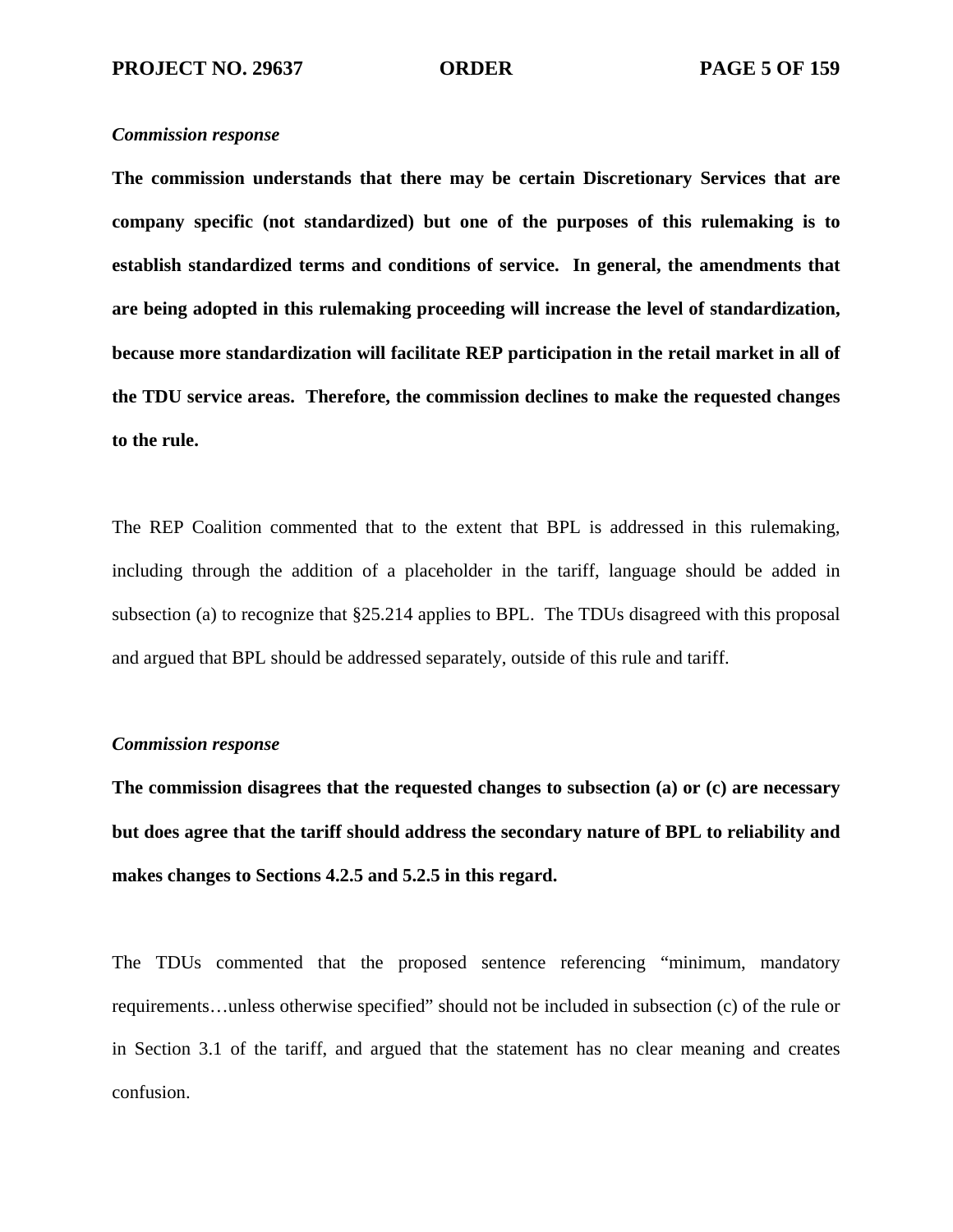*Commission response*

**The commission understands that there may be certain Discretionary Services that are company specific (not standardized) but one of the purposes of this rulemaking is to establish standardized terms and conditions of service. In general, the amendments that are being adopted in this rulemaking proceeding will increase the level of standardization, because more standardization will facilitate REP participation in the retail market in all of the TDU service areas. Therefore, the commission declines to make the requested changes to the rule.**

The REP Coalition commented that to the extent that BPL is addressed in this rulemaking, including through the addition of a placeholder in the tariff, language should be added in subsection (a) to recognize that §25.214 applies to BPL. The TDUs disagreed with this proposal and argued that BPL should be addressed separately, outside of this rule and tariff.

*Commission response*

**The commission disagrees that the requested changes to subsection (a) or (c) are necessary but does agree that the tariff should address the secondary nature of BPL to reliability and makes changes to Sections 4.2.5 and 5.2.5 in this regard.**

The TDUs commented that the proposed sentence referencing "minimum, mandatory requirements…unless otherwise specified" should not be included in subsection (c) of the rule or in Section 3.1 of the tariff, and argued that the statement has no clear meaning and creates confusion.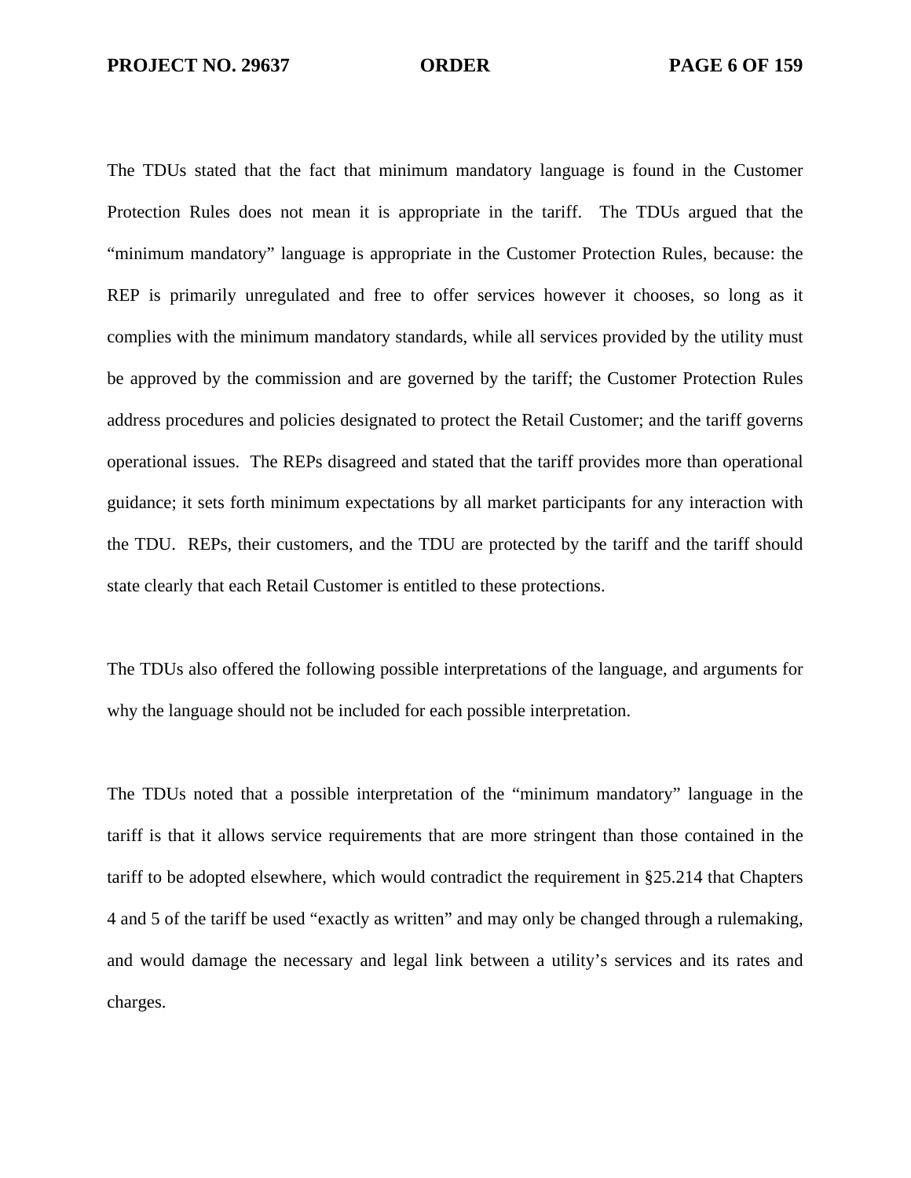The TDUs stated that the fact that minimum mandatory language is found in the Customer Protection Rules does not mean it is appropriate in the tariff. The TDUs argued that the "minimum mandatory" language is appropriate in the Customer Protection Rules, because: the REP is primarily unregulated and free to offer services however it chooses, so long as it complies with the minimum mandatory standards, while all services provided by the utility must be approved by the commission and are governed by the tariff; the Customer Protection Rules address procedures and policies designated to protect the Retail Customer; and the tariff governs operational issues. The REPs disagreed and stated that the tariff provides more than operational guidance; it sets forth minimum expectations by all market participants for any interaction with the TDU. REPs, their customers, and the TDU are protected by the tariff and the tariff should state clearly that each Retail Customer is entitled to these protections.

The TDUs also offered the following possible interpretations of the language, and arguments for why the language should not be included for each possible interpretation.

The TDUs noted that a possible interpretation of the "minimum mandatory" language in the tariff is that it allows service requirements that are more stringent than those contained in the tariff to be adopted elsewhere, which would contradict the requirement in §25.214 that Chapters 4 and 5 of the tariff be used "exactly as written" and may only be changed through a rulemaking, and would damage the necessary and legal link between a utility's services and its rates and charges.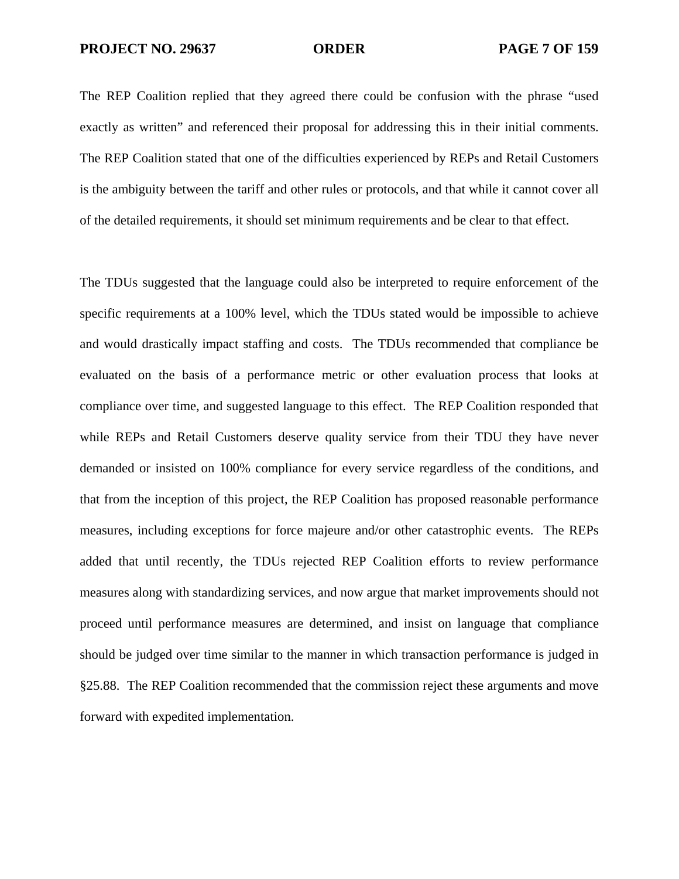The REP Coalition replied that they agreed there could be confusion with the phrase "used exactly as written" and referenced their proposal for addressing this in their initial comments. The REP Coalition stated that one of the difficulties experienced by REPs and Retail Customers is the ambiguity between the tariff and other rules or protocols, and that while it cannot cover all of the detailed requirements, it should set minimum requirements and be clear to that effect.

The TDUs suggested that the language could also be interpreted to require enforcement of the specific requirements at a 100% level, which the TDUs stated would be impossible to achieve and would drastically impact staffing and costs. The TDUs recommended that compliance be evaluated on the basis of a performance metric or other evaluation process that looks at compliance over time, and suggested language to this effect. The REP Coalition responded that while REPs and Retail Customers deserve quality service from their TDU they have never demanded or insisted on 100% compliance for every service regardless of the conditions, and that from the inception of this project, the REP Coalition has proposed reasonable performance measures, including exceptions for force majeure and/or other catastrophic events. The REPs added that until recently, the TDUs rejected REP Coalition efforts to review performance measures along with standardizing services, and now argue that market improvements should not proceed until performance measures are determined, and insist on language that compliance should be judged over time similar to the manner in which transaction performance is judged in §25.88. The REP Coalition recommended that the commission reject these arguments and move forward with expedited implementation.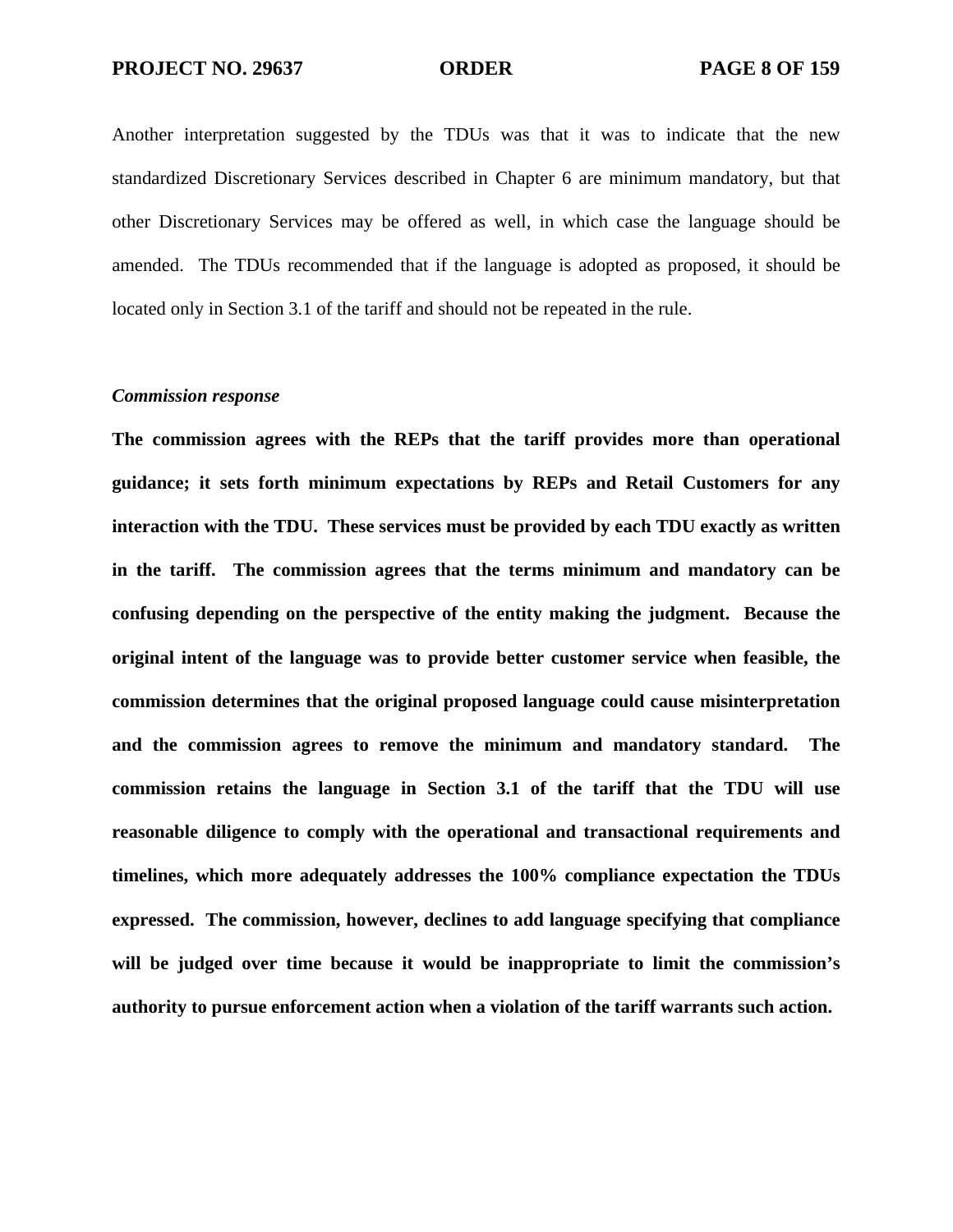Another interpretation suggested by the TDUs was that it was to indicate that the new standardized Discretionary Services described in Chapter 6 are minimum mandatory, but that other Discretionary Services may be offered as well, in which case the language should be amended. The TDUs recommended that if the language is adopted as proposed, it should be located only in Section 3.1 of the tariff and should not be repeated in the rule.

*Commission response*

**The commission agrees with the REPs that the tariff provides more than operational guidance; it sets forth minimum expectations by REPs and Retail Customers for any interaction with the TDU. These services must be provided by each TDU exactly as written in the tariff. The commission agrees that the terms minimum and mandatory can be confusing depending on the perspective of the entity making the judgment. Because the original intent of the language was to provide better customer service when feasible, the commission determines that the original proposed language could cause misinterpretation and the commission agrees to remove the minimum and mandatory standard. The commission retains the language in Section 3.1 of the tariff that the TDU will use reasonable diligence to comply with the operational and transactional requirements and timelines, which more adequately addresses the 100% compliance expectation the TDUs expressed. The commission, however, declines to add language specifying that compliance will be judged over time because it would be inappropriate to limit the commission's authority to pursue enforcement action when a violation of the tariff warrants such action.**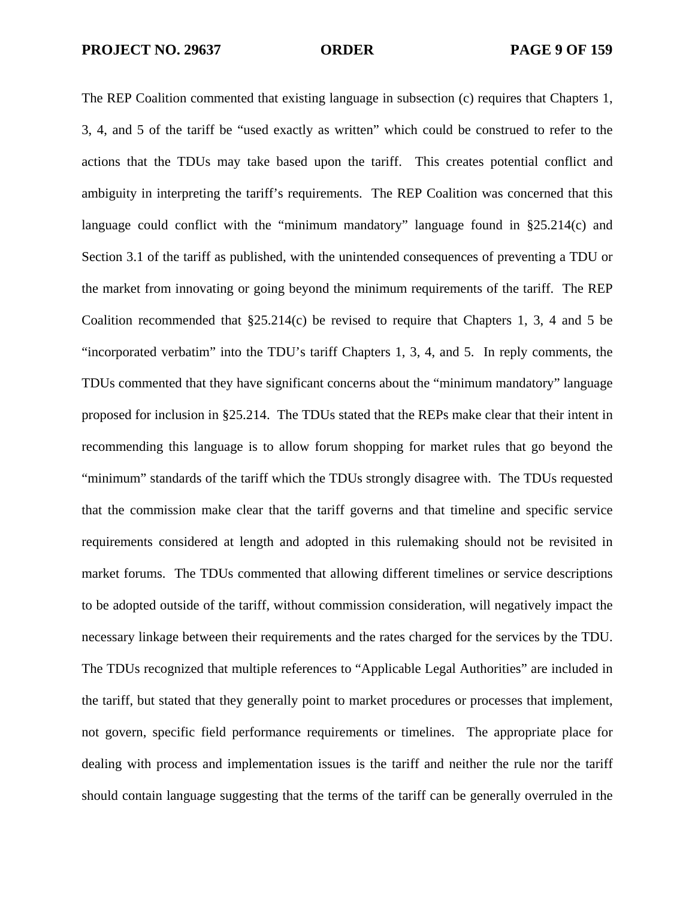The REP Coalition commented that existing language in subsection (c) requires that Chapters 1, 3, 4, and 5 of the tariff be "used exactly as written" which could be construed to refer to the actions that the TDUs may take based upon the tariff. This creates potential conflict and ambiguity in interpreting the tariff's requirements. The REP Coalition was concerned that this language could conflict with the "minimum mandatory" language found in §25.214(c) and Section 3.1 of the tariff as published, with the unintended consequences of preventing a TDU or the market from innovating or going beyond the minimum requirements of the tariff. The REP Coalition recommended that §25.214(c) be revised to require that Chapters 1, 3, 4 and 5 be "incorporated verbatim" into the TDU's tariff Chapters 1, 3, 4, and 5. In reply comments, the TDUs commented that they have significant concerns about the "minimum mandatory" language proposed for inclusion in §25.214. The TDUs stated that the REPs make clear that their intent in recommending this language is to allow forum shopping for market rules that go beyond the "minimum" standards of the tariff which the TDUs strongly disagree with. The TDUs requested that the commission make clear that the tariff governs and that timeline and specific service requirements considered at length and adopted in this rulemaking should not be revisited in market forums. The TDUs commented that allowing different timelines or service descriptions to be adopted outside of the tariff, without commission consideration, will negatively impact the necessary linkage between their requirements and the rates charged for the services by the TDU. The TDUs recognized that multiple references to "Applicable Legal Authorities" are included in the tariff, but stated that they generally point to market procedures or processes that implement, not govern, specific field performance requirements or timelines. The appropriate place for dealing with process and implementation issues is the tariff and neither the rule nor the tariff should contain language suggesting that the terms of the tariff can be generally overruled in the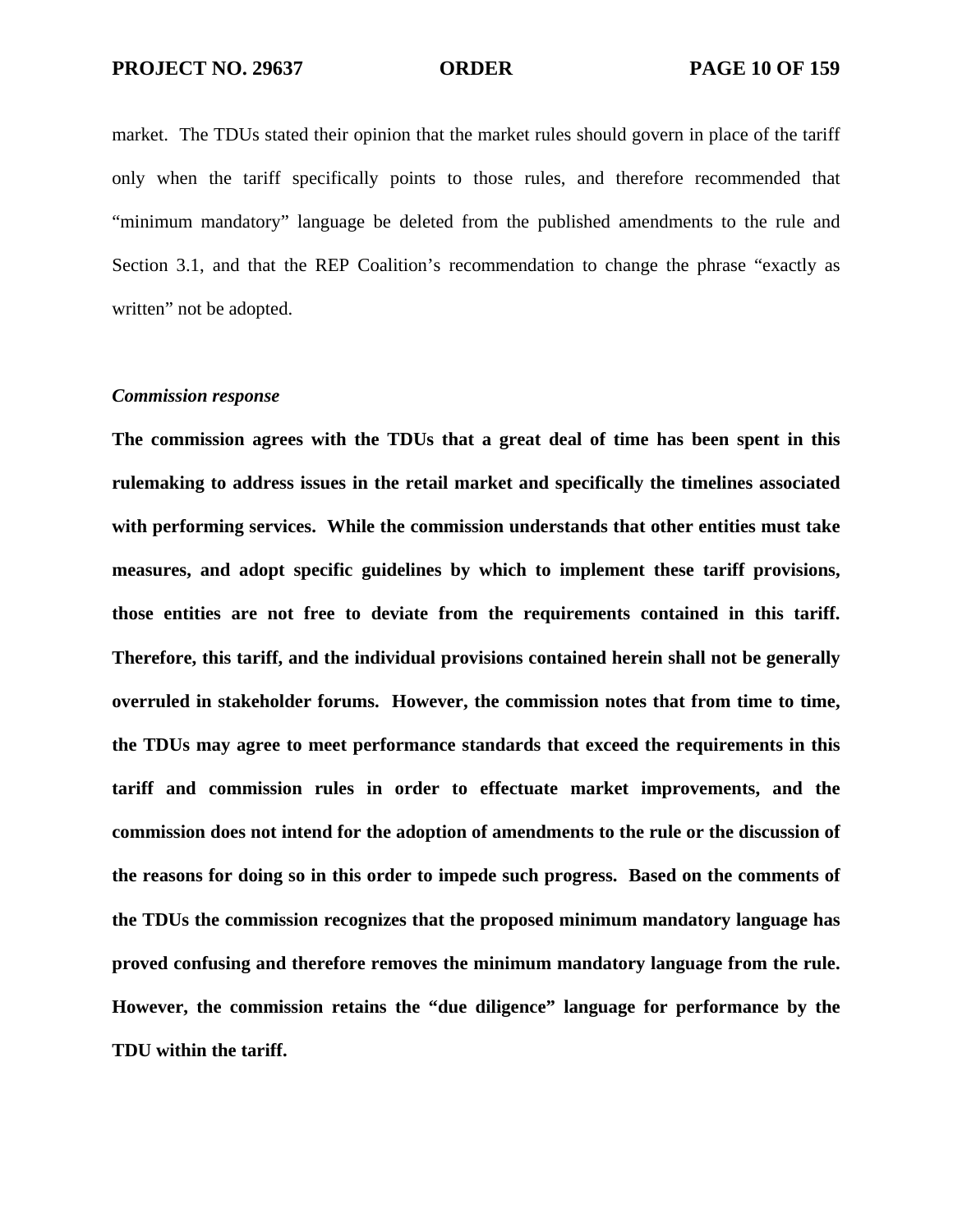market. The TDUs stated their opinion that the market rules should govern in place of the tariff only when the tariff specifically points to those rules, and therefore recommended that "minimum mandatory" language be deleted from the published amendments to the rule and Section 3.1, and that the REP Coalition's recommendation to change the phrase "exactly as written" not be adopted.

***Commission response***

**The commission agrees with the TDUs that a great deal of time has been spent in this rulemaking to address issues in the retail market and specifically the timelines associated with performing services. While the commission understands that other entities must take measures, and adopt specific guidelines by which to implement these tariff provisions, those entities are not free to deviate from the requirements contained in this tariff. Therefore, this tariff, and the individual provisions contained herein shall not be generally overruled in stakeholder forums. However, the commission notes that from time to time, the TDUs may agree to meet performance standards that exceed the requirements in this tariff and commission rules in order to effectuate market improvements, and the commission does not intend for the adoption of amendments to the rule or the discussion of the reasons for doing so in this order to impede such progress. Based on the comments of the TDUs the commission recognizes that the proposed minimum mandatory language has proved confusing and therefore removes the minimum mandatory language from the rule. However, the commission retains the "due diligence" language for performance by the TDU within the tariff.**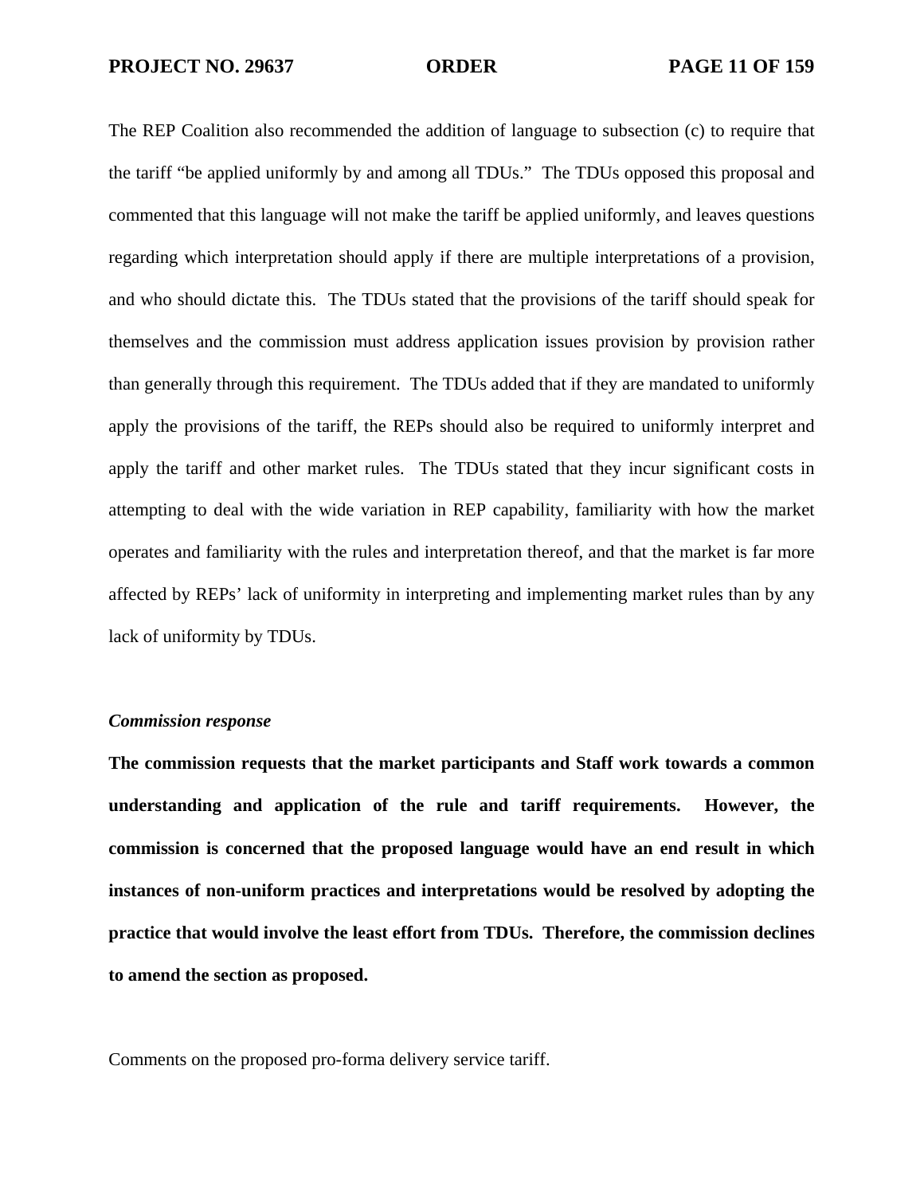The REP Coalition also recommended the addition of language to subsection (c) to require that the tariff "be applied uniformly by and among all TDUs." The TDUs opposed this proposal and commented that this language will not make the tariff be applied uniformly, and leaves questions regarding which interpretation should apply if there are multiple interpretations of a provision, and who should dictate this. The TDUs stated that the provisions of the tariff should speak for themselves and the commission must address application issues provision by provision rather than generally through this requirement. The TDUs added that if they are mandated to uniformly apply the provisions of the tariff, the REPs should also be required to uniformly interpret and apply the tariff and other market rules. The TDUs stated that they incur significant costs in attempting to deal with the wide variation in REP capability, familiarity with how the market operates and familiarity with the rules and interpretation thereof, and that the market is far more affected by REPs' lack of uniformity in interpreting and implementing market rules than by any lack of uniformity by TDUs.

***Commission response***

**The commission requests that the market participants and Staff work towards a common understanding and application of the rule and tariff requirements. However, the commission is concerned that the proposed language would have an end result in which instances of non-uniform practices and interpretations would be resolved by adopting the practice that would involve the least effort from TDUs. Therefore, the commission declines to amend the section as proposed.**

Comments on the proposed pro-forma delivery service tariff.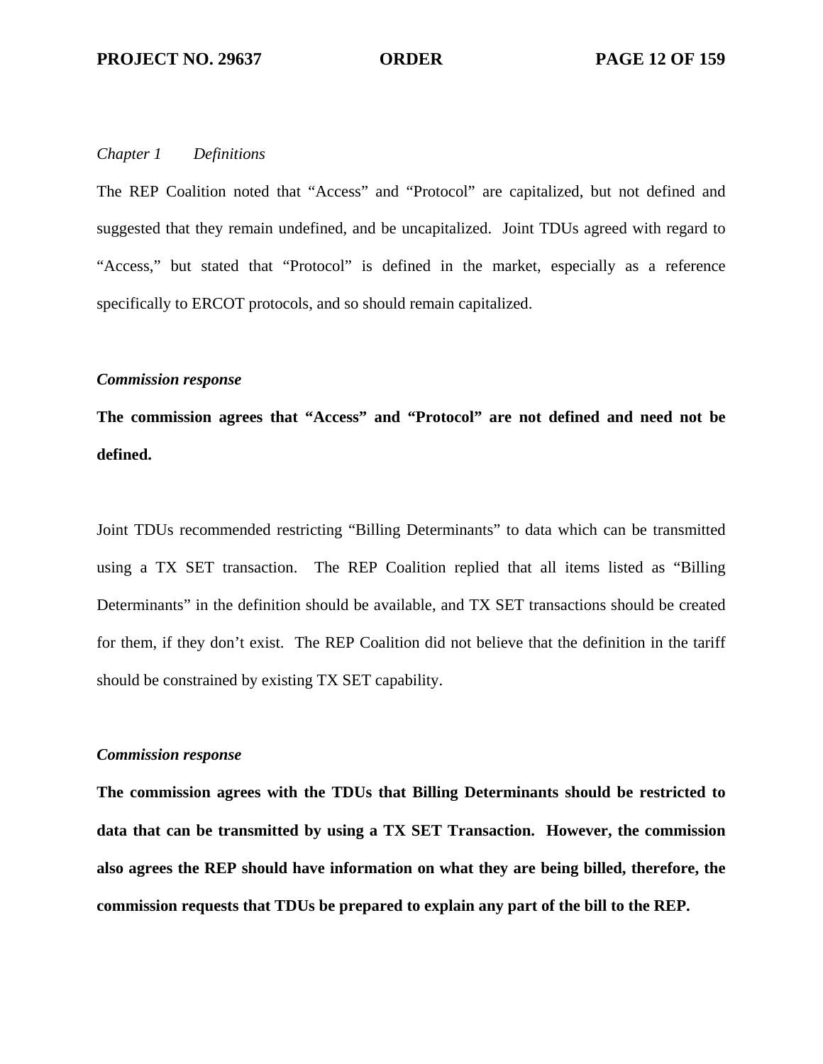*Chapter 1 Definitions*

The REP Coalition noted that “Access” and “Protocol” are capitalized, but not defined and suggested that they remain undefined, and be uncapitalized. Joint TDUs agreed with regard to “Access,” but stated that “Protocol” is defined in the market, especially as a reference specifically to ERCOT protocols, and so should remain capitalized.

***Commission response***

**The commission agrees that “Access” and “Protocol” are not defined and need not be defined.**

Joint TDUs recommended restricting “Billing Determinants” to data which can be transmitted using a TX SET transaction. The REP Coalition replied that all items listed as “Billing Determinants” in the definition should be available, and TX SET transactions should be created for them, if they don’t exist. The REP Coalition did not believe that the definition in the tariff should be constrained by existing TX SET capability.

***Commission response***

**The commission agrees with the TDUs that Billing Determinants should be restricted to data that can be transmitted by using a TX SET Transaction. However, the commission also agrees the REP should have information on what they are being billed, therefore, the commission requests that TDUs be prepared to explain any part of the bill to the REP.**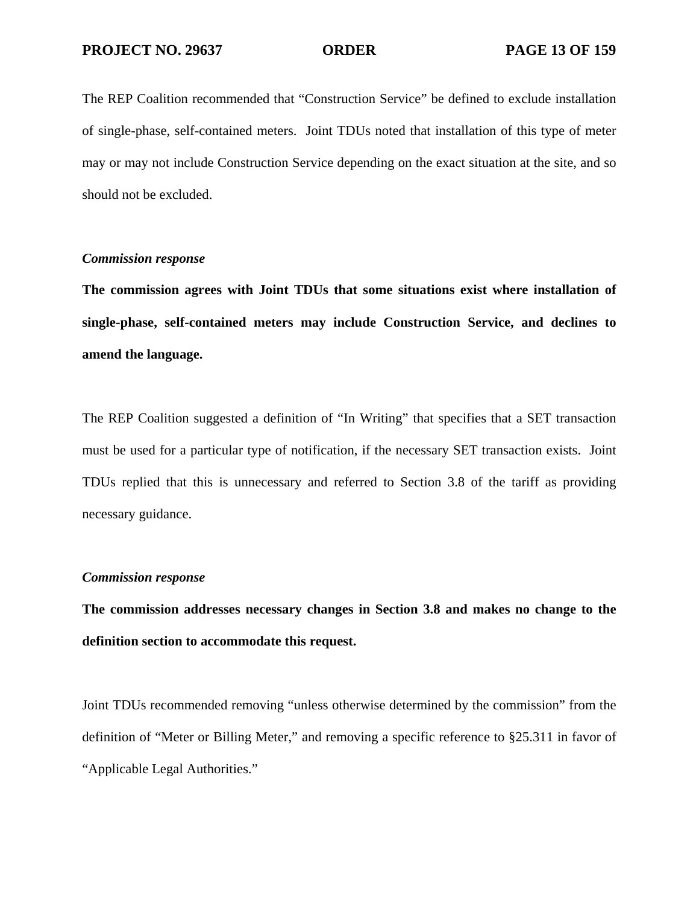The REP Coalition recommended that "Construction Service" be defined to exclude installation of single-phase, self-contained meters. Joint TDUs noted that installation of this type of meter may or may not include Construction Service depending on the exact situation at the site, and so should not be excluded.

***Commission response***

**The commission agrees with Joint TDUs that some situations exist where installation of single-phase, self-contained meters may include Construction Service, and declines to amend the language.**

The REP Coalition suggested a definition of "In Writing" that specifies that a SET transaction must be used for a particular type of notification, if the necessary SET transaction exists. Joint TDUs replied that this is unnecessary and referred to Section 3.8 of the tariff as providing necessary guidance.

***Commission response***

**The commission addresses necessary changes in Section 3.8 and makes no change to the definition section to accommodate this request.**

Joint TDUs recommended removing "unless otherwise determined by the commission" from the definition of "Meter or Billing Meter," and removing a specific reference to §25.311 in favor of "Applicable Legal Authorities."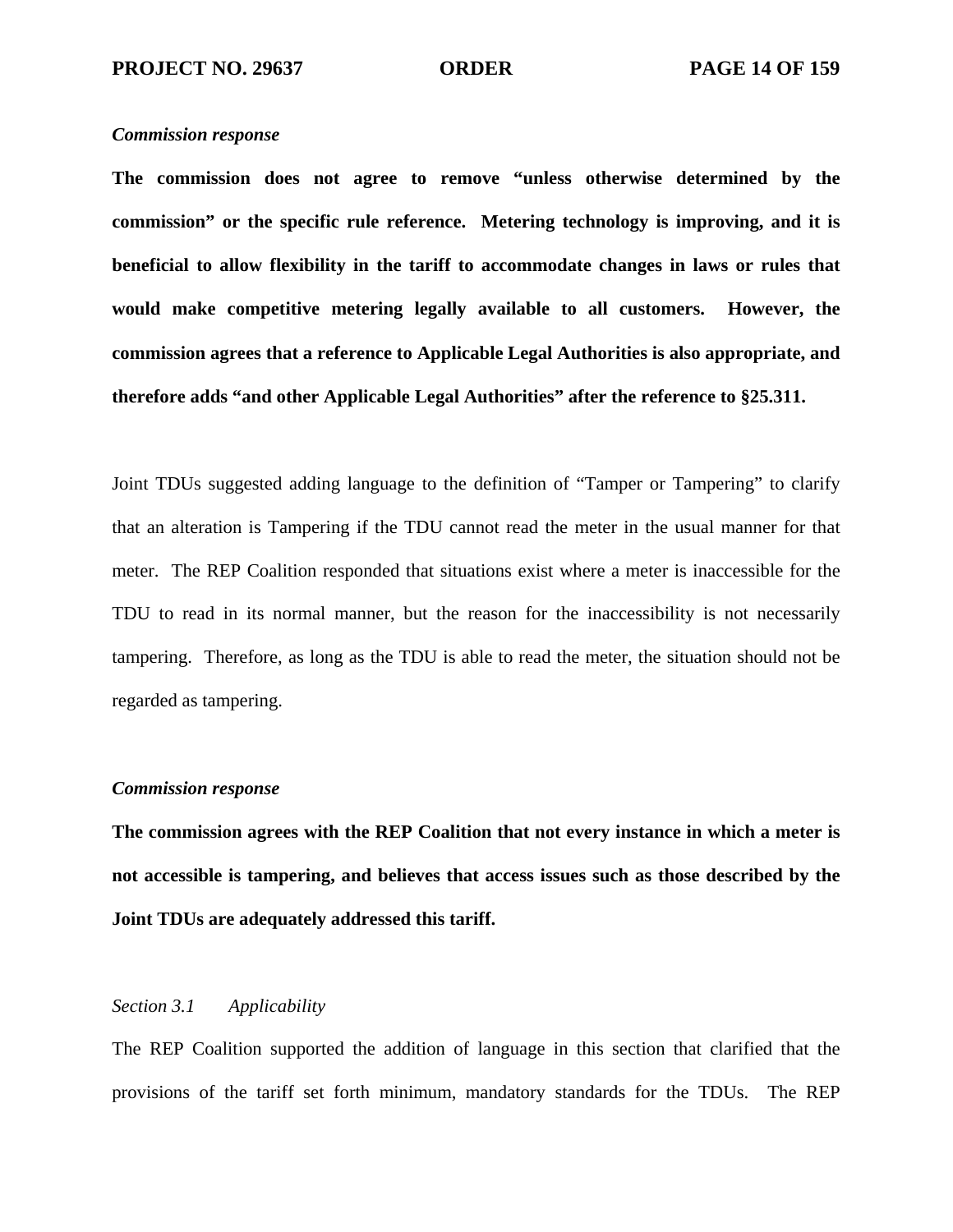*Commission response*

**The commission does not agree to remove "unless otherwise determined by the commission" or the specific rule reference. Metering technology is improving, and it is beneficial to allow flexibility in the tariff to accommodate changes in laws or rules that would make competitive metering legally available to all customers. However, the commission agrees that a reference to Applicable Legal Authorities is also appropriate, and therefore adds "and other Applicable Legal Authorities" after the reference to §25.311.**

Joint TDUs suggested adding language to the definition of "Tamper or Tampering" to clarify that an alteration is Tampering if the TDU cannot read the meter in the usual manner for that meter. The REP Coalition responded that situations exist where a meter is inaccessible for the TDU to read in its normal manner, but the reason for the inaccessibility is not necessarily tampering. Therefore, as long as the TDU is able to read the meter, the situation should not be regarded as tampering.

*Commission response*

**The commission agrees with the REP Coalition that not every instance in which a meter is not accessible is tampering, and believes that access issues such as those described by the Joint TDUs are adequately addressed this tariff.**

*Section 3.1 Applicability*

The REP Coalition supported the addition of language in this section that clarified that the provisions of the tariff set forth minimum, mandatory standards for the TDUs. The REP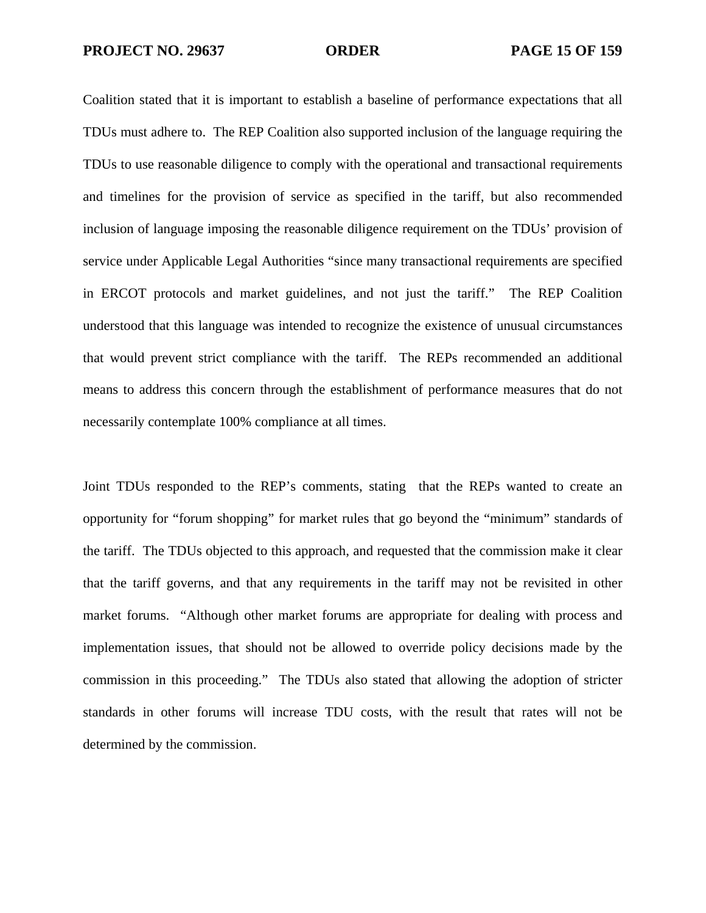Coalition stated that it is important to establish a baseline of performance expectations that all TDUs must adhere to. The REP Coalition also supported inclusion of the language requiring the TDUs to use reasonable diligence to comply with the operational and transactional requirements and timelines for the provision of service as specified in the tariff, but also recommended inclusion of language imposing the reasonable diligence requirement on the TDUs' provision of service under Applicable Legal Authorities "since many transactional requirements are specified in ERCOT protocols and market guidelines, and not just the tariff." The REP Coalition understood that this language was intended to recognize the existence of unusual circumstances that would prevent strict compliance with the tariff. The REPs recommended an additional means to address this concern through the establishment of performance measures that do not necessarily contemplate 100% compliance at all times.

Joint TDUs responded to the REP's comments, stating that the REPs wanted to create an opportunity for "forum shopping" for market rules that go beyond the "minimum" standards of the tariff. The TDUs objected to this approach, and requested that the commission make it clear that the tariff governs, and that any requirements in the tariff may not be revisited in other market forums. "Although other market forums are appropriate for dealing with process and implementation issues, that should not be allowed to override policy decisions made by the commission in this proceeding." The TDUs also stated that allowing the adoption of stricter standards in other forums will increase TDU costs, with the result that rates will not be determined by the commission.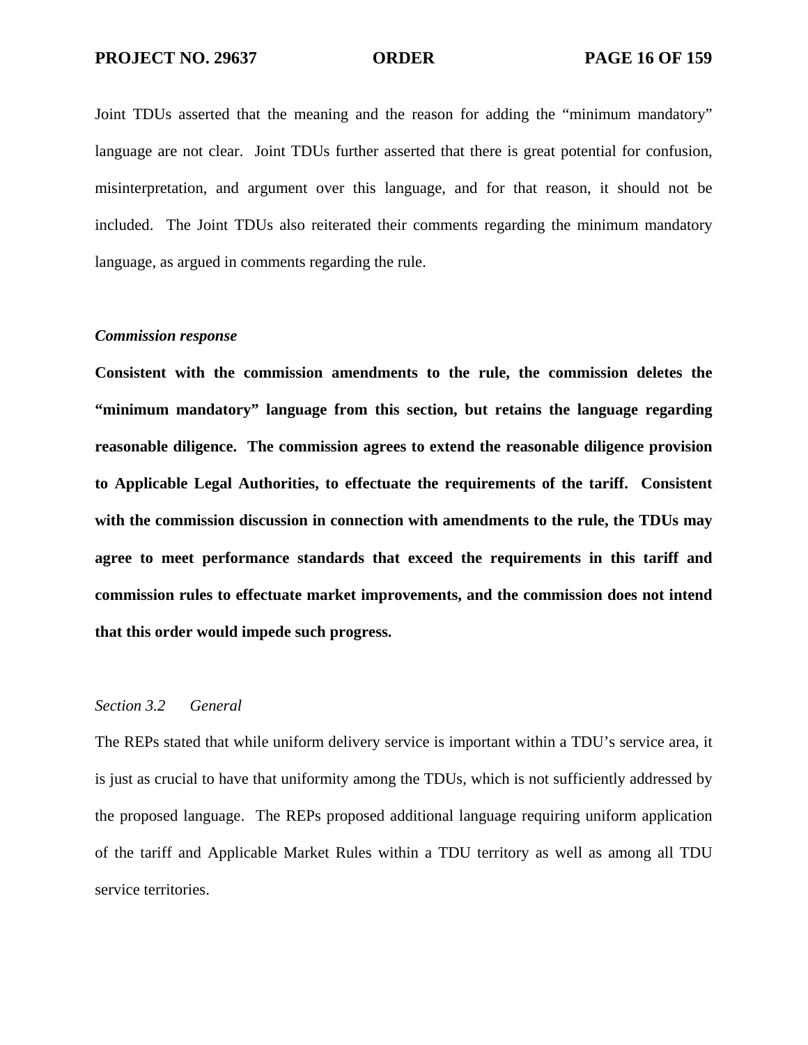Joint TDUs asserted that the meaning and the reason for adding the "minimum mandatory" language are not clear. Joint TDUs further asserted that there is great potential for confusion, misinterpretation, and argument over this language, and for that reason, it should not be included. The Joint TDUs also reiterated their comments regarding the minimum mandatory language, as argued in comments regarding the rule.

***Commission response***

**Consistent with the commission amendments to the rule, the commission deletes the "minimum mandatory" language from this section, but retains the language regarding reasonable diligence. The commission agrees to extend the reasonable diligence provision to Applicable Legal Authorities, to effectuate the requirements of the tariff. Consistent with the commission discussion in connection with amendments to the rule, the TDUs may agree to meet performance standards that exceed the requirements in this tariff and commission rules to effectuate market improvements, and the commission does not intend that this order would impede such progress.**

*Section 3.2 General*

The REPs stated that while uniform delivery service is important within a TDU's service area, it is just as crucial to have that uniformity among the TDUs, which is not sufficiently addressed by the proposed language. The REPs proposed additional language requiring uniform application of the tariff and Applicable Market Rules within a TDU territory as well as among all TDU service territories.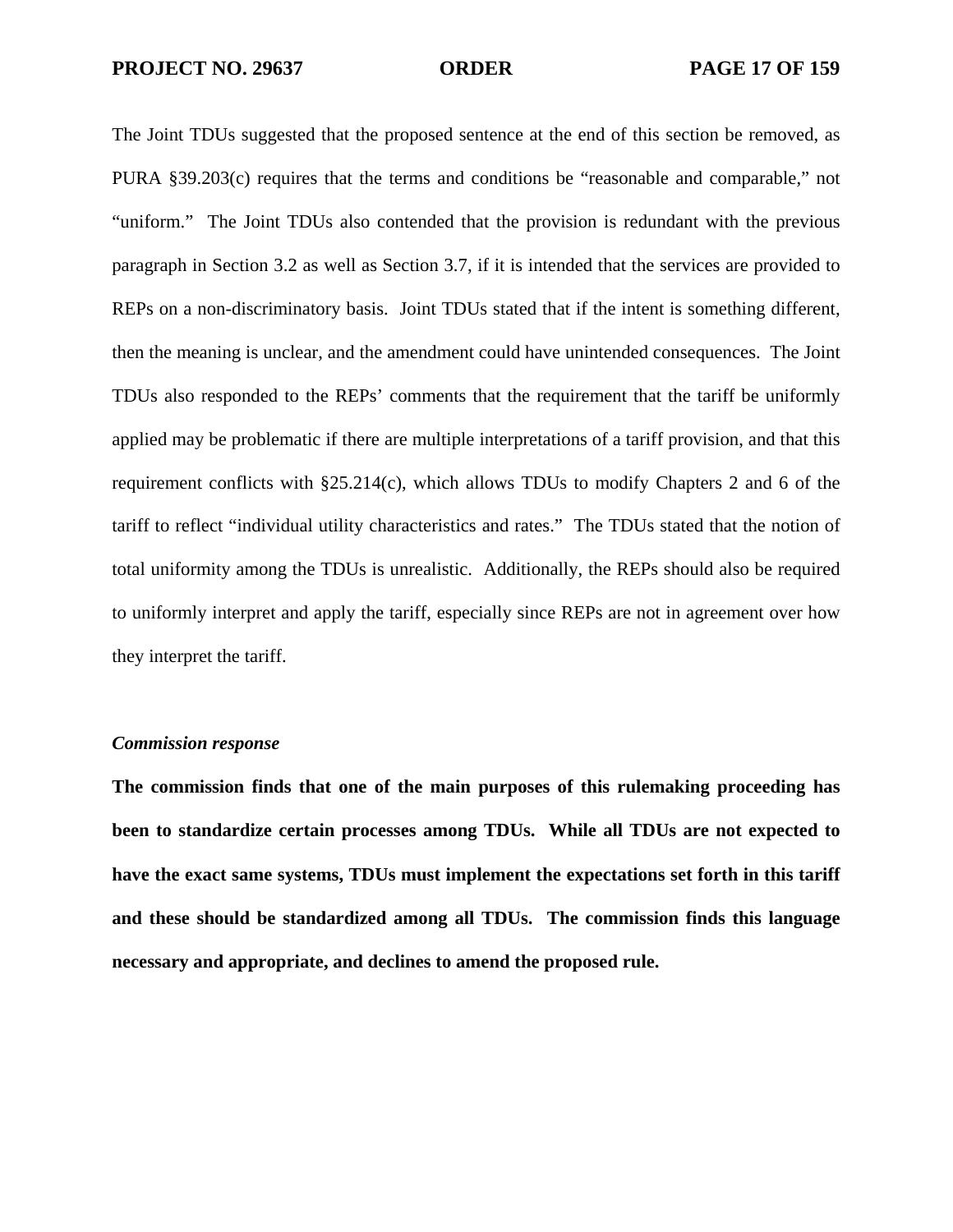The Joint TDUs suggested that the proposed sentence at the end of this section be removed, as PURA §39.203(c) requires that the terms and conditions be "reasonable and comparable," not "uniform." The Joint TDUs also contended that the provision is redundant with the previous paragraph in Section 3.2 as well as Section 3.7, if it is intended that the services are provided to REPs on a non-discriminatory basis. Joint TDUs stated that if the intent is something different, then the meaning is unclear, and the amendment could have unintended consequences. The Joint TDUs also responded to the REPs' comments that the requirement that the tariff be uniformly applied may be problematic if there are multiple interpretations of a tariff provision, and that this requirement conflicts with §25.214(c), which allows TDUs to modify Chapters 2 and 6 of the tariff to reflect "individual utility characteristics and rates." The TDUs stated that the notion of total uniformity among the TDUs is unrealistic. Additionally, the REPs should also be required to uniformly interpret and apply the tariff, especially since REPs are not in agreement over how they interpret the tariff.

***Commission response***

**The commission finds that one of the main purposes of this rulemaking proceeding has been to standardize certain processes among TDUs. While all TDUs are not expected to have the exact same systems, TDUs must implement the expectations set forth in this tariff and these should be standardized among all TDUs. The commission finds this language necessary and appropriate, and declines to amend the proposed rule.**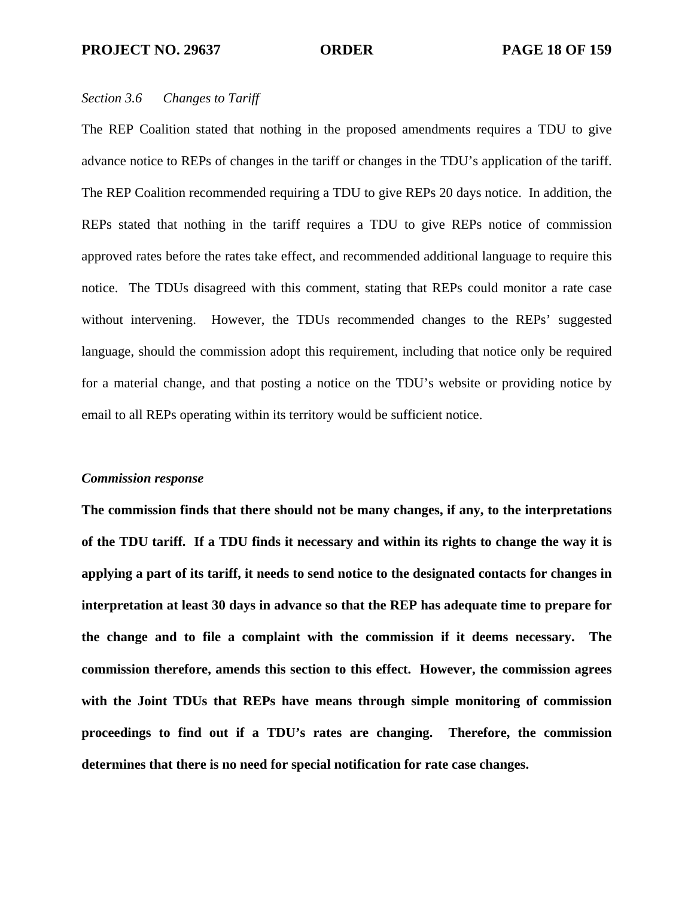*Section 3.6 Changes to Tariff*

The REP Coalition stated that nothing in the proposed amendments requires a TDU to give advance notice to REPs of changes in the tariff or changes in the TDU's application of the tariff. The REP Coalition recommended requiring a TDU to give REPs 20 days notice. In addition, the REPs stated that nothing in the tariff requires a TDU to give REPs notice of commission approved rates before the rates take effect, and recommended additional language to require this notice. The TDUs disagreed with this comment, stating that REPs could monitor a rate case without intervening. However, the TDUs recommended changes to the REPs' suggested language, should the commission adopt this requirement, including that notice only be required for a material change, and that posting a notice on the TDU's website or providing notice by email to all REPs operating within its territory would be sufficient notice.

***Commission response***

**The commission finds that there should not be many changes, if any, to the interpretations of the TDU tariff. If a TDU finds it necessary and within its rights to change the way it is applying a part of its tariff, it needs to send notice to the designated contacts for changes in interpretation at least 30 days in advance so that the REP has adequate time to prepare for the change and to file a complaint with the commission if it deems necessary. The commission therefore, amends this section to this effect. However, the commission agrees with the Joint TDUs that REPs have means through simple monitoring of commission proceedings to find out if a TDU's rates are changing. Therefore, the commission determines that there is no need for special notification for rate case changes.**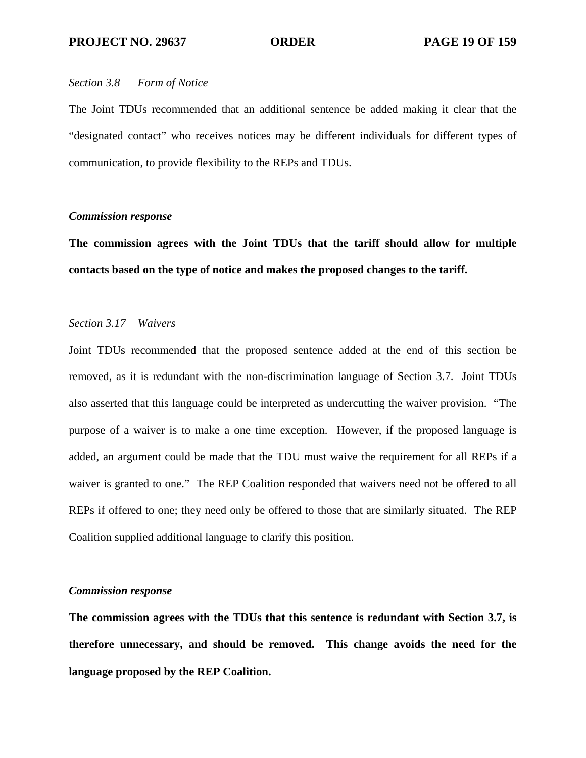*Section 3.8 Form of Notice*

The Joint TDUs recommended that an additional sentence be added making it clear that the "designated contact" who receives notices may be different individuals for different types of communication, to provide flexibility to the REPs and TDUs.

***Commission response***

**The commission agrees with the Joint TDUs that the tariff should allow for multiple contacts based on the type of notice and makes the proposed changes to the tariff.**

*Section 3.17 Waivers*

Joint TDUs recommended that the proposed sentence added at the end of this section be removed, as it is redundant with the non-discrimination language of Section 3.7. Joint TDUs also asserted that this language could be interpreted as undercutting the waiver provision. "The purpose of a waiver is to make a one time exception. However, if the proposed language is added, an argument could be made that the TDU must waive the requirement for all REPs if a waiver is granted to one." The REP Coalition responded that waivers need not be offered to all REPs if offered to one; they need only be offered to those that are similarly situated. The REP Coalition supplied additional language to clarify this position.

***Commission response***

**The commission agrees with the TDUs that this sentence is redundant with Section 3.7, is therefore unnecessary, and should be removed. This change avoids the need for the language proposed by the REP Coalition.**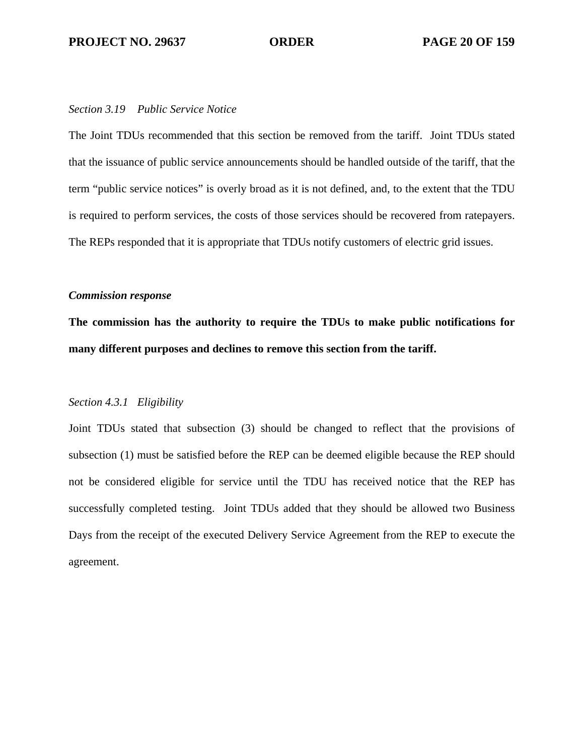*Section 3.19 Public Service Notice*

The Joint TDUs recommended that this section be removed from the tariff. Joint TDUs stated that the issuance of public service announcements should be handled outside of the tariff, that the term "public service notices" is overly broad as it is not defined, and, to the extent that the TDU is required to perform services, the costs of those services should be recovered from ratepayers. The REPs responded that it is appropriate that TDUs notify customers of electric grid issues.

***Commission response***

**The commission has the authority to require the TDUs to make public notifications for many different purposes and declines to remove this section from the tariff.**

*Section 4.3.1 Eligibility*

Joint TDUs stated that subsection (3) should be changed to reflect that the provisions of subsection (1) must be satisfied before the REP can be deemed eligible because the REP should not be considered eligible for service until the TDU has received notice that the REP has successfully completed testing. Joint TDUs added that they should be allowed two Business Days from the receipt of the executed Delivery Service Agreement from the REP to execute the agreement.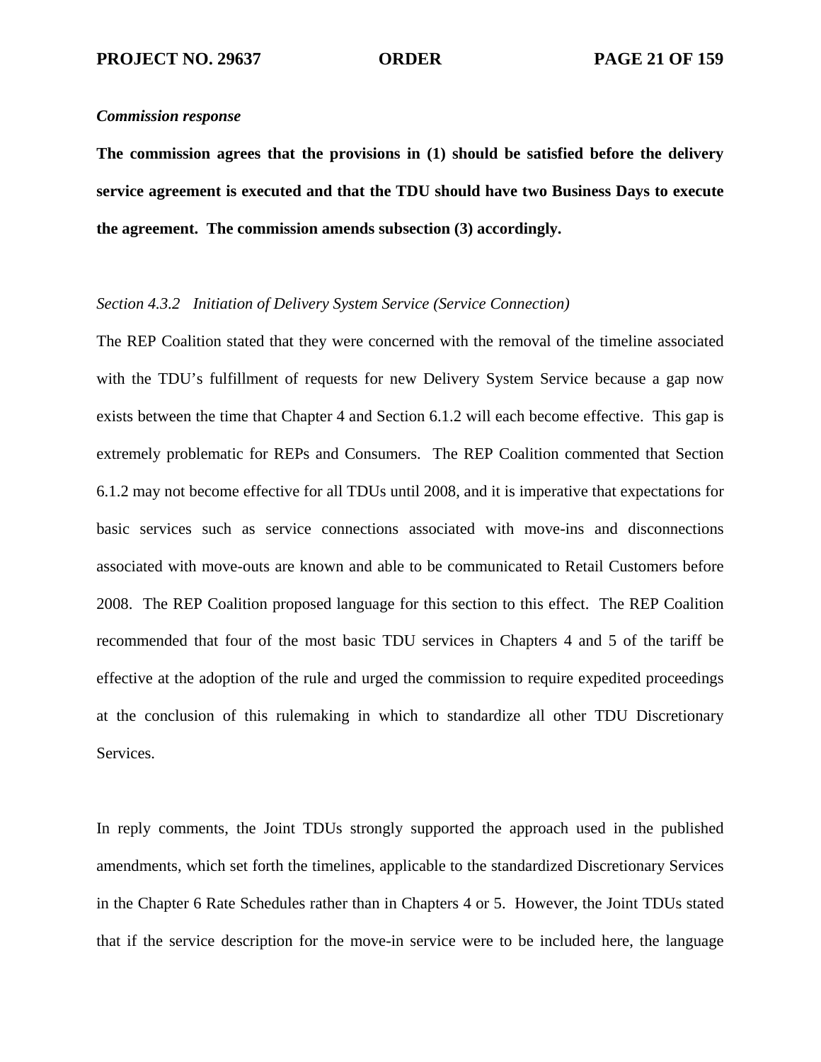*Commission response*

**The commission agrees that the provisions in (1) should be satisfied before the delivery service agreement is executed and that the TDU should have two Business Days to execute the agreement. The commission amends subsection (3) accordingly.**

*Section 4.3.2 Initiation of Delivery System Service (Service Connection)*

The REP Coalition stated that they were concerned with the removal of the timeline associated with the TDU's fulfillment of requests for new Delivery System Service because a gap now exists between the time that Chapter 4 and Section 6.1.2 will each become effective. This gap is extremely problematic for REPs and Consumers. The REP Coalition commented that Section 6.1.2 may not become effective for all TDUs until 2008, and it is imperative that expectations for basic services such as service connections associated with move-ins and disconnections associated with move-outs are known and able to be communicated to Retail Customers before 2008. The REP Coalition proposed language for this section to this effect. The REP Coalition recommended that four of the most basic TDU services in Chapters 4 and 5 of the tariff be effective at the adoption of the rule and urged the commission to require expedited proceedings at the conclusion of this rulemaking in which to standardize all other TDU Discretionary Services.

In reply comments, the Joint TDUs strongly supported the approach used in the published amendments, which set forth the timelines, applicable to the standardized Discretionary Services in the Chapter 6 Rate Schedules rather than in Chapters 4 or 5. However, the Joint TDUs stated that if the service description for the move-in service were to be included here, the language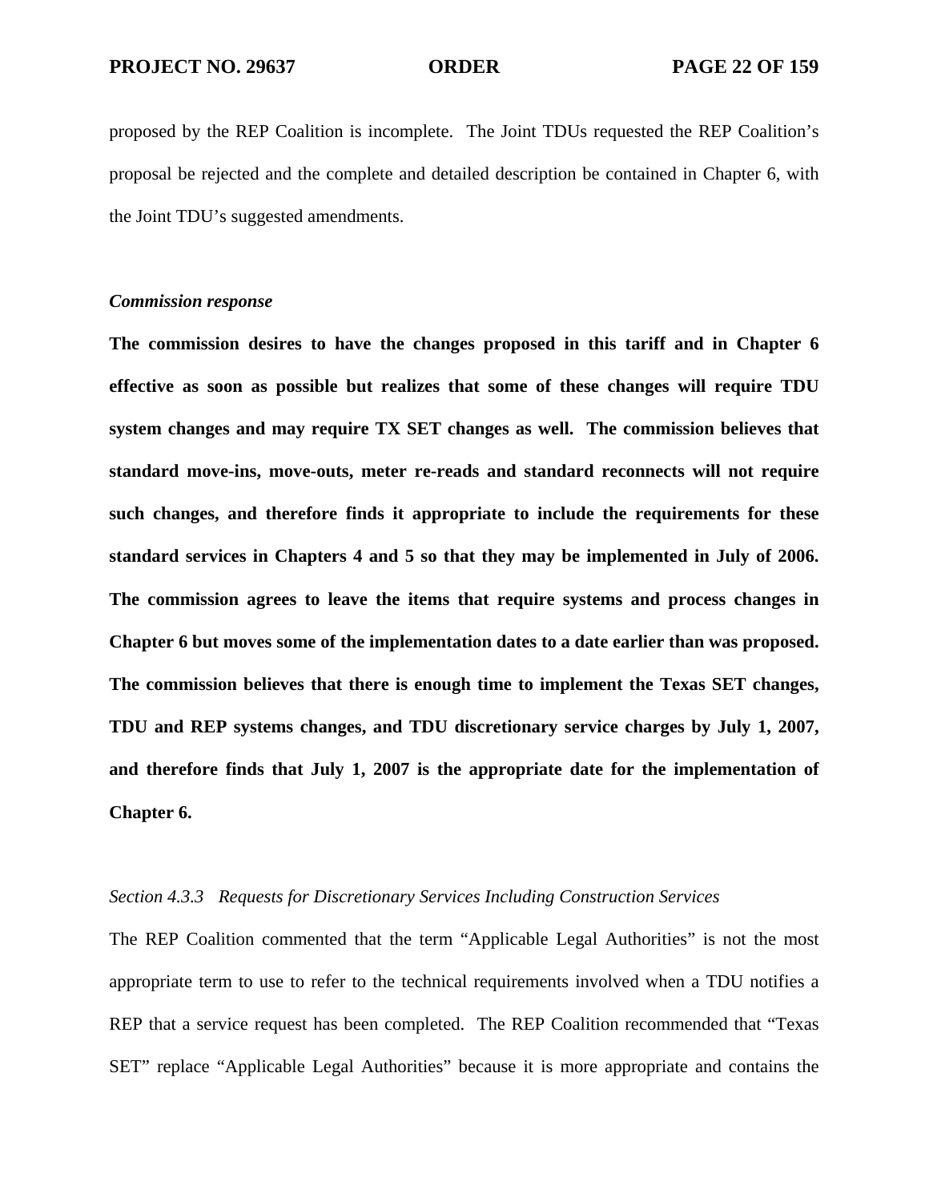proposed by the REP Coalition is incomplete. The Joint TDUs requested the REP Coalition's proposal be rejected and the complete and detailed description be contained in Chapter 6, with the Joint TDU's suggested amendments.

*Commission response*

**The commission desires to have the changes proposed in this tariff and in Chapter 6 effective as soon as possible but realizes that some of these changes will require TDU system changes and may require TX SET changes as well. The commission believes that standard move-ins, move-outs, meter re-reads and standard reconnects will not require such changes, and therefore finds it appropriate to include the requirements for these standard services in Chapters 4 and 5 so that they may be implemented in July of 2006. The commission agrees to leave the items that require systems and process changes in Chapter 6 but moves some of the implementation dates to a date earlier than was proposed. The commission believes that there is enough time to implement the Texas SET changes, TDU and REP systems changes, and TDU discretionary service charges by July 1, 2007, and therefore finds that July 1, 2007 is the appropriate date for the implementation of Chapter 6.**

*Section 4.3.3 Requests for Discretionary Services Including Construction Services*

The REP Coalition commented that the term "Applicable Legal Authorities" is not the most appropriate term to use to refer to the technical requirements involved when a TDU notifies a REP that a service request has been completed. The REP Coalition recommended that "Texas SET" replace "Applicable Legal Authorities" because it is more appropriate and contains the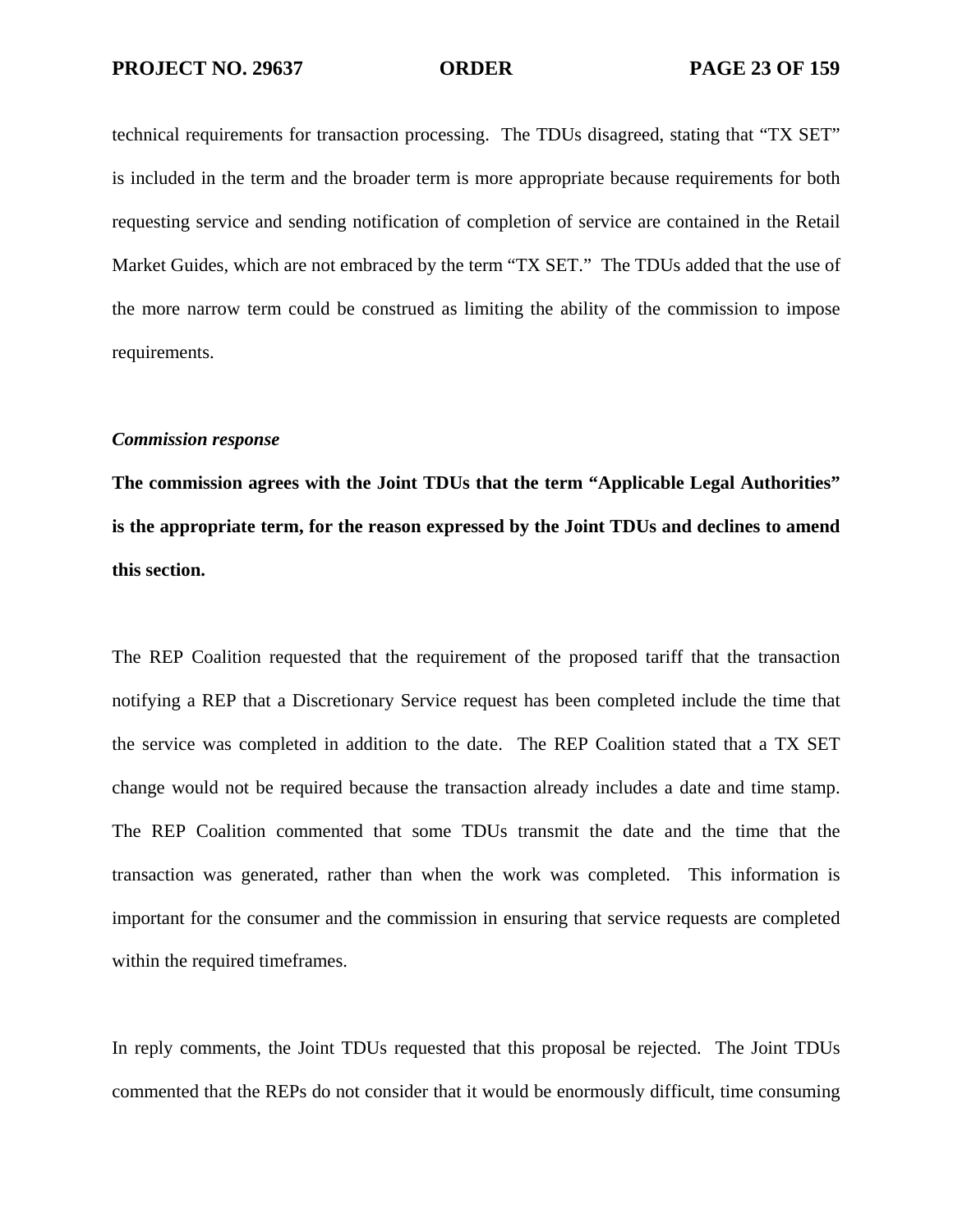technical requirements for transaction processing. The TDUs disagreed, stating that "TX SET" is included in the term and the broader term is more appropriate because requirements for both requesting service and sending notification of completion of service are contained in the Retail Market Guides, which are not embraced by the term "TX SET." The TDUs added that the use of the more narrow term could be construed as limiting the ability of the commission to impose requirements.

***Commission response***

**The commission agrees with the Joint TDUs that the term "Applicable Legal Authorities" is the appropriate term, for the reason expressed by the Joint TDUs and declines to amend this section.**

The REP Coalition requested that the requirement of the proposed tariff that the transaction notifying a REP that a Discretionary Service request has been completed include the time that the service was completed in addition to the date. The REP Coalition stated that a TX SET change would not be required because the transaction already includes a date and time stamp. The REP Coalition commented that some TDUs transmit the date and the time that the transaction was generated, rather than when the work was completed. This information is important for the consumer and the commission in ensuring that service requests are completed within the required timeframes.

In reply comments, the Joint TDUs requested that this proposal be rejected. The Joint TDUs commented that the REPs do not consider that it would be enormously difficult, time consuming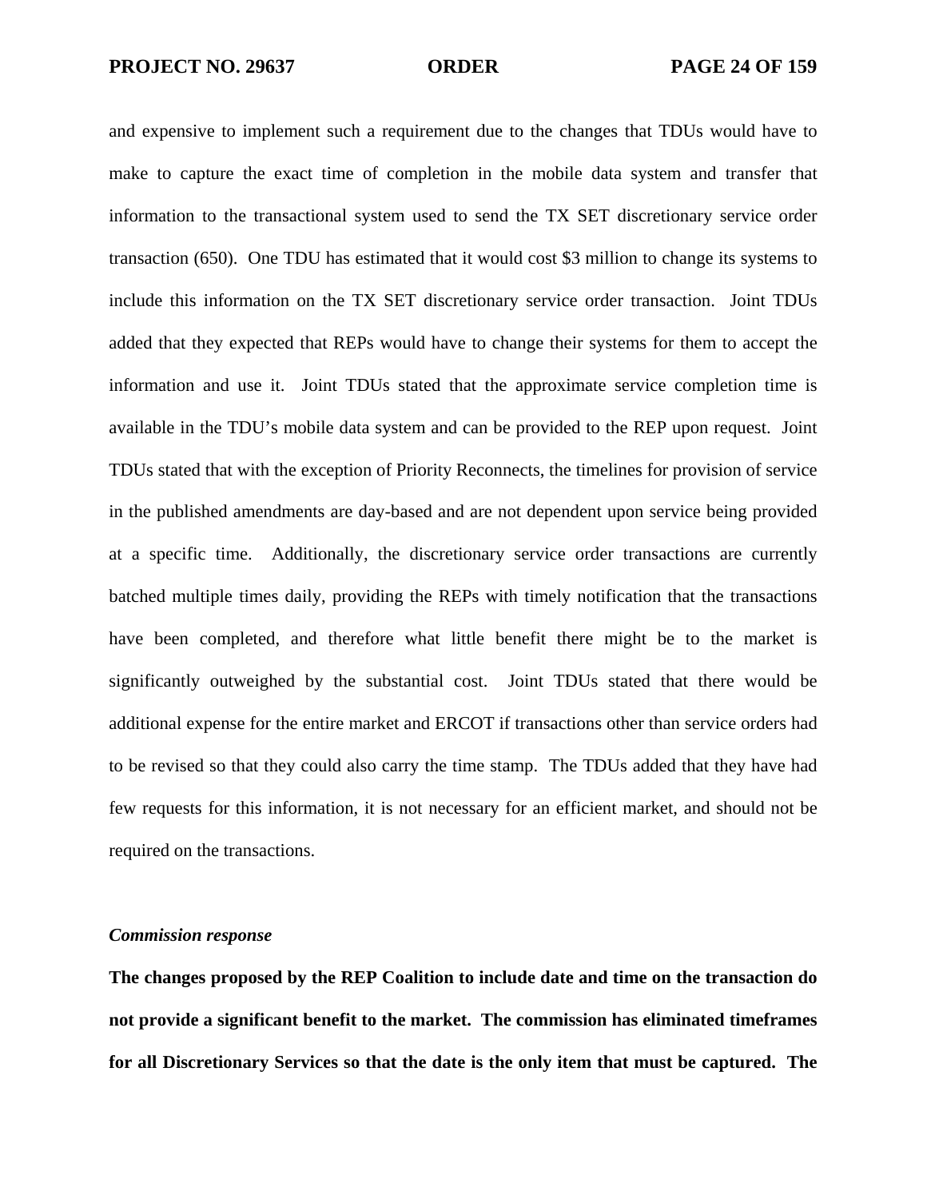and expensive to implement such a requirement due to the changes that TDUs would have to make to capture the exact time of completion in the mobile data system and transfer that information to the transactional system used to send the TX SET discretionary service order transaction (650). One TDU has estimated that it would cost $3 million to change its systems to include this information on the TX SET discretionary service order transaction. Joint TDUs added that they expected that REPs would have to change their systems for them to accept the information and use it. Joint TDUs stated that the approximate service completion time is available in the TDU's mobile data system and can be provided to the REP upon request. Joint TDUs stated that with the exception of Priority Reconnects, the timelines for provision of service in the published amendments are day-based and are not dependent upon service being provided at a specific time. Additionally, the discretionary service order transactions are currently batched multiple times daily, providing the REPs with timely notification that the transactions have been completed, and therefore what little benefit there might be to the market is significantly outweighed by the substantial cost. Joint TDUs stated that there would be additional expense for the entire market and ERCOT if transactions other than service orders had to be revised so that they could also carry the time stamp. The TDUs added that they have had few requests for this information, it is not necessary for an efficient market, and should not be required on the transactions.

***Commission response***

**The changes proposed by the REP Coalition to include date and time on the transaction do not provide a significant benefit to the market. The commission has eliminated timeframes for all Discretionary Services so that the date is the only item that must be captured. The**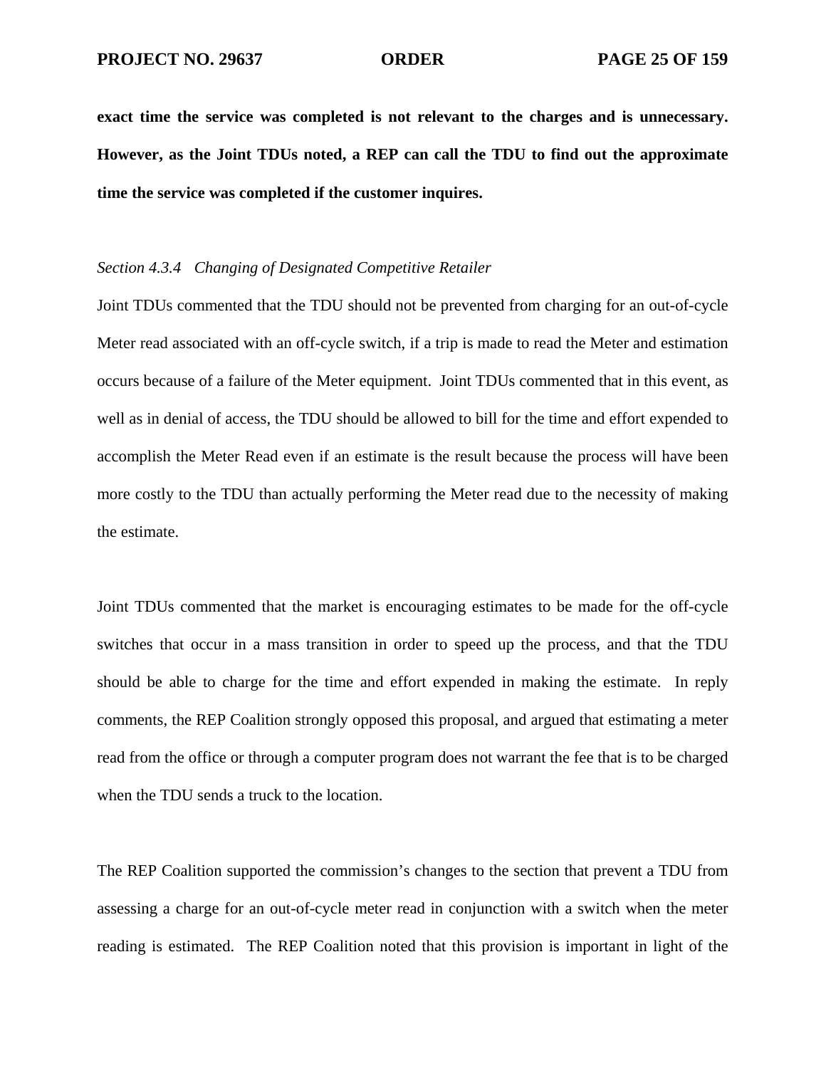**exact time the service was completed is not relevant to the charges and is unnecessary. However, as the Joint TDUs noted, a REP can call the TDU to find out the approximate time the service was completed if the customer inquires.**

*Section 4.3.4 Changing of Designated Competitive Retailer*

Joint TDUs commented that the TDU should not be prevented from charging for an out-of-cycle Meter read associated with an off-cycle switch, if a trip is made to read the Meter and estimation occurs because of a failure of the Meter equipment. Joint TDUs commented that in this event, as well as in denial of access, the TDU should be allowed to bill for the time and effort expended to accomplish the Meter Read even if an estimate is the result because the process will have been more costly to the TDU than actually performing the Meter read due to the necessity of making the estimate.

Joint TDUs commented that the market is encouraging estimates to be made for the off-cycle switches that occur in a mass transition in order to speed up the process, and that the TDU should be able to charge for the time and effort expended in making the estimate. In reply comments, the REP Coalition strongly opposed this proposal, and argued that estimating a meter read from the office or through a computer program does not warrant the fee that is to be charged when the TDU sends a truck to the location.

The REP Coalition supported the commission's changes to the section that prevent a TDU from assessing a charge for an out-of-cycle meter read in conjunction with a switch when the meter reading is estimated. The REP Coalition noted that this provision is important in light of the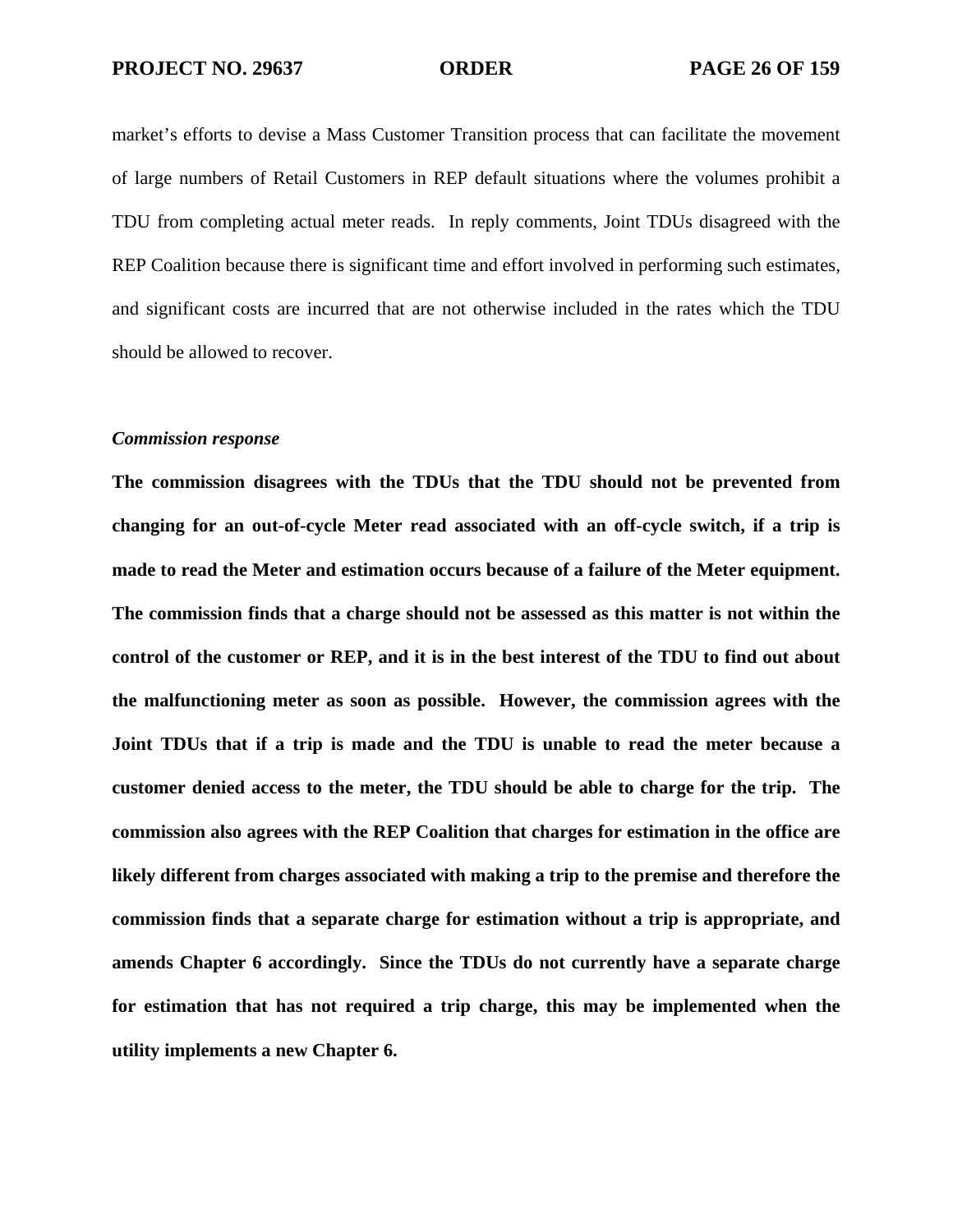market's efforts to devise a Mass Customer Transition process that can facilitate the movement of large numbers of Retail Customers in REP default situations where the volumes prohibit a TDU from completing actual meter reads. In reply comments, Joint TDUs disagreed with the REP Coalition because there is significant time and effort involved in performing such estimates, and significant costs are incurred that are not otherwise included in the rates which the TDU should be allowed to recover.

*Commission response*

**The commission disagrees with the TDUs that the TDU should not be prevented from changing for an out-of-cycle Meter read associated with an off-cycle switch, if a trip is made to read the Meter and estimation occurs because of a failure of the Meter equipment. The commission finds that a charge should not be assessed as this matter is not within the control of the customer or REP, and it is in the best interest of the TDU to find out about the malfunctioning meter as soon as possible. However, the commission agrees with the Joint TDUs that if a trip is made and the TDU is unable to read the meter because a customer denied access to the meter, the TDU should be able to charge for the trip. The commission also agrees with the REP Coalition that charges for estimation in the office are likely different from charges associated with making a trip to the premise and therefore the commission finds that a separate charge for estimation without a trip is appropriate, and amends Chapter 6 accordingly. Since the TDUs do not currently have a separate charge for estimation that has not required a trip charge, this may be implemented when the utility implements a new Chapter 6.**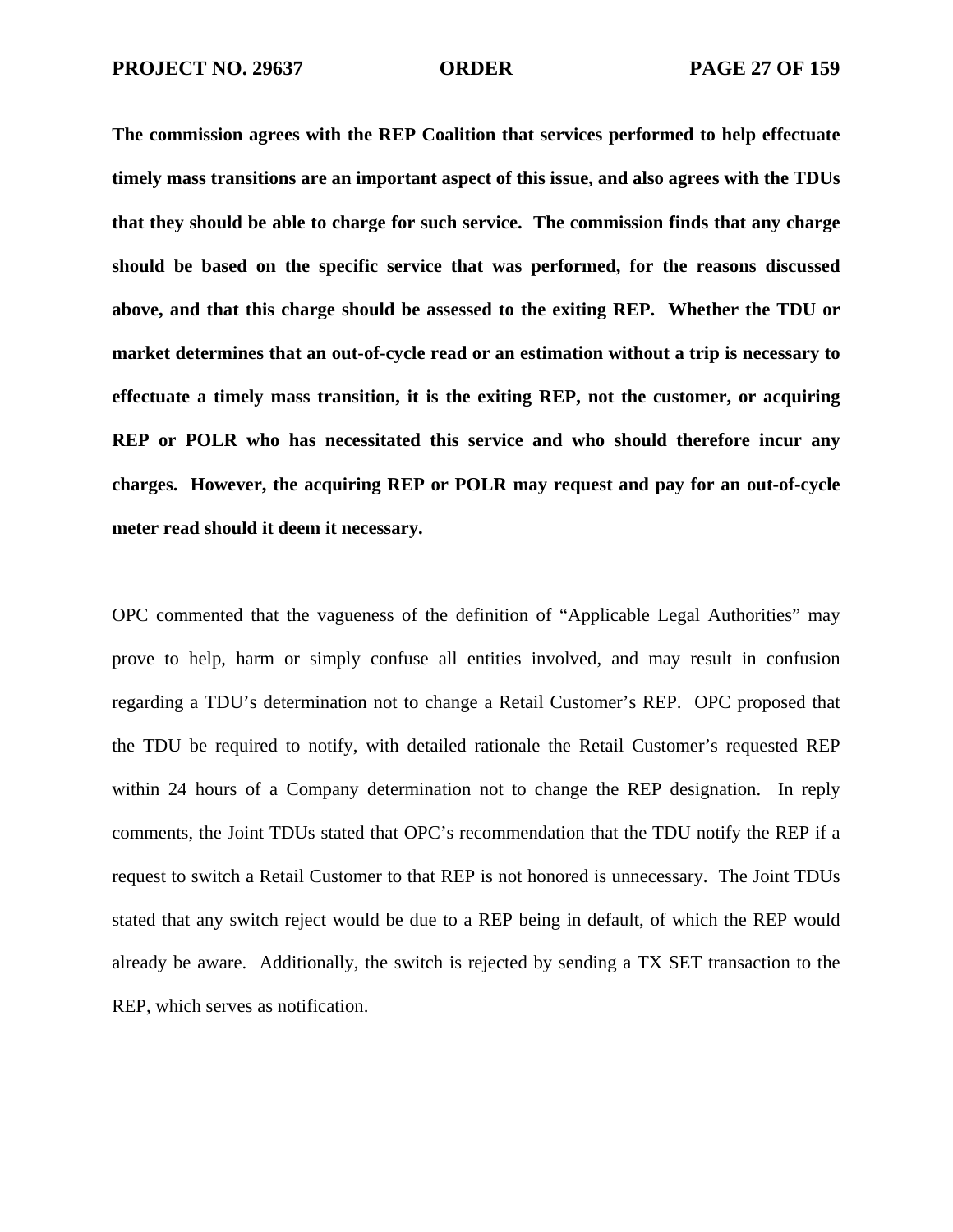**The commission agrees with the REP Coalition that services performed to help effectuate timely mass transitions are an important aspect of this issue, and also agrees with the TDUs that they should be able to charge for such service. The commission finds that any charge should be based on the specific service that was performed, for the reasons discussed above, and that this charge should be assessed to the exiting REP. Whether the TDU or market determines that an out-of-cycle read or an estimation without a trip is necessary to effectuate a timely mass transition, it is the exiting REP, not the customer, or acquiring REP or POLR who has necessitated this service and who should therefore incur any charges. However, the acquiring REP or POLR may request and pay for an out-of-cycle meter read should it deem it necessary.**

OPC commented that the vagueness of the definition of "Applicable Legal Authorities" may prove to help, harm or simply confuse all entities involved, and may result in confusion regarding a TDU's determination not to change a Retail Customer's REP. OPC proposed that the TDU be required to notify, with detailed rationale the Retail Customer's requested REP within 24 hours of a Company determination not to change the REP designation. In reply comments, the Joint TDUs stated that OPC's recommendation that the TDU notify the REP if a request to switch a Retail Customer to that REP is not honored is unnecessary. The Joint TDUs stated that any switch reject would be due to a REP being in default, of which the REP would already be aware. Additionally, the switch is rejected by sending a TX SET transaction to the REP, which serves as notification.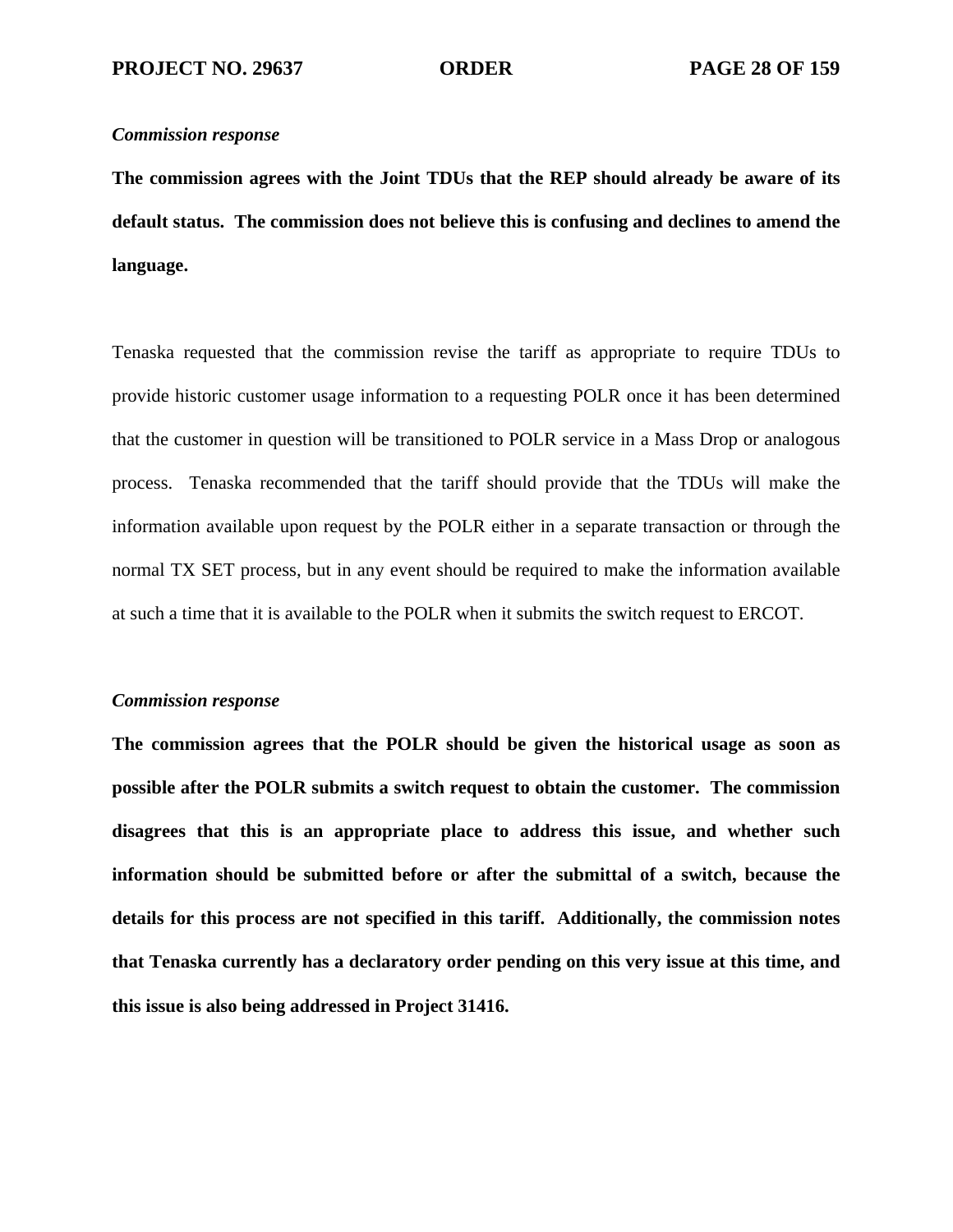*Commission response*

**The commission agrees with the Joint TDUs that the REP should already be aware of its default status. The commission does not believe this is confusing and declines to amend the language.**

Tenaska requested that the commission revise the tariff as appropriate to require TDUs to provide historic customer usage information to a requesting POLR once it has been determined that the customer in question will be transitioned to POLR service in a Mass Drop or analogous process. Tenaska recommended that the tariff should provide that the TDUs will make the information available upon request by the POLR either in a separate transaction or through the normal TX SET process, but in any event should be required to make the information available at such a time that it is available to the POLR when it submits the switch request to ERCOT.

*Commission response*

**The commission agrees that the POLR should be given the historical usage as soon as possible after the POLR submits a switch request to obtain the customer. The commission disagrees that this is an appropriate place to address this issue, and whether such information should be submitted before or after the submittal of a switch, because the details for this process are not specified in this tariff. Additionally, the commission notes that Tenaska currently has a declaratory order pending on this very issue at this time, and this issue is also being addressed in Project 31416.**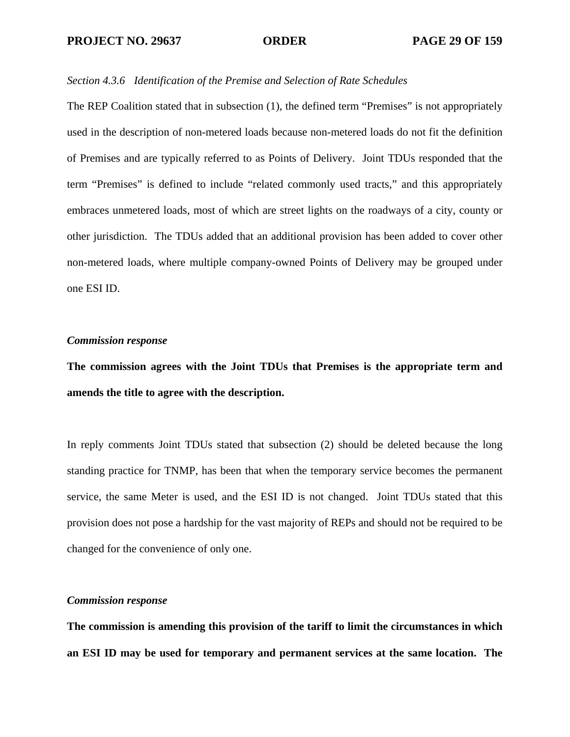*Section 4.3.6 Identification of the Premise and Selection of Rate Schedules*

The REP Coalition stated that in subsection (1), the defined term “Premises” is not appropriately used in the description of non-metered loads because non-metered loads do not fit the definition of Premises and are typically referred to as Points of Delivery. Joint TDUs responded that the term “Premises” is defined to include “related commonly used tracts,” and this appropriately embraces unmetered loads, most of which are street lights on the roadways of a city, county or other jurisdiction. The TDUs added that an additional provision has been added to cover other non-metered loads, where multiple company-owned Points of Delivery may be grouped under one ESI ID.

***Commission response***

**The commission agrees with the Joint TDUs that Premises is the appropriate term and amends the title to agree with the description.**

In reply comments Joint TDUs stated that subsection (2) should be deleted because the long standing practice for TNMP, has been that when the temporary service becomes the permanent service, the same Meter is used, and the ESI ID is not changed. Joint TDUs stated that this provision does not pose a hardship for the vast majority of REPs and should not be required to be changed for the convenience of only one.

***Commission response***

**The commission is amending this provision of the tariff to limit the circumstances in which an ESI ID may be used for temporary and permanent services at the same location. The**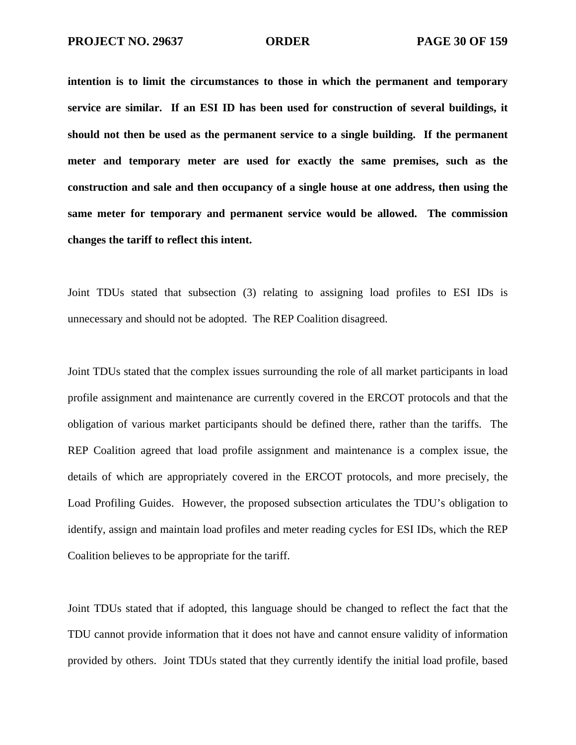**intention is to limit the circumstances to those in which the permanent and temporary service are similar. If an ESI ID has been used for construction of several buildings, it should not then be used as the permanent service to a single building. If the permanent meter and temporary meter are used for exactly the same premises, such as the construction and sale and then occupancy of a single house at one address, then using the same meter for temporary and permanent service would be allowed. The commission changes the tariff to reflect this intent.**

Joint TDUs stated that subsection (3) relating to assigning load profiles to ESI IDs is unnecessary and should not be adopted. The REP Coalition disagreed.

Joint TDUs stated that the complex issues surrounding the role of all market participants in load profile assignment and maintenance are currently covered in the ERCOT protocols and that the obligation of various market participants should be defined there, rather than the tariffs. The REP Coalition agreed that load profile assignment and maintenance is a complex issue, the details of which are appropriately covered in the ERCOT protocols, and more precisely, the Load Profiling Guides. However, the proposed subsection articulates the TDU's obligation to identify, assign and maintain load profiles and meter reading cycles for ESI IDs, which the REP Coalition believes to be appropriate for the tariff.

Joint TDUs stated that if adopted, this language should be changed to reflect the fact that the TDU cannot provide information that it does not have and cannot ensure validity of information provided by others. Joint TDUs stated that they currently identify the initial load profile, based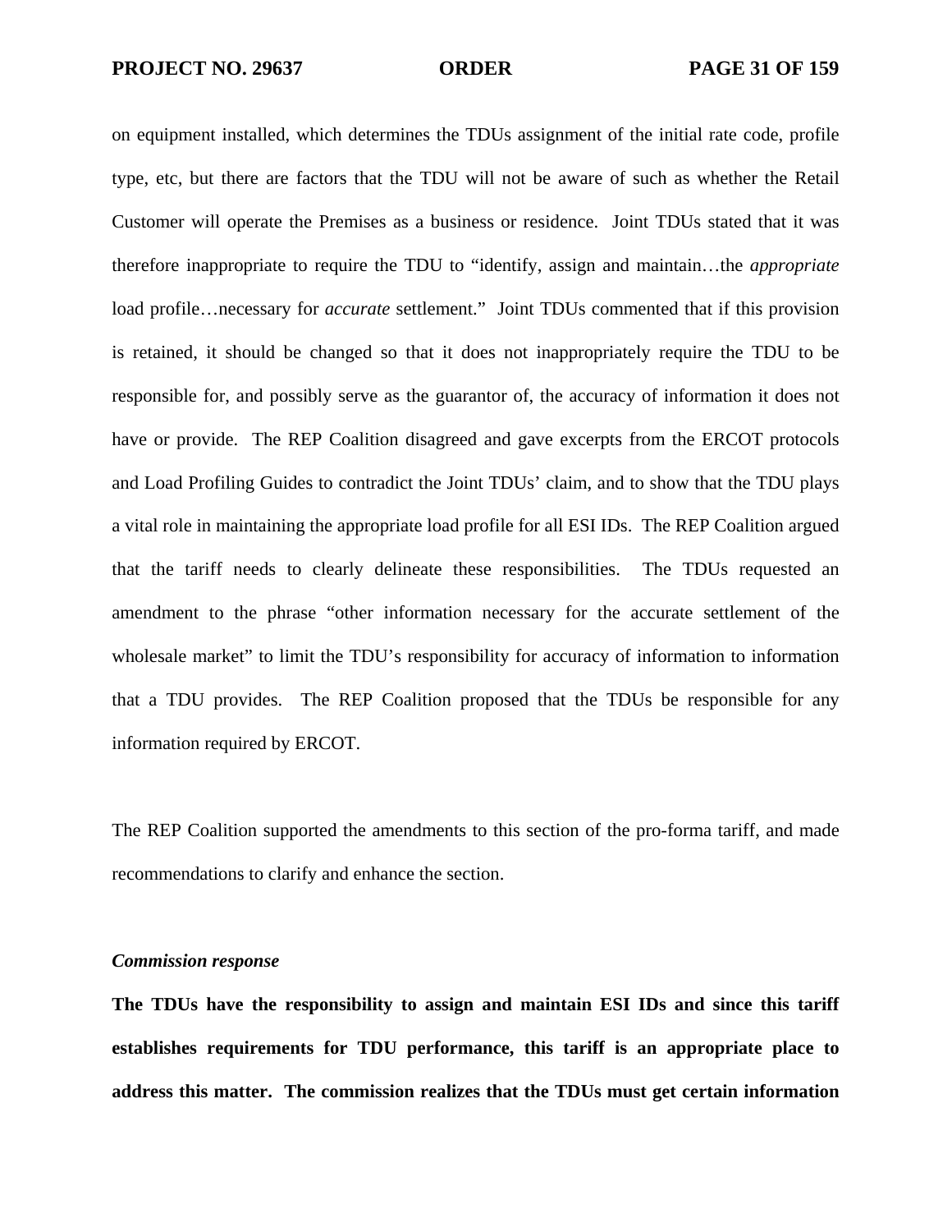on equipment installed, which determines the TDUs assignment of the initial rate code, profile type, etc, but there are factors that the TDU will not be aware of such as whether the Retail Customer will operate the Premises as a business or residence. Joint TDUs stated that it was therefore inappropriate to require the TDU to "identify, assign and maintain…the *appropriate* load profile…necessary for *accurate* settlement." Joint TDUs commented that if this provision is retained, it should be changed so that it does not inappropriately require the TDU to be responsible for, and possibly serve as the guarantor of, the accuracy of information it does not have or provide. The REP Coalition disagreed and gave excerpts from the ERCOT protocols and Load Profiling Guides to contradict the Joint TDUs' claim, and to show that the TDU plays a vital role in maintaining the appropriate load profile for all ESI IDs. The REP Coalition argued that the tariff needs to clearly delineate these responsibilities. The TDUs requested an amendment to the phrase "other information necessary for the accurate settlement of the wholesale market" to limit the TDU's responsibility for accuracy of information to information that a TDU provides. The REP Coalition proposed that the TDUs be responsible for any information required by ERCOT.

The REP Coalition supported the amendments to this section of the pro-forma tariff, and made recommendations to clarify and enhance the section.

***Commission response***

**The TDUs have the responsibility to assign and maintain ESI IDs and since this tariff establishes requirements for TDU performance, this tariff is an appropriate place to address this matter. The commission realizes that the TDUs must get certain information**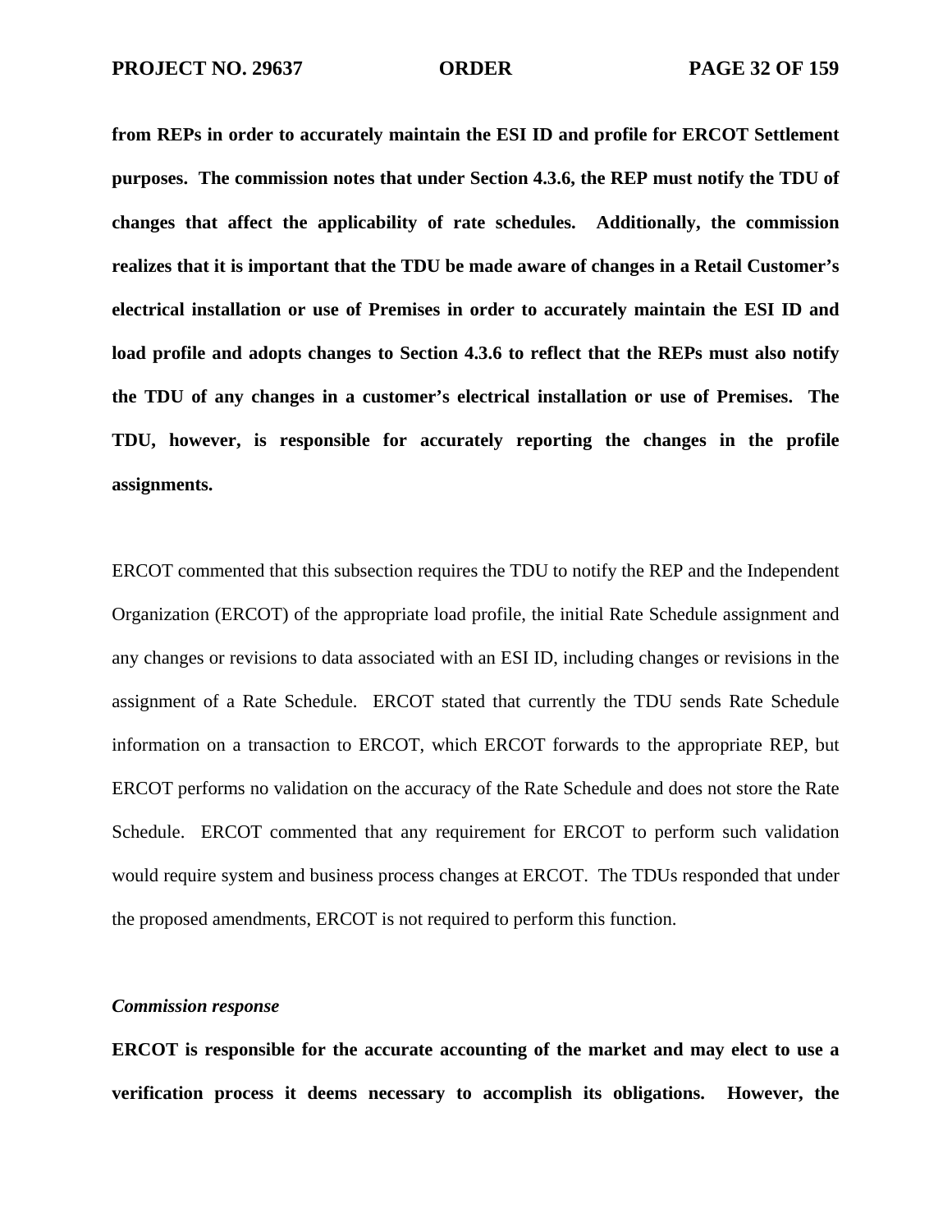**from REPs in order to accurately maintain the ESI ID and profile for ERCOT Settlement purposes. The commission notes that under Section 4.3.6, the REP must notify the TDU of changes that affect the applicability of rate schedules. Additionally, the commission realizes that it is important that the TDU be made aware of changes in a Retail Customer's electrical installation or use of Premises in order to accurately maintain the ESI ID and load profile and adopts changes to Section 4.3.6 to reflect that the REPs must also notify the TDU of any changes in a customer's electrical installation or use of Premises. The TDU, however, is responsible for accurately reporting the changes in the profile assignments.**

ERCOT commented that this subsection requires the TDU to notify the REP and the Independent Organization (ERCOT) of the appropriate load profile, the initial Rate Schedule assignment and any changes or revisions to data associated with an ESI ID, including changes or revisions in the assignment of a Rate Schedule. ERCOT stated that currently the TDU sends Rate Schedule information on a transaction to ERCOT, which ERCOT forwards to the appropriate REP, but ERCOT performs no validation on the accuracy of the Rate Schedule and does not store the Rate Schedule. ERCOT commented that any requirement for ERCOT to perform such validation would require system and business process changes at ERCOT. The TDUs responded that under the proposed amendments, ERCOT is not required to perform this function.

***Commission response***

**ERCOT is responsible for the accurate accounting of the market and may elect to use a verification process it deems necessary to accomplish its obligations. However, the**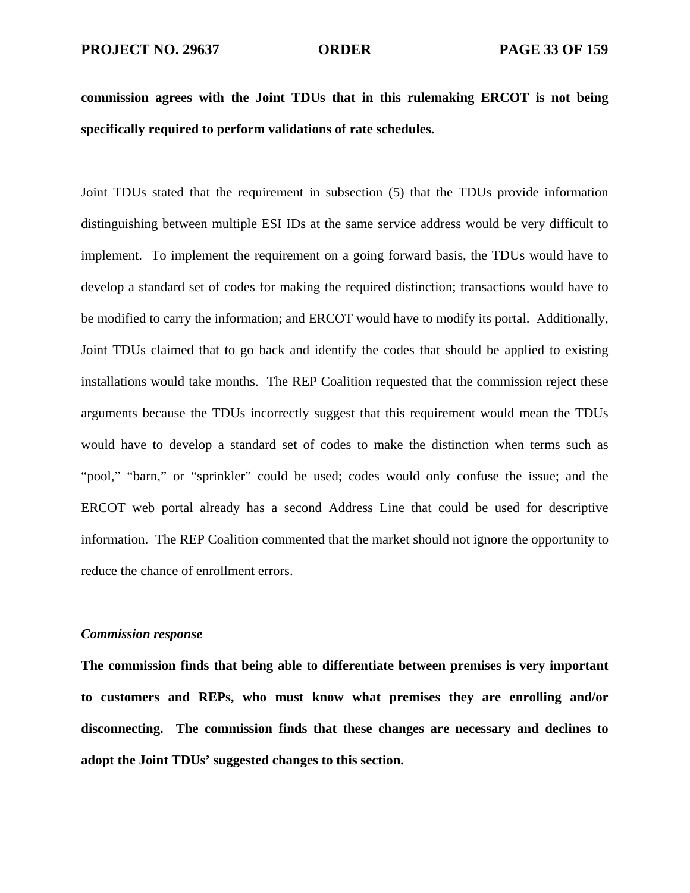**commission agrees with the Joint TDUs that in this rulemaking ERCOT is not being specifically required to perform validations of rate schedules.**

Joint TDUs stated that the requirement in subsection (5) that the TDUs provide information distinguishing between multiple ESI IDs at the same service address would be very difficult to implement. To implement the requirement on a going forward basis, the TDUs would have to develop a standard set of codes for making the required distinction; transactions would have to be modified to carry the information; and ERCOT would have to modify its portal. Additionally, Joint TDUs claimed that to go back and identify the codes that should be applied to existing installations would take months. The REP Coalition requested that the commission reject these arguments because the TDUs incorrectly suggest that this requirement would mean the TDUs would have to develop a standard set of codes to make the distinction when terms such as "pool," "barn," or "sprinkler" could be used; codes would only confuse the issue; and the ERCOT web portal already has a second Address Line that could be used for descriptive information. The REP Coalition commented that the market should not ignore the opportunity to reduce the chance of enrollment errors.

***Commission response***

**The commission finds that being able to differentiate between premises is very important to customers and REPs, who must know what premises they are enrolling and/or disconnecting. The commission finds that these changes are necessary and declines to adopt the Joint TDUs' suggested changes to this section.**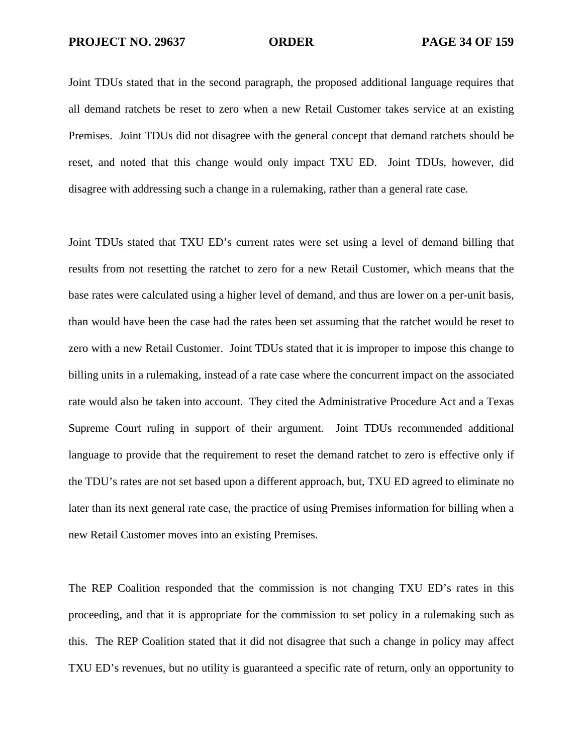Joint TDUs stated that in the second paragraph, the proposed additional language requires that all demand ratchets be reset to zero when a new Retail Customer takes service at an existing Premises. Joint TDUs did not disagree with the general concept that demand ratchets should be reset, and noted that this change would only impact TXU ED. Joint TDUs, however, did disagree with addressing such a change in a rulemaking, rather than a general rate case.

Joint TDUs stated that TXU ED's current rates were set using a level of demand billing that results from not resetting the ratchet to zero for a new Retail Customer, which means that the base rates were calculated using a higher level of demand, and thus are lower on a per-unit basis, than would have been the case had the rates been set assuming that the ratchet would be reset to zero with a new Retail Customer. Joint TDUs stated that it is improper to impose this change to billing units in a rulemaking, instead of a rate case where the concurrent impact on the associated rate would also be taken into account. They cited the Administrative Procedure Act and a Texas Supreme Court ruling in support of their argument. Joint TDUs recommended additional language to provide that the requirement to reset the demand ratchet to zero is effective only if the TDU's rates are not set based upon a different approach, but, TXU ED agreed to eliminate no later than its next general rate case, the practice of using Premises information for billing when a new Retail Customer moves into an existing Premises.

The REP Coalition responded that the commission is not changing TXU ED's rates in this proceeding, and that it is appropriate for the commission to set policy in a rulemaking such as this. The REP Coalition stated that it did not disagree that such a change in policy may affect TXU ED's revenues, but no utility is guaranteed a specific rate of return, only an opportunity to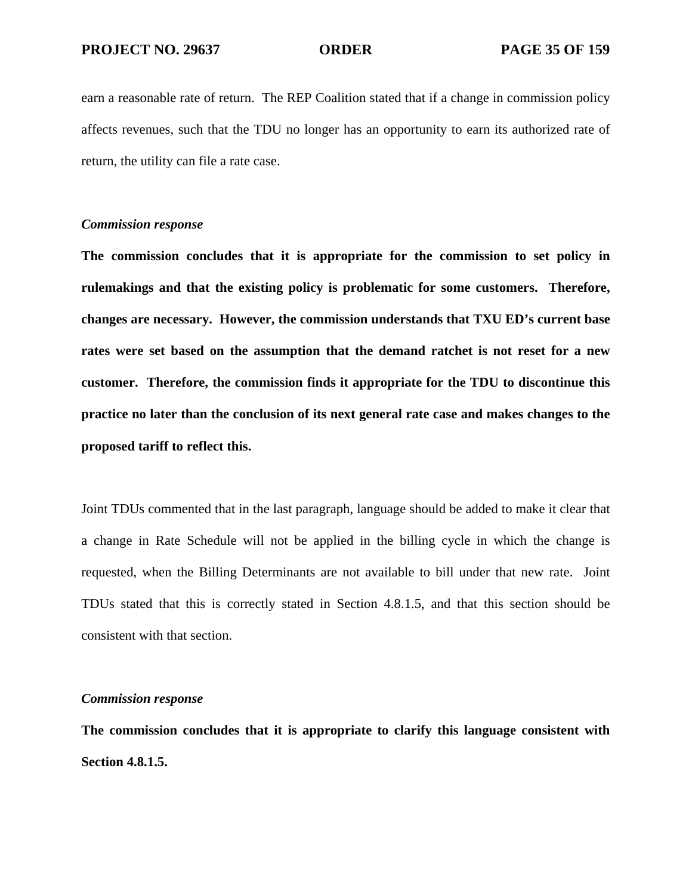earn a reasonable rate of return. The REP Coalition stated that if a change in commission policy affects revenues, such that the TDU no longer has an opportunity to earn its authorized rate of return, the utility can file a rate case.

*Commission response*

**The commission concludes that it is appropriate for the commission to set policy in rulemakings and that the existing policy is problematic for some customers. Therefore, changes are necessary. However, the commission understands that TXU ED's current base rates were set based on the assumption that the demand ratchet is not reset for a new customer. Therefore, the commission finds it appropriate for the TDU to discontinue this practice no later than the conclusion of its next general rate case and makes changes to the proposed tariff to reflect this.**

Joint TDUs commented that in the last paragraph, language should be added to make it clear that a change in Rate Schedule will not be applied in the billing cycle in which the change is requested, when the Billing Determinants are not available to bill under that new rate. Joint TDUs stated that this is correctly stated in Section 4.8.1.5, and that this section should be consistent with that section.

*Commission response*

**The commission concludes that it is appropriate to clarify this language consistent with Section 4.8.1.5.**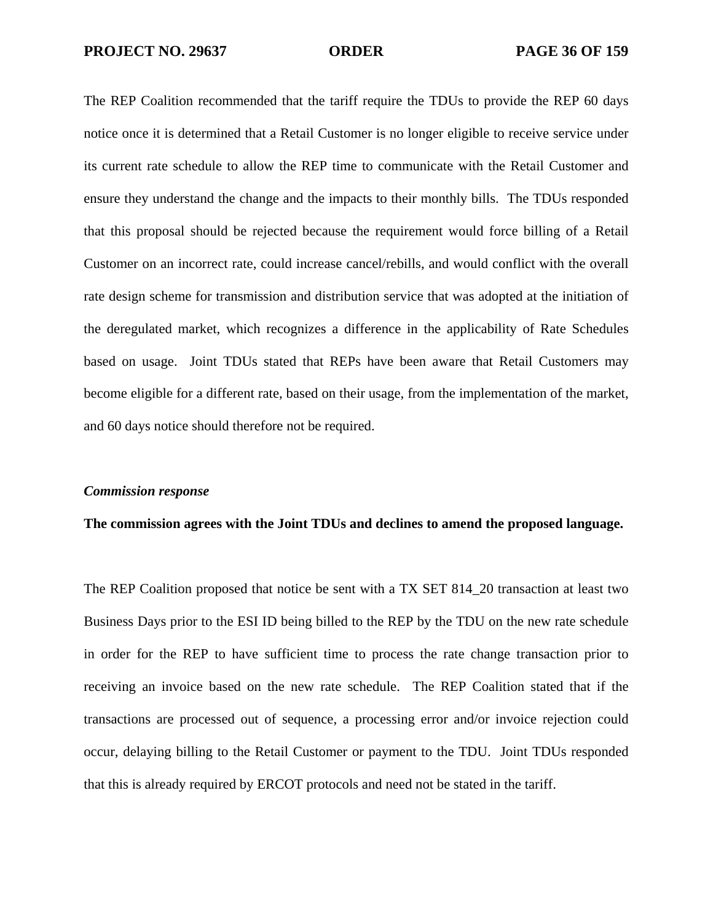The REP Coalition recommended that the tariff require the TDUs to provide the REP 60 days notice once it is determined that a Retail Customer is no longer eligible to receive service under its current rate schedule to allow the REP time to communicate with the Retail Customer and ensure they understand the change and the impacts to their monthly bills. The TDUs responded that this proposal should be rejected because the requirement would force billing of a Retail Customer on an incorrect rate, could increase cancel/rebills, and would conflict with the overall rate design scheme for transmission and distribution service that was adopted at the initiation of the deregulated market, which recognizes a difference in the applicability of Rate Schedules based on usage. Joint TDUs stated that REPs have been aware that Retail Customers may become eligible for a different rate, based on their usage, from the implementation of the market, and 60 days notice should therefore not be required.

*Commission response*

**The commission agrees with the Joint TDUs and declines to amend the proposed language.**

The REP Coalition proposed that notice be sent with a TX SET 814_20 transaction at least two Business Days prior to the ESI ID being billed to the REP by the TDU on the new rate schedule in order for the REP to have sufficient time to process the rate change transaction prior to receiving an invoice based on the new rate schedule. The REP Coalition stated that if the transactions are processed out of sequence, a processing error and/or invoice rejection could occur, delaying billing to the Retail Customer or payment to the TDU. Joint TDUs responded that this is already required by ERCOT protocols and need not be stated in the tariff.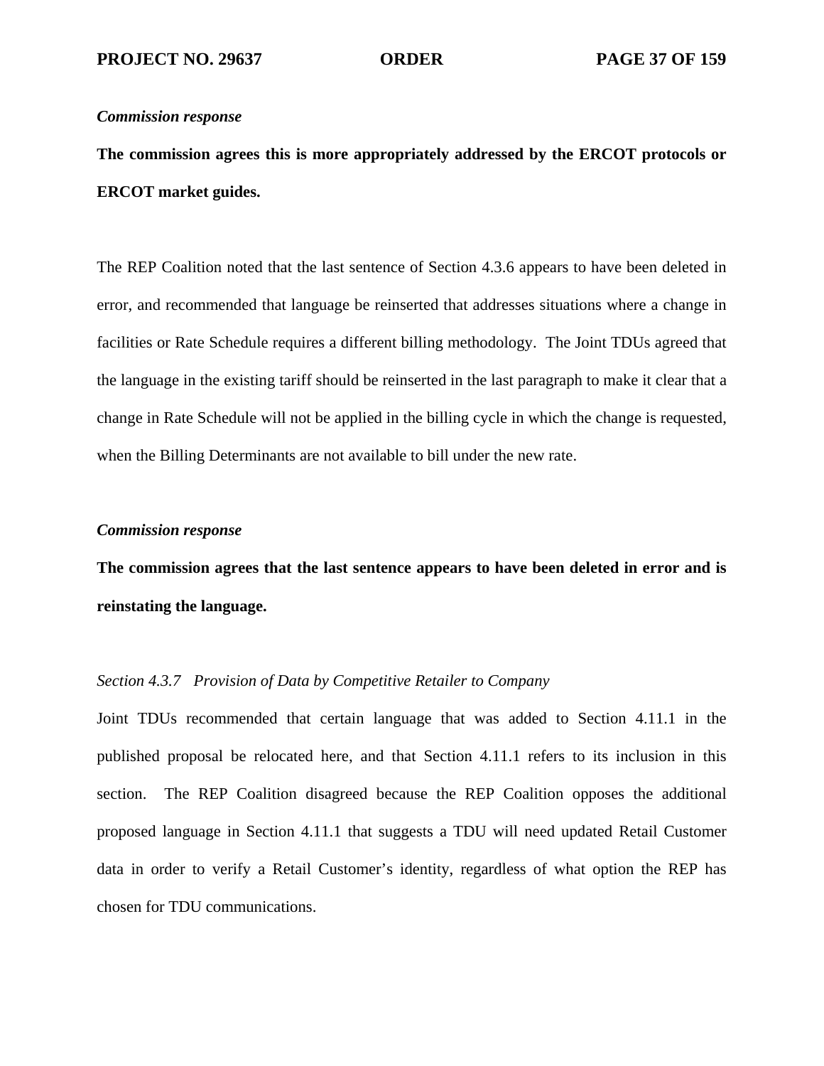*Commission response*

**The commission agrees this is more appropriately addressed by the ERCOT protocols or ERCOT market guides.**

The REP Coalition noted that the last sentence of Section 4.3.6 appears to have been deleted in error, and recommended that language be reinserted that addresses situations where a change in facilities or Rate Schedule requires a different billing methodology. The Joint TDUs agreed that the language in the existing tariff should be reinserted in the last paragraph to make it clear that a change in Rate Schedule will not be applied in the billing cycle in which the change is requested, when the Billing Determinants are not available to bill under the new rate.

*Commission response*

**The commission agrees that the last sentence appears to have been deleted in error and is reinstating the language.**

*Section 4.3.7 Provision of Data by Competitive Retailer to Company*

Joint TDUs recommended that certain language that was added to Section 4.11.1 in the published proposal be relocated here, and that Section 4.11.1 refers to its inclusion in this section. The REP Coalition disagreed because the REP Coalition opposes the additional proposed language in Section 4.11.1 that suggests a TDU will need updated Retail Customer data in order to verify a Retail Customer's identity, regardless of what option the REP has chosen for TDU communications.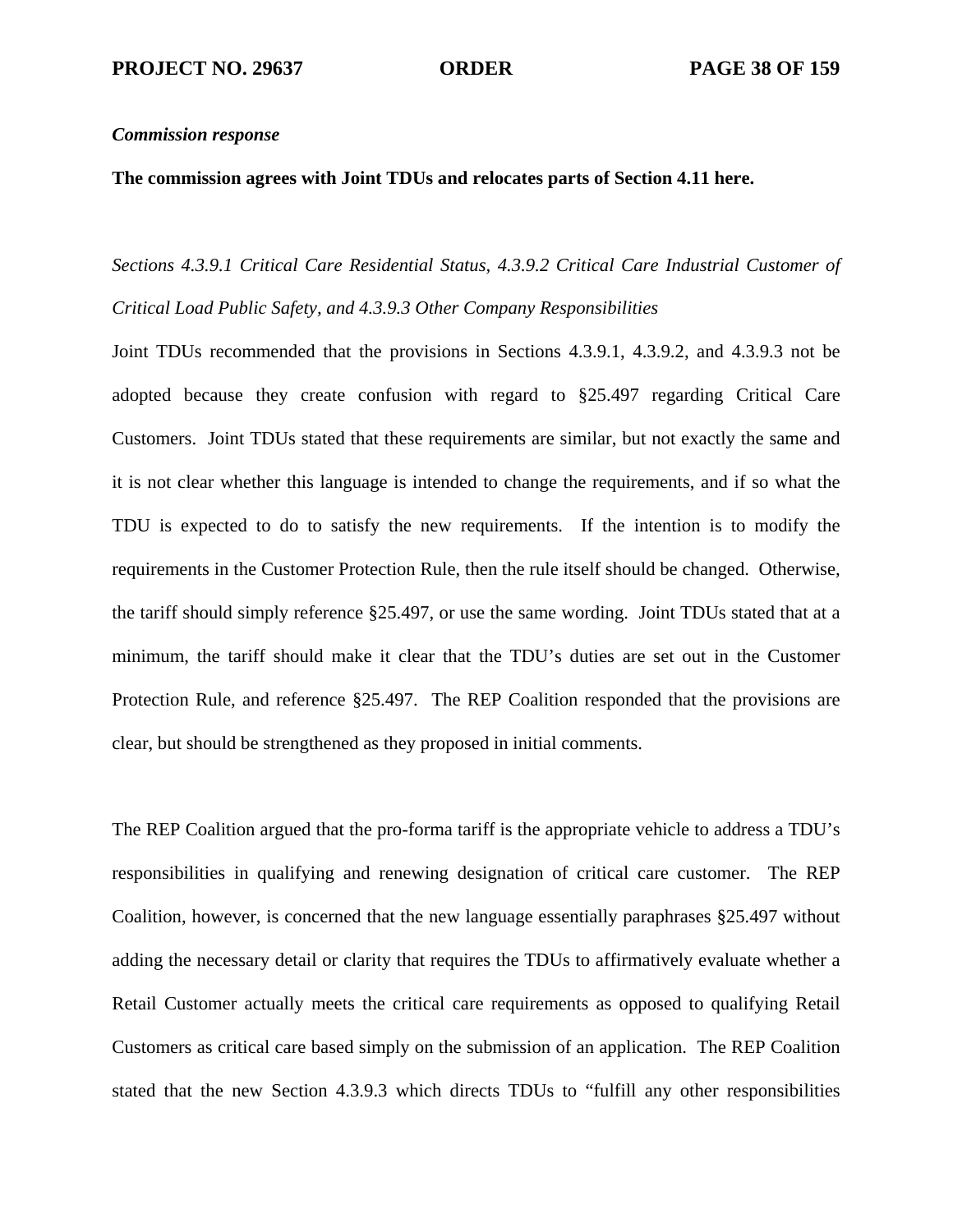*Commission response*

**The commission agrees with Joint TDUs and relocates parts of Section 4.11 here.**

*Sections 4.3.9.1 Critical Care Residential Status, 4.3.9.2 Critical Care Industrial Customer of Critical Load Public Safety, and 4.3.9.3 Other Company Responsibilities*

Joint TDUs recommended that the provisions in Sections 4.3.9.1, 4.3.9.2, and 4.3.9.3 not be adopted because they create confusion with regard to §25.497 regarding Critical Care Customers. Joint TDUs stated that these requirements are similar, but not exactly the same and it is not clear whether this language is intended to change the requirements, and if so what the TDU is expected to do to satisfy the new requirements. If the intention is to modify the requirements in the Customer Protection Rule, then the rule itself should be changed. Otherwise, the tariff should simply reference §25.497, or use the same wording. Joint TDUs stated that at a minimum, the tariff should make it clear that the TDU's duties are set out in the Customer Protection Rule, and reference §25.497. The REP Coalition responded that the provisions are clear, but should be strengthened as they proposed in initial comments.

The REP Coalition argued that the pro-forma tariff is the appropriate vehicle to address a TDU's responsibilities in qualifying and renewing designation of critical care customer. The REP Coalition, however, is concerned that the new language essentially paraphrases §25.497 without adding the necessary detail or clarity that requires the TDUs to affirmatively evaluate whether a Retail Customer actually meets the critical care requirements as opposed to qualifying Retail Customers as critical care based simply on the submission of an application. The REP Coalition stated that the new Section 4.3.9.3 which directs TDUs to "fulfill any other responsibilities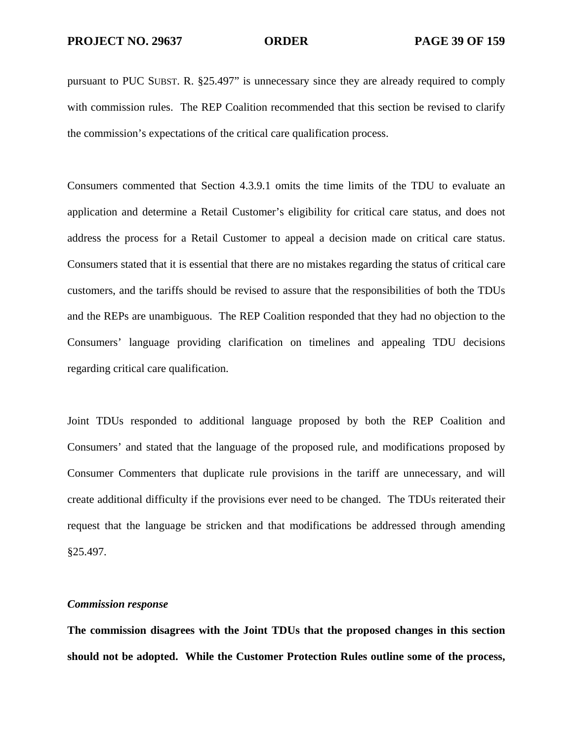pursuant to PUC SUBST. R. §25.497" is unnecessary since they are already required to comply with commission rules. The REP Coalition recommended that this section be revised to clarify the commission's expectations of the critical care qualification process.

Consumers commented that Section 4.3.9.1 omits the time limits of the TDU to evaluate an application and determine a Retail Customer's eligibility for critical care status, and does not address the process for a Retail Customer to appeal a decision made on critical care status. Consumers stated that it is essential that there are no mistakes regarding the status of critical care customers, and the tariffs should be revised to assure that the responsibilities of both the TDUs and the REPs are unambiguous. The REP Coalition responded that they had no objection to the Consumers' language providing clarification on timelines and appealing TDU decisions regarding critical care qualification.

Joint TDUs responded to additional language proposed by both the REP Coalition and Consumers' and stated that the language of the proposed rule, and modifications proposed by Consumer Commenters that duplicate rule provisions in the tariff are unnecessary, and will create additional difficulty if the provisions ever need to be changed. The TDUs reiterated their request that the language be stricken and that modifications be addressed through amending §25.497.

***Commission response***

**The commission disagrees with the Joint TDUs that the proposed changes in this section should not be adopted. While the Customer Protection Rules outline some of the process,**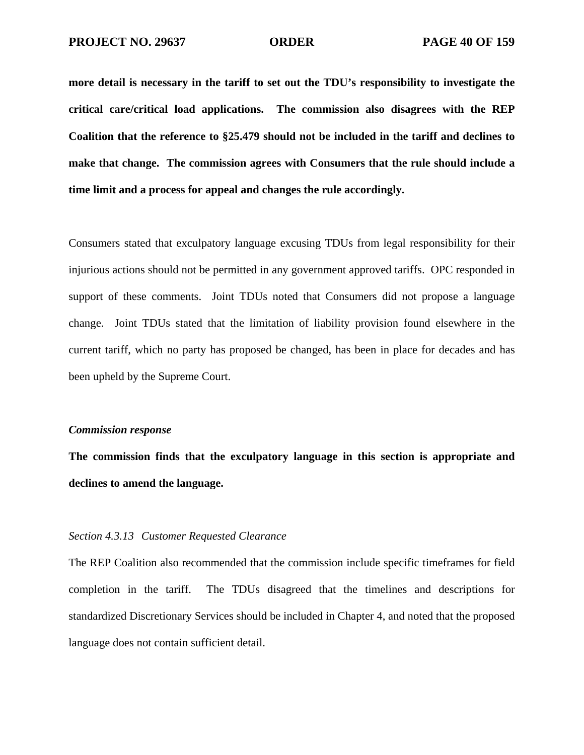**more detail is necessary in the tariff to set out the TDU's responsibility to investigate the critical care/critical load applications. The commission also disagrees with the REP Coalition that the reference to §25.479 should not be included in the tariff and declines to make that change. The commission agrees with Consumers that the rule should include a time limit and a process for appeal and changes the rule accordingly.**

Consumers stated that exculpatory language excusing TDUs from legal responsibility for their injurious actions should not be permitted in any government approved tariffs. OPC responded in support of these comments. Joint TDUs noted that Consumers did not propose a language change. Joint TDUs stated that the limitation of liability provision found elsewhere in the current tariff, which no party has proposed be changed, has been in place for decades and has been upheld by the Supreme Court.

***Commission response***

**The commission finds that the exculpatory language in this section is appropriate and declines to amend the language.**

*Section 4.3.13 Customer Requested Clearance*

The REP Coalition also recommended that the commission include specific timeframes for field completion in the tariff. The TDUs disagreed that the timelines and descriptions for standardized Discretionary Services should be included in Chapter 4, and noted that the proposed language does not contain sufficient detail.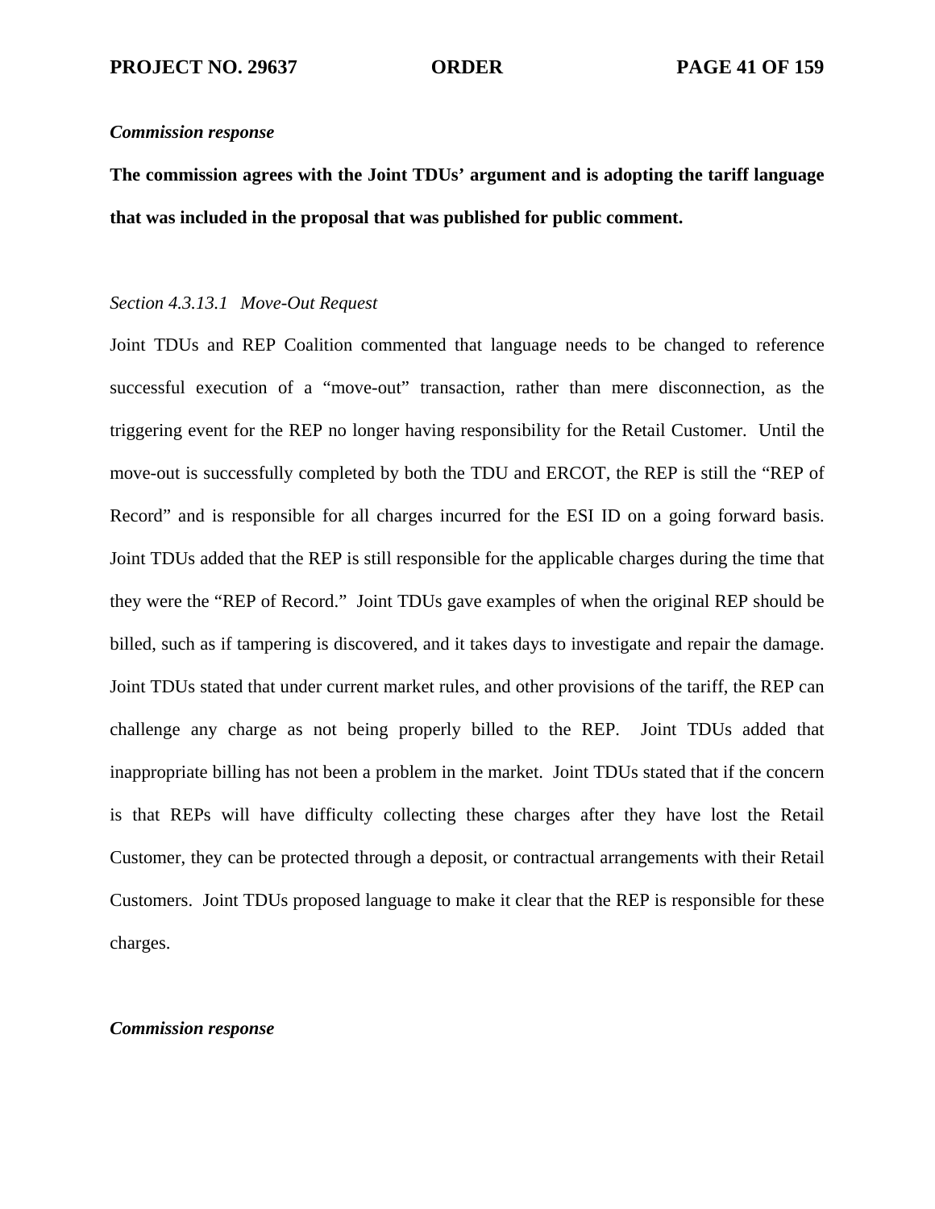*Commission response*

**The commission agrees with the Joint TDUs' argument and is adopting the tariff language that was included in the proposal that was published for public comment.**

*Section 4.3.13.1 Move-Out Request*

Joint TDUs and REP Coalition commented that language needs to be changed to reference successful execution of a "move-out" transaction, rather than mere disconnection, as the triggering event for the REP no longer having responsibility for the Retail Customer. Until the move-out is successfully completed by both the TDU and ERCOT, the REP is still the "REP of Record" and is responsible for all charges incurred for the ESI ID on a going forward basis. Joint TDUs added that the REP is still responsible for the applicable charges during the time that they were the "REP of Record." Joint TDUs gave examples of when the original REP should be billed, such as if tampering is discovered, and it takes days to investigate and repair the damage. Joint TDUs stated that under current market rules, and other provisions of the tariff, the REP can challenge any charge as not being properly billed to the REP. Joint TDUs added that inappropriate billing has not been a problem in the market. Joint TDUs stated that if the concern is that REPs will have difficulty collecting these charges after they have lost the Retail Customer, they can be protected through a deposit, or contractual arrangements with their Retail Customers. Joint TDUs proposed language to make it clear that the REP is responsible for these charges.

*Commission response*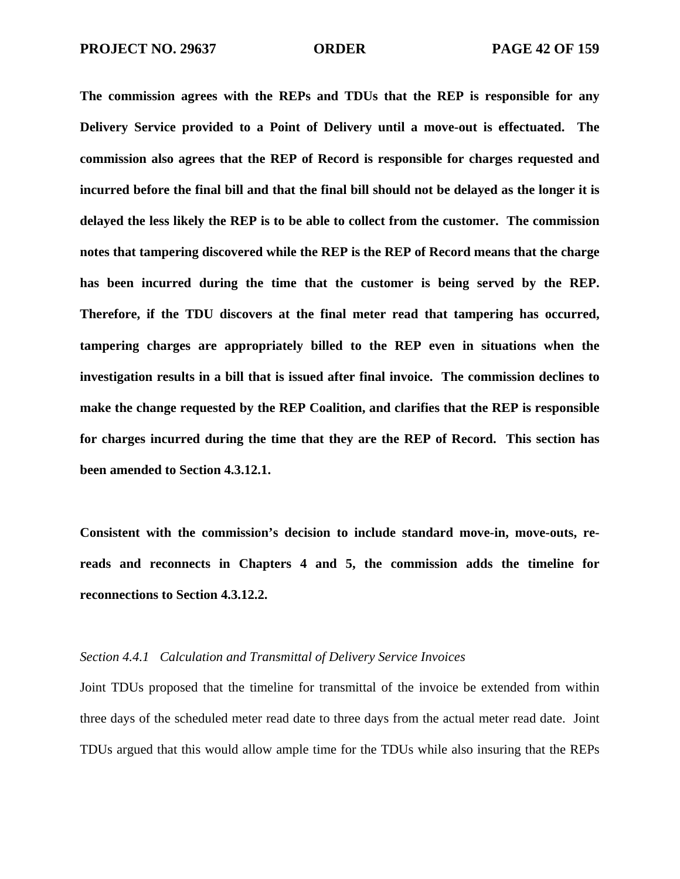**The commission agrees with the REPs and TDUs that the REP is responsible for any Delivery Service provided to a Point of Delivery until a move-out is effectuated. The commission also agrees that the REP of Record is responsible for charges requested and incurred before the final bill and that the final bill should not be delayed as the longer it is delayed the less likely the REP is to be able to collect from the customer. The commission notes that tampering discovered while the REP is the REP of Record means that the charge has been incurred during the time that the customer is being served by the REP. Therefore, if the TDU discovers at the final meter read that tampering has occurred, tampering charges are appropriately billed to the REP even in situations when the investigation results in a bill that is issued after final invoice. The commission declines to make the change requested by the REP Coalition, and clarifies that the REP is responsible for charges incurred during the time that they are the REP of Record. This section has been amended to Section 4.3.12.1.**

**Consistent with the commission's decision to include standard move-in, move-outs, re-reads and reconnects in Chapters 4 and 5, the commission adds the timeline for reconnections to Section 4.3.12.2.**

*Section 4.4.1 Calculation and Transmittal of Delivery Service Invoices*

Joint TDUs proposed that the timeline for transmittal of the invoice be extended from within three days of the scheduled meter read date to three days from the actual meter read date. Joint TDUs argued that this would allow ample time for the TDUs while also insuring that the REPs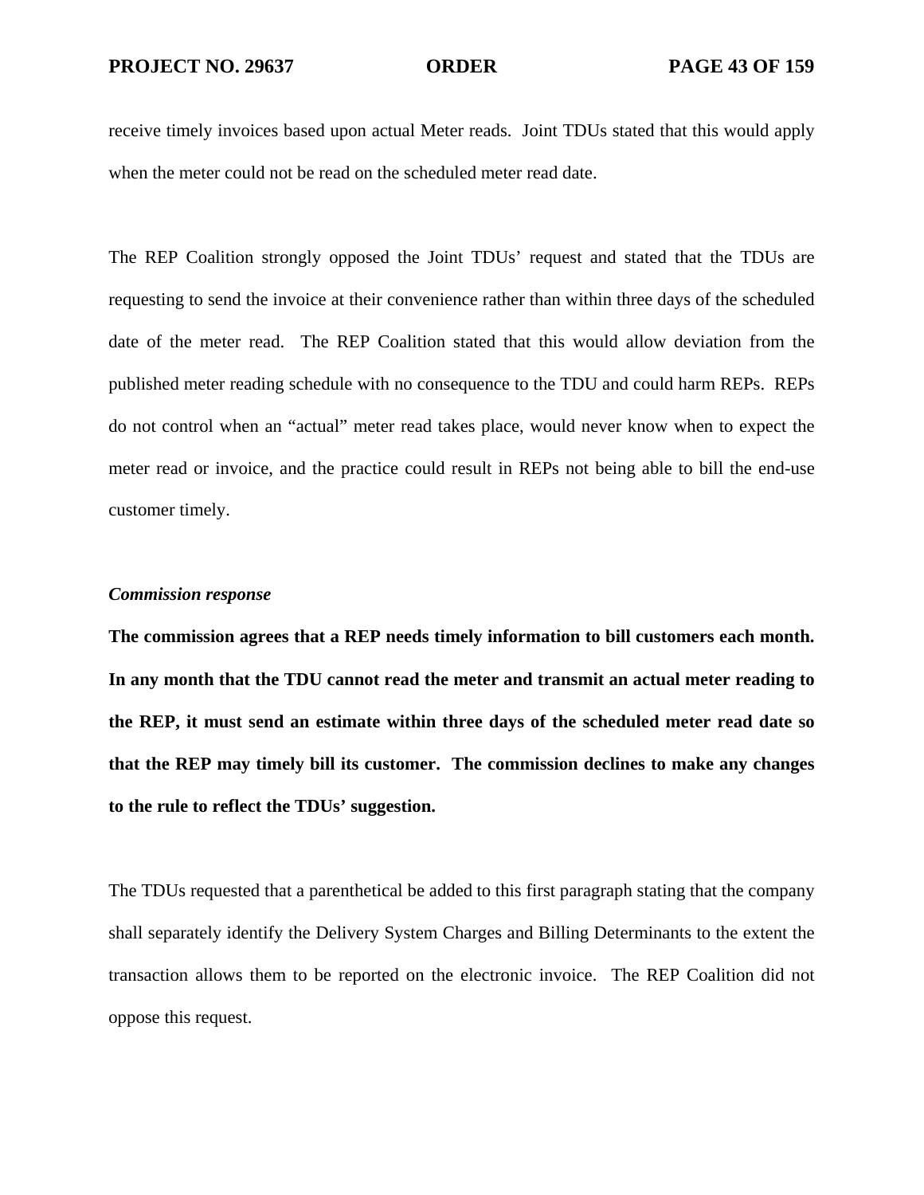receive timely invoices based upon actual Meter reads. Joint TDUs stated that this would apply when the meter could not be read on the scheduled meter read date.

The REP Coalition strongly opposed the Joint TDUs' request and stated that the TDUs are requesting to send the invoice at their convenience rather than within three days of the scheduled date of the meter read. The REP Coalition stated that this would allow deviation from the published meter reading schedule with no consequence to the TDU and could harm REPs. REPs do not control when an "actual" meter read takes place, would never know when to expect the meter read or invoice, and the practice could result in REPs not being able to bill the end-use customer timely.

***Commission response***

**The commission agrees that a REP needs timely information to bill customers each month. In any month that the TDU cannot read the meter and transmit an actual meter reading to the REP, it must send an estimate within three days of the scheduled meter read date so that the REP may timely bill its customer. The commission declines to make any changes to the rule to reflect the TDUs' suggestion.**

The TDUs requested that a parenthetical be added to this first paragraph stating that the company shall separately identify the Delivery System Charges and Billing Determinants to the extent the transaction allows them to be reported on the electronic invoice. The REP Coalition did not oppose this request.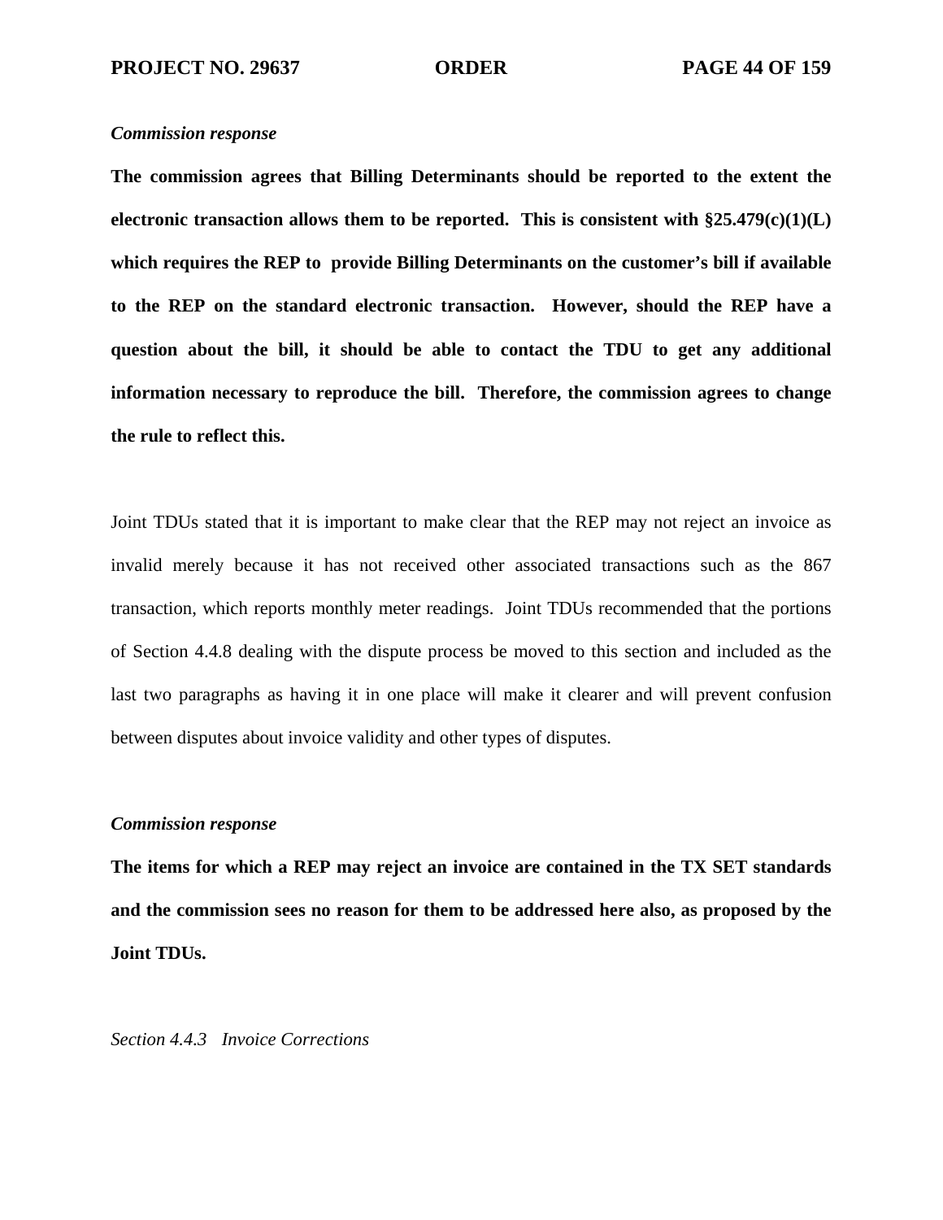*Commission response*

**The commission agrees that Billing Determinants should be reported to the extent the electronic transaction allows them to be reported. This is consistent with §25.479(c)(1)(L) which requires the REP to provide Billing Determinants on the customer's bill if available to the REP on the standard electronic transaction. However, should the REP have a question about the bill, it should be able to contact the TDU to get any additional information necessary to reproduce the bill. Therefore, the commission agrees to change the rule to reflect this.**

Joint TDUs stated that it is important to make clear that the REP may not reject an invoice as invalid merely because it has not received other associated transactions such as the 867 transaction, which reports monthly meter readings. Joint TDUs recommended that the portions of Section 4.4.8 dealing with the dispute process be moved to this section and included as the last two paragraphs as having it in one place will make it clearer and will prevent confusion between disputes about invoice validity and other types of disputes.

*Commission response*

**The items for which a REP may reject an invoice are contained in the TX SET standards and the commission sees no reason for them to be addressed here also, as proposed by the Joint TDUs.**

*Section 4.4.3 Invoice Corrections*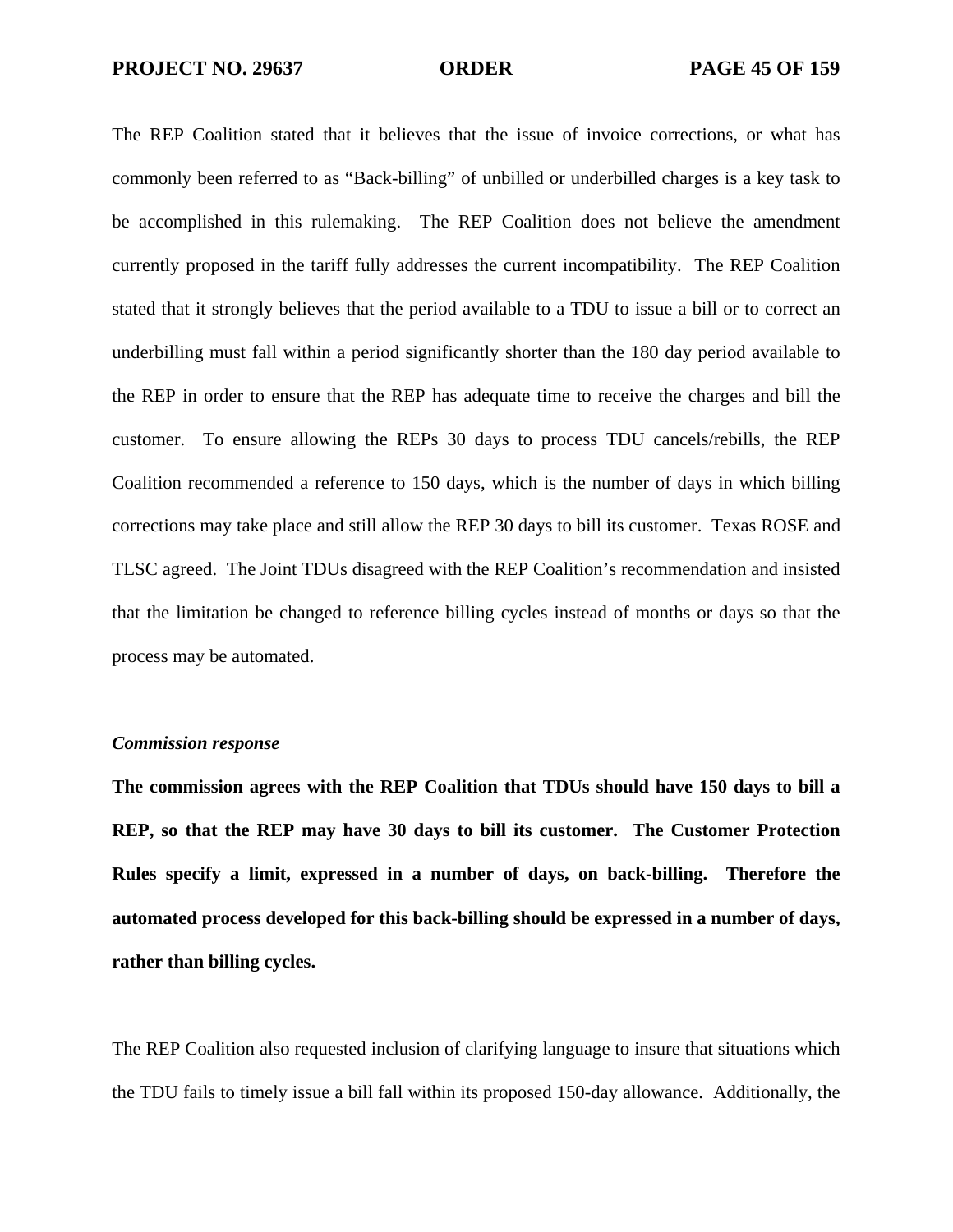The REP Coalition stated that it believes that the issue of invoice corrections, or what has commonly been referred to as "Back-billing" of unbilled or underbilled charges is a key task to be accomplished in this rulemaking. The REP Coalition does not believe the amendment currently proposed in the tariff fully addresses the current incompatibility. The REP Coalition stated that it strongly believes that the period available to a TDU to issue a bill or to correct an underbilling must fall within a period significantly shorter than the 180 day period available to the REP in order to ensure that the REP has adequate time to receive the charges and bill the customer. To ensure allowing the REPs 30 days to process TDU cancels/rebills, the REP Coalition recommended a reference to 150 days, which is the number of days in which billing corrections may take place and still allow the REP 30 days to bill its customer. Texas ROSE and TLSC agreed. The Joint TDUs disagreed with the REP Coalition's recommendation and insisted that the limitation be changed to reference billing cycles instead of months or days so that the process may be automated.

***Commission response***

**The commission agrees with the REP Coalition that TDUs should have 150 days to bill a REP, so that the REP may have 30 days to bill its customer. The Customer Protection Rules specify a limit, expressed in a number of days, on back-billing. Therefore the automated process developed for this back-billing should be expressed in a number of days, rather than billing cycles.**

The REP Coalition also requested inclusion of clarifying language to insure that situations which the TDU fails to timely issue a bill fall within its proposed 150-day allowance. Additionally, the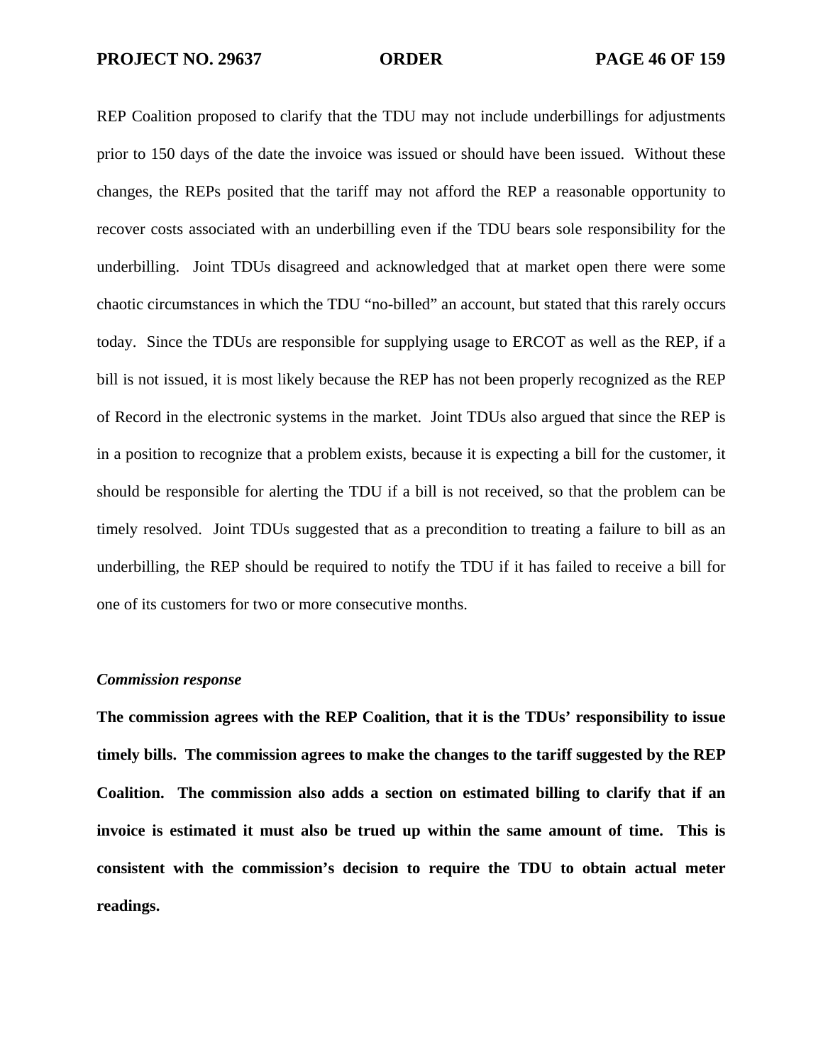REP Coalition proposed to clarify that the TDU may not include underbillings for adjustments prior to 150 days of the date the invoice was issued or should have been issued. Without these changes, the REPs posited that the tariff may not afford the REP a reasonable opportunity to recover costs associated with an underbilling even if the TDU bears sole responsibility for the underbilling. Joint TDUs disagreed and acknowledged that at market open there were some chaotic circumstances in which the TDU "no-billed" an account, but stated that this rarely occurs today. Since the TDUs are responsible for supplying usage to ERCOT as well as the REP, if a bill is not issued, it is most likely because the REP has not been properly recognized as the REP of Record in the electronic systems in the market. Joint TDUs also argued that since the REP is in a position to recognize that a problem exists, because it is expecting a bill for the customer, it should be responsible for alerting the TDU if a bill is not received, so that the problem can be timely resolved. Joint TDUs suggested that as a precondition to treating a failure to bill as an underbilling, the REP should be required to notify the TDU if it has failed to receive a bill for one of its customers for two or more consecutive months.

*Commission response*

**The commission agrees with the REP Coalition, that it is the TDUs' responsibility to issue timely bills. The commission agrees to make the changes to the tariff suggested by the REP Coalition. The commission also adds a section on estimated billing to clarify that if an invoice is estimated it must also be trued up within the same amount of time. This is consistent with the commission's decision to require the TDU to obtain actual meter readings.**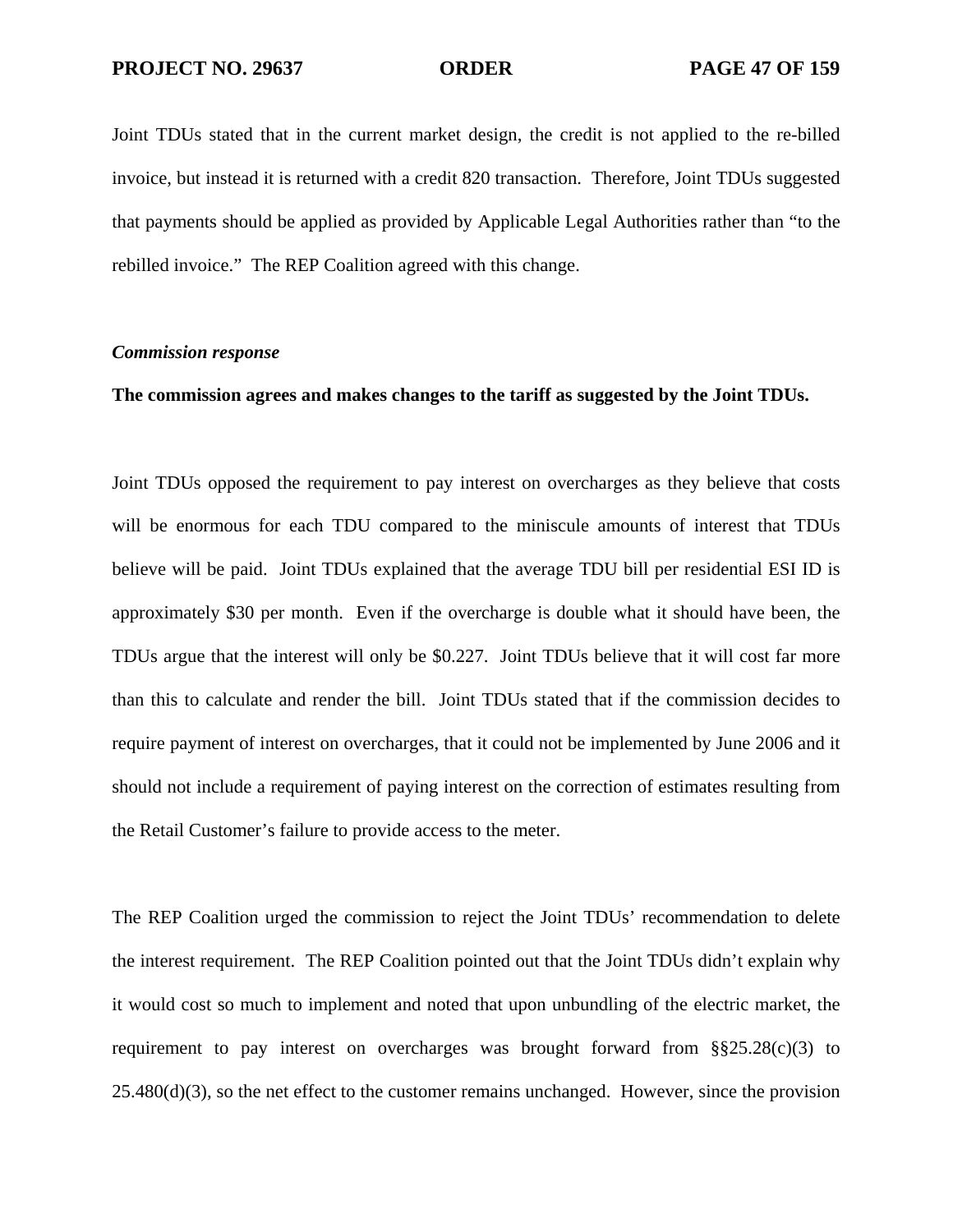Joint TDUs stated that in the current market design, the credit is not applied to the re-billed invoice, but instead it is returned with a credit 820 transaction. Therefore, Joint TDUs suggested that payments should be applied as provided by Applicable Legal Authorities rather than "to the rebilled invoice." The REP Coalition agreed with this change.

*Commission response*

**The commission agrees and makes changes to the tariff as suggested by the Joint TDUs.**

Joint TDUs opposed the requirement to pay interest on overcharges as they believe that costs will be enormous for each TDU compared to the miniscule amounts of interest that TDUs believe will be paid. Joint TDUs explained that the average TDU bill per residential ESI ID is approximately $30 per month. Even if the overcharge is double what it should have been, the TDUs argue that the interest will only be $0.227. Joint TDUs believe that it will cost far more than this to calculate and render the bill. Joint TDUs stated that if the commission decides to require payment of interest on overcharges, that it could not be implemented by June 2006 and it should not include a requirement of paying interest on the correction of estimates resulting from the Retail Customer's failure to provide access to the meter.

The REP Coalition urged the commission to reject the Joint TDUs' recommendation to delete the interest requirement. The REP Coalition pointed out that the Joint TDUs didn't explain why it would cost so much to implement and noted that upon unbundling of the electric market, the requirement to pay interest on overcharges was brought forward from §§25.28(c)(3) to 25.480(d)(3), so the net effect to the customer remains unchanged. However, since the provision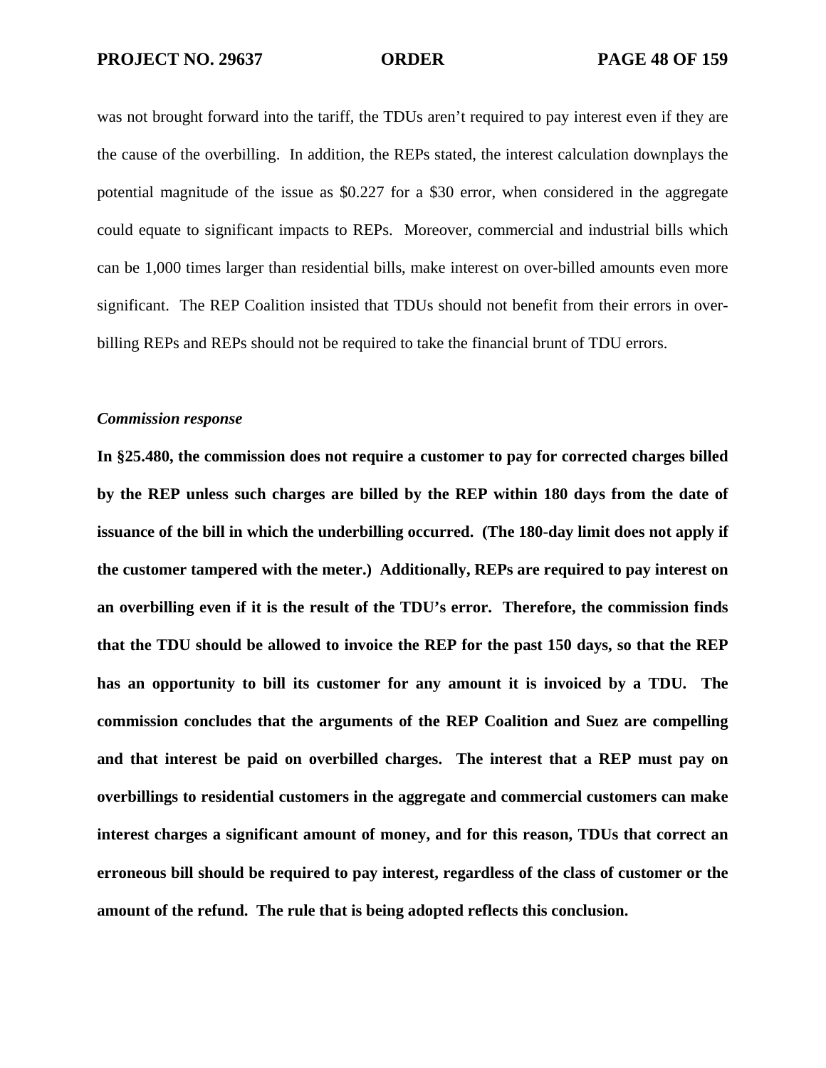was not brought forward into the tariff, the TDUs aren't required to pay interest even if they are the cause of the overbilling. In addition, the REPs stated, the interest calculation downplays the potential magnitude of the issue as $0.227 for a $30 error, when considered in the aggregate could equate to significant impacts to REPs. Moreover, commercial and industrial bills which can be 1,000 times larger than residential bills, make interest on over-billed amounts even more significant. The REP Coalition insisted that TDUs should not benefit from their errors in over-billing REPs and REPs should not be required to take the financial brunt of TDU errors.

*Commission response*

**In §25.480, the commission does not require a customer to pay for corrected charges billed by the REP unless such charges are billed by the REP within 180 days from the date of issuance of the bill in which the underbilling occurred. (The 180-day limit does not apply if the customer tampered with the meter.) Additionally, REPs are required to pay interest on an overbilling even if it is the result of the TDU's error. Therefore, the commission finds that the TDU should be allowed to invoice the REP for the past 150 days, so that the REP has an opportunity to bill its customer for any amount it is invoiced by a TDU. The commission concludes that the arguments of the REP Coalition and Suez are compelling and that interest be paid on overbilled charges. The interest that a REP must pay on overbillings to residential customers in the aggregate and commercial customers can make interest charges a significant amount of money, and for this reason, TDUs that correct an erroneous bill should be required to pay interest, regardless of the class of customer or the amount of the refund. The rule that is being adopted reflects this conclusion.**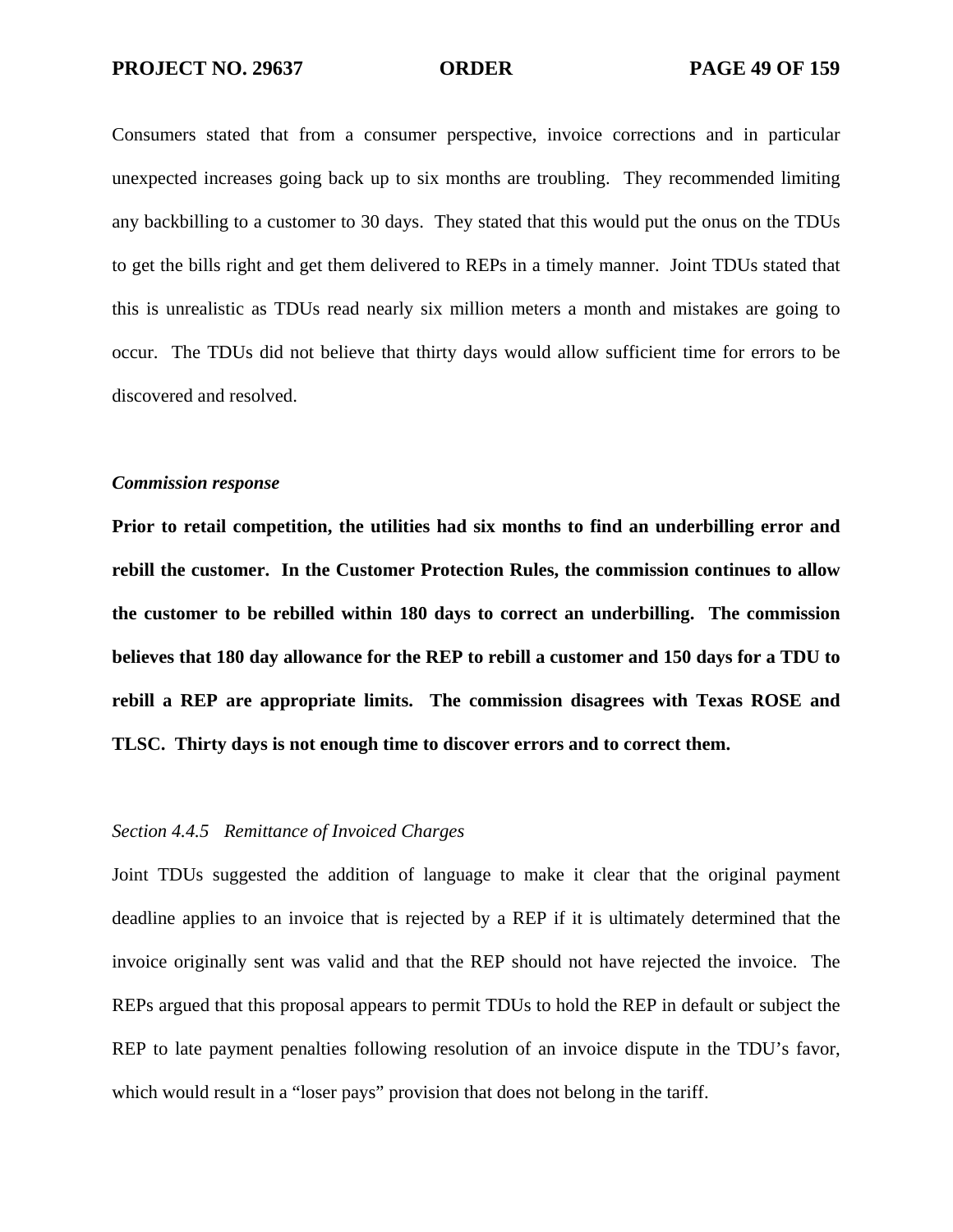Consumers stated that from a consumer perspective, invoice corrections and in particular unexpected increases going back up to six months are troubling. They recommended limiting any backbilling to a customer to 30 days. They stated that this would put the onus on the TDUs to get the bills right and get them delivered to REPs in a timely manner. Joint TDUs stated that this is unrealistic as TDUs read nearly six million meters a month and mistakes are going to occur. The TDUs did not believe that thirty days would allow sufficient time for errors to be discovered and resolved.

***Commission response***

**Prior to retail competition, the utilities had six months to find an underbilling error and rebill the customer. In the Customer Protection Rules, the commission continues to allow the customer to be rebilled within 180 days to correct an underbilling. The commission believes that 180 day allowance for the REP to rebill a customer and 150 days for a TDU to rebill a REP are appropriate limits. The commission disagrees with Texas ROSE and TLSC. Thirty days is not enough time to discover errors and to correct them.**

*Section 4.4.5 Remittance of Invoiced Charges*

Joint TDUs suggested the addition of language to make it clear that the original payment deadline applies to an invoice that is rejected by a REP if it is ultimately determined that the invoice originally sent was valid and that the REP should not have rejected the invoice. The REPs argued that this proposal appears to permit TDUs to hold the REP in default or subject the REP to late payment penalties following resolution of an invoice dispute in the TDU's favor, which would result in a "loser pays" provision that does not belong in the tariff.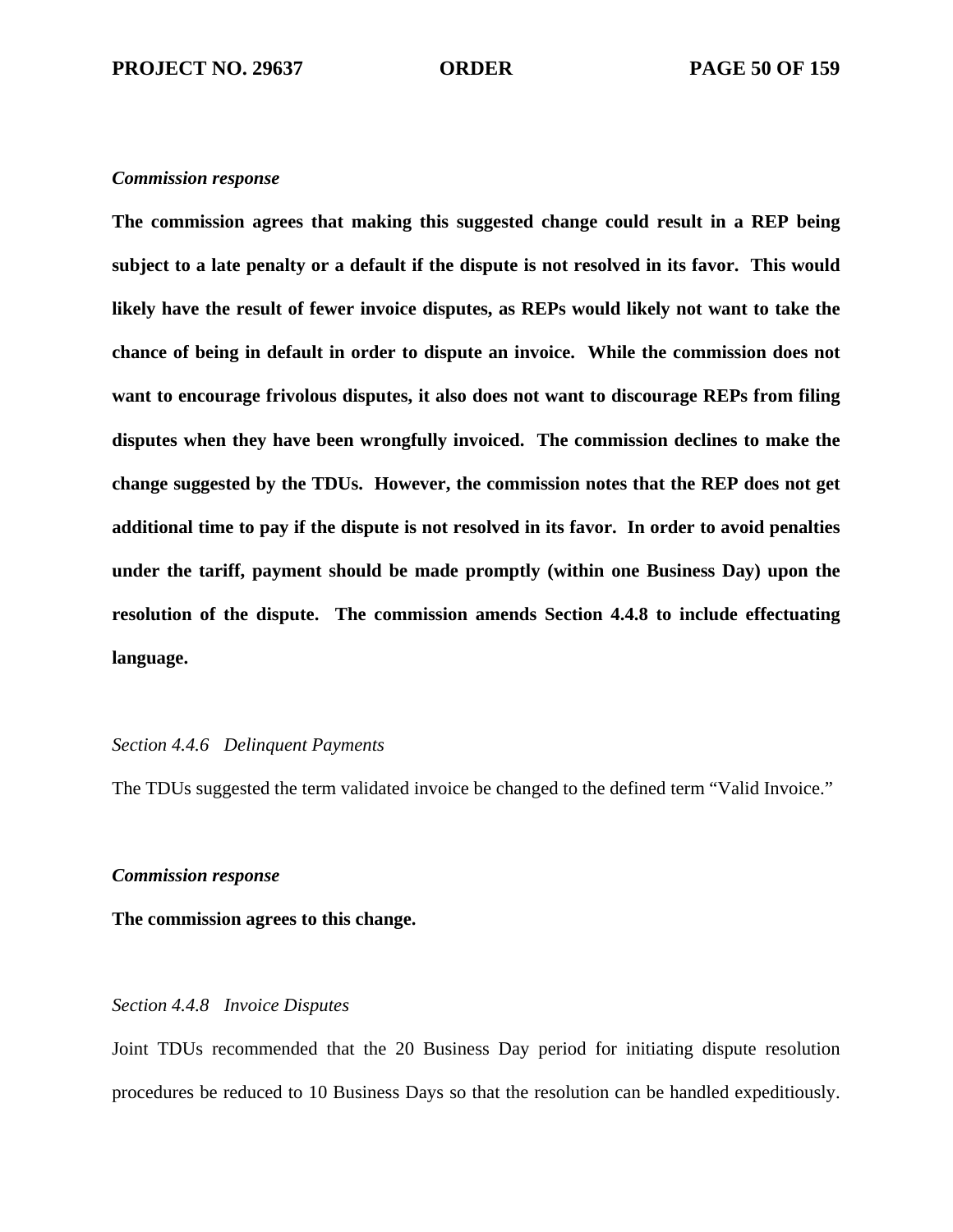*Commission response*

**The commission agrees that making this suggested change could result in a REP being subject to a late penalty or a default if the dispute is not resolved in its favor. This would likely have the result of fewer invoice disputes, as REPs would likely not want to take the chance of being in default in order to dispute an invoice. While the commission does not want to encourage frivolous disputes, it also does not want to discourage REPs from filing disputes when they have been wrongfully invoiced. The commission declines to make the change suggested by the TDUs. However, the commission notes that the REP does not get additional time to pay if the dispute is not resolved in its favor. In order to avoid penalties under the tariff, payment should be made promptly (within one Business Day) upon the resolution of the dispute. The commission amends Section 4.4.8 to include effectuating language.**

*Section 4.4.6 Delinquent Payments*

The TDUs suggested the term validated invoice be changed to the defined term "Valid Invoice."

*Commission response*

**The commission agrees to this change.**

*Section 4.4.8 Invoice Disputes*

Joint TDUs recommended that the 20 Business Day period for initiating dispute resolution procedures be reduced to 10 Business Days so that the resolution can be handled expeditiously.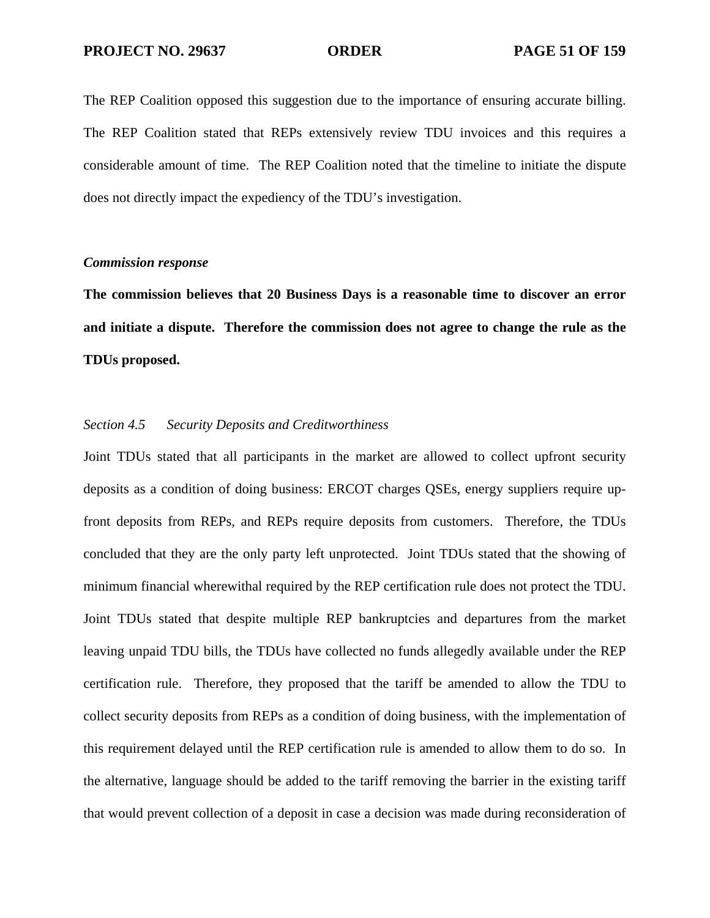The REP Coalition opposed this suggestion due to the importance of ensuring accurate billing. The REP Coalition stated that REPs extensively review TDU invoices and this requires a considerable amount of time. The REP Coalition noted that the timeline to initiate the dispute does not directly impact the expediency of the TDU's investigation.

*Commission response*

**The commission believes that 20 Business Days is a reasonable time to discover an error and initiate a dispute. Therefore the commission does not agree to change the rule as the TDUs proposed.**

*Section 4.5 Security Deposits and Creditworthiness*

Joint TDUs stated that all participants in the market are allowed to collect upfront security deposits as a condition of doing business: ERCOT charges QSEs, energy suppliers require up-front deposits from REPs, and REPs require deposits from customers. Therefore, the TDUs concluded that they are the only party left unprotected. Joint TDUs stated that the showing of minimum financial wherewithal required by the REP certification rule does not protect the TDU. Joint TDUs stated that despite multiple REP bankruptcies and departures from the market leaving unpaid TDU bills, the TDUs have collected no funds allegedly available under the REP certification rule. Therefore, they proposed that the tariff be amended to allow the TDU to collect security deposits from REPs as a condition of doing business, with the implementation of this requirement delayed until the REP certification rule is amended to allow them to do so. In the alternative, language should be added to the tariff removing the barrier in the existing tariff that would prevent collection of a deposit in case a decision was made during reconsideration of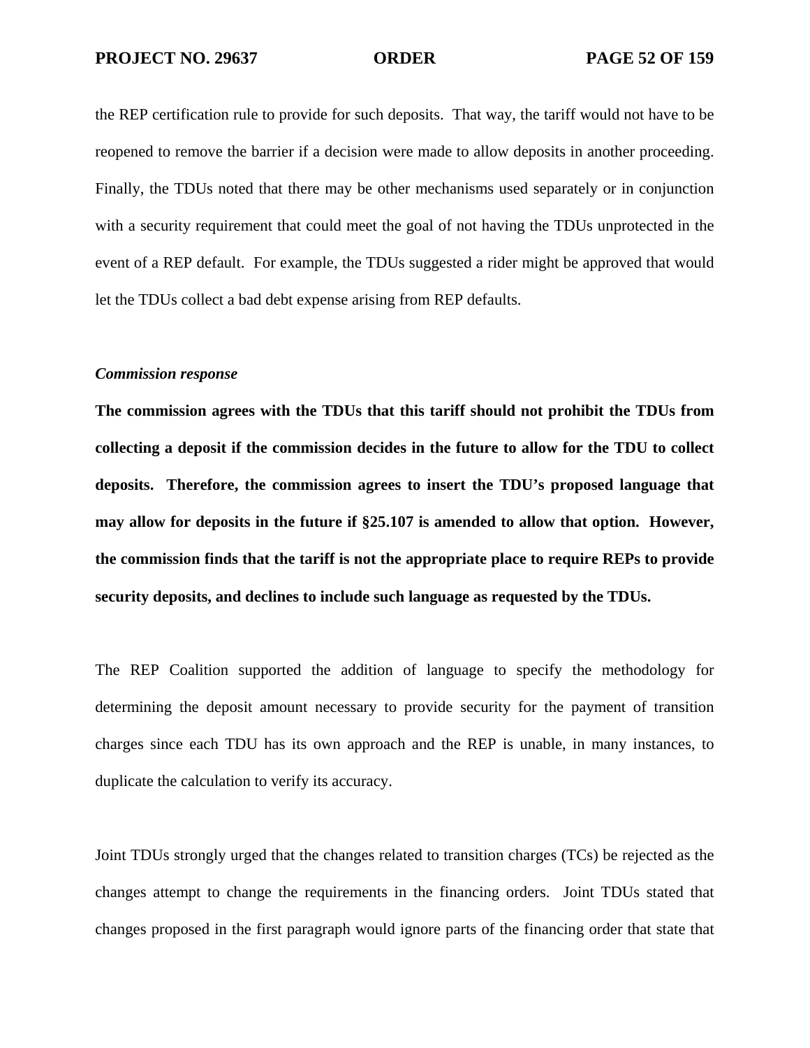the REP certification rule to provide for such deposits. That way, the tariff would not have to be reopened to remove the barrier if a decision were made to allow deposits in another proceeding. Finally, the TDUs noted that there may be other mechanisms used separately or in conjunction with a security requirement that could meet the goal of not having the TDUs unprotected in the event of a REP default. For example, the TDUs suggested a rider might be approved that would let the TDUs collect a bad debt expense arising from REP defaults.

***Commission response***

**The commission agrees with the TDUs that this tariff should not prohibit the TDUs from collecting a deposit if the commission decides in the future to allow for the TDU to collect deposits. Therefore, the commission agrees to insert the TDU's proposed language that may allow for deposits in the future if §25.107 is amended to allow that option. However, the commission finds that the tariff is not the appropriate place to require REPs to provide security deposits, and declines to include such language as requested by the TDUs.**

The REP Coalition supported the addition of language to specify the methodology for determining the deposit amount necessary to provide security for the payment of transition charges since each TDU has its own approach and the REP is unable, in many instances, to duplicate the calculation to verify its accuracy.

Joint TDUs strongly urged that the changes related to transition charges (TCs) be rejected as the changes attempt to change the requirements in the financing orders. Joint TDUs stated that changes proposed in the first paragraph would ignore parts of the financing order that state that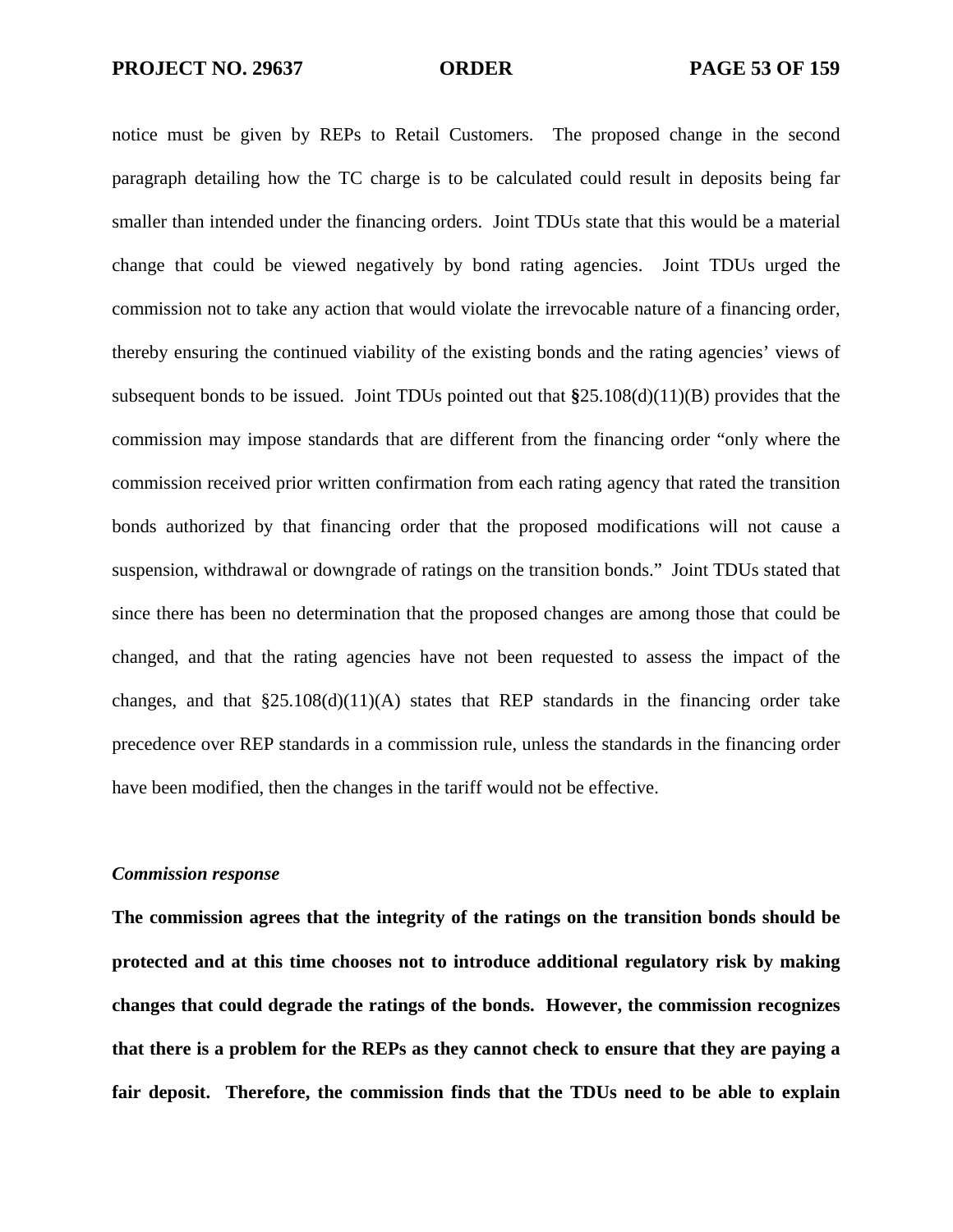notice must be given by REPs to Retail Customers. The proposed change in the second paragraph detailing how the TC charge is to be calculated could result in deposits being far smaller than intended under the financing orders. Joint TDUs state that this would be a material change that could be viewed negatively by bond rating agencies. Joint TDUs urged the commission not to take any action that would violate the irrevocable nature of a financing order, thereby ensuring the continued viability of the existing bonds and the rating agencies' views of subsequent bonds to be issued. Joint TDUs pointed out that §25.108(d)(11)(B) provides that the commission may impose standards that are different from the financing order "only where the commission received prior written confirmation from each rating agency that rated the transition bonds authorized by that financing order that the proposed modifications will not cause a suspension, withdrawal or downgrade of ratings on the transition bonds." Joint TDUs stated that since there has been no determination that the proposed changes are among those that could be changed, and that the rating agencies have not been requested to assess the impact of the changes, and that §25.108(d)(11)(A) states that REP standards in the financing order take precedence over REP standards in a commission rule, unless the standards in the financing order have been modified, then the changes in the tariff would not be effective.

***Commission response***

**The commission agrees that the integrity of the ratings on the transition bonds should be protected and at this time chooses not to introduce additional regulatory risk by making changes that could degrade the ratings of the bonds. However, the commission recognizes that there is a problem for the REPs as they cannot check to ensure that they are paying a fair deposit. Therefore, the commission finds that the TDUs need to be able to explain**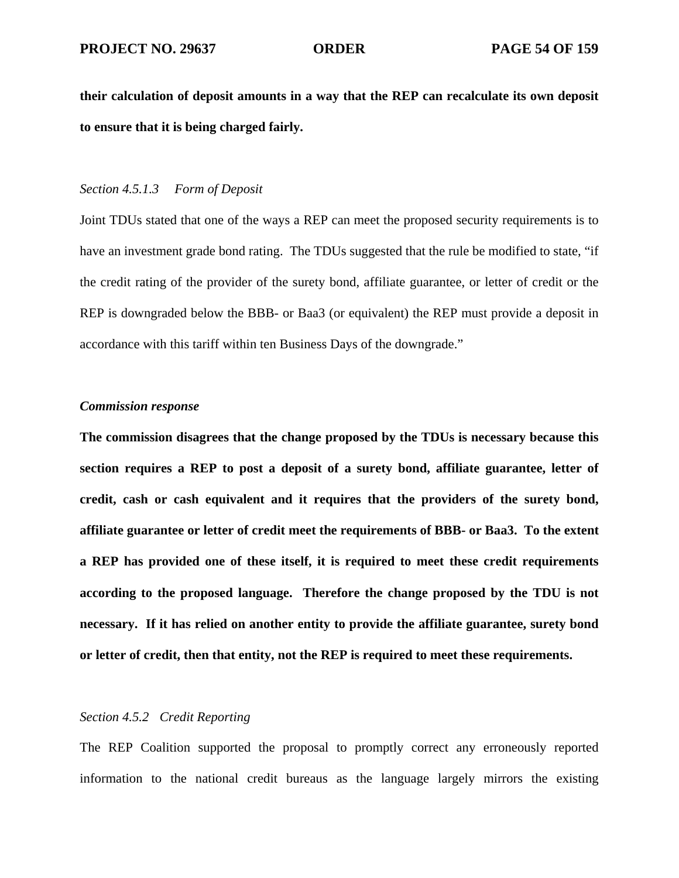**their calculation of deposit amounts in a way that the REP can recalculate its own deposit to ensure that it is being charged fairly.**

*Section 4.5.1.3 Form of Deposit*

Joint TDUs stated that one of the ways a REP can meet the proposed security requirements is to have an investment grade bond rating. The TDUs suggested that the rule be modified to state, "if the credit rating of the provider of the surety bond, affiliate guarantee, or letter of credit or the REP is downgraded below the BBB- or Baa3 (or equivalent) the REP must provide a deposit in accordance with this tariff within ten Business Days of the downgrade."

***Commission response***

**The commission disagrees that the change proposed by the TDUs is necessary because this section requires a REP to post a deposit of a surety bond, affiliate guarantee, letter of credit, cash or cash equivalent and it requires that the providers of the surety bond, affiliate guarantee or letter of credit meet the requirements of BBB- or Baa3. To the extent a REP has provided one of these itself, it is required to meet these credit requirements according to the proposed language. Therefore the change proposed by the TDU is not necessary. If it has relied on another entity to provide the affiliate guarantee, surety bond or letter of credit, then that entity, not the REP is required to meet these requirements.**

*Section 4.5.2 Credit Reporting*

The REP Coalition supported the proposal to promptly correct any erroneously reported information to the national credit bureaus as the language largely mirrors the existing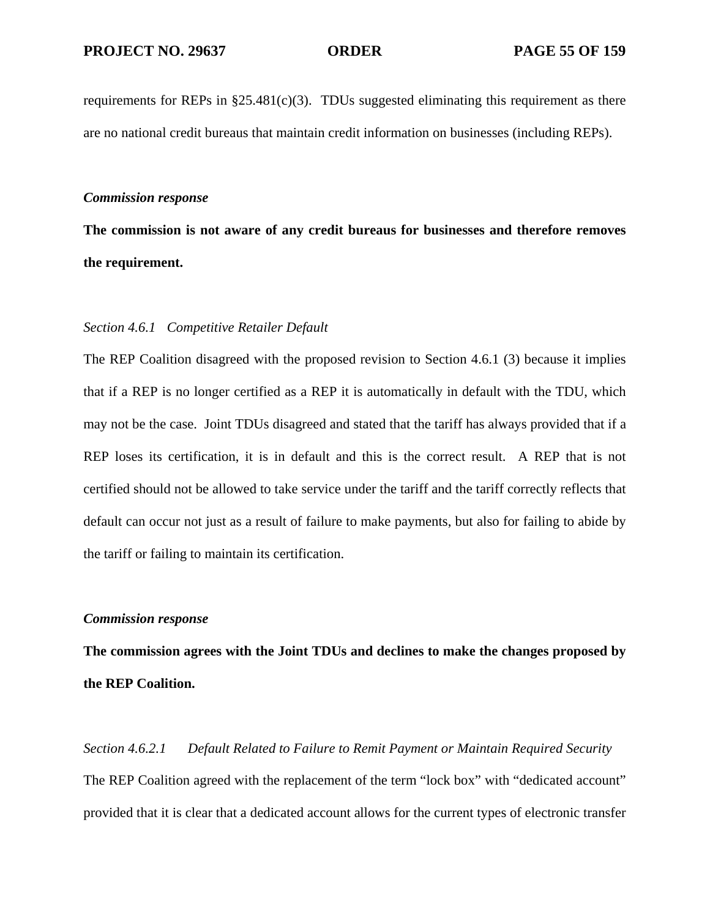requirements for REPs in §25.481(c)(3). TDUs suggested eliminating this requirement as there are no national credit bureaus that maintain credit information on businesses (including REPs).

***Commission response***

**The commission is not aware of any credit bureaus for businesses and therefore removes the requirement.**

*Section 4.6.1 Competitive Retailer Default*

The REP Coalition disagreed with the proposed revision to Section 4.6.1 (3) because it implies that if a REP is no longer certified as a REP it is automatically in default with the TDU, which may not be the case. Joint TDUs disagreed and stated that the tariff has always provided that if a REP loses its certification, it is in default and this is the correct result. A REP that is not certified should not be allowed to take service under the tariff and the tariff correctly reflects that default can occur not just as a result of failure to make payments, but also for failing to abide by the tariff or failing to maintain its certification.

***Commission response***

**The commission agrees with the Joint TDUs and declines to make the changes proposed by the REP Coalition.**

*Section 4.6.2.1 Default Related to Failure to Remit Payment or Maintain Required Security*

The REP Coalition agreed with the replacement of the term "lock box" with "dedicated account" provided that it is clear that a dedicated account allows for the current types of electronic transfer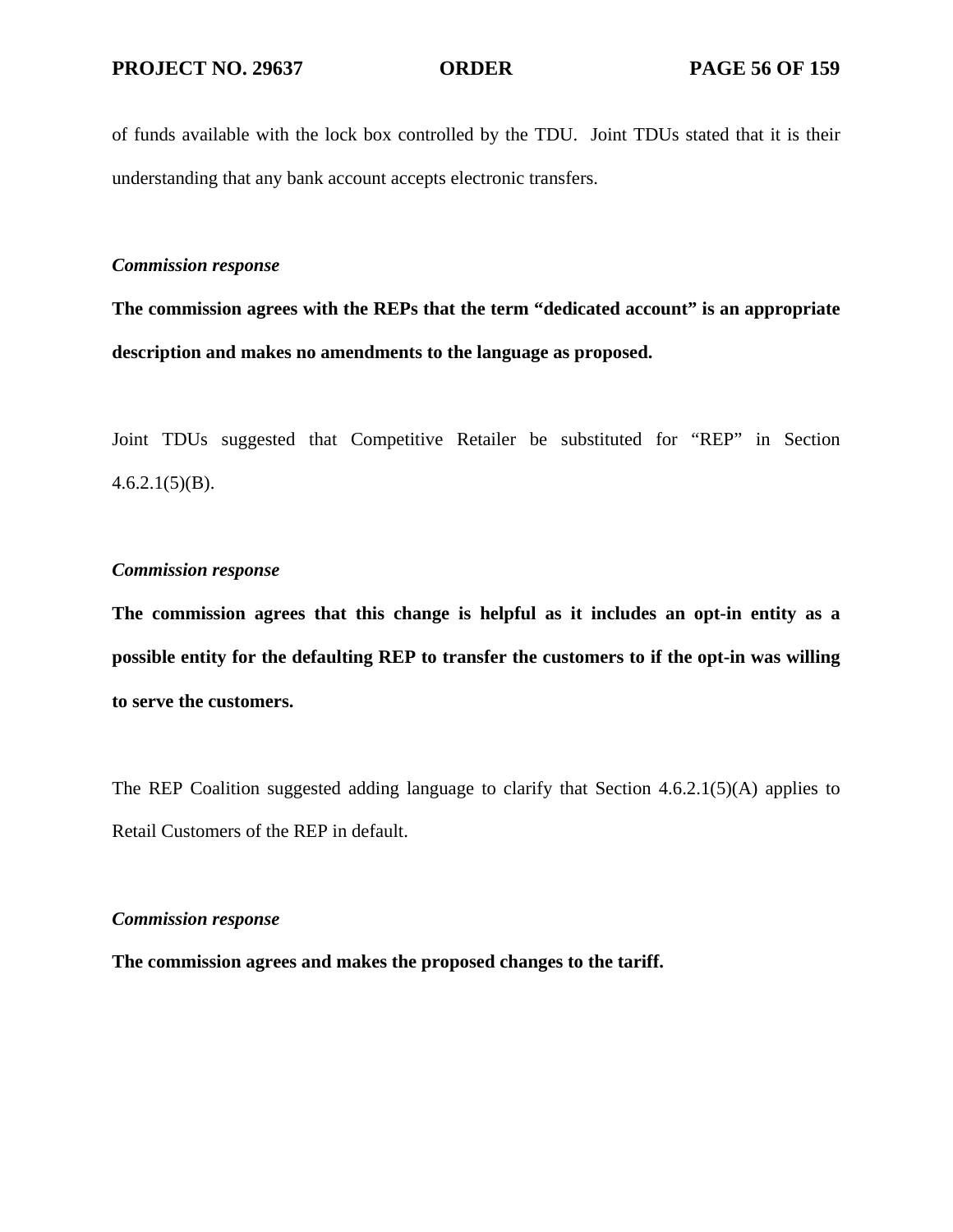of funds available with the lock box controlled by the TDU. Joint TDUs stated that it is their understanding that any bank account accepts electronic transfers.

***Commission response***

**The commission agrees with the REPs that the term "dedicated account" is an appropriate description and makes no amendments to the language as proposed.**

Joint TDUs suggested that Competitive Retailer be substituted for "REP" in Section 4.6.2.1(5)(B).

***Commission response***

**The commission agrees that this change is helpful as it includes an opt-in entity as a possible entity for the defaulting REP to transfer the customers to if the opt-in was willing to serve the customers.**

The REP Coalition suggested adding language to clarify that Section 4.6.2.1(5)(A) applies to Retail Customers of the REP in default.

***Commission response***

**The commission agrees and makes the proposed changes to the tariff.**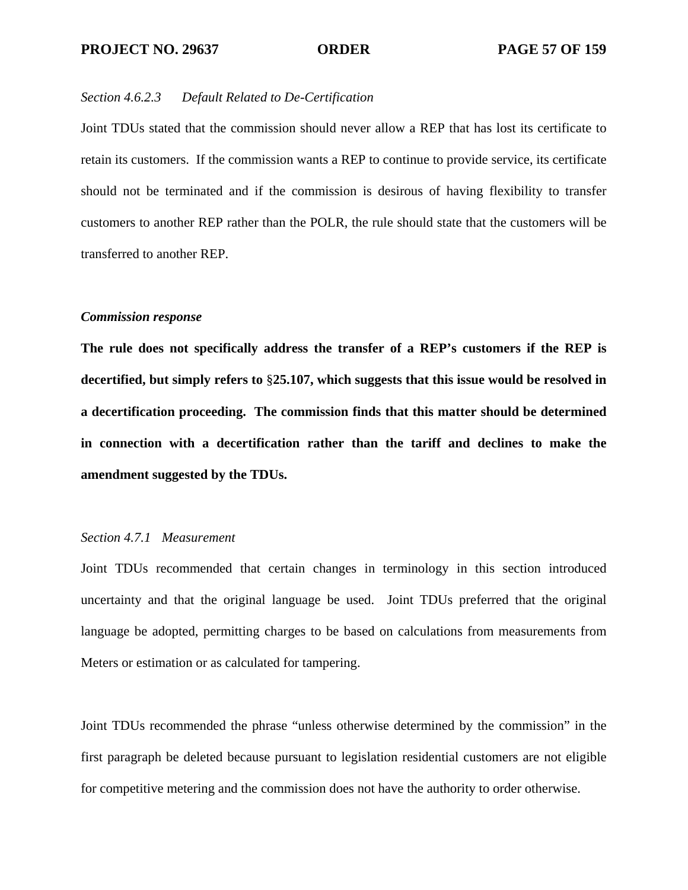*Section 4.6.2.3 Default Related to De-Certification*

Joint TDUs stated that the commission should never allow a REP that has lost its certificate to retain its customers. If the commission wants a REP to continue to provide service, its certificate should not be terminated and if the commission is desirous of having flexibility to transfer customers to another REP rather than the POLR, the rule should state that the customers will be transferred to another REP.

***Commission response***

**The rule does not specifically address the transfer of a REP's customers if the REP is decertified, but simply refers to §25.107, which suggests that this issue would be resolved in a decertification proceeding. The commission finds that this matter should be determined in connection with a decertification rather than the tariff and declines to make the amendment suggested by the TDUs.**

*Section 4.7.1 Measurement*

Joint TDUs recommended that certain changes in terminology in this section introduced uncertainty and that the original language be used. Joint TDUs preferred that the original language be adopted, permitting charges to be based on calculations from measurements from Meters or estimation or as calculated for tampering.

Joint TDUs recommended the phrase "unless otherwise determined by the commission" in the first paragraph be deleted because pursuant to legislation residential customers are not eligible for competitive metering and the commission does not have the authority to order otherwise.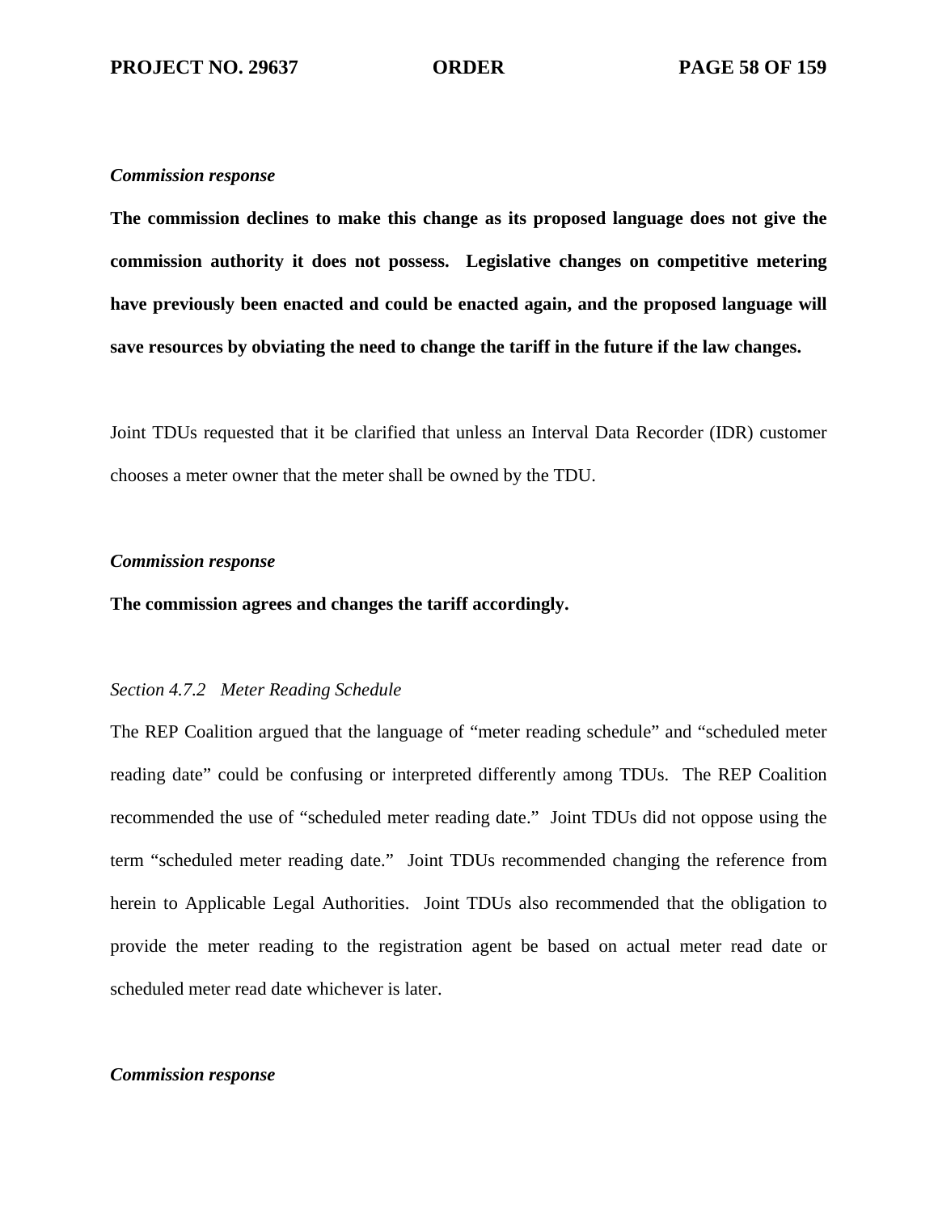***Commission response***

**The commission declines to make this change as its proposed language does not give the commission authority it does not possess. Legislative changes on competitive metering have previously been enacted and could be enacted again, and the proposed language will save resources by obviating the need to change the tariff in the future if the law changes.**

Joint TDUs requested that it be clarified that unless an Interval Data Recorder (IDR) customer chooses a meter owner that the meter shall be owned by the TDU.

***Commission response***

**The commission agrees and changes the tariff accordingly.**

*Section 4.7.2 Meter Reading Schedule*

The REP Coalition argued that the language of "meter reading schedule" and "scheduled meter reading date" could be confusing or interpreted differently among TDUs. The REP Coalition recommended the use of "scheduled meter reading date." Joint TDUs did not oppose using the term "scheduled meter reading date." Joint TDUs recommended changing the reference from herein to Applicable Legal Authorities. Joint TDUs also recommended that the obligation to provide the meter reading to the registration agent be based on actual meter read date or scheduled meter read date whichever is later.

***Commission response***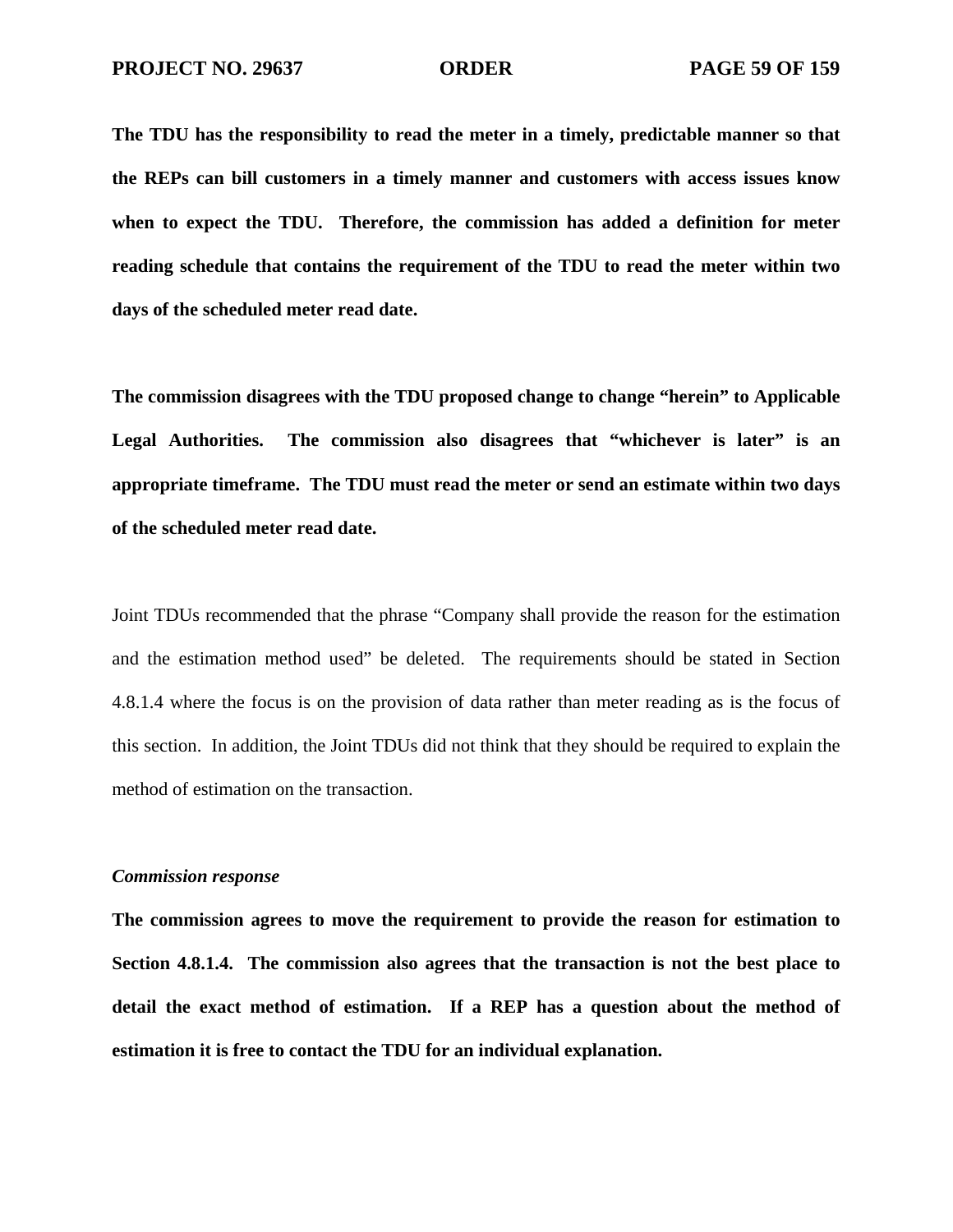**The TDU has the responsibility to read the meter in a timely, predictable manner so that the REPs can bill customers in a timely manner and customers with access issues know when to expect the TDU. Therefore, the commission has added a definition for meter reading schedule that contains the requirement of the TDU to read the meter within two days of the scheduled meter read date.**

**The commission disagrees with the TDU proposed change to change "herein" to Applicable Legal Authorities. The commission also disagrees that "whichever is later" is an appropriate timeframe. The TDU must read the meter or send an estimate within two days of the scheduled meter read date.**

Joint TDUs recommended that the phrase "Company shall provide the reason for the estimation and the estimation method used" be deleted. The requirements should be stated in Section 4.8.1.4 where the focus is on the provision of data rather than meter reading as is the focus of this section. In addition, the Joint TDUs did not think that they should be required to explain the method of estimation on the transaction.

***Commission response***

**The commission agrees to move the requirement to provide the reason for estimation to Section 4.8.1.4. The commission also agrees that the transaction is not the best place to detail the exact method of estimation. If a REP has a question about the method of estimation it is free to contact the TDU for an individual explanation.**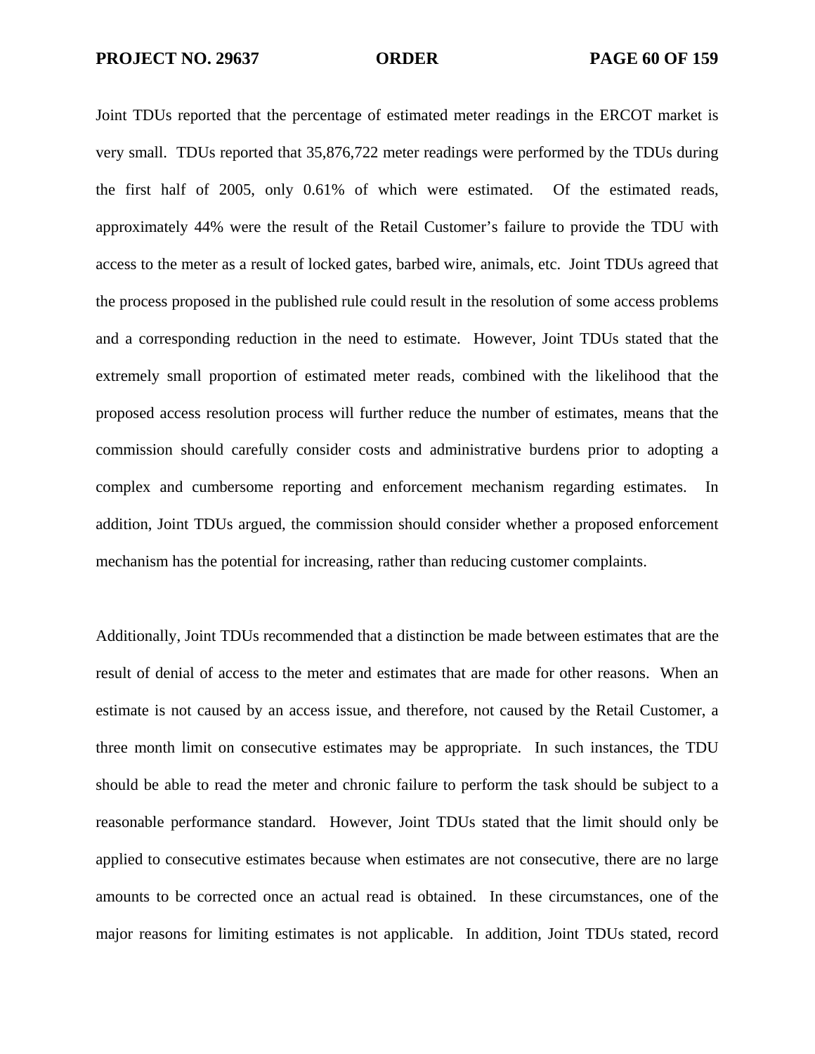Joint TDUs reported that the percentage of estimated meter readings in the ERCOT market is very small. TDUs reported that 35,876,722 meter readings were performed by the TDUs during the first half of 2005, only 0.61% of which were estimated. Of the estimated reads, approximately 44% were the result of the Retail Customer's failure to provide the TDU with access to the meter as a result of locked gates, barbed wire, animals, etc. Joint TDUs agreed that the process proposed in the published rule could result in the resolution of some access problems and a corresponding reduction in the need to estimate. However, Joint TDUs stated that the extremely small proportion of estimated meter reads, combined with the likelihood that the proposed access resolution process will further reduce the number of estimates, means that the commission should carefully consider costs and administrative burdens prior to adopting a complex and cumbersome reporting and enforcement mechanism regarding estimates. In addition, Joint TDUs argued, the commission should consider whether a proposed enforcement mechanism has the potential for increasing, rather than reducing customer complaints.

Additionally, Joint TDUs recommended that a distinction be made between estimates that are the result of denial of access to the meter and estimates that are made for other reasons. When an estimate is not caused by an access issue, and therefore, not caused by the Retail Customer, a three month limit on consecutive estimates may be appropriate. In such instances, the TDU should be able to read the meter and chronic failure to perform the task should be subject to a reasonable performance standard. However, Joint TDUs stated that the limit should only be applied to consecutive estimates because when estimates are not consecutive, there are no large amounts to be corrected once an actual read is obtained. In these circumstances, one of the major reasons for limiting estimates is not applicable. In addition, Joint TDUs stated, record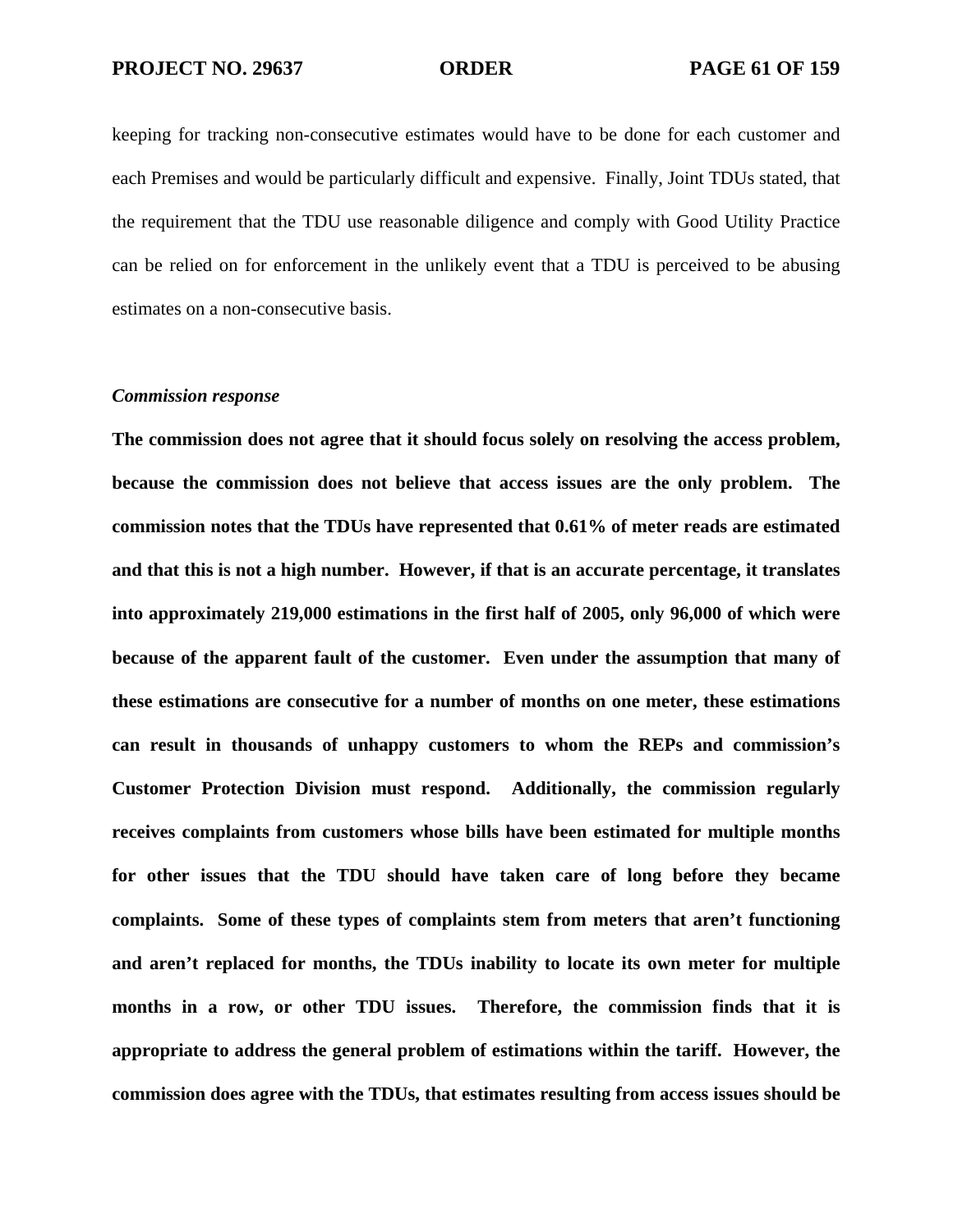keeping for tracking non-consecutive estimates would have to be done for each customer and each Premises and would be particularly difficult and expensive. Finally, Joint TDUs stated, that the requirement that the TDU use reasonable diligence and comply with Good Utility Practice can be relied on for enforcement in the unlikely event that a TDU is perceived to be abusing estimates on a non-consecutive basis.

***Commission response***

**The commission does not agree that it should focus solely on resolving the access problem, because the commission does not believe that access issues are the only problem. The commission notes that the TDUs have represented that 0.61% of meter reads are estimated and that this is not a high number. However, if that is an accurate percentage, it translates into approximately 219,000 estimations in the first half of 2005, only 96,000 of which were because of the apparent fault of the customer. Even under the assumption that many of these estimations are consecutive for a number of months on one meter, these estimations can result in thousands of unhappy customers to whom the REPs and commission's Customer Protection Division must respond. Additionally, the commission regularly receives complaints from customers whose bills have been estimated for multiple months for other issues that the TDU should have taken care of long before they became complaints. Some of these types of complaints stem from meters that aren't functioning and aren't replaced for months, the TDUs inability to locate its own meter for multiple months in a row, or other TDU issues. Therefore, the commission finds that it is appropriate to address the general problem of estimations within the tariff. However, the commission does agree with the TDUs, that estimates resulting from access issues should be**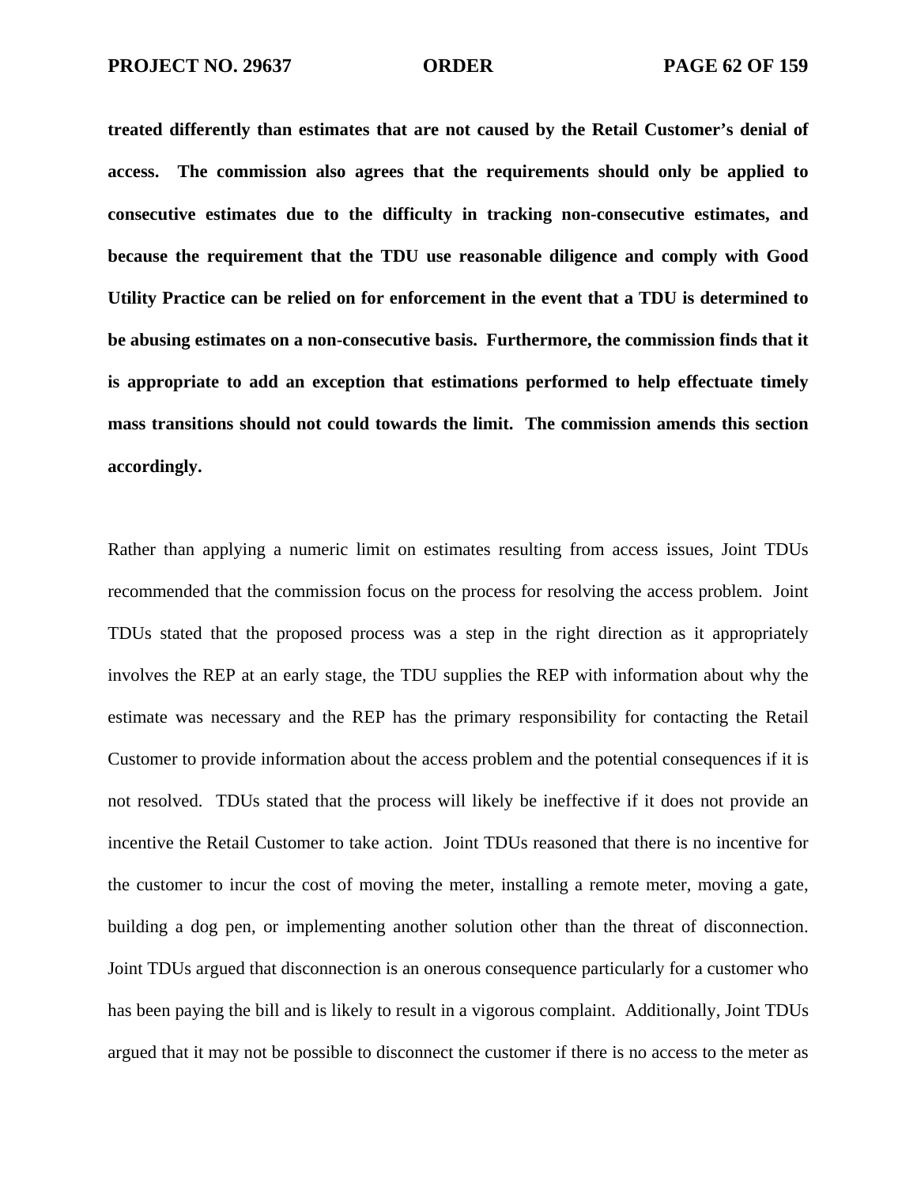**treated differently than estimates that are not caused by the Retail Customer's denial of access. The commission also agrees that the requirements should only be applied to consecutive estimates due to the difficulty in tracking non-consecutive estimates, and because the requirement that the TDU use reasonable diligence and comply with Good Utility Practice can be relied on for enforcement in the event that a TDU is determined to be abusing estimates on a non-consecutive basis. Furthermore, the commission finds that it is appropriate to add an exception that estimations performed to help effectuate timely mass transitions should not could towards the limit. The commission amends this section accordingly.**

Rather than applying a numeric limit on estimates resulting from access issues, Joint TDUs recommended that the commission focus on the process for resolving the access problem. Joint TDUs stated that the proposed process was a step in the right direction as it appropriately involves the REP at an early stage, the TDU supplies the REP with information about why the estimate was necessary and the REP has the primary responsibility for contacting the Retail Customer to provide information about the access problem and the potential consequences if it is not resolved. TDUs stated that the process will likely be ineffective if it does not provide an incentive the Retail Customer to take action. Joint TDUs reasoned that there is no incentive for the customer to incur the cost of moving the meter, installing a remote meter, moving a gate, building a dog pen, or implementing another solution other than the threat of disconnection. Joint TDUs argued that disconnection is an onerous consequence particularly for a customer who has been paying the bill and is likely to result in a vigorous complaint. Additionally, Joint TDUs argued that it may not be possible to disconnect the customer if there is no access to the meter as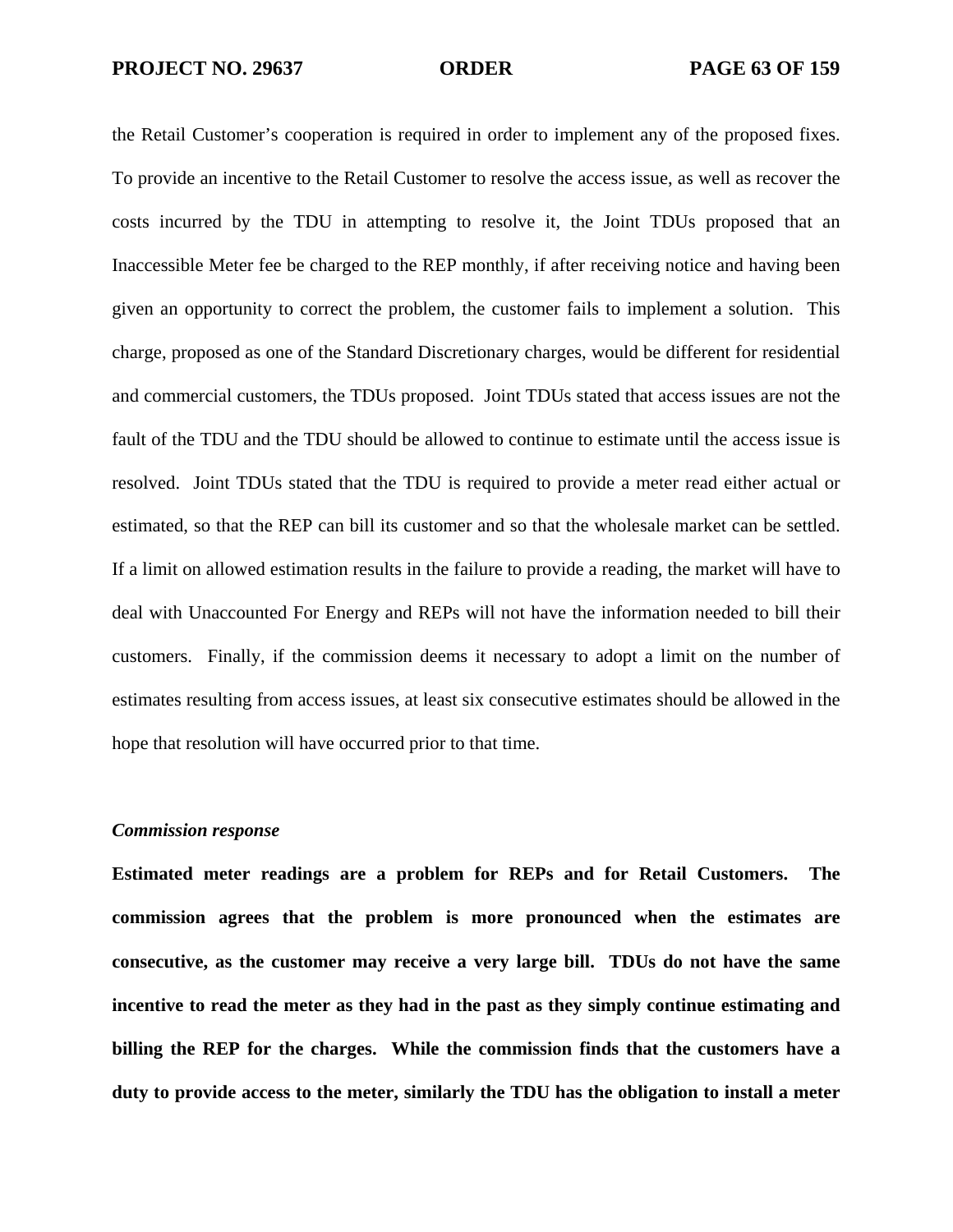the Retail Customer's cooperation is required in order to implement any of the proposed fixes. To provide an incentive to the Retail Customer to resolve the access issue, as well as recover the costs incurred by the TDU in attempting to resolve it, the Joint TDUs proposed that an Inaccessible Meter fee be charged to the REP monthly, if after receiving notice and having been given an opportunity to correct the problem, the customer fails to implement a solution. This charge, proposed as one of the Standard Discretionary charges, would be different for residential and commercial customers, the TDUs proposed. Joint TDUs stated that access issues are not the fault of the TDU and the TDU should be allowed to continue to estimate until the access issue is resolved. Joint TDUs stated that the TDU is required to provide a meter read either actual or estimated, so that the REP can bill its customer and so that the wholesale market can be settled. If a limit on allowed estimation results in the failure to provide a reading, the market will have to deal with Unaccounted For Energy and REPs will not have the information needed to bill their customers. Finally, if the commission deems it necessary to adopt a limit on the number of estimates resulting from access issues, at least six consecutive estimates should be allowed in the hope that resolution will have occurred prior to that time.

***Commission response***

**Estimated meter readings are a problem for REPs and for Retail Customers. The commission agrees that the problem is more pronounced when the estimates are consecutive, as the customer may receive a very large bill. TDUs do not have the same incentive to read the meter as they had in the past as they simply continue estimating and billing the REP for the charges. While the commission finds that the customers have a duty to provide access to the meter, similarly the TDU has the obligation to install a meter**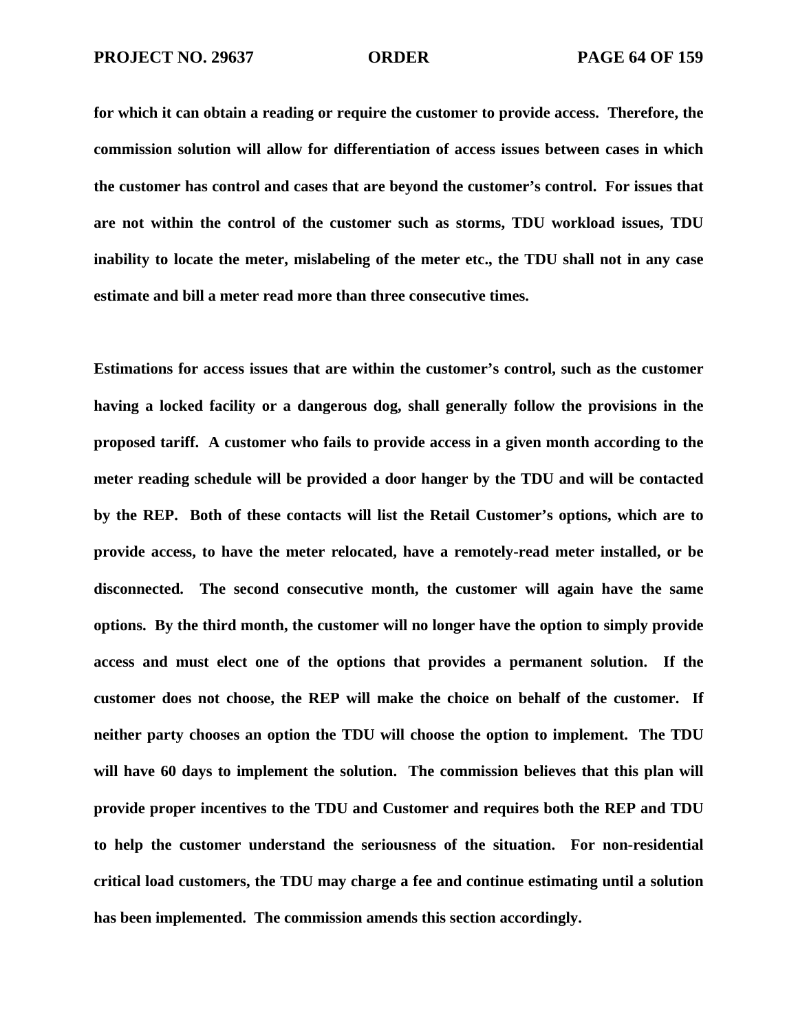**for which it can obtain a reading or require the customer to provide access. Therefore, the commission solution will allow for differentiation of access issues between cases in which the customer has control and cases that are beyond the customer's control. For issues that are not within the control of the customer such as storms, TDU workload issues, TDU inability to locate the meter, mislabeling of the meter etc., the TDU shall not in any case estimate and bill a meter read more than three consecutive times.**

**Estimations for access issues that are within the customer's control, such as the customer having a locked facility or a dangerous dog, shall generally follow the provisions in the proposed tariff. A customer who fails to provide access in a given month according to the meter reading schedule will be provided a door hanger by the TDU and will be contacted by the REP. Both of these contacts will list the Retail Customer's options, which are to provide access, to have the meter relocated, have a remotely-read meter installed, or be disconnected. The second consecutive month, the customer will again have the same options. By the third month, the customer will no longer have the option to simply provide access and must elect one of the options that provides a permanent solution. If the customer does not choose, the REP will make the choice on behalf of the customer. If neither party chooses an option the TDU will choose the option to implement. The TDU will have 60 days to implement the solution. The commission believes that this plan will provide proper incentives to the TDU and Customer and requires both the REP and TDU to help the customer understand the seriousness of the situation. For non-residential critical load customers, the TDU may charge a fee and continue estimating until a solution has been implemented. The commission amends this section accordingly.**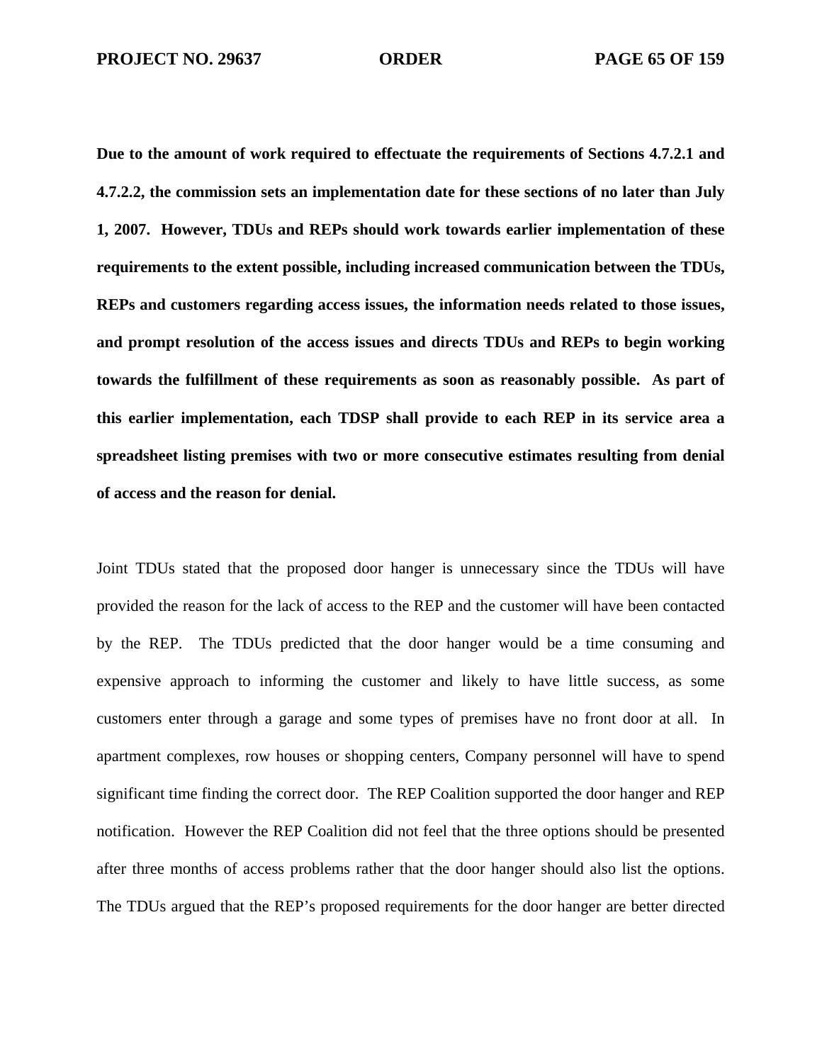**Due to the amount of work required to effectuate the requirements of Sections 4.7.2.1 and 4.7.2.2, the commission sets an implementation date for these sections of no later than July 1, 2007. However, TDUs and REPs should work towards earlier implementation of these requirements to the extent possible, including increased communication between the TDUs, REPs and customers regarding access issues, the information needs related to those issues, and prompt resolution of the access issues and directs TDUs and REPs to begin working towards the fulfillment of these requirements as soon as reasonably possible. As part of this earlier implementation, each TDSP shall provide to each REP in its service area a spreadsheet listing premises with two or more consecutive estimates resulting from denial of access and the reason for denial.**

Joint TDUs stated that the proposed door hanger is unnecessary since the TDUs will have provided the reason for the lack of access to the REP and the customer will have been contacted by the REP. The TDUs predicted that the door hanger would be a time consuming and expensive approach to informing the customer and likely to have little success, as some customers enter through a garage and some types of premises have no front door at all. In apartment complexes, row houses or shopping centers, Company personnel will have to spend significant time finding the correct door. The REP Coalition supported the door hanger and REP notification. However the REP Coalition did not feel that the three options should be presented after three months of access problems rather that the door hanger should also list the options. The TDUs argued that the REP's proposed requirements for the door hanger are better directed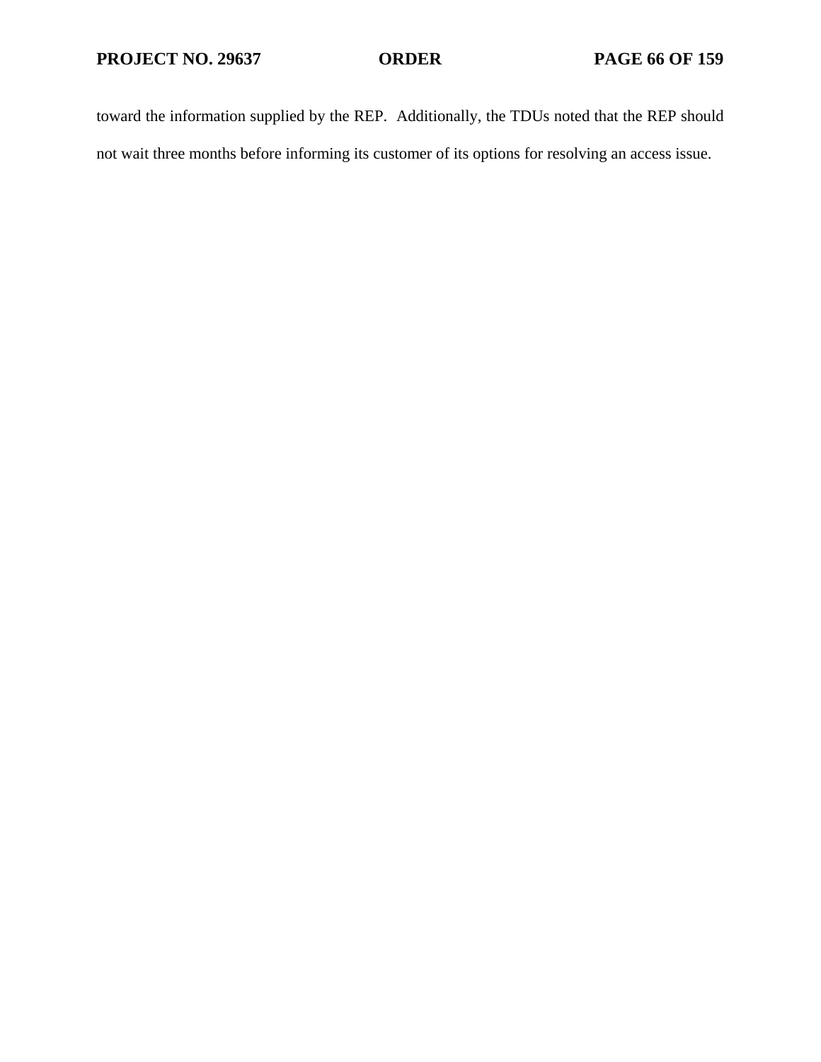toward the information supplied by the REP. Additionally, the TDUs noted that the REP should not wait three months before informing its customer of its options for resolving an access issue.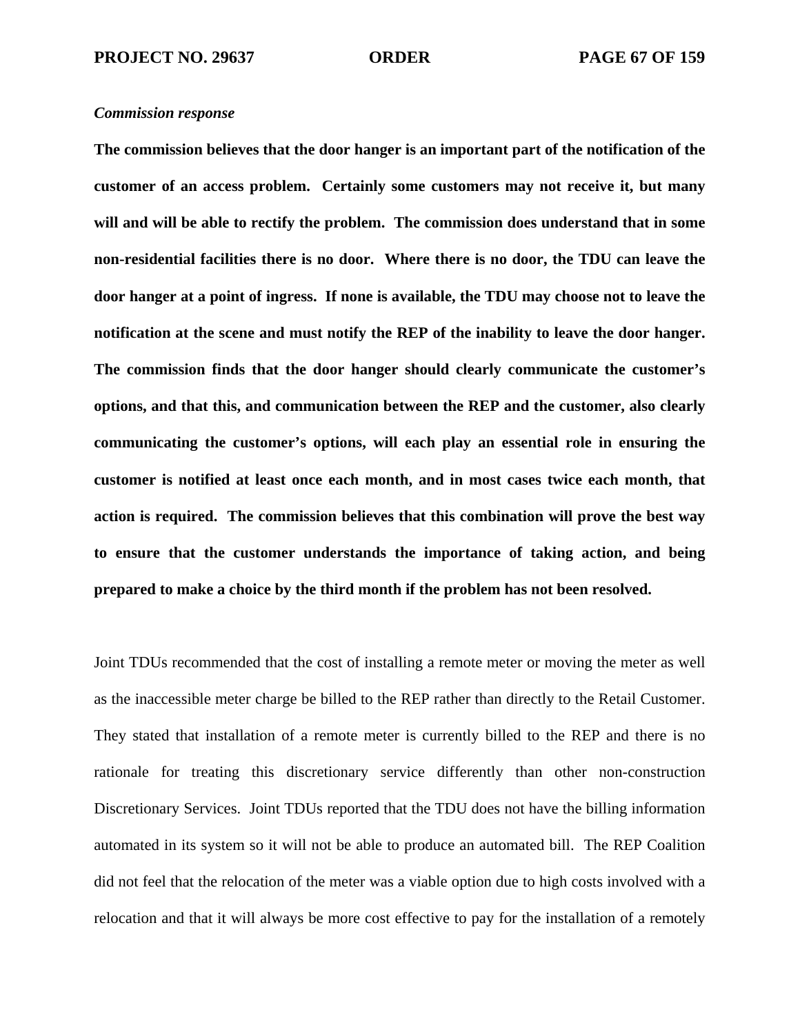*Commission response*

**The commission believes that the door hanger is an important part of the notification of the customer of an access problem. Certainly some customers may not receive it, but many will and will be able to rectify the problem. The commission does understand that in some non-residential facilities there is no door. Where there is no door, the TDU can leave the door hanger at a point of ingress. If none is available, the TDU may choose not to leave the notification at the scene and must notify the REP of the inability to leave the door hanger. The commission finds that the door hanger should clearly communicate the customer's options, and that this, and communication between the REP and the customer, also clearly communicating the customer's options, will each play an essential role in ensuring the customer is notified at least once each month, and in most cases twice each month, that action is required. The commission believes that this combination will prove the best way to ensure that the customer understands the importance of taking action, and being prepared to make a choice by the third month if the problem has not been resolved.**

Joint TDUs recommended that the cost of installing a remote meter or moving the meter as well as the inaccessible meter charge be billed to the REP rather than directly to the Retail Customer. They stated that installation of a remote meter is currently billed to the REP and there is no rationale for treating this discretionary service differently than other non-construction Discretionary Services. Joint TDUs reported that the TDU does not have the billing information automated in its system so it will not be able to produce an automated bill. The REP Coalition did not feel that the relocation of the meter was a viable option due to high costs involved with a relocation and that it will always be more cost effective to pay for the installation of a remotely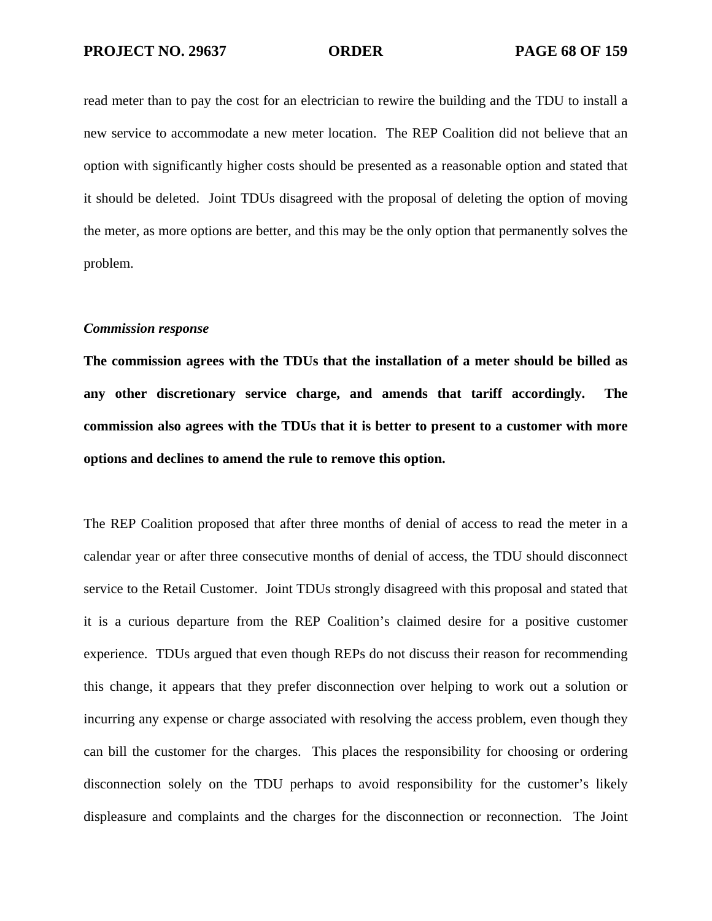read meter than to pay the cost for an electrician to rewire the building and the TDU to install a new service to accommodate a new meter location. The REP Coalition did not believe that an option with significantly higher costs should be presented as a reasonable option and stated that it should be deleted. Joint TDUs disagreed with the proposal of deleting the option of moving the meter, as more options are better, and this may be the only option that permanently solves the problem.

***Commission response***

**The commission agrees with the TDUs that the installation of a meter should be billed as any other discretionary service charge, and amends that tariff accordingly. The commission also agrees with the TDUs that it is better to present to a customer with more options and declines to amend the rule to remove this option.**

The REP Coalition proposed that after three months of denial of access to read the meter in a calendar year or after three consecutive months of denial of access, the TDU should disconnect service to the Retail Customer. Joint TDUs strongly disagreed with this proposal and stated that it is a curious departure from the REP Coalition's claimed desire for a positive customer experience. TDUs argued that even though REPs do not discuss their reason for recommending this change, it appears that they prefer disconnection over helping to work out a solution or incurring any expense or charge associated with resolving the access problem, even though they can bill the customer for the charges. This places the responsibility for choosing or ordering disconnection solely on the TDU perhaps to avoid responsibility for the customer's likely displeasure and complaints and the charges for the disconnection or reconnection. The Joint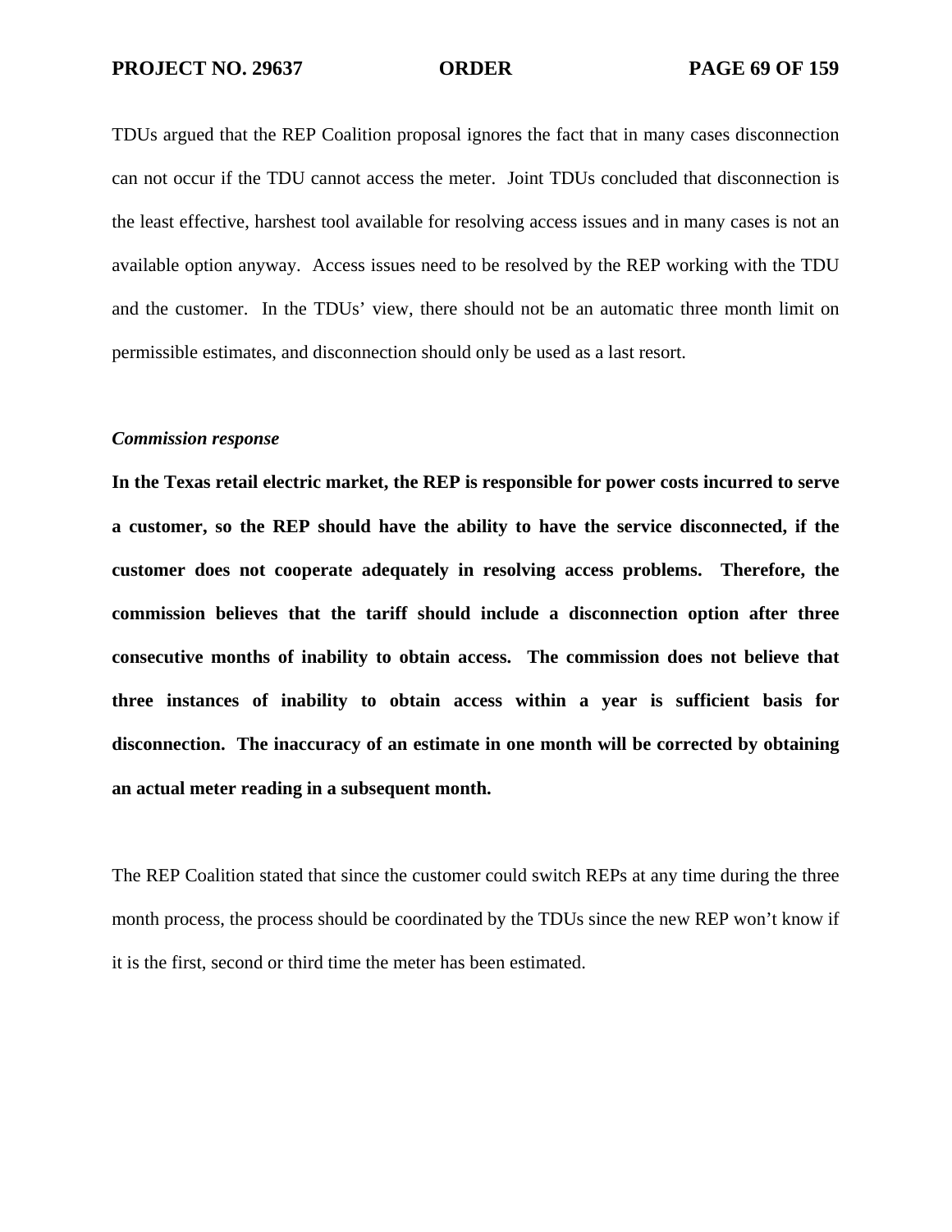TDUs argued that the REP Coalition proposal ignores the fact that in many cases disconnection can not occur if the TDU cannot access the meter. Joint TDUs concluded that disconnection is the least effective, harshest tool available for resolving access issues and in many cases is not an available option anyway. Access issues need to be resolved by the REP working with the TDU and the customer. In the TDUs' view, there should not be an automatic three month limit on permissible estimates, and disconnection should only be used as a last resort.

***Commission response***

**In the Texas retail electric market, the REP is responsible for power costs incurred to serve a customer, so the REP should have the ability to have the service disconnected, if the customer does not cooperate adequately in resolving access problems. Therefore, the commission believes that the tariff should include a disconnection option after three consecutive months of inability to obtain access. The commission does not believe that three instances of inability to obtain access within a year is sufficient basis for disconnection. The inaccuracy of an estimate in one month will be corrected by obtaining an actual meter reading in a subsequent month.**

The REP Coalition stated that since the customer could switch REPs at any time during the three month process, the process should be coordinated by the TDUs since the new REP won't know if it is the first, second or third time the meter has been estimated.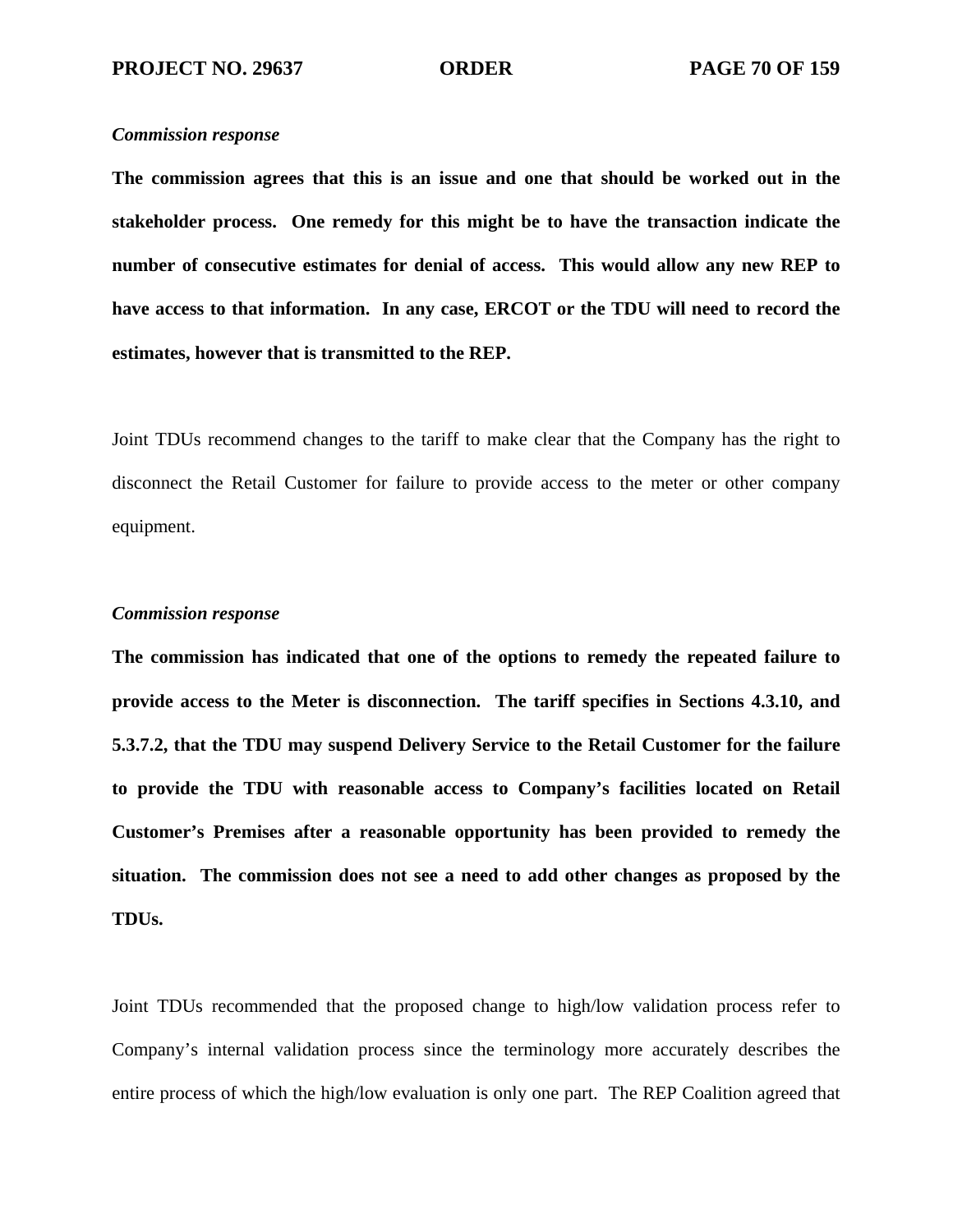*Commission response*

**The commission agrees that this is an issue and one that should be worked out in the stakeholder process. One remedy for this might be to have the transaction indicate the number of consecutive estimates for denial of access. This would allow any new REP to have access to that information. In any case, ERCOT or the TDU will need to record the estimates, however that is transmitted to the REP.**

Joint TDUs recommend changes to the tariff to make clear that the Company has the right to disconnect the Retail Customer for failure to provide access to the meter or other company equipment.

*Commission response*

**The commission has indicated that one of the options to remedy the repeated failure to provide access to the Meter is disconnection. The tariff specifies in Sections 4.3.10, and 5.3.7.2, that the TDU may suspend Delivery Service to the Retail Customer for the failure to provide the TDU with reasonable access to Company's facilities located on Retail Customer's Premises after a reasonable opportunity has been provided to remedy the situation. The commission does not see a need to add other changes as proposed by the TDUs.**

Joint TDUs recommended that the proposed change to high/low validation process refer to Company's internal validation process since the terminology more accurately describes the entire process of which the high/low evaluation is only one part. The REP Coalition agreed that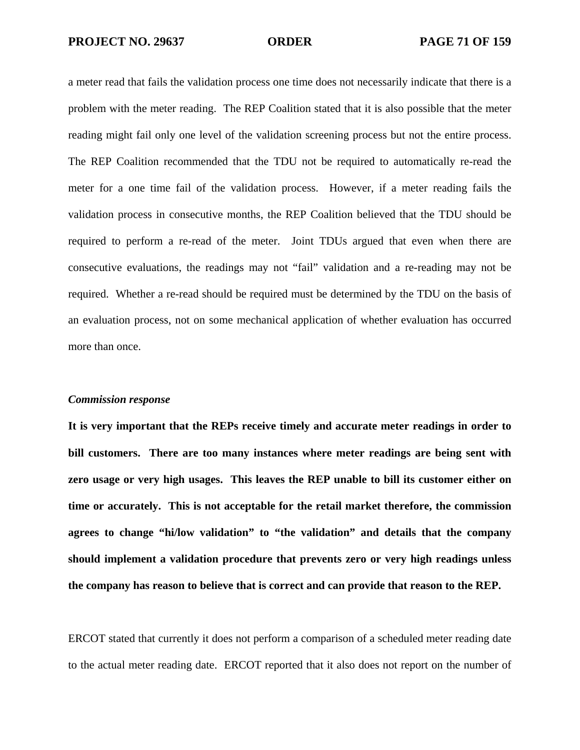a meter read that fails the validation process one time does not necessarily indicate that there is a problem with the meter reading. The REP Coalition stated that it is also possible that the meter reading might fail only one level of the validation screening process but not the entire process. The REP Coalition recommended that the TDU not be required to automatically re-read the meter for a one time fail of the validation process. However, if a meter reading fails the validation process in consecutive months, the REP Coalition believed that the TDU should be required to perform a re-read of the meter. Joint TDUs argued that even when there are consecutive evaluations, the readings may not "fail" validation and a re-reading may not be required. Whether a re-read should be required must be determined by the TDU on the basis of an evaluation process, not on some mechanical application of whether evaluation has occurred more than once.

***Commission response***

**It is very important that the REPs receive timely and accurate meter readings in order to bill customers. There are too many instances where meter readings are being sent with zero usage or very high usages. This leaves the REP unable to bill its customer either on time or accurately. This is not acceptable for the retail market therefore, the commission agrees to change "hi/low validation" to "the validation" and details that the company should implement a validation procedure that prevents zero or very high readings unless the company has reason to believe that is correct and can provide that reason to the REP.**

ERCOT stated that currently it does not perform a comparison of a scheduled meter reading date to the actual meter reading date. ERCOT reported that it also does not report on the number of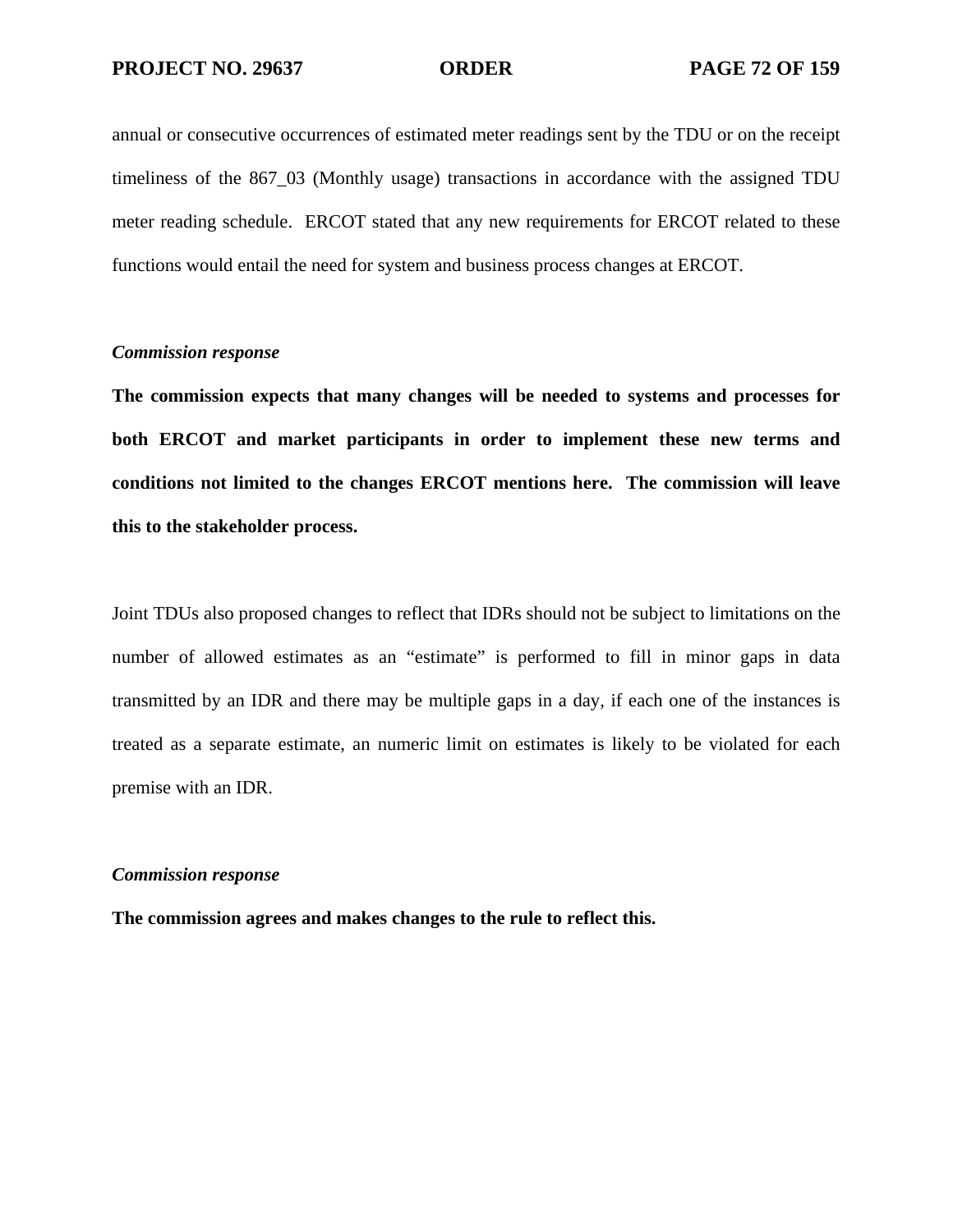annual or consecutive occurrences of estimated meter readings sent by the TDU or on the receipt timeliness of the 867_03 (Monthly usage) transactions in accordance with the assigned TDU meter reading schedule. ERCOT stated that any new requirements for ERCOT related to these functions would entail the need for system and business process changes at ERCOT.

***Commission response***

**The commission expects that many changes will be needed to systems and processes for both ERCOT and market participants in order to implement these new terms and conditions not limited to the changes ERCOT mentions here. The commission will leave this to the stakeholder process.**

Joint TDUs also proposed changes to reflect that IDRs should not be subject to limitations on the number of allowed estimates as an "estimate" is performed to fill in minor gaps in data transmitted by an IDR and there may be multiple gaps in a day, if each one of the instances is treated as a separate estimate, an numeric limit on estimates is likely to be violated for each premise with an IDR.

***Commission response***

**The commission agrees and makes changes to the rule to reflect this.**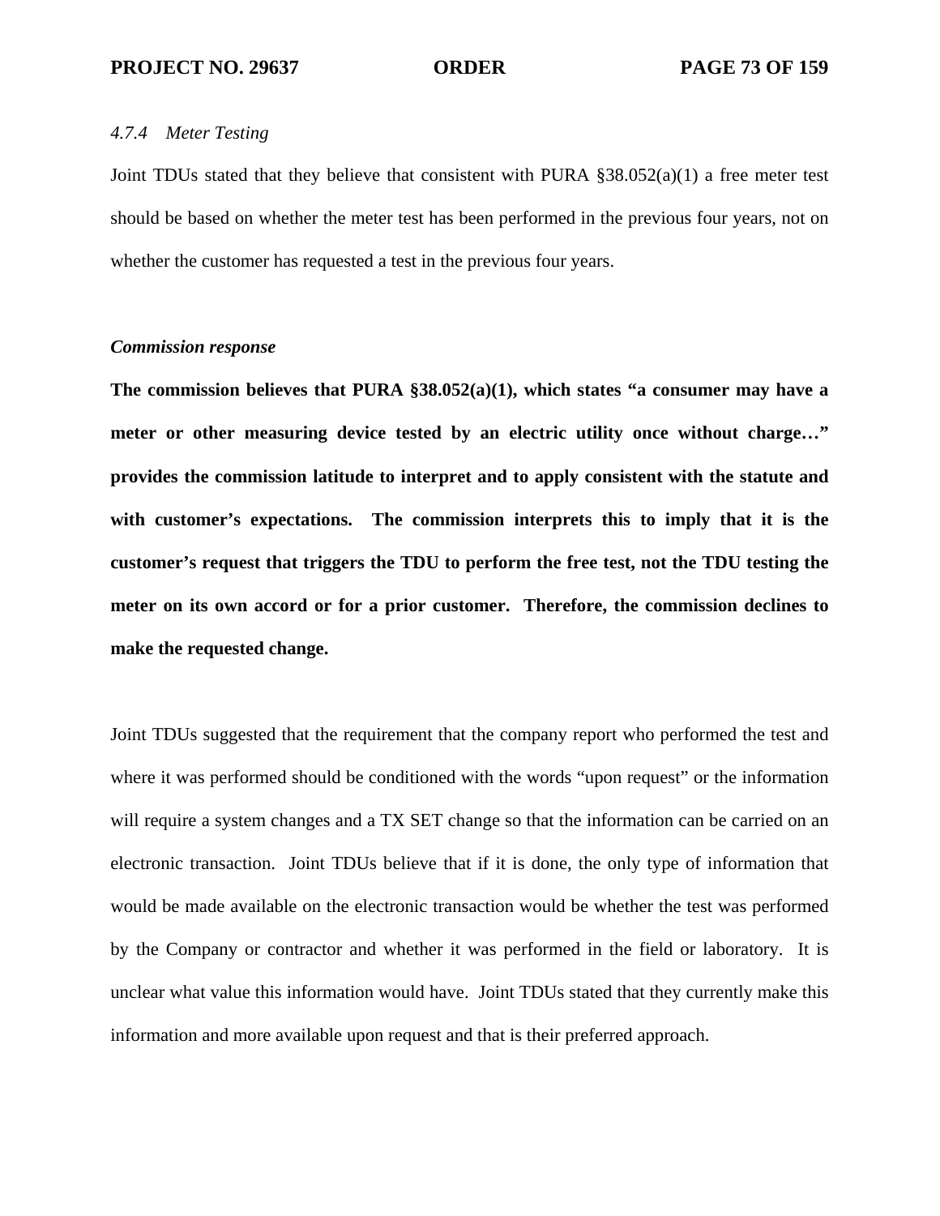#### *4.7.4 Meter Testing*

Joint TDUs stated that they believe that consistent with PURA §38.052(a)(1) a free meter test should be based on whether the meter test has been performed in the previous four years, not on whether the customer has requested a test in the previous four years.

***Commission response***

**The commission believes that PURA §38.052(a)(1), which states "a consumer may have a meter or other measuring device tested by an electric utility once without charge…" provides the commission latitude to interpret and to apply consistent with the statute and with customer's expectations. The commission interprets this to imply that it is the customer's request that triggers the TDU to perform the free test, not the TDU testing the meter on its own accord or for a prior customer. Therefore, the commission declines to make the requested change.**

Joint TDUs suggested that the requirement that the company report who performed the test and where it was performed should be conditioned with the words "upon request" or the information will require a system changes and a TX SET change so that the information can be carried on an electronic transaction. Joint TDUs believe that if it is done, the only type of information that would be made available on the electronic transaction would be whether the test was performed by the Company or contractor and whether it was performed in the field or laboratory. It is unclear what value this information would have. Joint TDUs stated that they currently make this information and more available upon request and that is their preferred approach.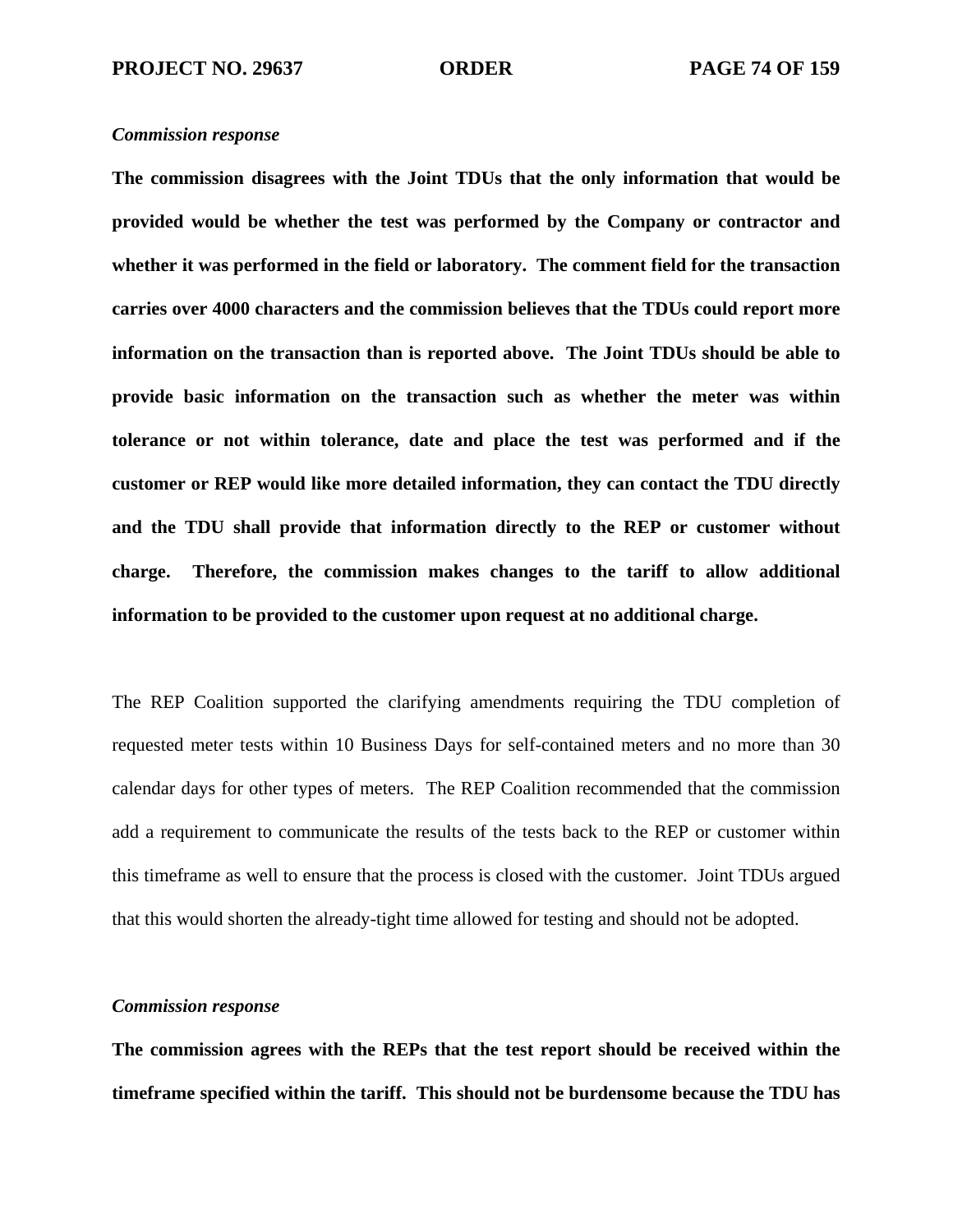*Commission response*

**The commission disagrees with the Joint TDUs that the only information that would be provided would be whether the test was performed by the Company or contractor and whether it was performed in the field or laboratory. The comment field for the transaction carries over 4000 characters and the commission believes that the TDUs could report more information on the transaction than is reported above. The Joint TDUs should be able to provide basic information on the transaction such as whether the meter was within tolerance or not within tolerance, date and place the test was performed and if the customer or REP would like more detailed information, they can contact the TDU directly and the TDU shall provide that information directly to the REP or customer without charge. Therefore, the commission makes changes to the tariff to allow additional information to be provided to the customer upon request at no additional charge.**

The REP Coalition supported the clarifying amendments requiring the TDU completion of requested meter tests within 10 Business Days for self-contained meters and no more than 30 calendar days for other types of meters. The REP Coalition recommended that the commission add a requirement to communicate the results of the tests back to the REP or customer within this timeframe as well to ensure that the process is closed with the customer. Joint TDUs argued that this would shorten the already-tight time allowed for testing and should not be adopted.

*Commission response*

**The commission agrees with the REPs that the test report should be received within the timeframe specified within the tariff. This should not be burdensome because the TDU has**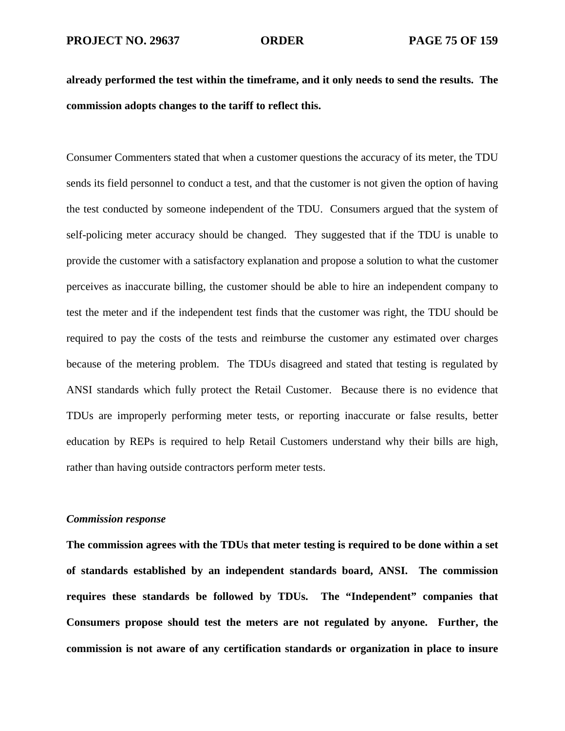**already performed the test within the timeframe, and it only needs to send the results. The commission adopts changes to the tariff to reflect this.**

Consumer Commenters stated that when a customer questions the accuracy of its meter, the TDU sends its field personnel to conduct a test, and that the customer is not given the option of having the test conducted by someone independent of the TDU. Consumers argued that the system of self-policing meter accuracy should be changed. They suggested that if the TDU is unable to provide the customer with a satisfactory explanation and propose a solution to what the customer perceives as inaccurate billing, the customer should be able to hire an independent company to test the meter and if the independent test finds that the customer was right, the TDU should be required to pay the costs of the tests and reimburse the customer any estimated over charges because of the metering problem. The TDUs disagreed and stated that testing is regulated by ANSI standards which fully protect the Retail Customer. Because there is no evidence that TDUs are improperly performing meter tests, or reporting inaccurate or false results, better education by REPs is required to help Retail Customers understand why their bills are high, rather than having outside contractors perform meter tests.

***Commission response***

**The commission agrees with the TDUs that meter testing is required to be done within a set of standards established by an independent standards board, ANSI. The commission requires these standards be followed by TDUs. The "Independent" companies that Consumers propose should test the meters are not regulated by anyone. Further, the commission is not aware of any certification standards or organization in place to insure**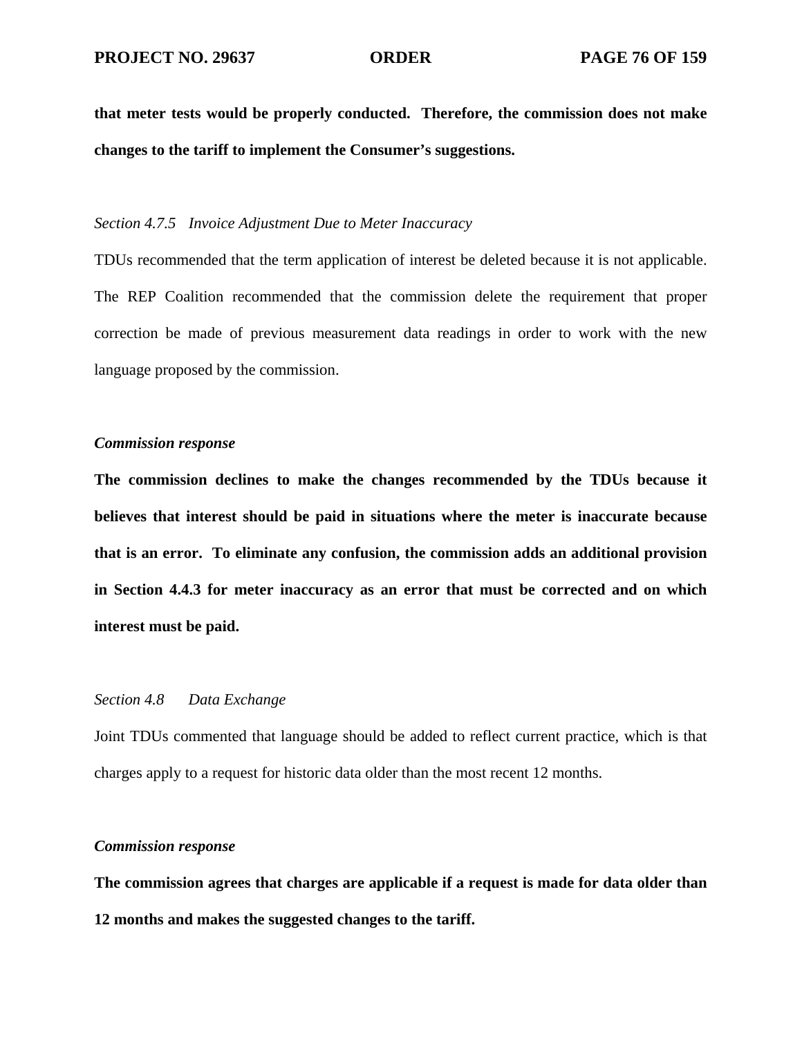**that meter tests would be properly conducted. Therefore, the commission does not make changes to the tariff to implement the Consumer's suggestions.**

*Section 4.7.5 Invoice Adjustment Due to Meter Inaccuracy*

TDUs recommended that the term application of interest be deleted because it is not applicable. The REP Coalition recommended that the commission delete the requirement that proper correction be made of previous measurement data readings in order to work with the new language proposed by the commission.

***Commission response***

**The commission declines to make the changes recommended by the TDUs because it believes that interest should be paid in situations where the meter is inaccurate because that is an error. To eliminate any confusion, the commission adds an additional provision in Section 4.4.3 for meter inaccuracy as an error that must be corrected and on which interest must be paid.**

*Section 4.8 Data Exchange*

Joint TDUs commented that language should be added to reflect current practice, which is that charges apply to a request for historic data older than the most recent 12 months.

***Commission response***

**The commission agrees that charges are applicable if a request is made for data older than 12 months and makes the suggested changes to the tariff.**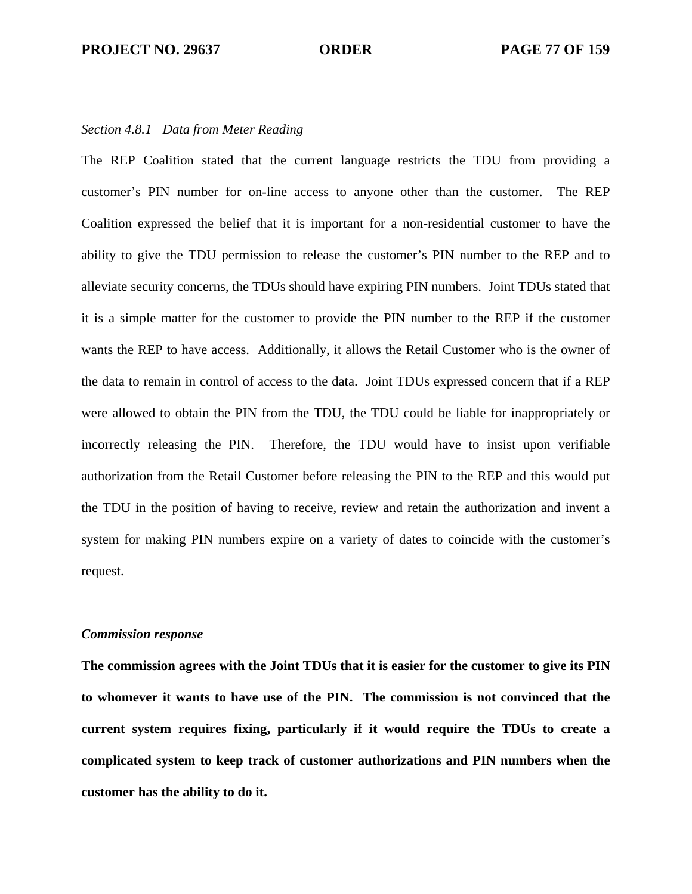*Section 4.8.1 Data from Meter Reading*

The REP Coalition stated that the current language restricts the TDU from providing a customer's PIN number for on-line access to anyone other than the customer. The REP Coalition expressed the belief that it is important for a non-residential customer to have the ability to give the TDU permission to release the customer's PIN number to the REP and to alleviate security concerns, the TDUs should have expiring PIN numbers. Joint TDUs stated that it is a simple matter for the customer to provide the PIN number to the REP if the customer wants the REP to have access. Additionally, it allows the Retail Customer who is the owner of the data to remain in control of access to the data. Joint TDUs expressed concern that if a REP were allowed to obtain the PIN from the TDU, the TDU could be liable for inappropriately or incorrectly releasing the PIN. Therefore, the TDU would have to insist upon verifiable authorization from the Retail Customer before releasing the PIN to the REP and this would put the TDU in the position of having to receive, review and retain the authorization and invent a system for making PIN numbers expire on a variety of dates to coincide with the customer's request.

***Commission response***

**The commission agrees with the Joint TDUs that it is easier for the customer to give its PIN to whomever it wants to have use of the PIN. The commission is not convinced that the current system requires fixing, particularly if it would require the TDUs to create a complicated system to keep track of customer authorizations and PIN numbers when the customer has the ability to do it.**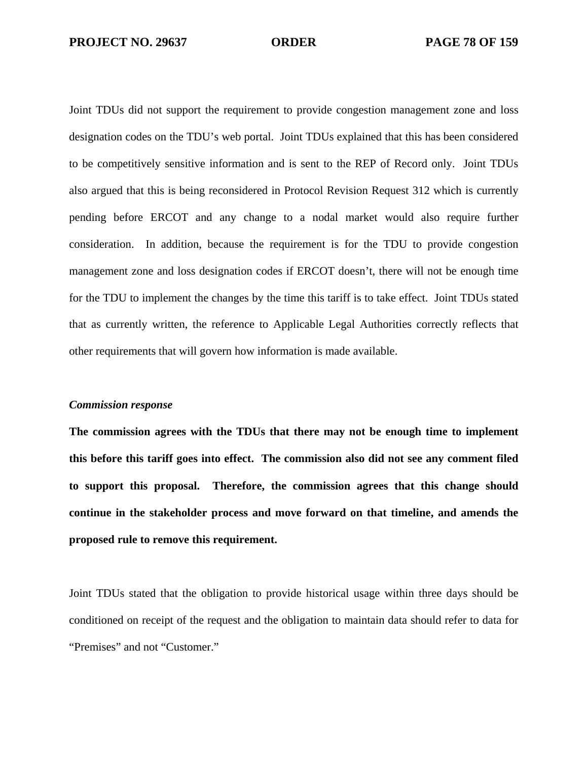Joint TDUs did not support the requirement to provide congestion management zone and loss designation codes on the TDU's web portal. Joint TDUs explained that this has been considered to be competitively sensitive information and is sent to the REP of Record only. Joint TDUs also argued that this is being reconsidered in Protocol Revision Request 312 which is currently pending before ERCOT and any change to a nodal market would also require further consideration. In addition, because the requirement is for the TDU to provide congestion management zone and loss designation codes if ERCOT doesn't, there will not be enough time for the TDU to implement the changes by the time this tariff is to take effect. Joint TDUs stated that as currently written, the reference to Applicable Legal Authorities correctly reflects that other requirements that will govern how information is made available.

***Commission response***

**The commission agrees with the TDUs that there may not be enough time to implement this before this tariff goes into effect. The commission also did not see any comment filed to support this proposal. Therefore, the commission agrees that this change should continue in the stakeholder process and move forward on that timeline, and amends the proposed rule to remove this requirement.**

Joint TDUs stated that the obligation to provide historical usage within three days should be conditioned on receipt of the request and the obligation to maintain data should refer to data for "Premises" and not "Customer."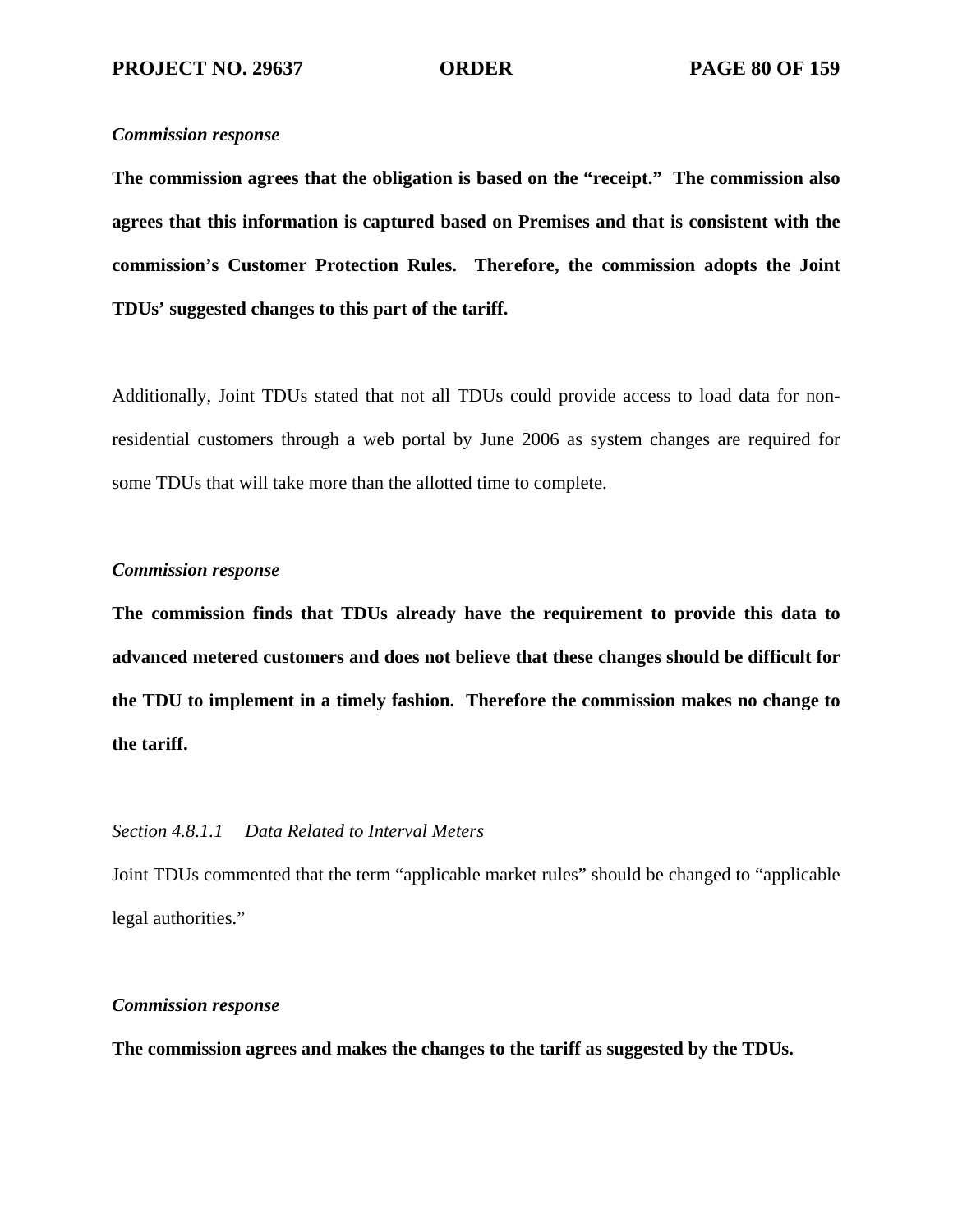*Commission response*

**The commission agrees that the obligation is based on the "receipt." The commission also agrees that this information is captured based on Premises and that is consistent with the commission's Customer Protection Rules. Therefore, the commission adopts the Joint TDUs' suggested changes to this part of the tariff.**

Additionally, Joint TDUs stated that not all TDUs could provide access to load data for non-residential customers through a web portal by June 2006 as system changes are required for some TDUs that will take more than the allotted time to complete.

*Commission response*

**The commission finds that TDUs already have the requirement to provide this data to advanced metered customers and does not believe that these changes should be difficult for the TDU to implement in a timely fashion. Therefore the commission makes no change to the tariff.**

*Section 4.8.1.1 Data Related to Interval Meters*

Joint TDUs commented that the term "applicable market rules" should be changed to "applicable legal authorities."

*Commission response*

**The commission agrees and makes the changes to the tariff as suggested by the TDUs.**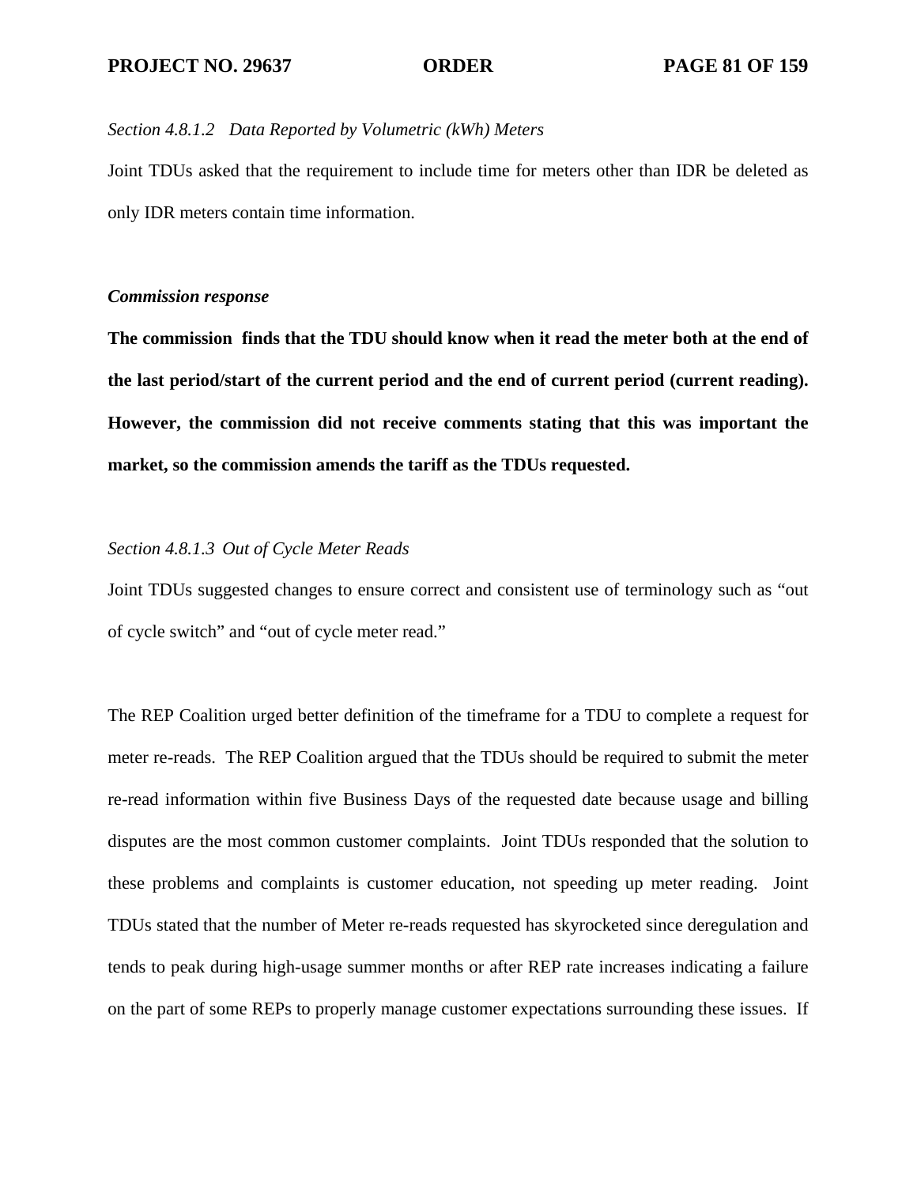*Section 4.8.1.2 Data Reported by Volumetric (kWh) Meters*

Joint TDUs asked that the requirement to include time for meters other than IDR be deleted as only IDR meters contain time information.

***Commission response***

**The commission finds that the TDU should know when it read the meter both at the end of the last period/start of the current period and the end of current period (current reading). However, the commission did not receive comments stating that this was important the market, so the commission amends the tariff as the TDUs requested.**

*Section 4.8.1.3 Out of Cycle Meter Reads*

Joint TDUs suggested changes to ensure correct and consistent use of terminology such as "out of cycle switch" and "out of cycle meter read."

The REP Coalition urged better definition of the timeframe for a TDU to complete a request for meter re-reads. The REP Coalition argued that the TDUs should be required to submit the meter re-read information within five Business Days of the requested date because usage and billing disputes are the most common customer complaints. Joint TDUs responded that the solution to these problems and complaints is customer education, not speeding up meter reading. Joint TDUs stated that the number of Meter re-reads requested has skyrocketed since deregulation and tends to peak during high-usage summer months or after REP rate increases indicating a failure on the part of some REPs to properly manage customer expectations surrounding these issues. If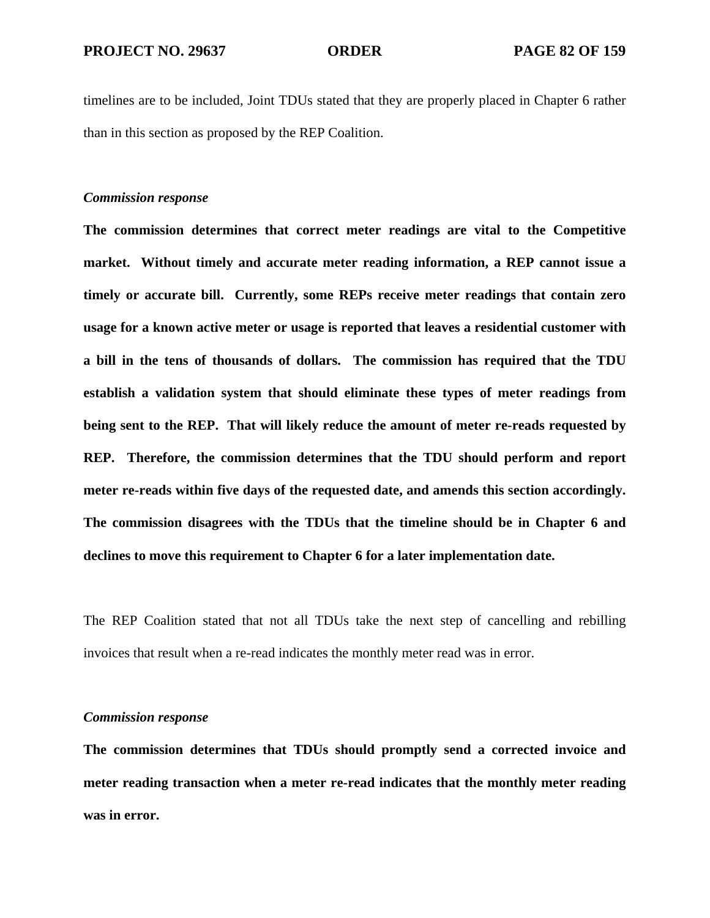timelines are to be included, Joint TDUs stated that they are properly placed in Chapter 6 rather than in this section as proposed by the REP Coalition.

***Commission response***

**The commission determines that correct meter readings are vital to the Competitive market. Without timely and accurate meter reading information, a REP cannot issue a timely or accurate bill. Currently, some REPs receive meter readings that contain zero usage for a known active meter or usage is reported that leaves a residential customer with a bill in the tens of thousands of dollars. The commission has required that the TDU establish a validation system that should eliminate these types of meter readings from being sent to the REP. That will likely reduce the amount of meter re-reads requested by REP. Therefore, the commission determines that the TDU should perform and report meter re-reads within five days of the requested date, and amends this section accordingly. The commission disagrees with the TDUs that the timeline should be in Chapter 6 and declines to move this requirement to Chapter 6 for a later implementation date.**

The REP Coalition stated that not all TDUs take the next step of cancelling and rebilling invoices that result when a re-read indicates the monthly meter read was in error.

***Commission response***

**The commission determines that TDUs should promptly send a corrected invoice and meter reading transaction when a meter re-read indicates that the monthly meter reading was in error.**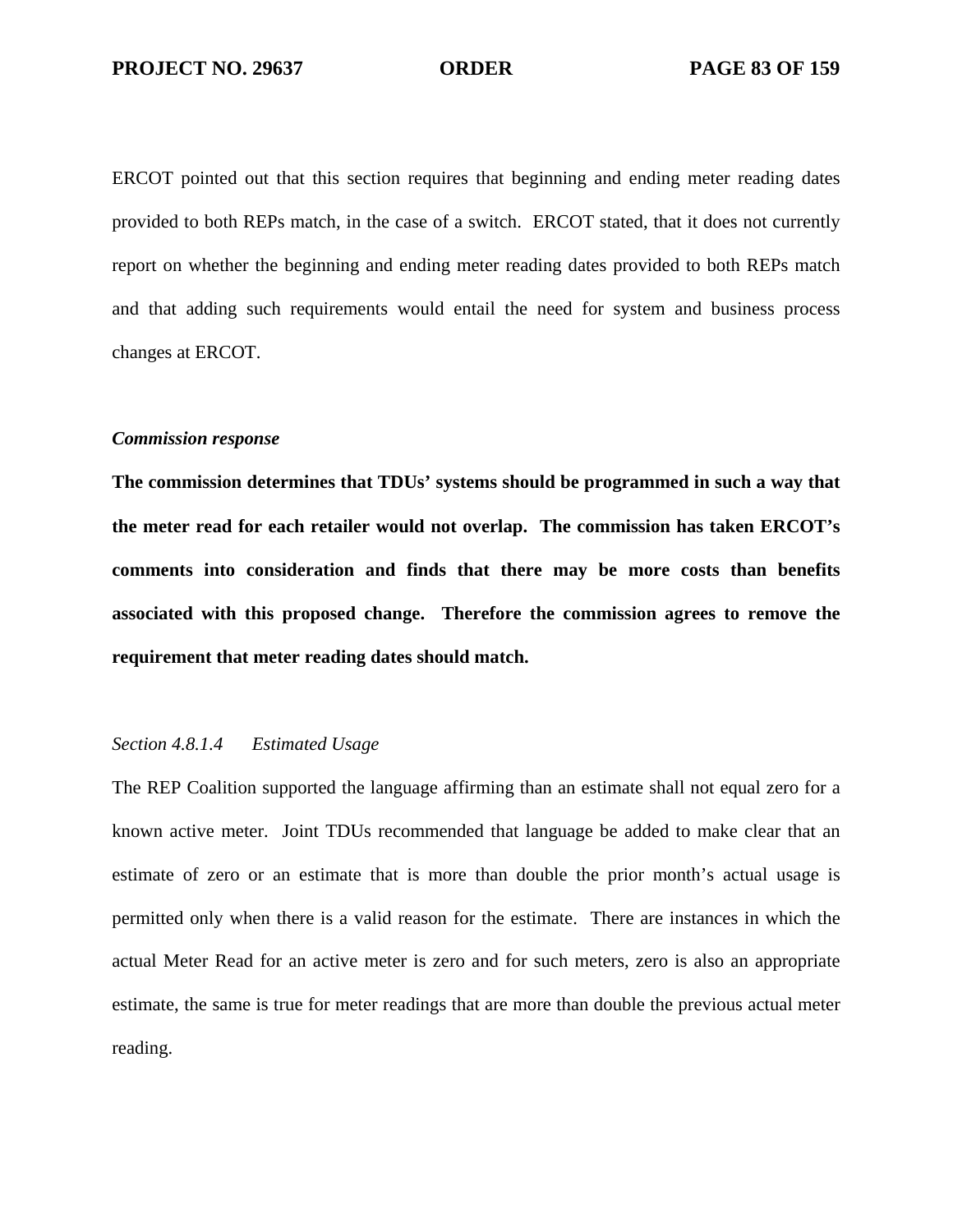ERCOT pointed out that this section requires that beginning and ending meter reading dates provided to both REPs match, in the case of a switch. ERCOT stated, that it does not currently report on whether the beginning and ending meter reading dates provided to both REPs match and that adding such requirements would entail the need for system and business process changes at ERCOT.

***Commission response***

**The commission determines that TDUs' systems should be programmed in such a way that the meter read for each retailer would not overlap. The commission has taken ERCOT's comments into consideration and finds that there may be more costs than benefits associated with this proposed change. Therefore the commission agrees to remove the requirement that meter reading dates should match.**

*Section 4.8.1.4 Estimated Usage*

The REP Coalition supported the language affirming than an estimate shall not equal zero for a known active meter. Joint TDUs recommended that language be added to make clear that an estimate of zero or an estimate that is more than double the prior month's actual usage is permitted only when there is a valid reason for the estimate. There are instances in which the actual Meter Read for an active meter is zero and for such meters, zero is also an appropriate estimate, the same is true for meter readings that are more than double the previous actual meter reading.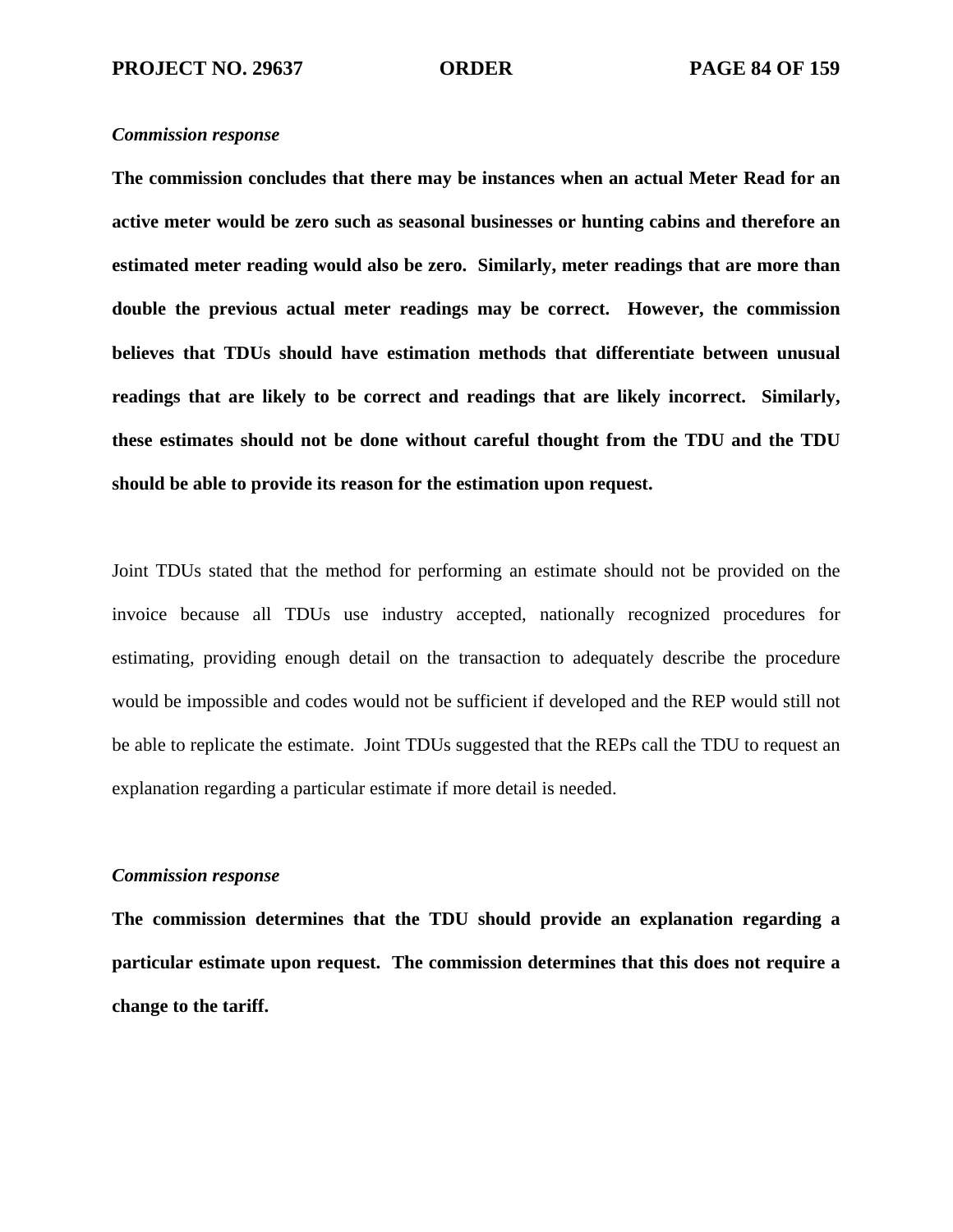*Commission response*

**The commission concludes that there may be instances when an actual Meter Read for an active meter would be zero such as seasonal businesses or hunting cabins and therefore an estimated meter reading would also be zero. Similarly, meter readings that are more than double the previous actual meter readings may be correct. However, the commission believes that TDUs should have estimation methods that differentiate between unusual readings that are likely to be correct and readings that are likely incorrect. Similarly, these estimates should not be done without careful thought from the TDU and the TDU should be able to provide its reason for the estimation upon request.**

Joint TDUs stated that the method for performing an estimate should not be provided on the invoice because all TDUs use industry accepted, nationally recognized procedures for estimating, providing enough detail on the transaction to adequately describe the procedure would be impossible and codes would not be sufficient if developed and the REP would still not be able to replicate the estimate. Joint TDUs suggested that the REPs call the TDU to request an explanation regarding a particular estimate if more detail is needed.

*Commission response*

**The commission determines that the TDU should provide an explanation regarding a particular estimate upon request. The commission determines that this does not require a change to the tariff.**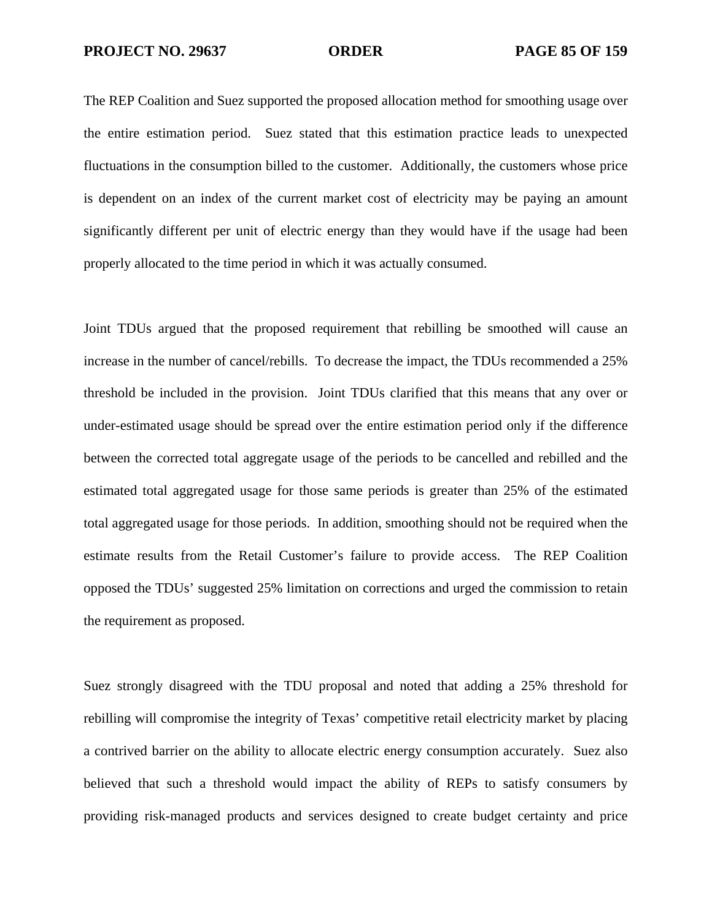The REP Coalition and Suez supported the proposed allocation method for smoothing usage over the entire estimation period. Suez stated that this estimation practice leads to unexpected fluctuations in the consumption billed to the customer. Additionally, the customers whose price is dependent on an index of the current market cost of electricity may be paying an amount significantly different per unit of electric energy than they would have if the usage had been properly allocated to the time period in which it was actually consumed.

Joint TDUs argued that the proposed requirement that rebilling be smoothed will cause an increase in the number of cancel/rebills. To decrease the impact, the TDUs recommended a 25% threshold be included in the provision. Joint TDUs clarified that this means that any over or under-estimated usage should be spread over the entire estimation period only if the difference between the corrected total aggregate usage of the periods to be cancelled and rebilled and the estimated total aggregated usage for those same periods is greater than 25% of the estimated total aggregated usage for those periods. In addition, smoothing should not be required when the estimate results from the Retail Customer's failure to provide access. The REP Coalition opposed the TDUs' suggested 25% limitation on corrections and urged the commission to retain the requirement as proposed.

Suez strongly disagreed with the TDU proposal and noted that adding a 25% threshold for rebilling will compromise the integrity of Texas' competitive retail electricity market by placing a contrived barrier on the ability to allocate electric energy consumption accurately. Suez also believed that such a threshold would impact the ability of REPs to satisfy consumers by providing risk-managed products and services designed to create budget certainty and price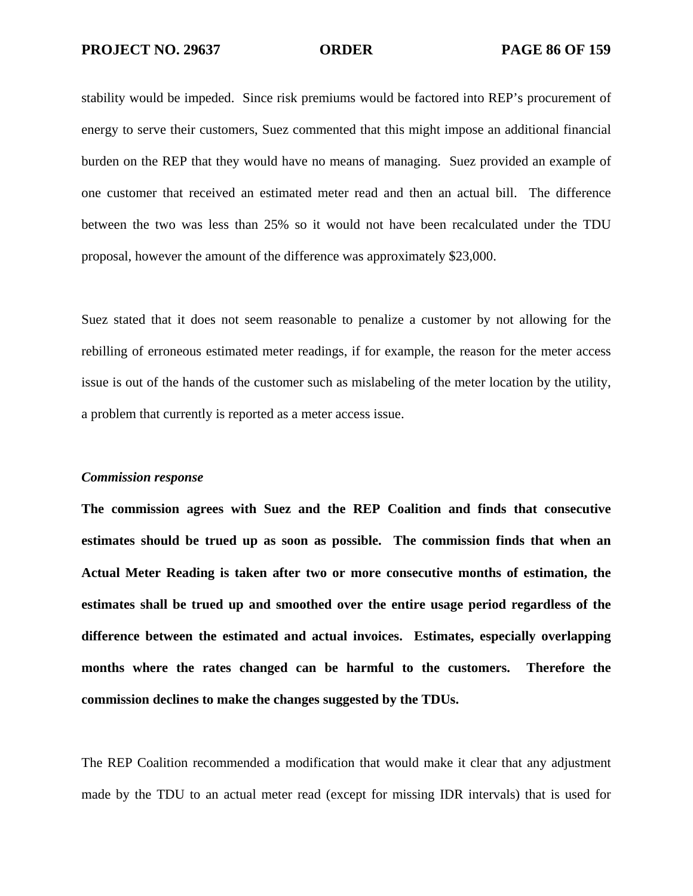stability would be impeded. Since risk premiums would be factored into REP's procurement of energy to serve their customers, Suez commented that this might impose an additional financial burden on the REP that they would have no means of managing. Suez provided an example of one customer that received an estimated meter read and then an actual bill. The difference between the two was less than 25% so it would not have been recalculated under the TDU proposal, however the amount of the difference was approximately $23,000.

Suez stated that it does not seem reasonable to penalize a customer by not allowing for the rebilling of erroneous estimated meter readings, if for example, the reason for the meter access issue is out of the hands of the customer such as mislabeling of the meter location by the utility, a problem that currently is reported as a meter access issue.

***Commission response***

**The commission agrees with Suez and the REP Coalition and finds that consecutive estimates should be trued up as soon as possible. The commission finds that when an Actual Meter Reading is taken after two or more consecutive months of estimation, the estimates shall be trued up and smoothed over the entire usage period regardless of the difference between the estimated and actual invoices. Estimates, especially overlapping months where the rates changed can be harmful to the customers. Therefore the commission declines to make the changes suggested by the TDUs.**

The REP Coalition recommended a modification that would make it clear that any adjustment made by the TDU to an actual meter read (except for missing IDR intervals) that is used for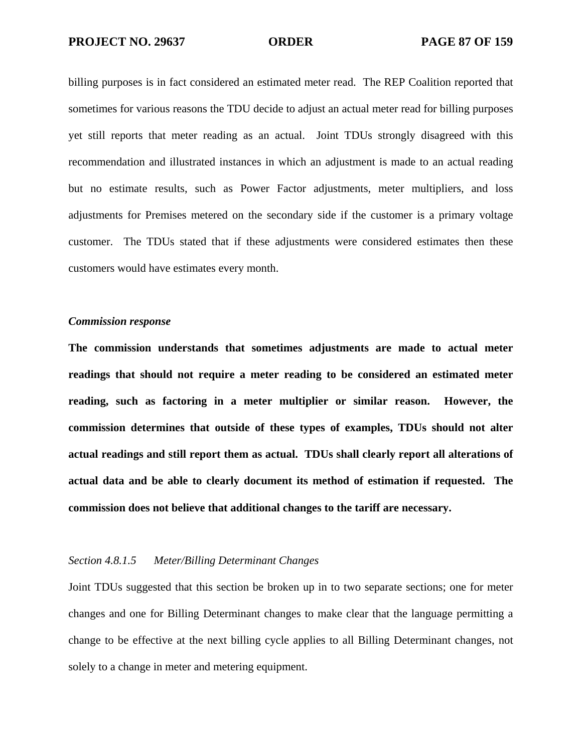billing purposes is in fact considered an estimated meter read. The REP Coalition reported that sometimes for various reasons the TDU decide to adjust an actual meter read for billing purposes yet still reports that meter reading as an actual. Joint TDUs strongly disagreed with this recommendation and illustrated instances in which an adjustment is made to an actual reading but no estimate results, such as Power Factor adjustments, meter multipliers, and loss adjustments for Premises metered on the secondary side if the customer is a primary voltage customer. The TDUs stated that if these adjustments were considered estimates then these customers would have estimates every month.

***Commission response***

**The commission understands that sometimes adjustments are made to actual meter readings that should not require a meter reading to be considered an estimated meter reading, such as factoring in a meter multiplier or similar reason. However, the commission determines that outside of these types of examples, TDUs should not alter actual readings and still report them as actual. TDUs shall clearly report all alterations of actual data and be able to clearly document its method of estimation if requested. The commission does not believe that additional changes to the tariff are necessary.**

*Section 4.8.1.5 Meter/Billing Determinant Changes*

Joint TDUs suggested that this section be broken up in to two separate sections; one for meter changes and one for Billing Determinant changes to make clear that the language permitting a change to be effective at the next billing cycle applies to all Billing Determinant changes, not solely to a change in meter and metering equipment.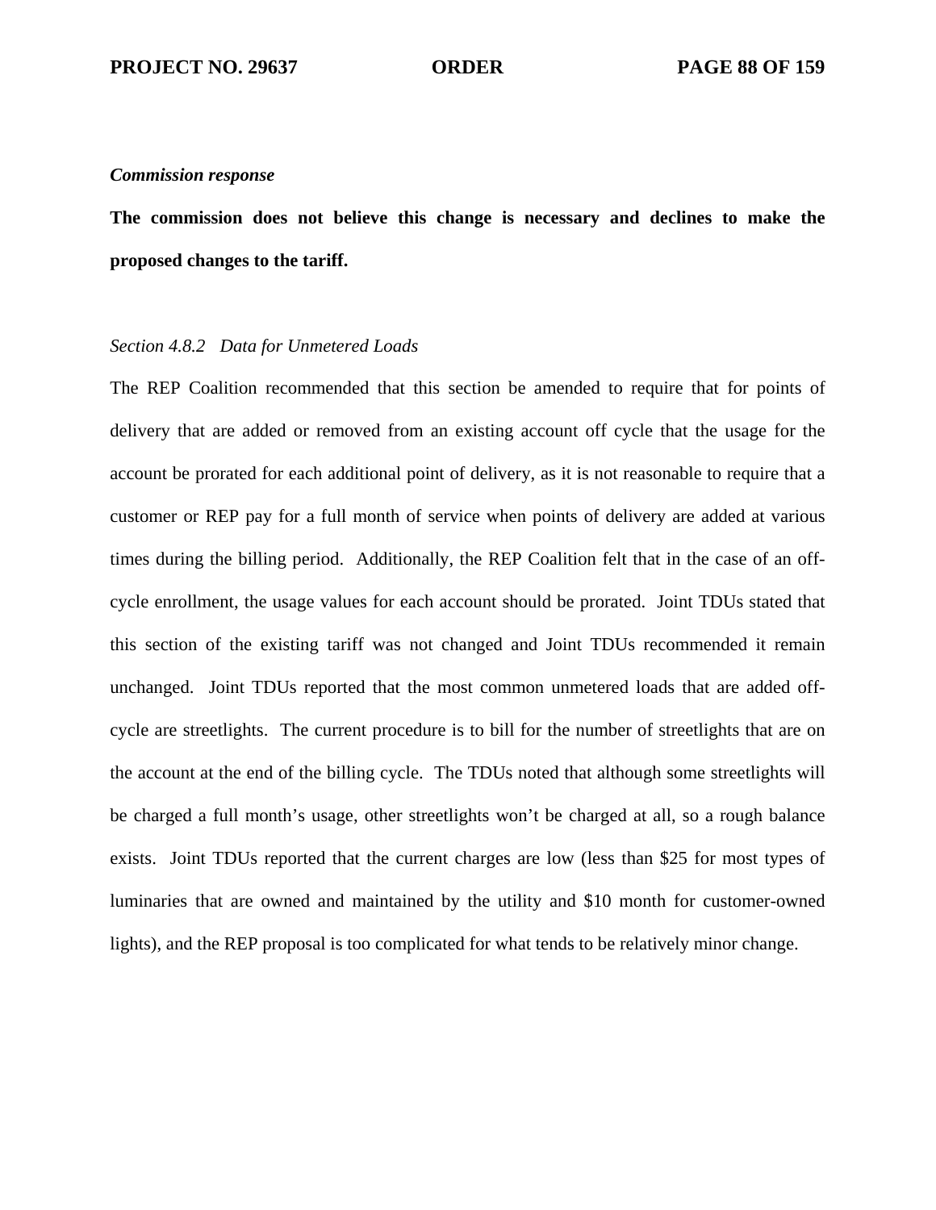***Commission response***

**The commission does not believe this change is necessary and declines to make the proposed changes to the tariff.**

*Section 4.8.2 Data for Unmetered Loads*

The REP Coalition recommended that this section be amended to require that for points of delivery that are added or removed from an existing account off cycle that the usage for the account be prorated for each additional point of delivery, as it is not reasonable to require that a customer or REP pay for a full month of service when points of delivery are added at various times during the billing period. Additionally, the REP Coalition felt that in the case of an off-cycle enrollment, the usage values for each account should be prorated. Joint TDUs stated that this section of the existing tariff was not changed and Joint TDUs recommended it remain unchanged. Joint TDUs reported that the most common unmetered loads that are added off-cycle are streetlights. The current procedure is to bill for the number of streetlights that are on the account at the end of the billing cycle. The TDUs noted that although some streetlights will be charged a full month's usage, other streetlights won't be charged at all, so a rough balance exists. Joint TDUs reported that the current charges are low (less than $25 for most types of luminaries that are owned and maintained by the utility and $10 month for customer-owned lights), and the REP proposal is too complicated for what tends to be relatively minor change.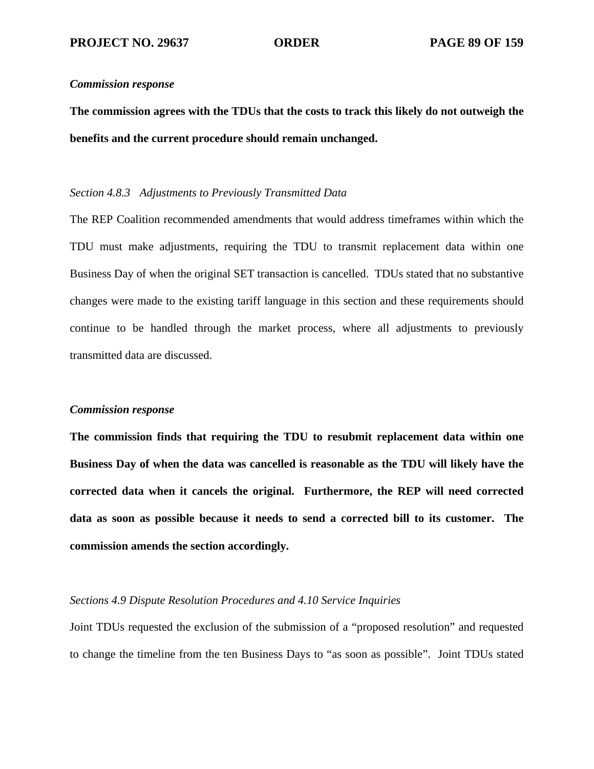*Commission response*

**The commission agrees with the TDUs that the costs to track this likely do not outweigh the benefits and the current procedure should remain unchanged.**

*Section 4.8.3 Adjustments to Previously Transmitted Data*

The REP Coalition recommended amendments that would address timeframes within which the TDU must make adjustments, requiring the TDU to transmit replacement data within one Business Day of when the original SET transaction is cancelled. TDUs stated that no substantive changes were made to the existing tariff language in this section and these requirements should continue to be handled through the market process, where all adjustments to previously transmitted data are discussed.

*Commission response*

**The commission finds that requiring the TDU to resubmit replacement data within one Business Day of when the data was cancelled is reasonable as the TDU will likely have the corrected data when it cancels the original. Furthermore, the REP will need corrected data as soon as possible because it needs to send a corrected bill to its customer. The commission amends the section accordingly.**

*Sections 4.9 Dispute Resolution Procedures and 4.10 Service Inquiries*

Joint TDUs requested the exclusion of the submission of a "proposed resolution" and requested to change the timeline from the ten Business Days to "as soon as possible". Joint TDUs stated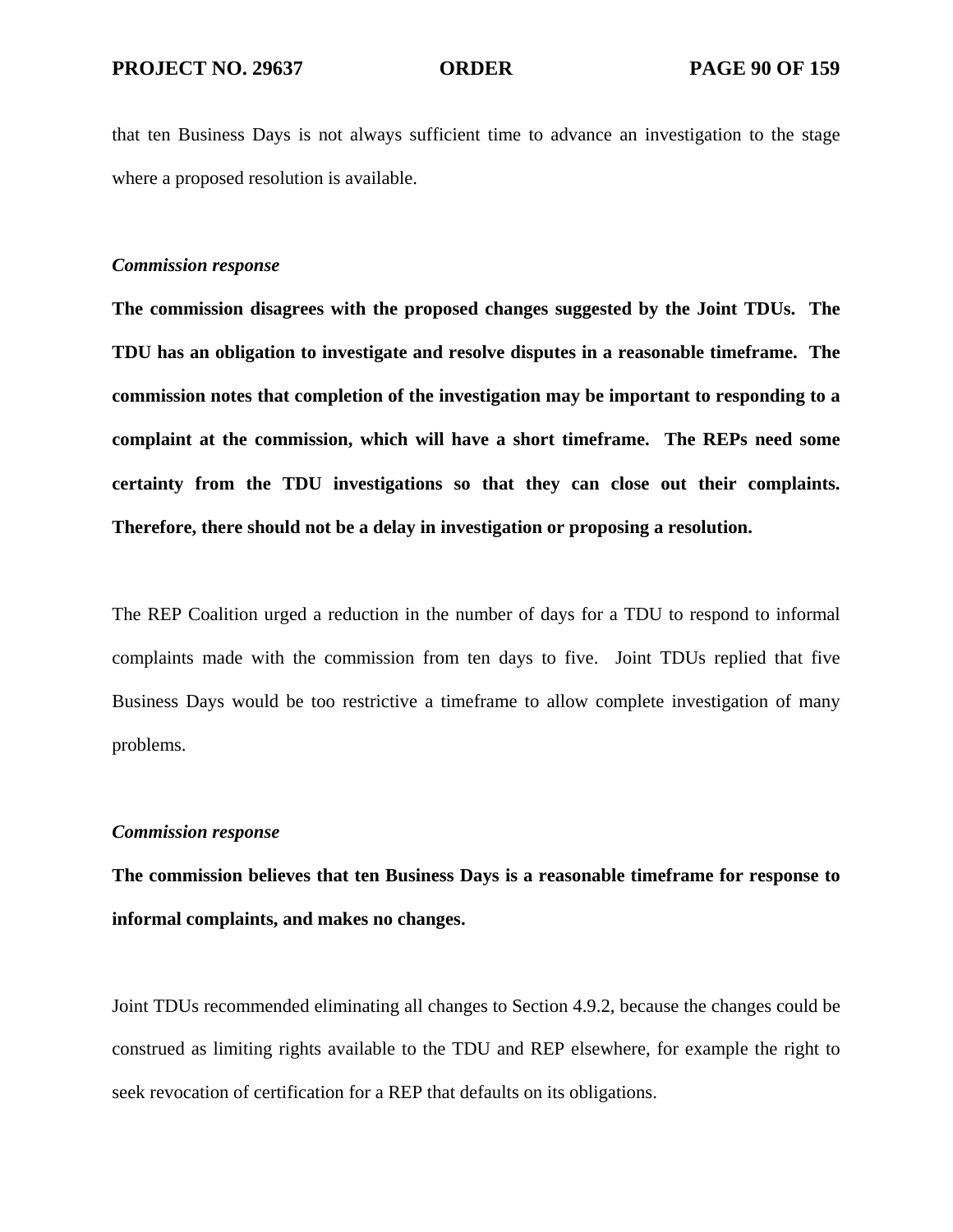that ten Business Days is not always sufficient time to advance an investigation to the stage where a proposed resolution is available.

*Commission response*

**The commission disagrees with the proposed changes suggested by the Joint TDUs. The TDU has an obligation to investigate and resolve disputes in a reasonable timeframe. The commission notes that completion of the investigation may be important to responding to a complaint at the commission, which will have a short timeframe. The REPs need some certainty from the TDU investigations so that they can close out their complaints. Therefore, there should not be a delay in investigation or proposing a resolution.**

The REP Coalition urged a reduction in the number of days for a TDU to respond to informal complaints made with the commission from ten days to five. Joint TDUs replied that five Business Days would be too restrictive a timeframe to allow complete investigation of many problems.

*Commission response*

**The commission believes that ten Business Days is a reasonable timeframe for response to informal complaints, and makes no changes.**

Joint TDUs recommended eliminating all changes to Section 4.9.2, because the changes could be construed as limiting rights available to the TDU and REP elsewhere, for example the right to seek revocation of certification for a REP that defaults on its obligations.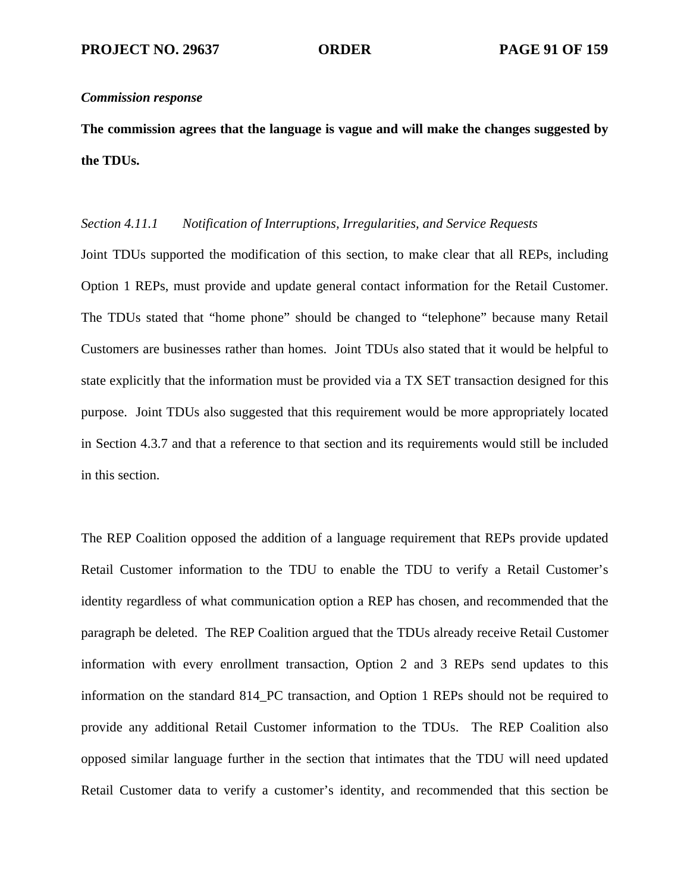***Commission response***

**The commission agrees that the language is vague and will make the changes suggested by the TDUs.**

*Section 4.11.1 Notification of Interruptions, Irregularities, and Service Requests*

Joint TDUs supported the modification of this section, to make clear that all REPs, including Option 1 REPs, must provide and update general contact information for the Retail Customer. The TDUs stated that “home phone” should be changed to “telephone” because many Retail Customers are businesses rather than homes. Joint TDUs also stated that it would be helpful to state explicitly that the information must be provided via a TX SET transaction designed for this purpose. Joint TDUs also suggested that this requirement would be more appropriately located in Section 4.3.7 and that a reference to that section and its requirements would still be included in this section.

The REP Coalition opposed the addition of a language requirement that REPs provide updated Retail Customer information to the TDU to enable the TDU to verify a Retail Customer’s identity regardless of what communication option a REP has chosen, and recommended that the paragraph be deleted. The REP Coalition argued that the TDUs already receive Retail Customer information with every enrollment transaction, Option 2 and 3 REPs send updates to this information on the standard 814_PC transaction, and Option 1 REPs should not be required to provide any additional Retail Customer information to the TDUs. The REP Coalition also opposed similar language further in the section that intimates that the TDU will need updated Retail Customer data to verify a customer’s identity, and recommended that this section be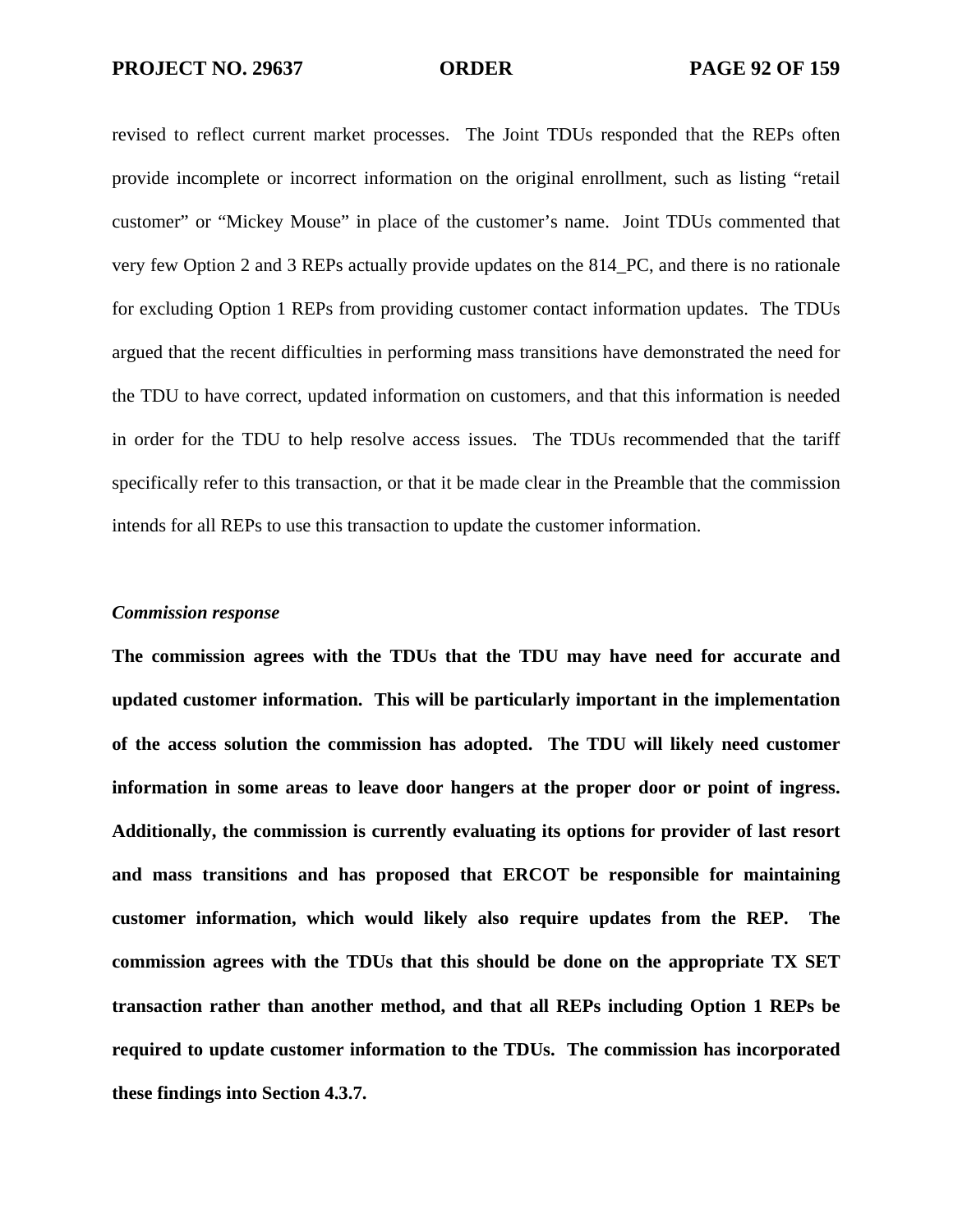revised to reflect current market processes. The Joint TDUs responded that the REPs often provide incomplete or incorrect information on the original enrollment, such as listing "retail customer" or "Mickey Mouse" in place of the customer's name. Joint TDUs commented that very few Option 2 and 3 REPs actually provide updates on the 814_PC, and there is no rationale for excluding Option 1 REPs from providing customer contact information updates. The TDUs argued that the recent difficulties in performing mass transitions have demonstrated the need for the TDU to have correct, updated information on customers, and that this information is needed in order for the TDU to help resolve access issues. The TDUs recommended that the tariff specifically refer to this transaction, or that it be made clear in the Preamble that the commission intends for all REPs to use this transaction to update the customer information.

***Commission response***

**The commission agrees with the TDUs that the TDU may have need for accurate and updated customer information. This will be particularly important in the implementation of the access solution the commission has adopted. The TDU will likely need customer information in some areas to leave door hangers at the proper door or point of ingress. Additionally, the commission is currently evaluating its options for provider of last resort and mass transitions and has proposed that ERCOT be responsible for maintaining customer information, which would likely also require updates from the REP. The commission agrees with the TDUs that this should be done on the appropriate TX SET transaction rather than another method, and that all REPs including Option 1 REPs be required to update customer information to the TDUs. The commission has incorporated these findings into Section 4.3.7.**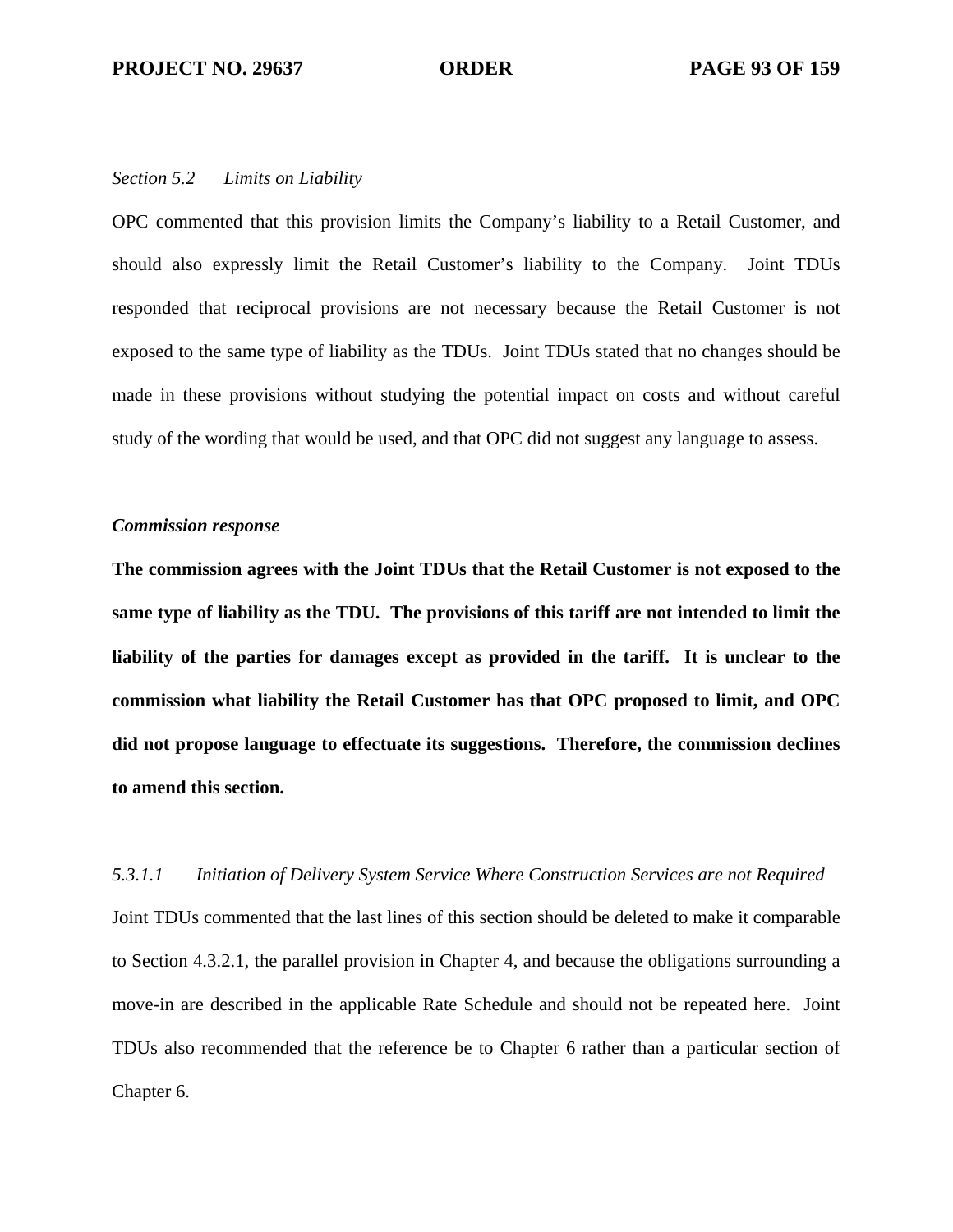*Section 5.2 Limits on Liability*

OPC commented that this provision limits the Company's liability to a Retail Customer, and should also expressly limit the Retail Customer's liability to the Company. Joint TDUs responded that reciprocal provisions are not necessary because the Retail Customer is not exposed to the same type of liability as the TDUs. Joint TDUs stated that no changes should be made in these provisions without studying the potential impact on costs and without careful study of the wording that would be used, and that OPC did not suggest any language to assess.

***Commission response***

**The commission agrees with the Joint TDUs that the Retail Customer is not exposed to the same type of liability as the TDU. The provisions of this tariff are not intended to limit the liability of the parties for damages except as provided in the tariff. It is unclear to the commission what liability the Retail Customer has that OPC proposed to limit, and OPC did not propose language to effectuate its suggestions. Therefore, the commission declines to amend this section.**

*5.3.1.1 Initiation of Delivery System Service Where Construction Services are not Required*

Joint TDUs commented that the last lines of this section should be deleted to make it comparable to Section 4.3.2.1, the parallel provision in Chapter 4, and because the obligations surrounding a move-in are described in the applicable Rate Schedule and should not be repeated here. Joint TDUs also recommended that the reference be to Chapter 6 rather than a particular section of Chapter 6.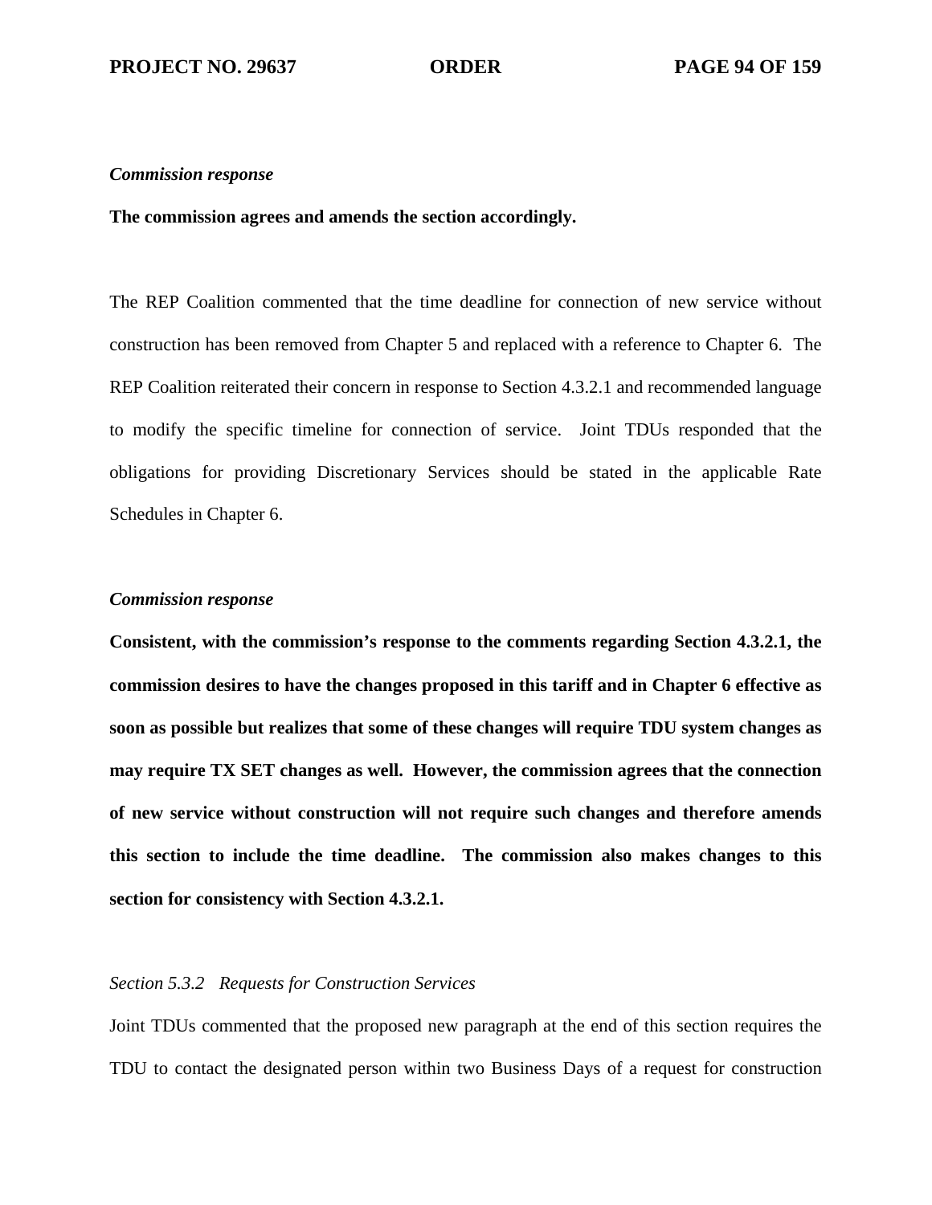***Commission response***

**The commission agrees and amends the section accordingly.**

The REP Coalition commented that the time deadline for connection of new service without construction has been removed from Chapter 5 and replaced with a reference to Chapter 6. The REP Coalition reiterated their concern in response to Section 4.3.2.1 and recommended language to modify the specific timeline for connection of service. Joint TDUs responded that the obligations for providing Discretionary Services should be stated in the applicable Rate Schedules in Chapter 6.

***Commission response***

**Consistent, with the commission's response to the comments regarding Section 4.3.2.1, the commission desires to have the changes proposed in this tariff and in Chapter 6 effective as soon as possible but realizes that some of these changes will require TDU system changes as may require TX SET changes as well. However, the commission agrees that the connection of new service without construction will not require such changes and therefore amends this section to include the time deadline. The commission also makes changes to this section for consistency with Section 4.3.2.1.**

*Section 5.3.2 Requests for Construction Services*

Joint TDUs commented that the proposed new paragraph at the end of this section requires the TDU to contact the designated person within two Business Days of a request for construction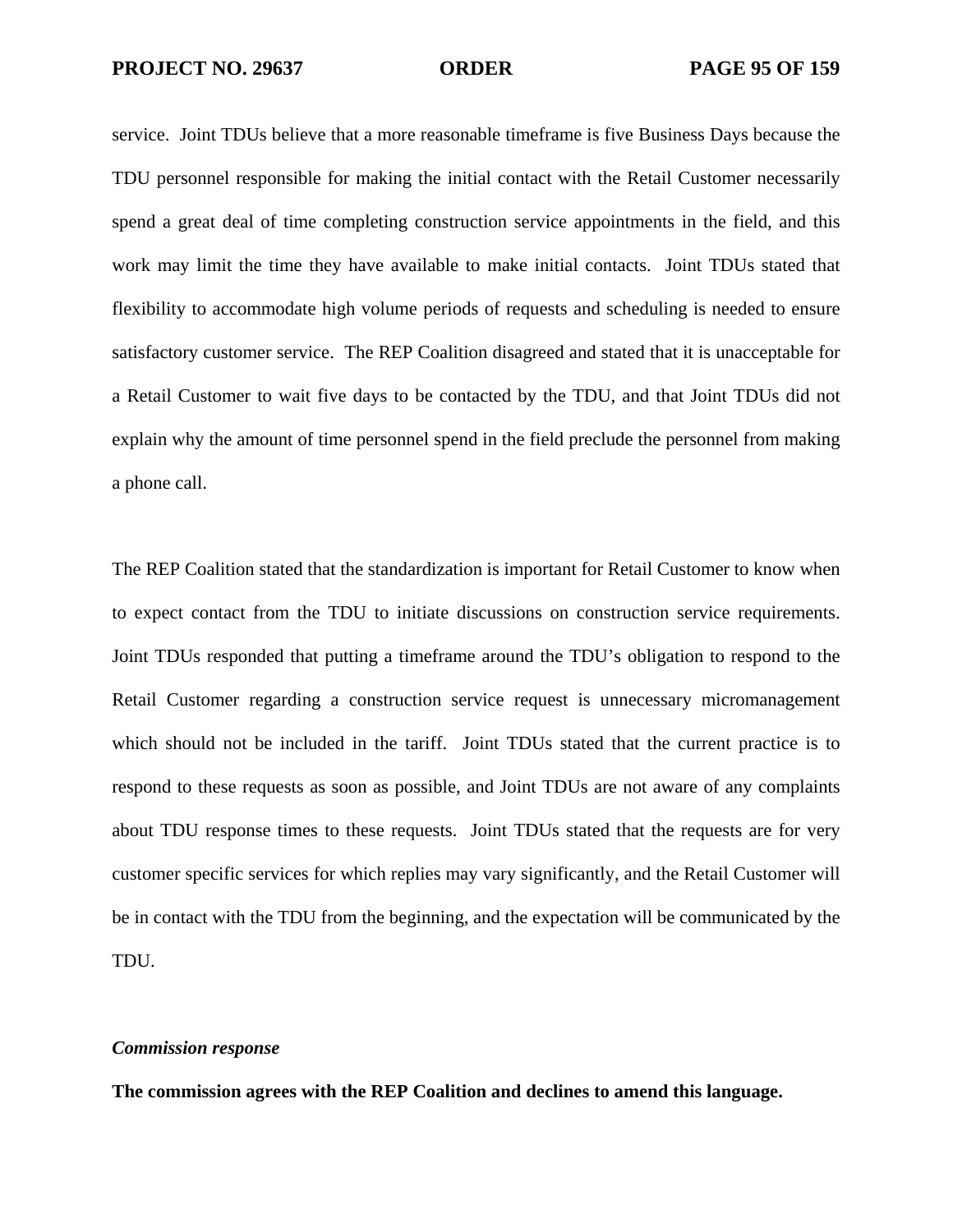service. Joint TDUs believe that a more reasonable timeframe is five Business Days because the TDU personnel responsible for making the initial contact with the Retail Customer necessarily spend a great deal of time completing construction service appointments in the field, and this work may limit the time they have available to make initial contacts. Joint TDUs stated that flexibility to accommodate high volume periods of requests and scheduling is needed to ensure satisfactory customer service. The REP Coalition disagreed and stated that it is unacceptable for a Retail Customer to wait five days to be contacted by the TDU, and that Joint TDUs did not explain why the amount of time personnel spend in the field preclude the personnel from making a phone call.

The REP Coalition stated that the standardization is important for Retail Customer to know when to expect contact from the TDU to initiate discussions on construction service requirements. Joint TDUs responded that putting a timeframe around the TDU's obligation to respond to the Retail Customer regarding a construction service request is unnecessary micromanagement which should not be included in the tariff. Joint TDUs stated that the current practice is to respond to these requests as soon as possible, and Joint TDUs are not aware of any complaints about TDU response times to these requests. Joint TDUs stated that the requests are for very customer specific services for which replies may vary significantly, and the Retail Customer will be in contact with the TDU from the beginning, and the expectation will be communicated by the TDU.

***Commission response***

**The commission agrees with the REP Coalition and declines to amend this language.**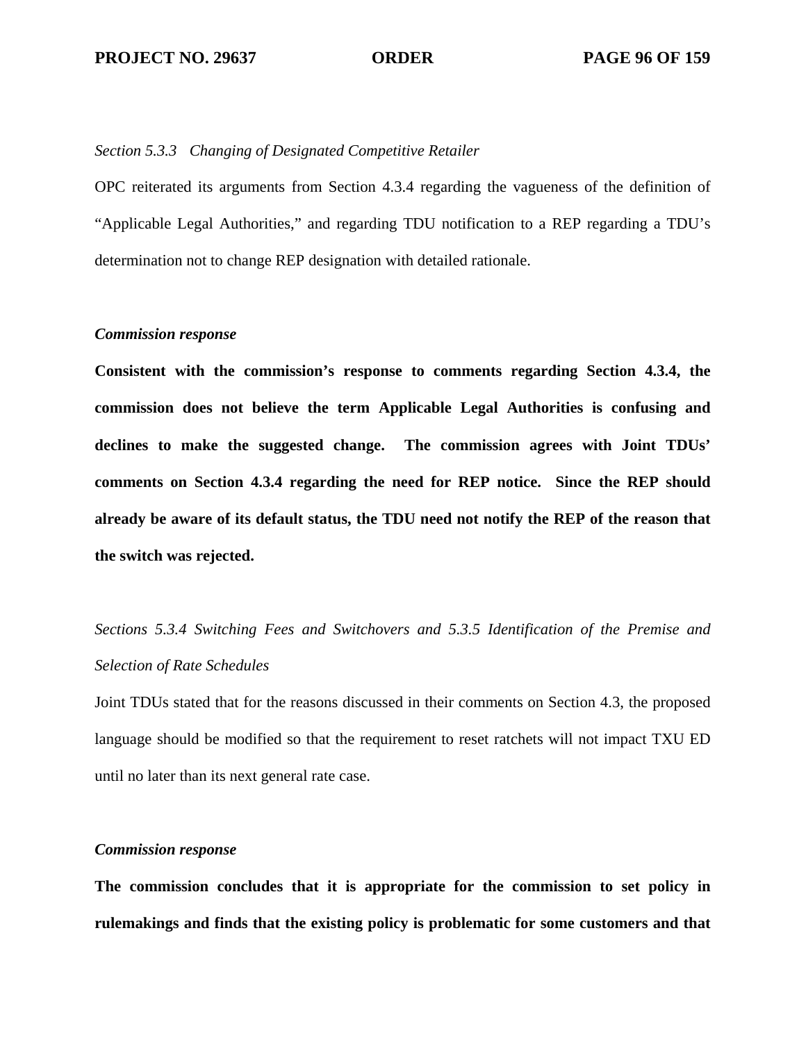*Section 5.3.3 Changing of Designated Competitive Retailer*

OPC reiterated its arguments from Section 4.3.4 regarding the vagueness of the definition of "Applicable Legal Authorities," and regarding TDU notification to a REP regarding a TDU's determination not to change REP designation with detailed rationale.

***Commission response***

**Consistent with the commission's response to comments regarding Section 4.3.4, the commission does not believe the term Applicable Legal Authorities is confusing and declines to make the suggested change. The commission agrees with Joint TDUs' comments on Section 4.3.4 regarding the need for REP notice. Since the REP should already be aware of its default status, the TDU need not notify the REP of the reason that the switch was rejected.**

*Sections 5.3.4 Switching Fees and Switchovers and 5.3.5 Identification of the Premise and Selection of Rate Schedules*

Joint TDUs stated that for the reasons discussed in their comments on Section 4.3, the proposed language should be modified so that the requirement to reset ratchets will not impact TXU ED until no later than its next general rate case.

***Commission response***

**The commission concludes that it is appropriate for the commission to set policy in rulemakings and finds that the existing policy is problematic for some customers and that**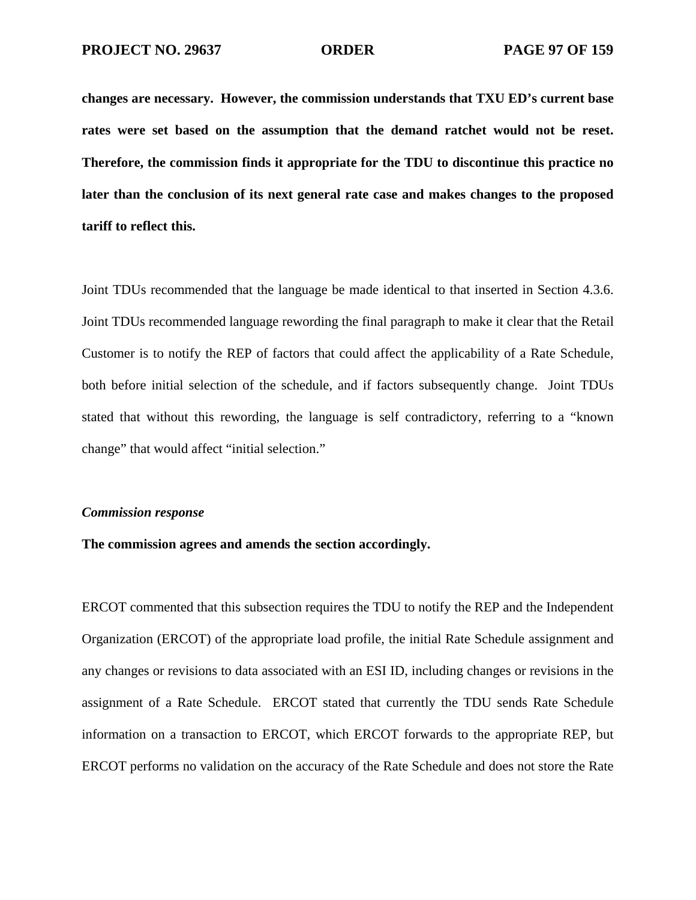**changes are necessary. However, the commission understands that TXU ED's current base rates were set based on the assumption that the demand ratchet would not be reset. Therefore, the commission finds it appropriate for the TDU to discontinue this practice no later than the conclusion of its next general rate case and makes changes to the proposed tariff to reflect this.**

Joint TDUs recommended that the language be made identical to that inserted in Section 4.3.6. Joint TDUs recommended language rewording the final paragraph to make it clear that the Retail Customer is to notify the REP of factors that could affect the applicability of a Rate Schedule, both before initial selection of the schedule, and if factors subsequently change. Joint TDUs stated that without this rewording, the language is self contradictory, referring to a "known change" that would affect "initial selection."

***Commission response***

**The commission agrees and amends the section accordingly.**

ERCOT commented that this subsection requires the TDU to notify the REP and the Independent Organization (ERCOT) of the appropriate load profile, the initial Rate Schedule assignment and any changes or revisions to data associated with an ESI ID, including changes or revisions in the assignment of a Rate Schedule. ERCOT stated that currently the TDU sends Rate Schedule information on a transaction to ERCOT, which ERCOT forwards to the appropriate REP, but ERCOT performs no validation on the accuracy of the Rate Schedule and does not store the Rate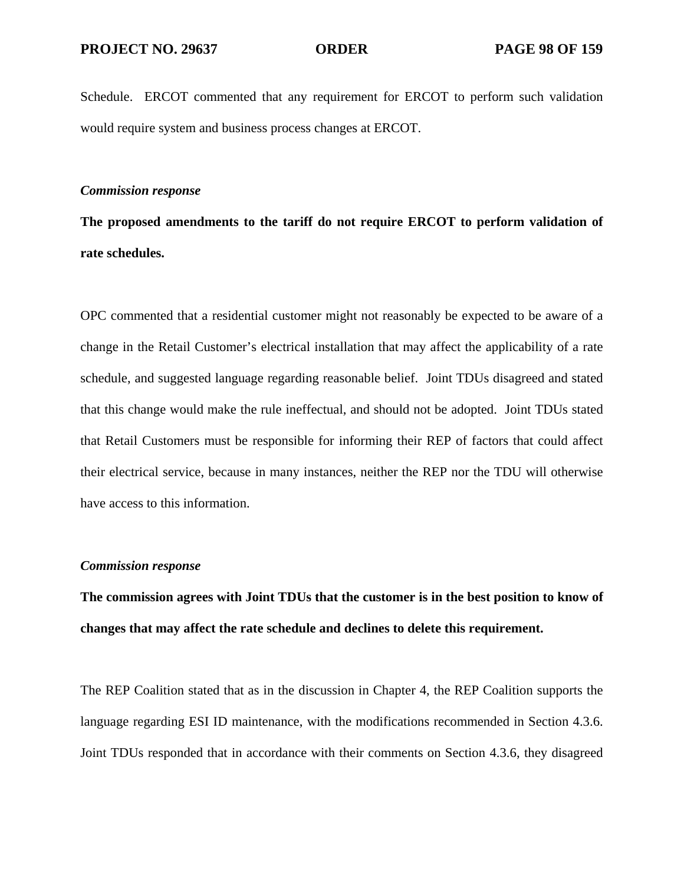Schedule. ERCOT commented that any requirement for ERCOT to perform such validation would require system and business process changes at ERCOT.

*Commission response*

**The proposed amendments to the tariff do not require ERCOT to perform validation of rate schedules.**

OPC commented that a residential customer might not reasonably be expected to be aware of a change in the Retail Customer's electrical installation that may affect the applicability of a rate schedule, and suggested language regarding reasonable belief. Joint TDUs disagreed and stated that this change would make the rule ineffectual, and should not be adopted. Joint TDUs stated that Retail Customers must be responsible for informing their REP of factors that could affect their electrical service, because in many instances, neither the REP nor the TDU will otherwise have access to this information.

*Commission response*

**The commission agrees with Joint TDUs that the customer is in the best position to know of changes that may affect the rate schedule and declines to delete this requirement.**

The REP Coalition stated that as in the discussion in Chapter 4, the REP Coalition supports the language regarding ESI ID maintenance, with the modifications recommended in Section 4.3.6. Joint TDUs responded that in accordance with their comments on Section 4.3.6, they disagreed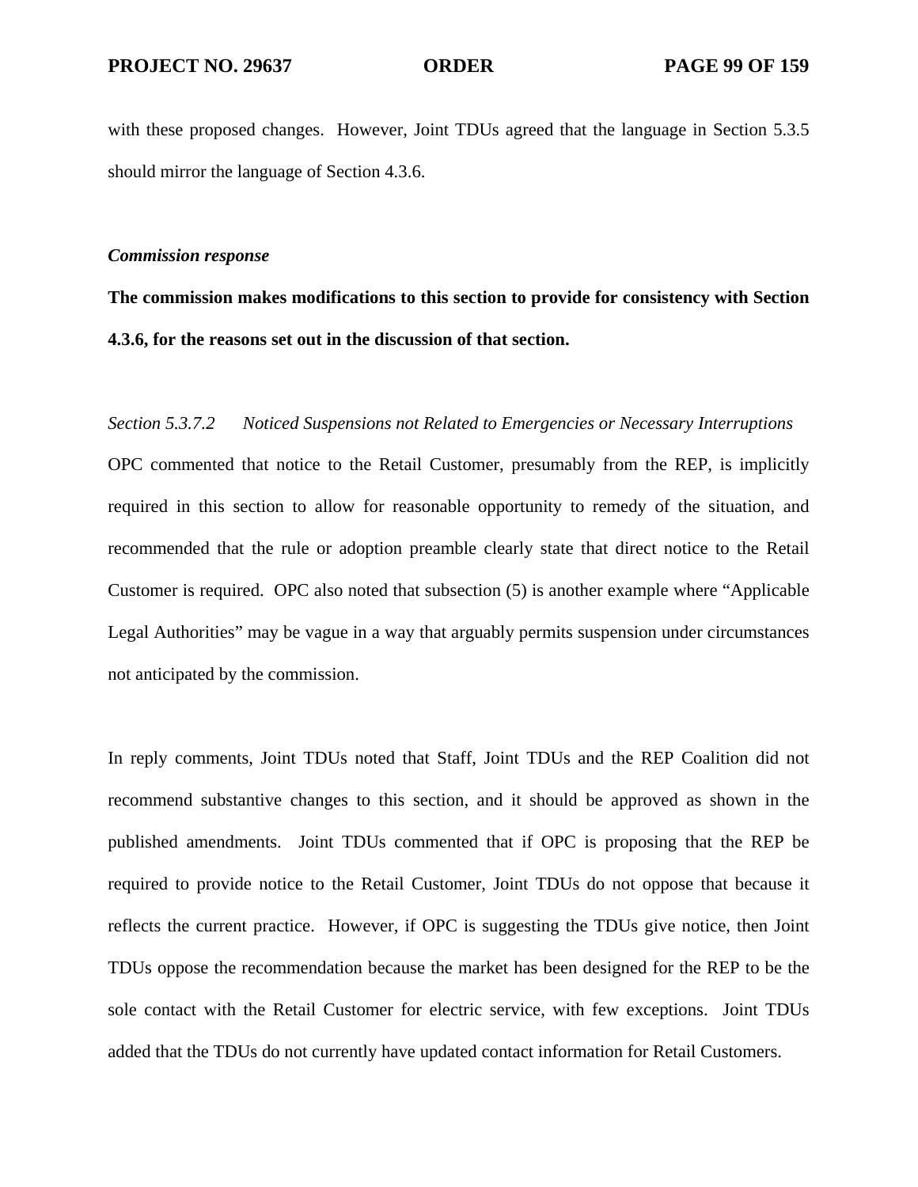with these proposed changes. However, Joint TDUs agreed that the language in Section 5.3.5 should mirror the language of Section 4.3.6.

***Commission response***

**The commission makes modifications to this section to provide for consistency with Section 4.3.6, for the reasons set out in the discussion of that section.**

*Section 5.3.7.2 Noticed Suspensions not Related to Emergencies or Necessary Interruptions*

OPC commented that notice to the Retail Customer, presumably from the REP, is implicitly required in this section to allow for reasonable opportunity to remedy of the situation, and recommended that the rule or adoption preamble clearly state that direct notice to the Retail Customer is required. OPC also noted that subsection (5) is another example where "Applicable Legal Authorities" may be vague in a way that arguably permits suspension under circumstances not anticipated by the commission.

In reply comments, Joint TDUs noted that Staff, Joint TDUs and the REP Coalition did not recommend substantive changes to this section, and it should be approved as shown in the published amendments. Joint TDUs commented that if OPC is proposing that the REP be required to provide notice to the Retail Customer, Joint TDUs do not oppose that because it reflects the current practice. However, if OPC is suggesting the TDUs give notice, then Joint TDUs oppose the recommendation because the market has been designed for the REP to be the sole contact with the Retail Customer for electric service, with few exceptions. Joint TDUs added that the TDUs do not currently have updated contact information for Retail Customers.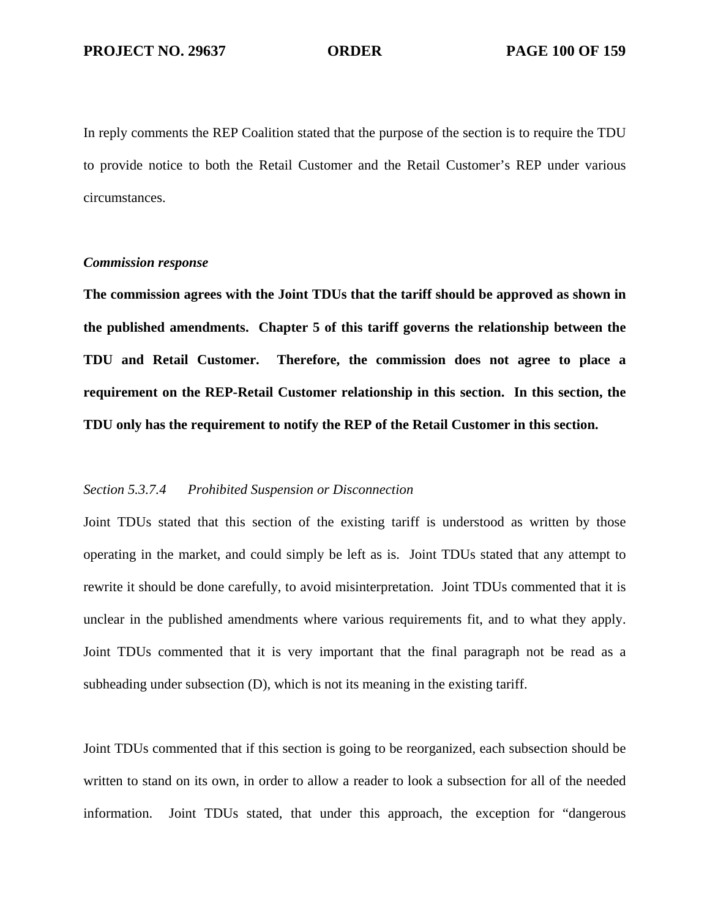In reply comments the REP Coalition stated that the purpose of the section is to require the TDU to provide notice to both the Retail Customer and the Retail Customer's REP under various circumstances.

***Commission response***

**The commission agrees with the Joint TDUs that the tariff should be approved as shown in the published amendments. Chapter 5 of this tariff governs the relationship between the TDU and Retail Customer. Therefore, the commission does not agree to place a requirement on the REP-Retail Customer relationship in this section. In this section, the TDU only has the requirement to notify the REP of the Retail Customer in this section.**

*Section 5.3.7.4 Prohibited Suspension or Disconnection*

Joint TDUs stated that this section of the existing tariff is understood as written by those operating in the market, and could simply be left as is. Joint TDUs stated that any attempt to rewrite it should be done carefully, to avoid misinterpretation. Joint TDUs commented that it is unclear in the published amendments where various requirements fit, and to what they apply. Joint TDUs commented that it is very important that the final paragraph not be read as a subheading under subsection (D), which is not its meaning in the existing tariff.

Joint TDUs commented that if this section is going to be reorganized, each subsection should be written to stand on its own, in order to allow a reader to look a subsection for all of the needed information. Joint TDUs stated, that under this approach, the exception for "dangerous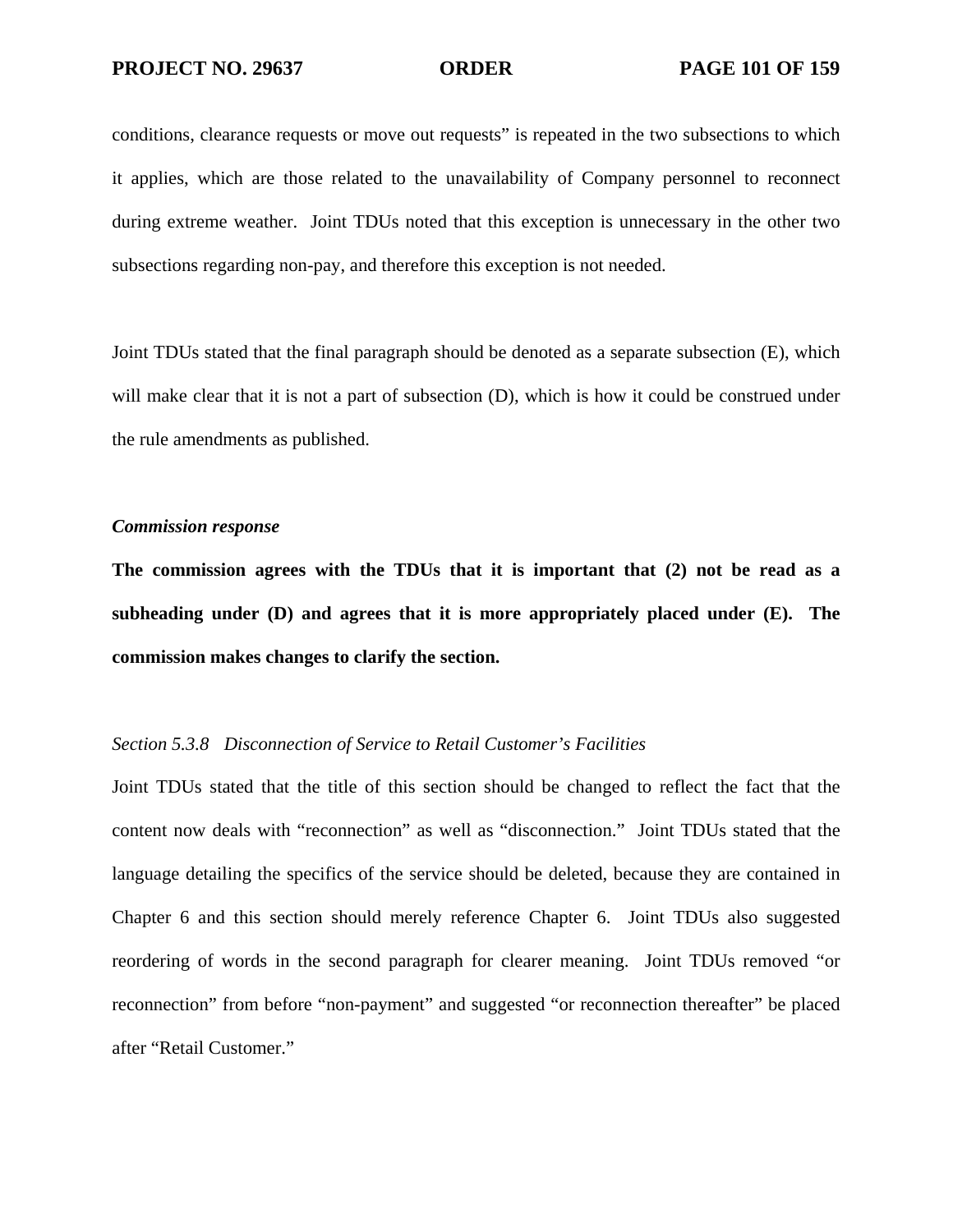conditions, clearance requests or move out requests" is repeated in the two subsections to which it applies, which are those related to the unavailability of Company personnel to reconnect during extreme weather. Joint TDUs noted that this exception is unnecessary in the other two subsections regarding non-pay, and therefore this exception is not needed.

Joint TDUs stated that the final paragraph should be denoted as a separate subsection (E), which will make clear that it is not a part of subsection (D), which is how it could be construed under the rule amendments as published.

***Commission response***

**The commission agrees with the TDUs that it is important that (2) not be read as a subheading under (D) and agrees that it is more appropriately placed under (E). The commission makes changes to clarify the section.**

*Section 5.3.8 Disconnection of Service to Retail Customer's Facilities*

Joint TDUs stated that the title of this section should be changed to reflect the fact that the content now deals with "reconnection" as well as "disconnection." Joint TDUs stated that the language detailing the specifics of the service should be deleted, because they are contained in Chapter 6 and this section should merely reference Chapter 6. Joint TDUs also suggested reordering of words in the second paragraph for clearer meaning. Joint TDUs removed "or reconnection" from before "non-payment" and suggested "or reconnection thereafter" be placed after "Retail Customer."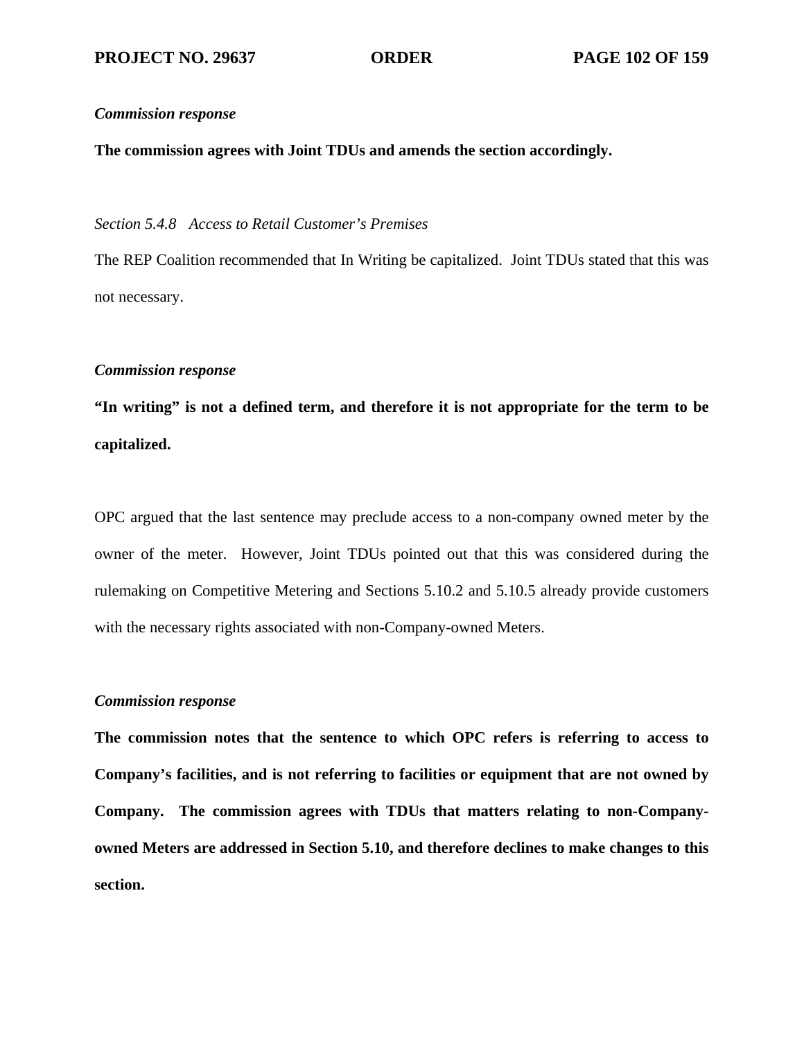***Commission response***

**The commission agrees with Joint TDUs and amends the section accordingly.**

*Section 5.4.8 Access to Retail Customer's Premises*

The REP Coalition recommended that In Writing be capitalized. Joint TDUs stated that this was not necessary.

***Commission response***

**"In writing" is not a defined term, and therefore it is not appropriate for the term to be capitalized.**

OPC argued that the last sentence may preclude access to a non-company owned meter by the owner of the meter. However, Joint TDUs pointed out that this was considered during the rulemaking on Competitive Metering and Sections 5.10.2 and 5.10.5 already provide customers with the necessary rights associated with non-Company-owned Meters.

***Commission response***

**The commission notes that the sentence to which OPC refers is referring to access to Company's facilities, and is not referring to facilities or equipment that are not owned by Company. The commission agrees with TDUs that matters relating to non-Company-owned Meters are addressed in Section 5.10, and therefore declines to make changes to this section.**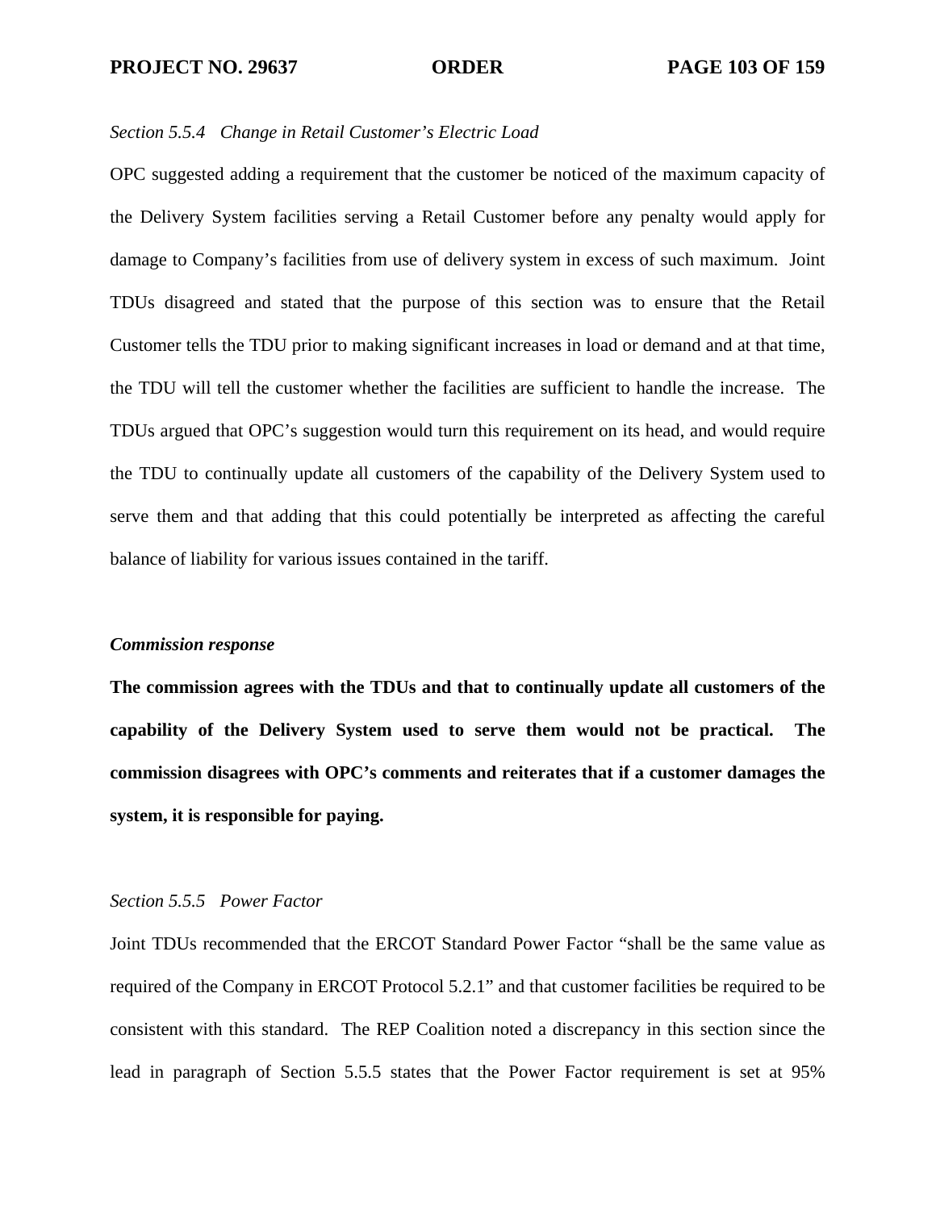*Section 5.5.4 Change in Retail Customer's Electric Load*

OPC suggested adding a requirement that the customer be noticed of the maximum capacity of the Delivery System facilities serving a Retail Customer before any penalty would apply for damage to Company's facilities from use of delivery system in excess of such maximum. Joint TDUs disagreed and stated that the purpose of this section was to ensure that the Retail Customer tells the TDU prior to making significant increases in load or demand and at that time, the TDU will tell the customer whether the facilities are sufficient to handle the increase. The TDUs argued that OPC's suggestion would turn this requirement on its head, and would require the TDU to continually update all customers of the capability of the Delivery System used to serve them and that adding that this could potentially be interpreted as affecting the careful balance of liability for various issues contained in the tariff.

***Commission response***

**The commission agrees with the TDUs and that to continually update all customers of the capability of the Delivery System used to serve them would not be practical. The commission disagrees with OPC's comments and reiterates that if a customer damages the system, it is responsible for paying.**

*Section 5.5.5 Power Factor*

Joint TDUs recommended that the ERCOT Standard Power Factor "shall be the same value as required of the Company in ERCOT Protocol 5.2.1" and that customer facilities be required to be consistent with this standard. The REP Coalition noted a discrepancy in this section since the lead in paragraph of Section 5.5.5 states that the Power Factor requirement is set at 95%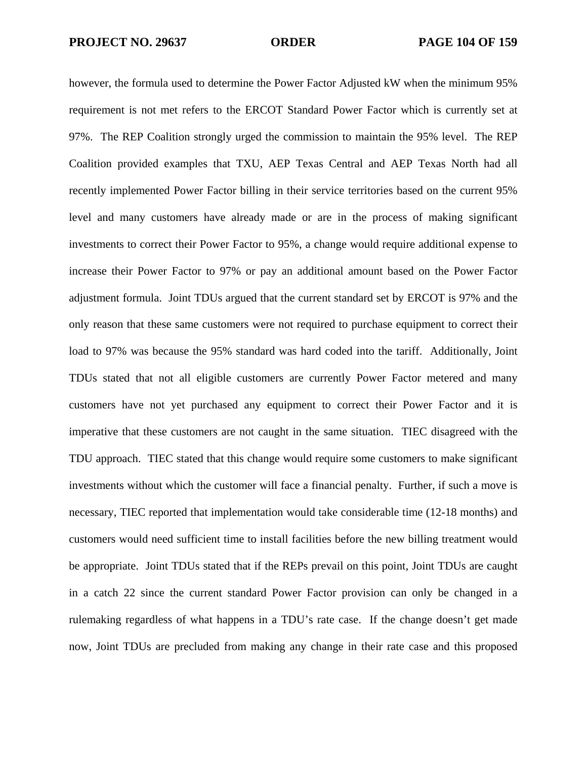however, the formula used to determine the Power Factor Adjusted kW when the minimum 95% requirement is not met refers to the ERCOT Standard Power Factor which is currently set at 97%. The REP Coalition strongly urged the commission to maintain the 95% level. The REP Coalition provided examples that TXU, AEP Texas Central and AEP Texas North had all recently implemented Power Factor billing in their service territories based on the current 95% level and many customers have already made or are in the process of making significant investments to correct their Power Factor to 95%, a change would require additional expense to increase their Power Factor to 97% or pay an additional amount based on the Power Factor adjustment formula. Joint TDUs argued that the current standard set by ERCOT is 97% and the only reason that these same customers were not required to purchase equipment to correct their load to 97% was because the 95% standard was hard coded into the tariff. Additionally, Joint TDUs stated that not all eligible customers are currently Power Factor metered and many customers have not yet purchased any equipment to correct their Power Factor and it is imperative that these customers are not caught in the same situation. TIEC disagreed with the TDU approach. TIEC stated that this change would require some customers to make significant investments without which the customer will face a financial penalty. Further, if such a move is necessary, TIEC reported that implementation would take considerable time (12-18 months) and customers would need sufficient time to install facilities before the new billing treatment would be appropriate. Joint TDUs stated that if the REPs prevail on this point, Joint TDUs are caught in a catch 22 since the current standard Power Factor provision can only be changed in a rulemaking regardless of what happens in a TDU's rate case. If the change doesn't get made now, Joint TDUs are precluded from making any change in their rate case and this proposed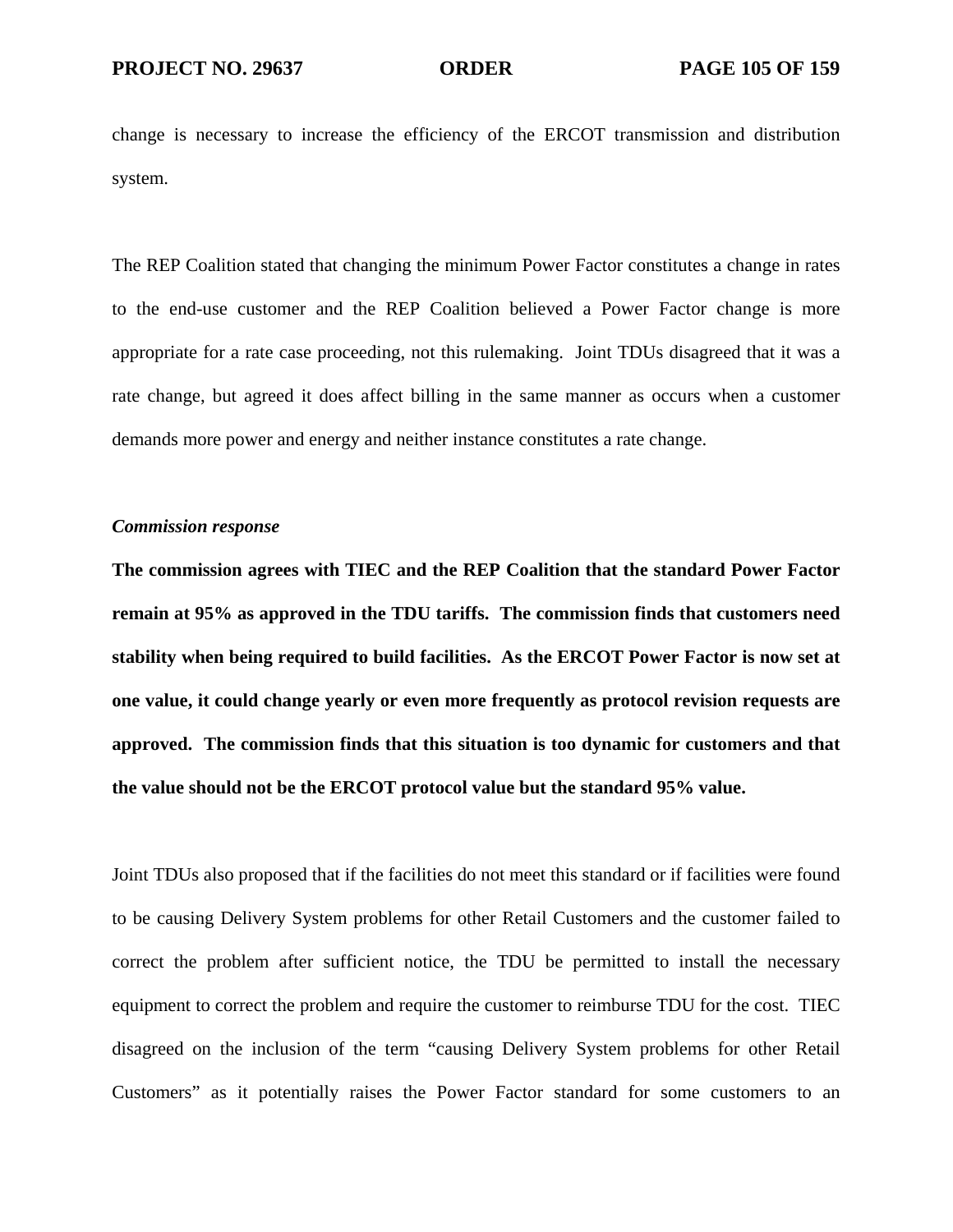change is necessary to increase the efficiency of the ERCOT transmission and distribution system.

The REP Coalition stated that changing the minimum Power Factor constitutes a change in rates to the end-use customer and the REP Coalition believed a Power Factor change is more appropriate for a rate case proceeding, not this rulemaking. Joint TDUs disagreed that it was a rate change, but agreed it does affect billing in the same manner as occurs when a customer demands more power and energy and neither instance constitutes a rate change.

***Commission response***

**The commission agrees with TIEC and the REP Coalition that the standard Power Factor remain at 95% as approved in the TDU tariffs. The commission finds that customers need stability when being required to build facilities. As the ERCOT Power Factor is now set at one value, it could change yearly or even more frequently as protocol revision requests are approved. The commission finds that this situation is too dynamic for customers and that the value should not be the ERCOT protocol value but the standard 95% value.**

Joint TDUs also proposed that if the facilities do not meet this standard or if facilities were found to be causing Delivery System problems for other Retail Customers and the customer failed to correct the problem after sufficient notice, the TDU be permitted to install the necessary equipment to correct the problem and require the customer to reimburse TDU for the cost. TIEC disagreed on the inclusion of the term "causing Delivery System problems for other Retail Customers" as it potentially raises the Power Factor standard for some customers to an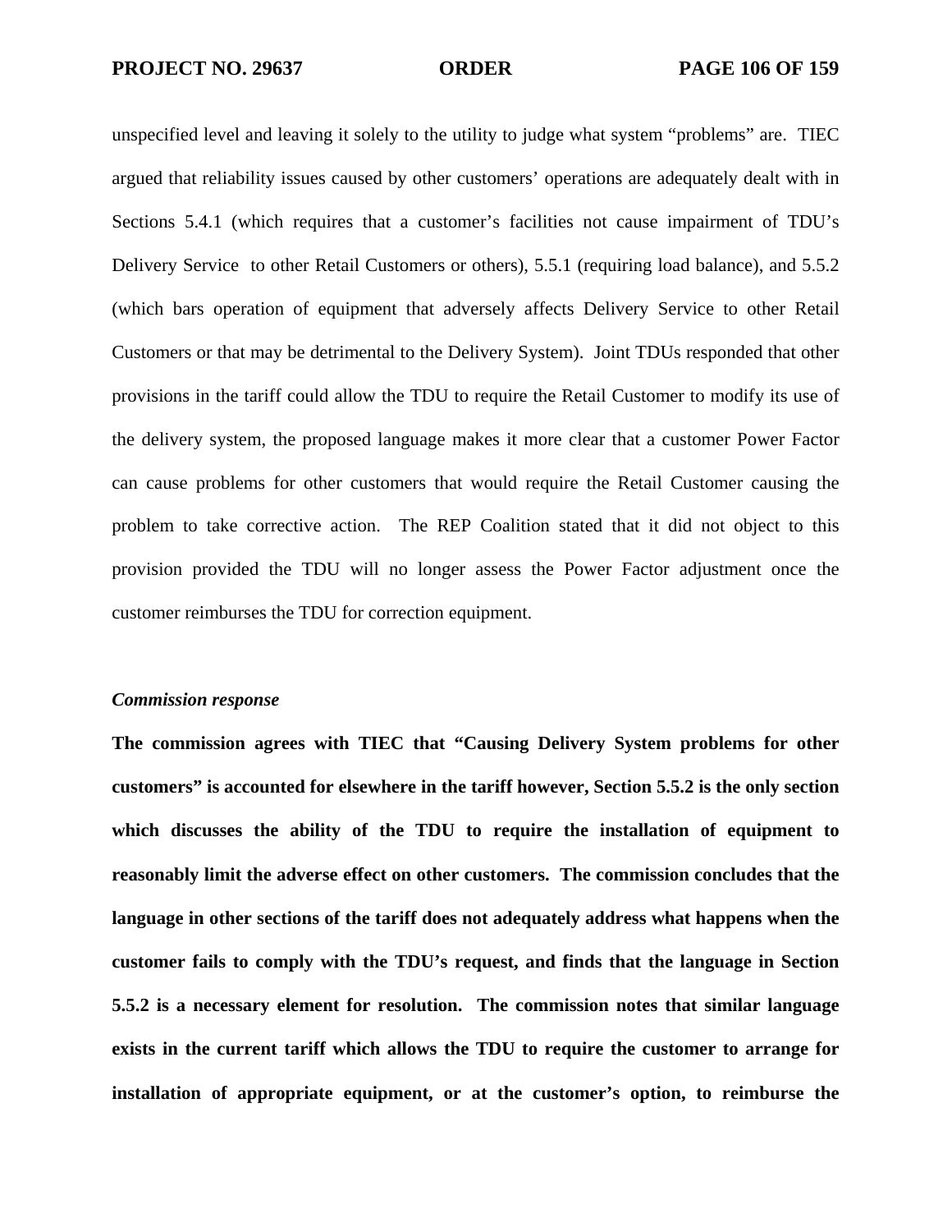unspecified level and leaving it solely to the utility to judge what system "problems" are. TIEC argued that reliability issues caused by other customers' operations are adequately dealt with in Sections 5.4.1 (which requires that a customer's facilities not cause impairment of TDU's Delivery Service to other Retail Customers or others), 5.5.1 (requiring load balance), and 5.5.2 (which bars operation of equipment that adversely affects Delivery Service to other Retail Customers or that may be detrimental to the Delivery System). Joint TDUs responded that other provisions in the tariff could allow the TDU to require the Retail Customer to modify its use of the delivery system, the proposed language makes it more clear that a customer Power Factor can cause problems for other customers that would require the Retail Customer causing the problem to take corrective action. The REP Coalition stated that it did not object to this provision provided the TDU will no longer assess the Power Factor adjustment once the customer reimburses the TDU for correction equipment.

***Commission response***

**The commission agrees with TIEC that "Causing Delivery System problems for other customers" is accounted for elsewhere in the tariff however, Section 5.5.2 is the only section which discusses the ability of the TDU to require the installation of equipment to reasonably limit the adverse effect on other customers. The commission concludes that the language in other sections of the tariff does not adequately address what happens when the customer fails to comply with the TDU's request, and finds that the language in Section 5.5.2 is a necessary element for resolution. The commission notes that similar language exists in the current tariff which allows the TDU to require the customer to arrange for installation of appropriate equipment, or at the customer's option, to reimburse the**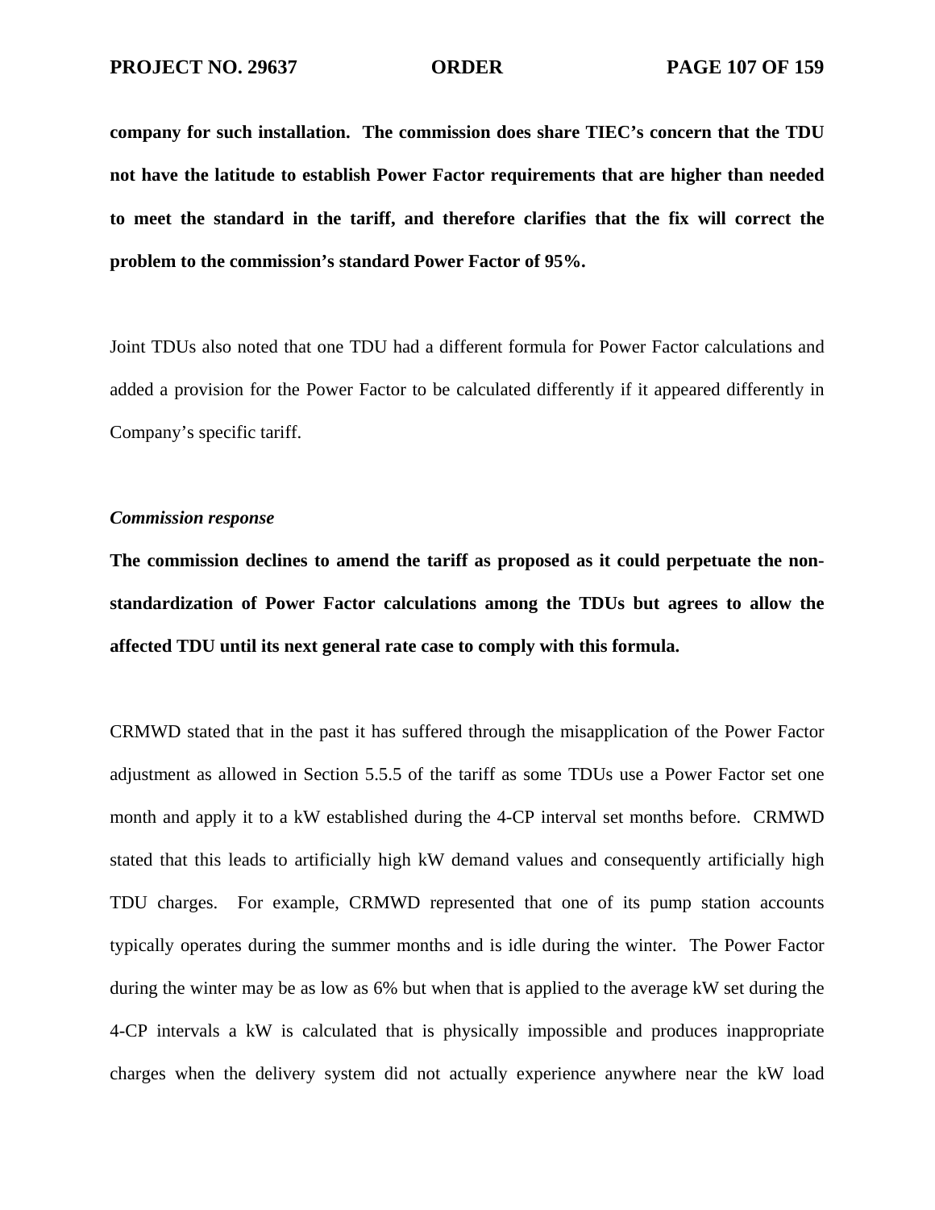**company for such installation. The commission does share TIEC's concern that the TDU not have the latitude to establish Power Factor requirements that are higher than needed to meet the standard in the tariff, and therefore clarifies that the fix will correct the problem to the commission's standard Power Factor of 95%.**

Joint TDUs also noted that one TDU had a different formula for Power Factor calculations and added a provision for the Power Factor to be calculated differently if it appeared differently in Company's specific tariff.

***Commission response***

**The commission declines to amend the tariff as proposed as it could perpetuate the non-standardization of Power Factor calculations among the TDUs but agrees to allow the affected TDU until its next general rate case to comply with this formula.**

CRMWD stated that in the past it has suffered through the misapplication of the Power Factor adjustment as allowed in Section 5.5.5 of the tariff as some TDUs use a Power Factor set one month and apply it to a kW established during the 4-CP interval set months before. CRMWD stated that this leads to artificially high kW demand values and consequently artificially high TDU charges. For example, CRMWD represented that one of its pump station accounts typically operates during the summer months and is idle during the winter. The Power Factor during the winter may be as low as 6% but when that is applied to the average kW set during the 4-CP intervals a kW is calculated that is physically impossible and produces inappropriate charges when the delivery system did not actually experience anywhere near the kW load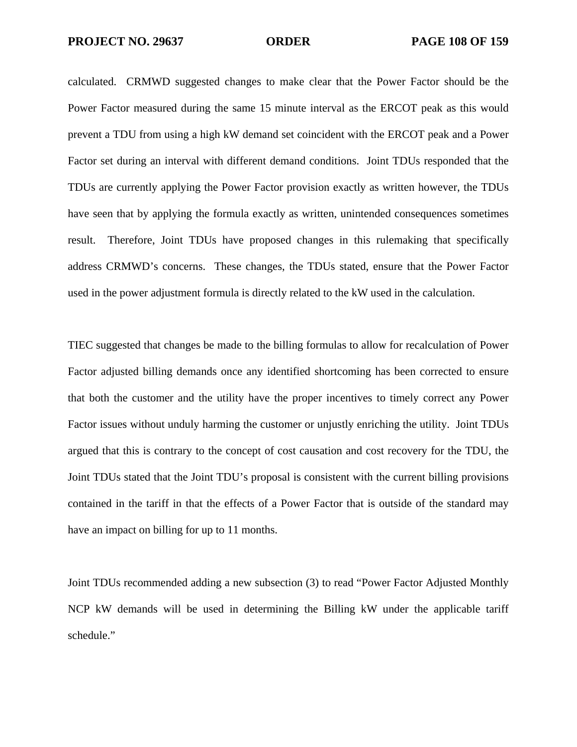calculated. CRMWD suggested changes to make clear that the Power Factor should be the Power Factor measured during the same 15 minute interval as the ERCOT peak as this would prevent a TDU from using a high kW demand set coincident with the ERCOT peak and a Power Factor set during an interval with different demand conditions. Joint TDUs responded that the TDUs are currently applying the Power Factor provision exactly as written however, the TDUs have seen that by applying the formula exactly as written, unintended consequences sometimes result. Therefore, Joint TDUs have proposed changes in this rulemaking that specifically address CRMWD's concerns. These changes, the TDUs stated, ensure that the Power Factor used in the power adjustment formula is directly related to the kW used in the calculation.

TIEC suggested that changes be made to the billing formulas to allow for recalculation of Power Factor adjusted billing demands once any identified shortcoming has been corrected to ensure that both the customer and the utility have the proper incentives to timely correct any Power Factor issues without unduly harming the customer or unjustly enriching the utility. Joint TDUs argued that this is contrary to the concept of cost causation and cost recovery for the TDU, the Joint TDUs stated that the Joint TDU's proposal is consistent with the current billing provisions contained in the tariff in that the effects of a Power Factor that is outside of the standard may have an impact on billing for up to 11 months.

Joint TDUs recommended adding a new subsection (3) to read "Power Factor Adjusted Monthly NCP kW demands will be used in determining the Billing kW under the applicable tariff schedule."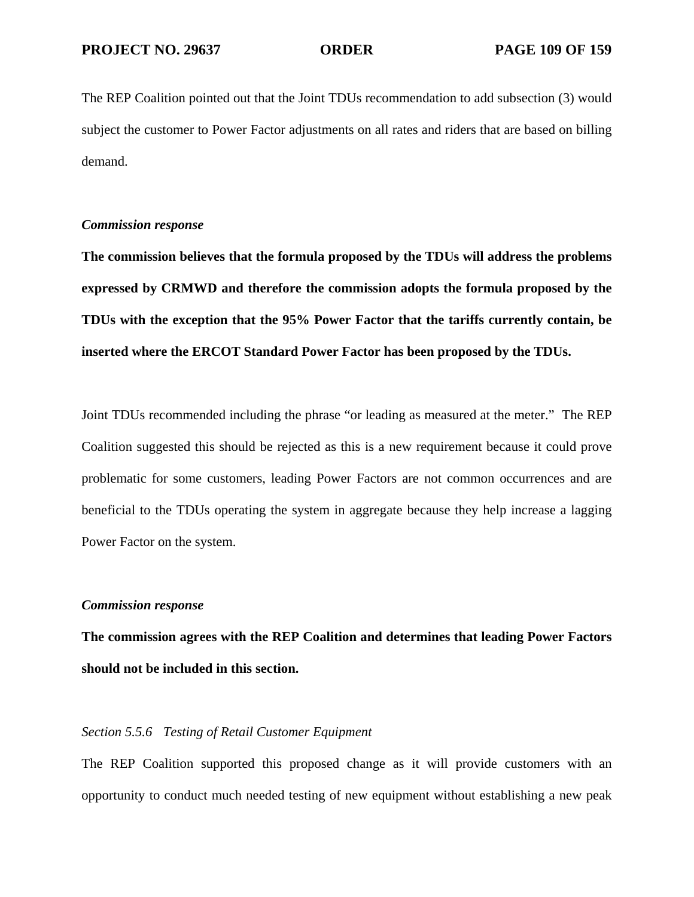The REP Coalition pointed out that the Joint TDUs recommendation to add subsection (3) would subject the customer to Power Factor adjustments on all rates and riders that are based on billing demand.

***Commission response***

**The commission believes that the formula proposed by the TDUs will address the problems expressed by CRMWD and therefore the commission adopts the formula proposed by the TDUs with the exception that the 95% Power Factor that the tariffs currently contain, be inserted where the ERCOT Standard Power Factor has been proposed by the TDUs.**

Joint TDUs recommended including the phrase "or leading as measured at the meter." The REP Coalition suggested this should be rejected as this is a new requirement because it could prove problematic for some customers, leading Power Factors are not common occurrences and are beneficial to the TDUs operating the system in aggregate because they help increase a lagging Power Factor on the system.

***Commission response***

**The commission agrees with the REP Coalition and determines that leading Power Factors should not be included in this section.**

*Section 5.5.6 Testing of Retail Customer Equipment*

The REP Coalition supported this proposed change as it will provide customers with an opportunity to conduct much needed testing of new equipment without establishing a new peak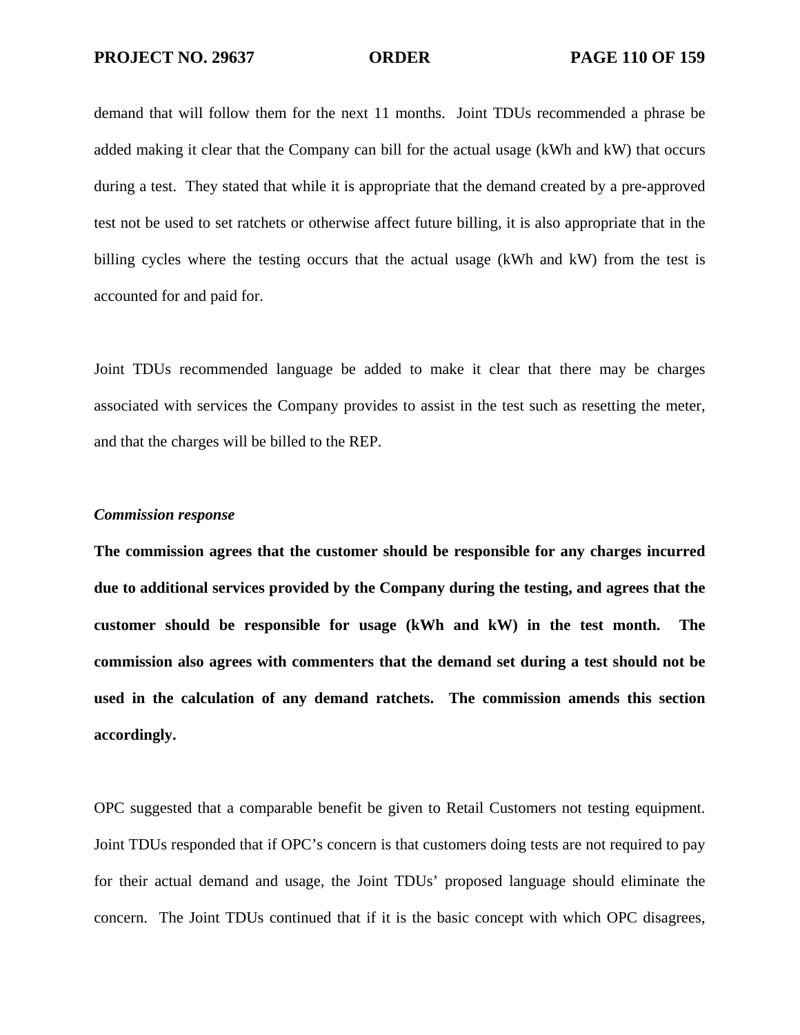demand that will follow them for the next 11 months. Joint TDUs recommended a phrase be added making it clear that the Company can bill for the actual usage (kWh and kW) that occurs during a test. They stated that while it is appropriate that the demand created by a pre-approved test not be used to set ratchets or otherwise affect future billing, it is also appropriate that in the billing cycles where the testing occurs that the actual usage (kWh and kW) from the test is accounted for and paid for.

Joint TDUs recommended language be added to make it clear that there may be charges associated with services the Company provides to assist in the test such as resetting the meter, and that the charges will be billed to the REP.

***Commission response***

**The commission agrees that the customer should be responsible for any charges incurred due to additional services provided by the Company during the testing, and agrees that the customer should be responsible for usage (kWh and kW) in the test month. The commission also agrees with commenters that the demand set during a test should not be used in the calculation of any demand ratchets. The commission amends this section accordingly.**

OPC suggested that a comparable benefit be given to Retail Customers not testing equipment. Joint TDUs responded that if OPC's concern is that customers doing tests are not required to pay for their actual demand and usage, the Joint TDUs' proposed language should eliminate the concern. The Joint TDUs continued that if it is the basic concept with which OPC disagrees,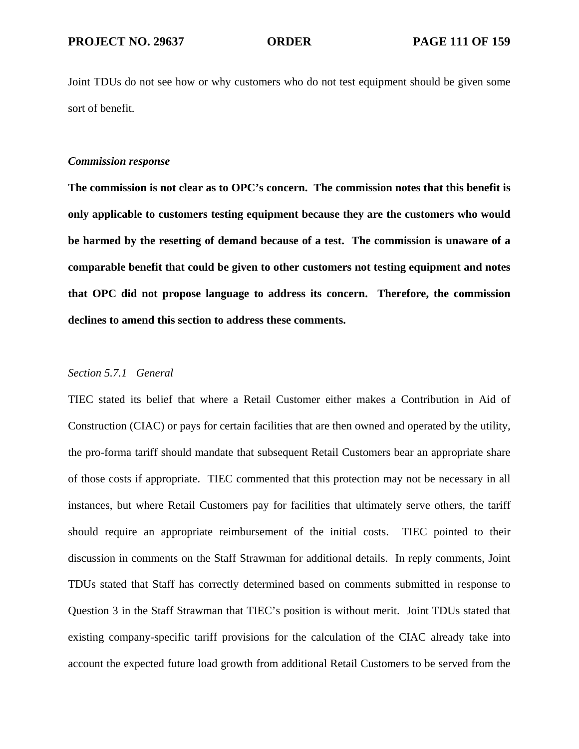Joint TDUs do not see how or why customers who do not test equipment should be given some sort of benefit.

***Commission response***

**The commission is not clear as to OPC's concern. The commission notes that this benefit is only applicable to customers testing equipment because they are the customers who would be harmed by the resetting of demand because of a test. The commission is unaware of a comparable benefit that could be given to other customers not testing equipment and notes that OPC did not propose language to address its concern. Therefore, the commission declines to amend this section to address these comments.**

*Section 5.7.1 General*

TIEC stated its belief that where a Retail Customer either makes a Contribution in Aid of Construction (CIAC) or pays for certain facilities that are then owned and operated by the utility, the pro-forma tariff should mandate that subsequent Retail Customers bear an appropriate share of those costs if appropriate. TIEC commented that this protection may not be necessary in all instances, but where Retail Customers pay for facilities that ultimately serve others, the tariff should require an appropriate reimbursement of the initial costs. TIEC pointed to their discussion in comments on the Staff Strawman for additional details. In reply comments, Joint TDUs stated that Staff has correctly determined based on comments submitted in response to Question 3 in the Staff Strawman that TIEC's position is without merit. Joint TDUs stated that existing company-specific tariff provisions for the calculation of the CIAC already take into account the expected future load growth from additional Retail Customers to be served from the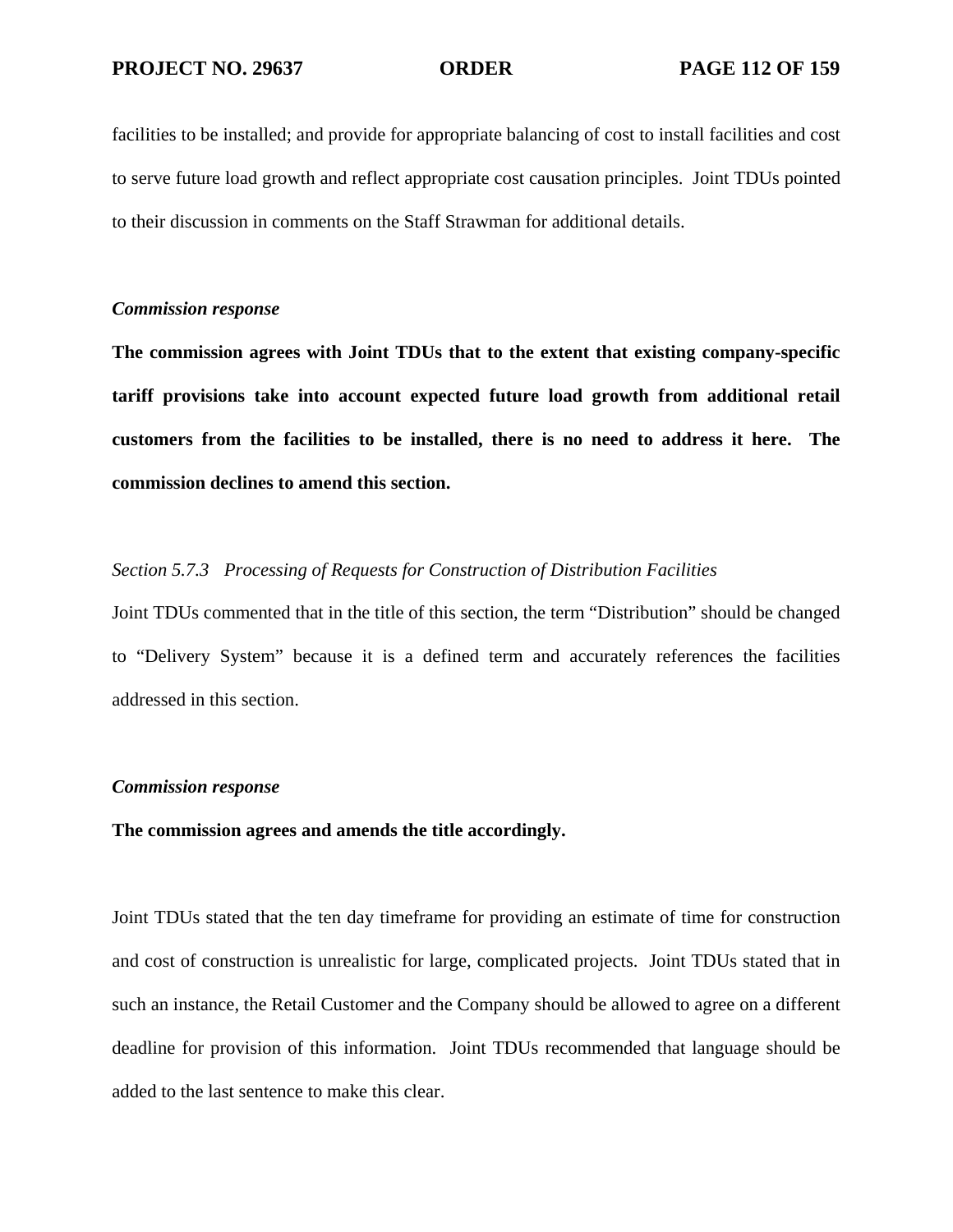facilities to be installed; and provide for appropriate balancing of cost to install facilities and cost to serve future load growth and reflect appropriate cost causation principles. Joint TDUs pointed to their discussion in comments on the Staff Strawman for additional details.

***Commission response***

**The commission agrees with Joint TDUs that to the extent that existing company-specific tariff provisions take into account expected future load growth from additional retail customers from the facilities to be installed, there is no need to address it here. The commission declines to amend this section.**

*Section 5.7.3 Processing of Requests for Construction of Distribution Facilities*

Joint TDUs commented that in the title of this section, the term "Distribution" should be changed to "Delivery System" because it is a defined term and accurately references the facilities addressed in this section.

***Commission response***

**The commission agrees and amends the title accordingly.**

Joint TDUs stated that the ten day timeframe for providing an estimate of time for construction and cost of construction is unrealistic for large, complicated projects. Joint TDUs stated that in such an instance, the Retail Customer and the Company should be allowed to agree on a different deadline for provision of this information. Joint TDUs recommended that language should be added to the last sentence to make this clear.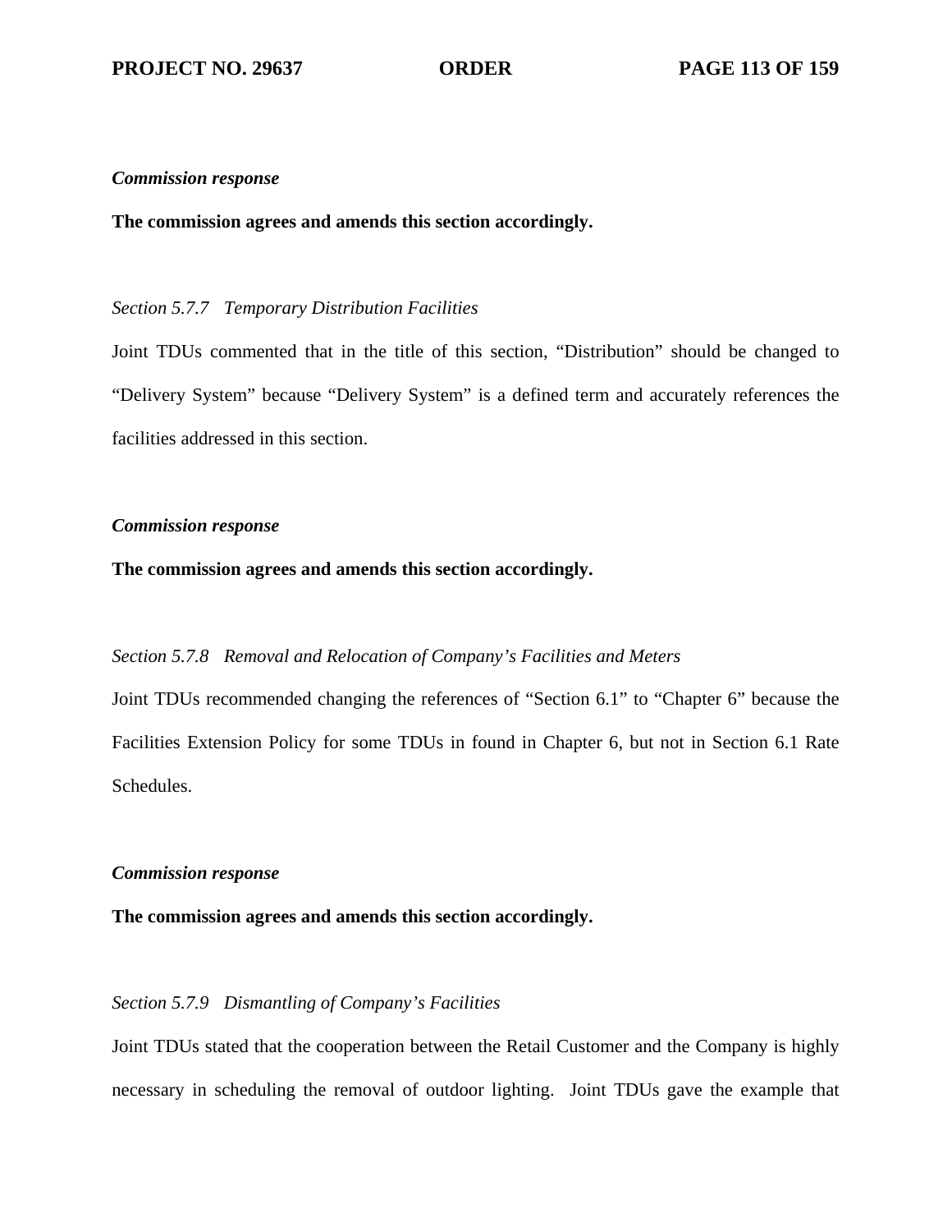***Commission response***

**The commission agrees and amends this section accordingly.**

*Section 5.7.7 Temporary Distribution Facilities*

Joint TDUs commented that in the title of this section, "Distribution" should be changed to "Delivery System" because "Delivery System" is a defined term and accurately references the facilities addressed in this section.

***Commission response***

**The commission agrees and amends this section accordingly.**

*Section 5.7.8 Removal and Relocation of Company's Facilities and Meters*

Joint TDUs recommended changing the references of "Section 6.1" to "Chapter 6" because the Facilities Extension Policy for some TDUs in found in Chapter 6, but not in Section 6.1 Rate Schedules.

***Commission response***

**The commission agrees and amends this section accordingly.**

*Section 5.7.9 Dismantling of Company's Facilities*

Joint TDUs stated that the cooperation between the Retail Customer and the Company is highly necessary in scheduling the removal of outdoor lighting. Joint TDUs gave the example that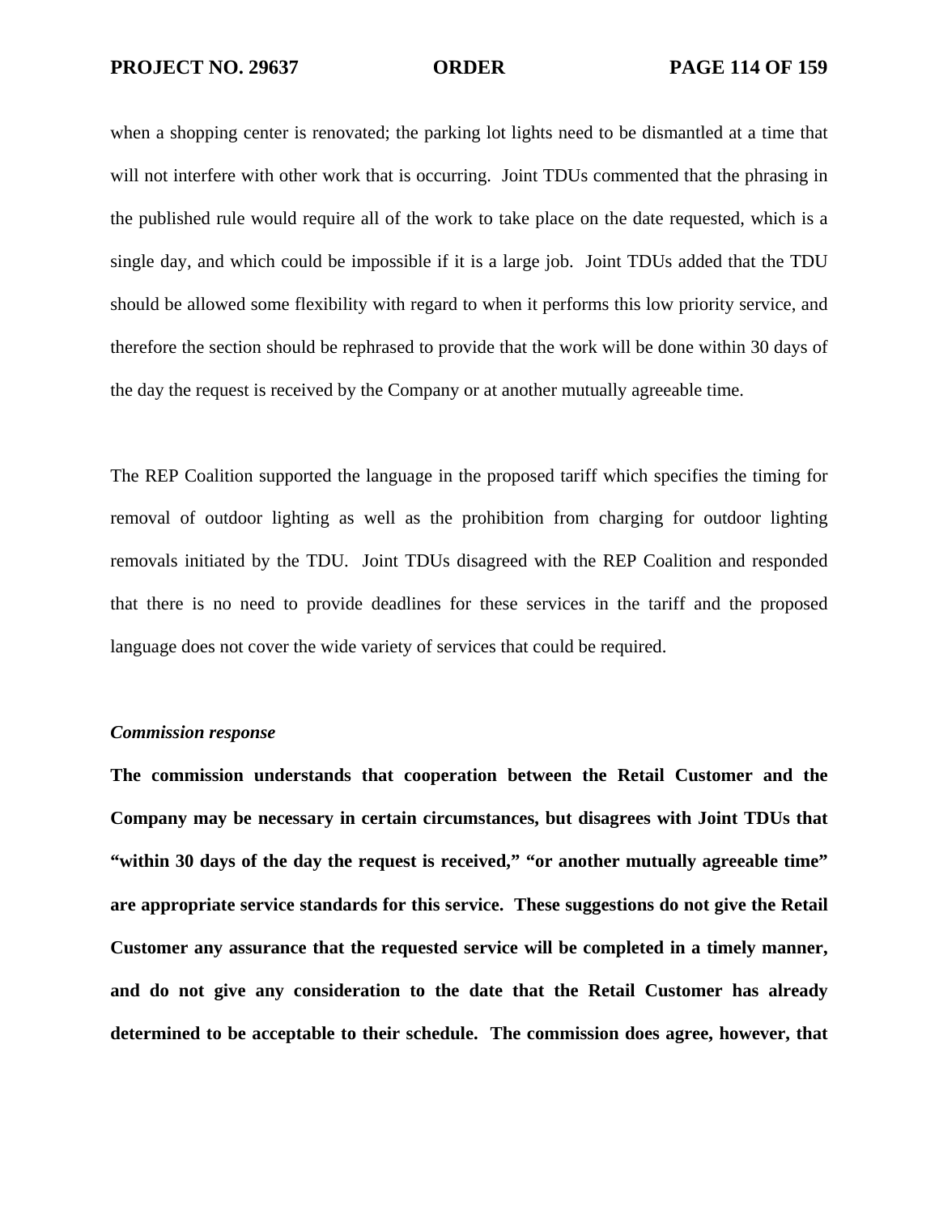when a shopping center is renovated; the parking lot lights need to be dismantled at a time that will not interfere with other work that is occurring. Joint TDUs commented that the phrasing in the published rule would require all of the work to take place on the date requested, which is a single day, and which could be impossible if it is a large job. Joint TDUs added that the TDU should be allowed some flexibility with regard to when it performs this low priority service, and therefore the section should be rephrased to provide that the work will be done within 30 days of the day the request is received by the Company or at another mutually agreeable time.

The REP Coalition supported the language in the proposed tariff which specifies the timing for removal of outdoor lighting as well as the prohibition from charging for outdoor lighting removals initiated by the TDU. Joint TDUs disagreed with the REP Coalition and responded that there is no need to provide deadlines for these services in the tariff and the proposed language does not cover the wide variety of services that could be required.

***Commission response***

**The commission understands that cooperation between the Retail Customer and the Company may be necessary in certain circumstances, but disagrees with Joint TDUs that "within 30 days of the day the request is received," "or another mutually agreeable time" are appropriate service standards for this service. These suggestions do not give the Retail Customer any assurance that the requested service will be completed in a timely manner, and do not give any consideration to the date that the Retail Customer has already determined to be acceptable to their schedule. The commission does agree, however, that**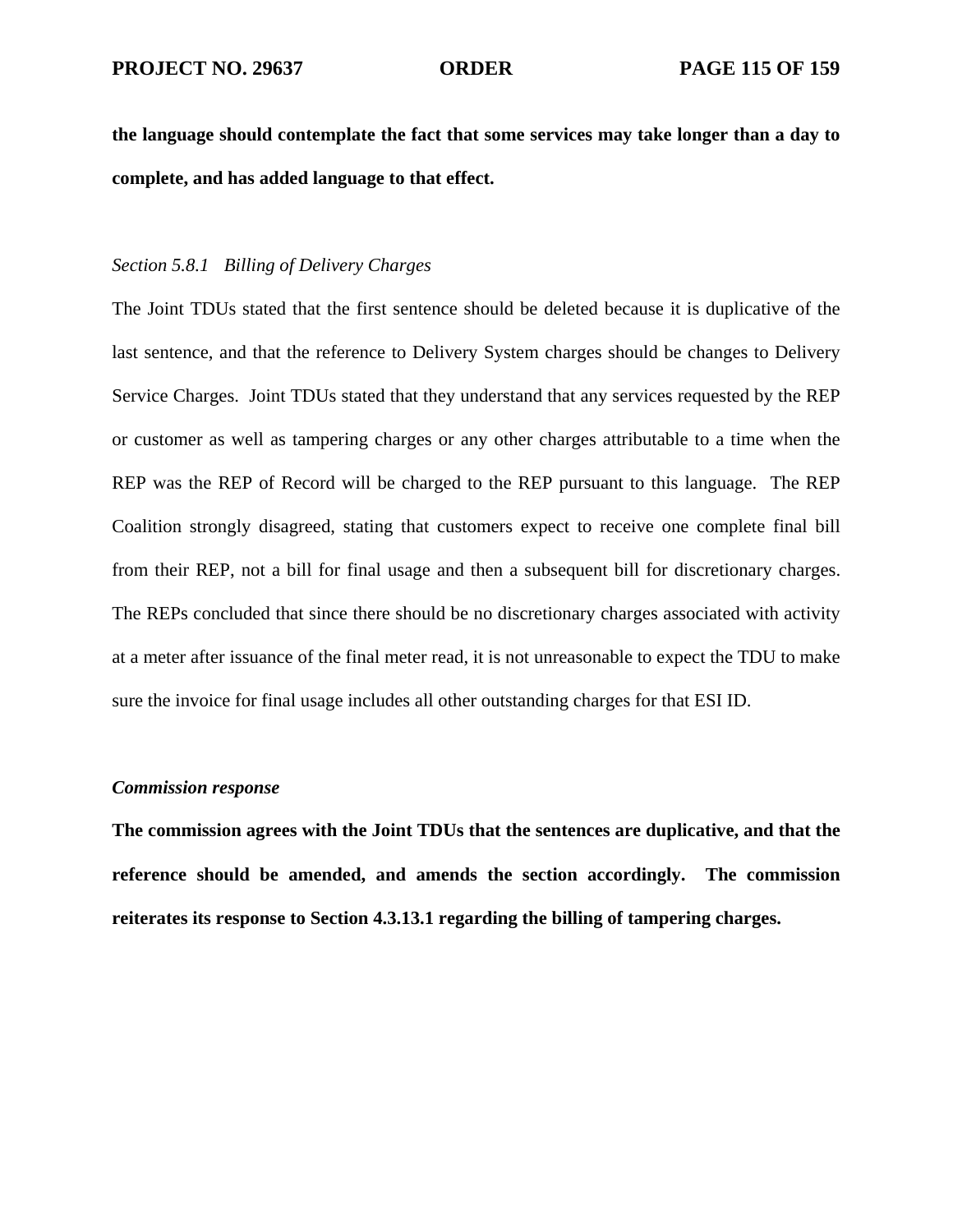**the language should contemplate the fact that some services may take longer than a day to complete, and has added language to that effect.**

*Section 5.8.1 Billing of Delivery Charges*

The Joint TDUs stated that the first sentence should be deleted because it is duplicative of the last sentence, and that the reference to Delivery System charges should be changes to Delivery Service Charges. Joint TDUs stated that they understand that any services requested by the REP or customer as well as tampering charges or any other charges attributable to a time when the REP was the REP of Record will be charged to the REP pursuant to this language. The REP Coalition strongly disagreed, stating that customers expect to receive one complete final bill from their REP, not a bill for final usage and then a subsequent bill for discretionary charges. The REPs concluded that since there should be no discretionary charges associated with activity at a meter after issuance of the final meter read, it is not unreasonable to expect the TDU to make sure the invoice for final usage includes all other outstanding charges for that ESI ID.

***Commission response***

**The commission agrees with the Joint TDUs that the sentences are duplicative, and that the reference should be amended, and amends the section accordingly. The commission reiterates its response to Section 4.3.13.1 regarding the billing of tampering charges.**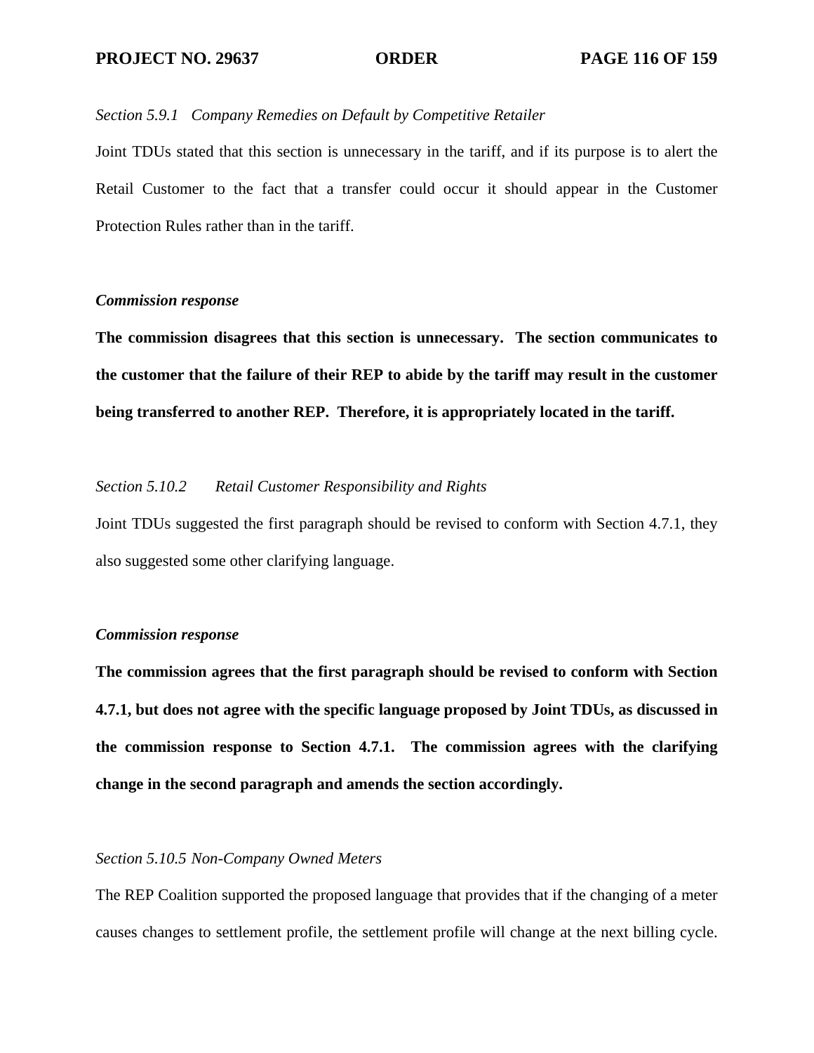*Section 5.9.1 Company Remedies on Default by Competitive Retailer*

Joint TDUs stated that this section is unnecessary in the tariff, and if its purpose is to alert the Retail Customer to the fact that a transfer could occur it should appear in the Customer Protection Rules rather than in the tariff.

***Commission response***

**The commission disagrees that this section is unnecessary. The section communicates to the customer that the failure of their REP to abide by the tariff may result in the customer being transferred to another REP. Therefore, it is appropriately located in the tariff.**

*Section 5.10.2 Retail Customer Responsibility and Rights*

Joint TDUs suggested the first paragraph should be revised to conform with Section 4.7.1, they also suggested some other clarifying language.

***Commission response***

**The commission agrees that the first paragraph should be revised to conform with Section 4.7.1, but does not agree with the specific language proposed by Joint TDUs, as discussed in the commission response to Section 4.7.1. The commission agrees with the clarifying change in the second paragraph and amends the section accordingly.**

*Section 5.10.5 Non-Company Owned Meters*

The REP Coalition supported the proposed language that provides that if the changing of a meter causes changes to settlement profile, the settlement profile will change at the next billing cycle.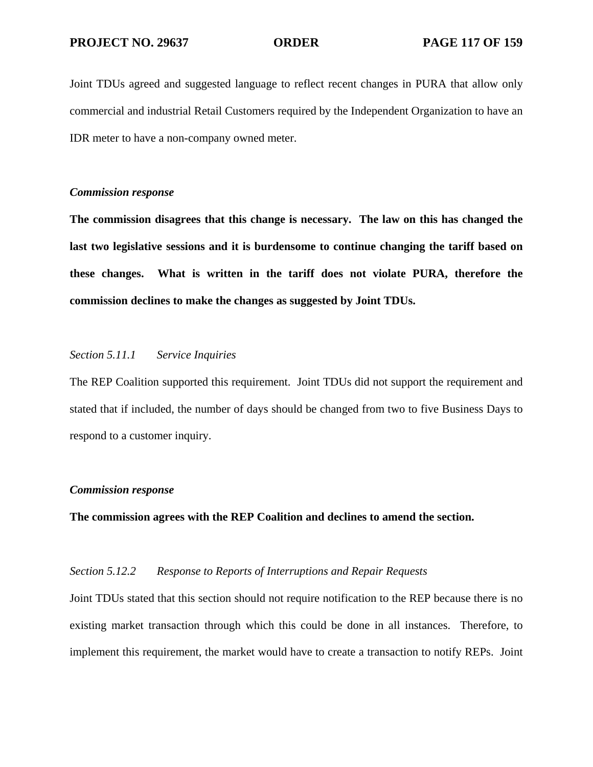Joint TDUs agreed and suggested language to reflect recent changes in PURA that allow only commercial and industrial Retail Customers required by the Independent Organization to have an IDR meter to have a non-company owned meter.

***Commission response***

**The commission disagrees that this change is necessary. The law on this has changed the last two legislative sessions and it is burdensome to continue changing the tariff based on these changes. What is written in the tariff does not violate PURA, therefore the commission declines to make the changes as suggested by Joint TDUs.**

*Section 5.11.1 Service Inquiries*

The REP Coalition supported this requirement. Joint TDUs did not support the requirement and stated that if included, the number of days should be changed from two to five Business Days to respond to a customer inquiry.

***Commission response***

**The commission agrees with the REP Coalition and declines to amend the section.**

*Section 5.12.2 Response to Reports of Interruptions and Repair Requests*

Joint TDUs stated that this section should not require notification to the REP because there is no existing market transaction through which this could be done in all instances. Therefore, to implement this requirement, the market would have to create a transaction to notify REPs. Joint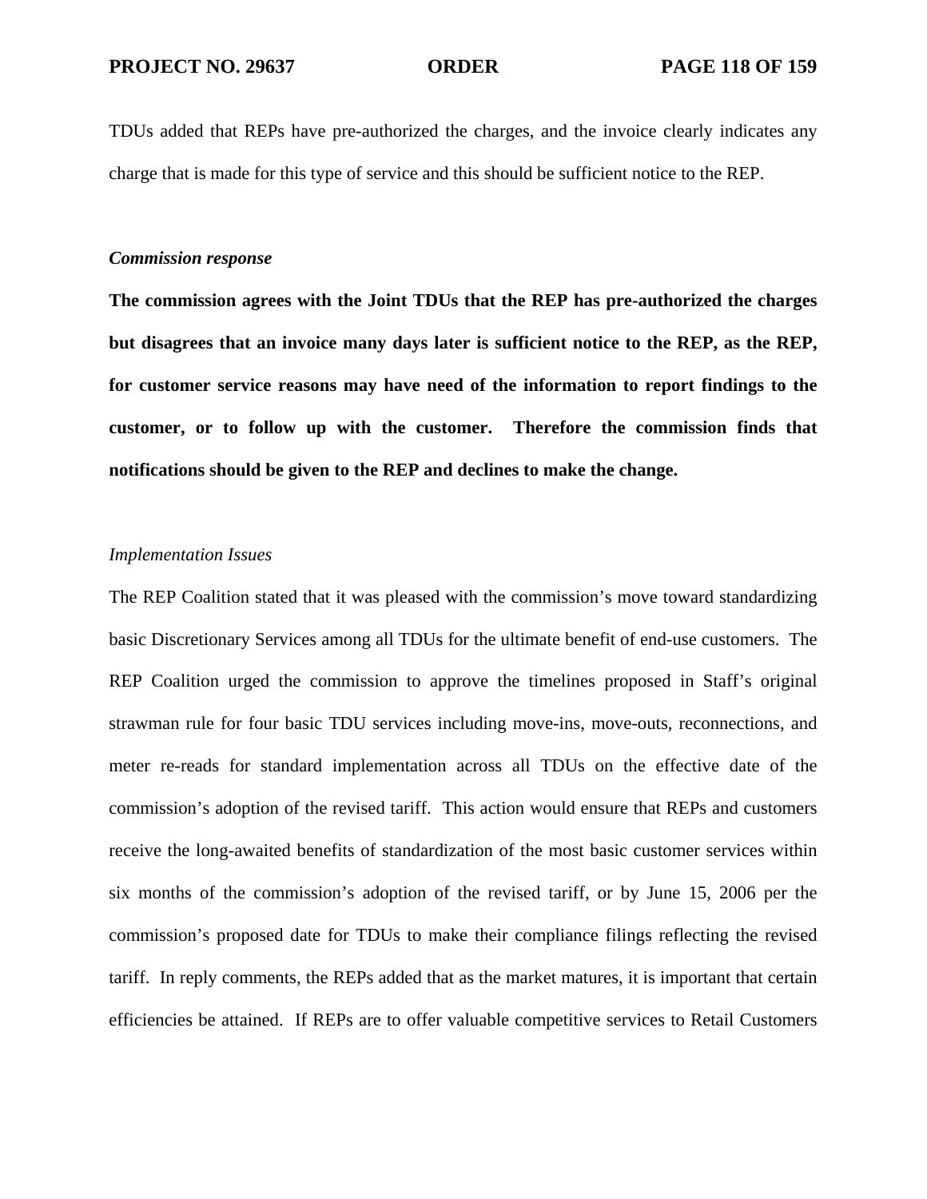TDUs added that REPs have pre-authorized the charges, and the invoice clearly indicates any charge that is made for this type of service and this should be sufficient notice to the REP.

***Commission response***

**The commission agrees with the Joint TDUs that the REP has pre-authorized the charges but disagrees that an invoice many days later is sufficient notice to the REP, as the REP, for customer service reasons may have need of the information to report findings to the customer, or to follow up with the customer. Therefore the commission finds that notifications should be given to the REP and declines to make the change.**

*Implementation Issues*

The REP Coalition stated that it was pleased with the commission's move toward standardizing basic Discretionary Services among all TDUs for the ultimate benefit of end-use customers. The REP Coalition urged the commission to approve the timelines proposed in Staff's original strawman rule for four basic TDU services including move-ins, move-outs, reconnections, and meter re-reads for standard implementation across all TDUs on the effective date of the commission's adoption of the revised tariff. This action would ensure that REPs and customers receive the long-awaited benefits of standardization of the most basic customer services within six months of the commission's adoption of the revised tariff, or by June 15, 2006 per the commission's proposed date for TDUs to make their compliance filings reflecting the revised tariff. In reply comments, the REPs added that as the market matures, it is important that certain efficiencies be attained. If REPs are to offer valuable competitive services to Retail Customers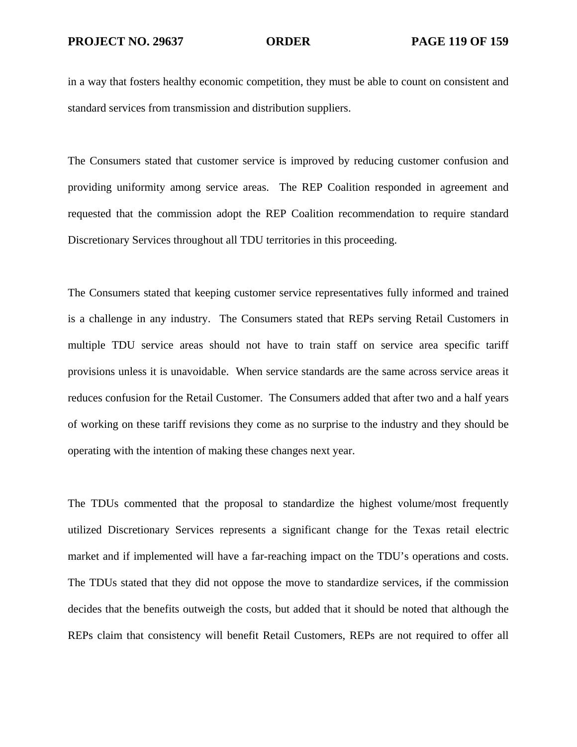in a way that fosters healthy economic competition, they must be able to count on consistent and standard services from transmission and distribution suppliers.

The Consumers stated that customer service is improved by reducing customer confusion and providing uniformity among service areas. The REP Coalition responded in agreement and requested that the commission adopt the REP Coalition recommendation to require standard Discretionary Services throughout all TDU territories in this proceeding.

The Consumers stated that keeping customer service representatives fully informed and trained is a challenge in any industry. The Consumers stated that REPs serving Retail Customers in multiple TDU service areas should not have to train staff on service area specific tariff provisions unless it is unavoidable. When service standards are the same across service areas it reduces confusion for the Retail Customer. The Consumers added that after two and a half years of working on these tariff revisions they come as no surprise to the industry and they should be operating with the intention of making these changes next year.

The TDUs commented that the proposal to standardize the highest volume/most frequently utilized Discretionary Services represents a significant change for the Texas retail electric market and if implemented will have a far-reaching impact on the TDU's operations and costs. The TDUs stated that they did not oppose the move to standardize services, if the commission decides that the benefits outweigh the costs, but added that it should be noted that although the REPs claim that consistency will benefit Retail Customers, REPs are not required to offer all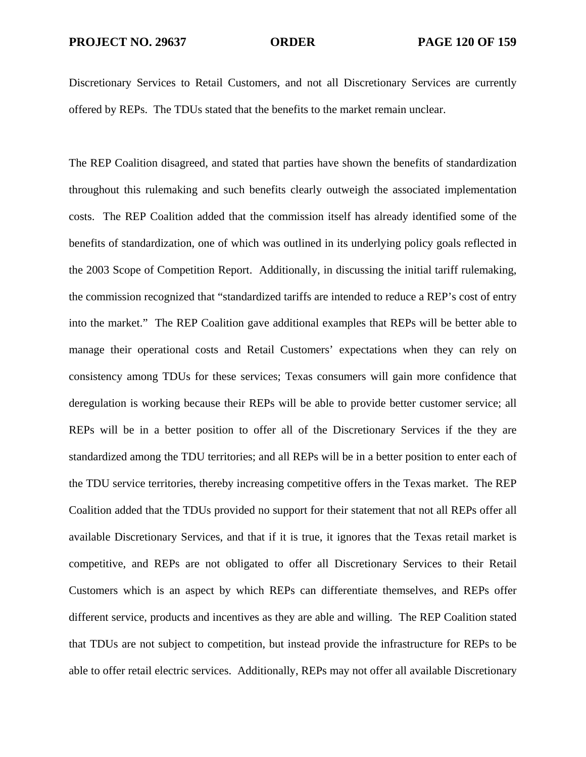Discretionary Services to Retail Customers, and not all Discretionary Services are currently offered by REPs. The TDUs stated that the benefits to the market remain unclear.

The REP Coalition disagreed, and stated that parties have shown the benefits of standardization throughout this rulemaking and such benefits clearly outweigh the associated implementation costs. The REP Coalition added that the commission itself has already identified some of the benefits of standardization, one of which was outlined in its underlying policy goals reflected in the 2003 Scope of Competition Report. Additionally, in discussing the initial tariff rulemaking, the commission recognized that "standardized tariffs are intended to reduce a REP's cost of entry into the market." The REP Coalition gave additional examples that REPs will be better able to manage their operational costs and Retail Customers' expectations when they can rely on consistency among TDUs for these services; Texas consumers will gain more confidence that deregulation is working because their REPs will be able to provide better customer service; all REPs will be in a better position to offer all of the Discretionary Services if the they are standardized among the TDU territories; and all REPs will be in a better position to enter each of the TDU service territories, thereby increasing competitive offers in the Texas market. The REP Coalition added that the TDUs provided no support for their statement that not all REPs offer all available Discretionary Services, and that if it is true, it ignores that the Texas retail market is competitive, and REPs are not obligated to offer all Discretionary Services to their Retail Customers which is an aspect by which REPs can differentiate themselves, and REPs offer different service, products and incentives as they are able and willing. The REP Coalition stated that TDUs are not subject to competition, but instead provide the infrastructure for REPs to be able to offer retail electric services. Additionally, REPs may not offer all available Discretionary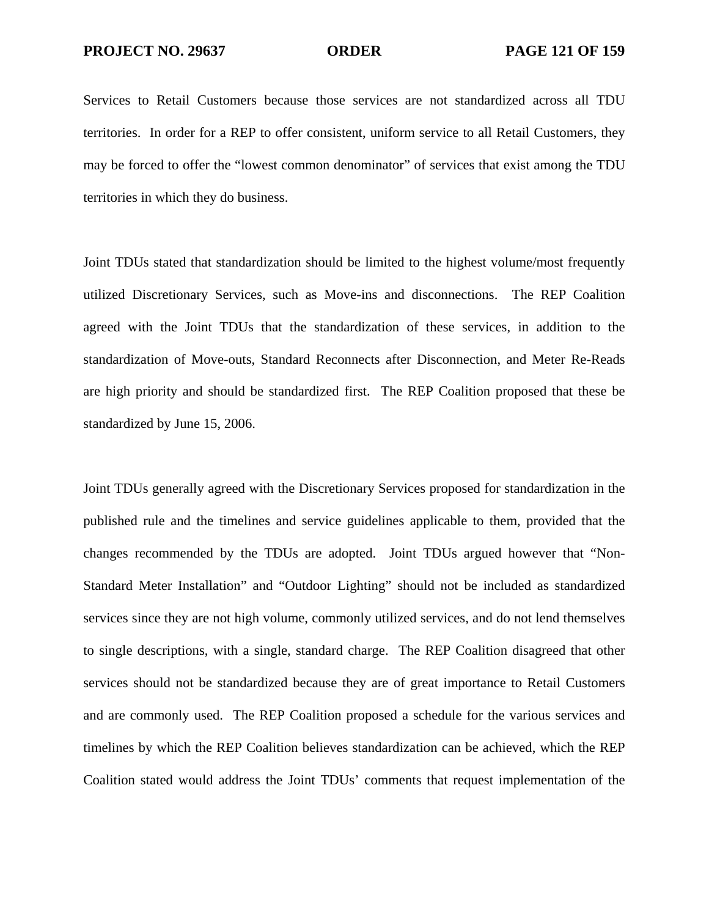Services to Retail Customers because those services are not standardized across all TDU territories. In order for a REP to offer consistent, uniform service to all Retail Customers, they may be forced to offer the "lowest common denominator" of services that exist among the TDU territories in which they do business.

Joint TDUs stated that standardization should be limited to the highest volume/most frequently utilized Discretionary Services, such as Move-ins and disconnections. The REP Coalition agreed with the Joint TDUs that the standardization of these services, in addition to the standardization of Move-outs, Standard Reconnects after Disconnection, and Meter Re-Reads are high priority and should be standardized first. The REP Coalition proposed that these be standardized by June 15, 2006.

Joint TDUs generally agreed with the Discretionary Services proposed for standardization in the published rule and the timelines and service guidelines applicable to them, provided that the changes recommended by the TDUs are adopted. Joint TDUs argued however that "Non-Standard Meter Installation" and "Outdoor Lighting" should not be included as standardized services since they are not high volume, commonly utilized services, and do not lend themselves to single descriptions, with a single, standard charge. The REP Coalition disagreed that other services should not be standardized because they are of great importance to Retail Customers and are commonly used. The REP Coalition proposed a schedule for the various services and timelines by which the REP Coalition believes standardization can be achieved, which the REP Coalition stated would address the Joint TDUs' comments that request implementation of the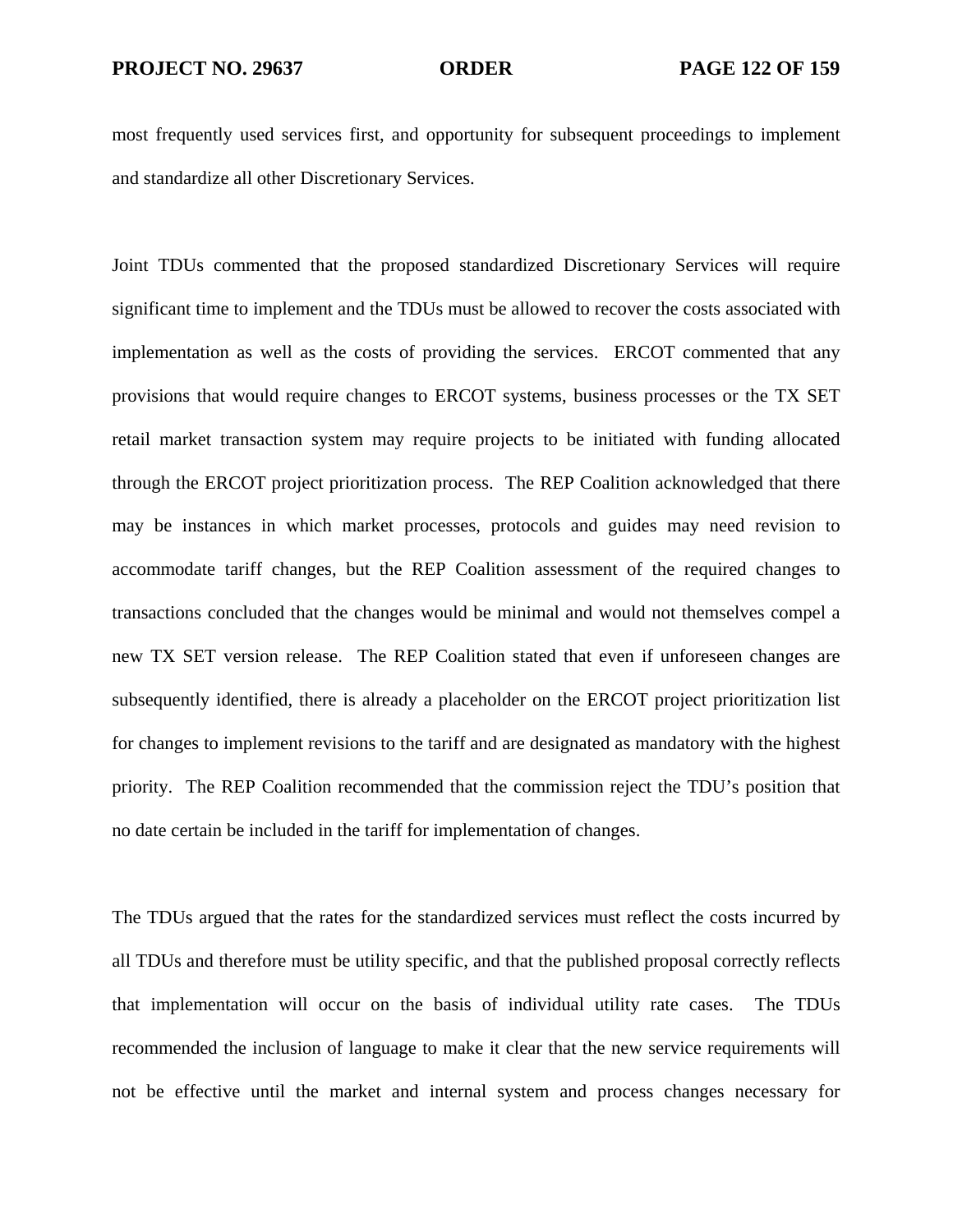most frequently used services first, and opportunity for subsequent proceedings to implement and standardize all other Discretionary Services.

Joint TDUs commented that the proposed standardized Discretionary Services will require significant time to implement and the TDUs must be allowed to recover the costs associated with implementation as well as the costs of providing the services. ERCOT commented that any provisions that would require changes to ERCOT systems, business processes or the TX SET retail market transaction system may require projects to be initiated with funding allocated through the ERCOT project prioritization process. The REP Coalition acknowledged that there may be instances in which market processes, protocols and guides may need revision to accommodate tariff changes, but the REP Coalition assessment of the required changes to transactions concluded that the changes would be minimal and would not themselves compel a new TX SET version release. The REP Coalition stated that even if unforeseen changes are subsequently identified, there is already a placeholder on the ERCOT project prioritization list for changes to implement revisions to the tariff and are designated as mandatory with the highest priority. The REP Coalition recommended that the commission reject the TDU's position that no date certain be included in the tariff for implementation of changes.

The TDUs argued that the rates for the standardized services must reflect the costs incurred by all TDUs and therefore must be utility specific, and that the published proposal correctly reflects that implementation will occur on the basis of individual utility rate cases. The TDUs recommended the inclusion of language to make it clear that the new service requirements will not be effective until the market and internal system and process changes necessary for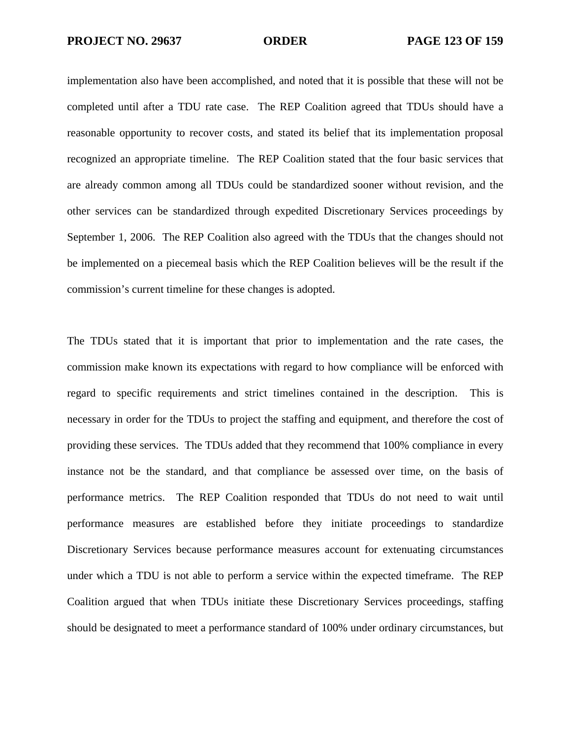implementation also have been accomplished, and noted that it is possible that these will not be completed until after a TDU rate case. The REP Coalition agreed that TDUs should have a reasonable opportunity to recover costs, and stated its belief that its implementation proposal recognized an appropriate timeline. The REP Coalition stated that the four basic services that are already common among all TDUs could be standardized sooner without revision, and the other services can be standardized through expedited Discretionary Services proceedings by September 1, 2006. The REP Coalition also agreed with the TDUs that the changes should not be implemented on a piecemeal basis which the REP Coalition believes will be the result if the commission's current timeline for these changes is adopted.

The TDUs stated that it is important that prior to implementation and the rate cases, the commission make known its expectations with regard to how compliance will be enforced with regard to specific requirements and strict timelines contained in the description. This is necessary in order for the TDUs to project the staffing and equipment, and therefore the cost of providing these services. The TDUs added that they recommend that 100% compliance in every instance not be the standard, and that compliance be assessed over time, on the basis of performance metrics. The REP Coalition responded that TDUs do not need to wait until performance measures are established before they initiate proceedings to standardize Discretionary Services because performance measures account for extenuating circumstances under which a TDU is not able to perform a service within the expected timeframe. The REP Coalition argued that when TDUs initiate these Discretionary Services proceedings, staffing should be designated to meet a performance standard of 100% under ordinary circumstances, but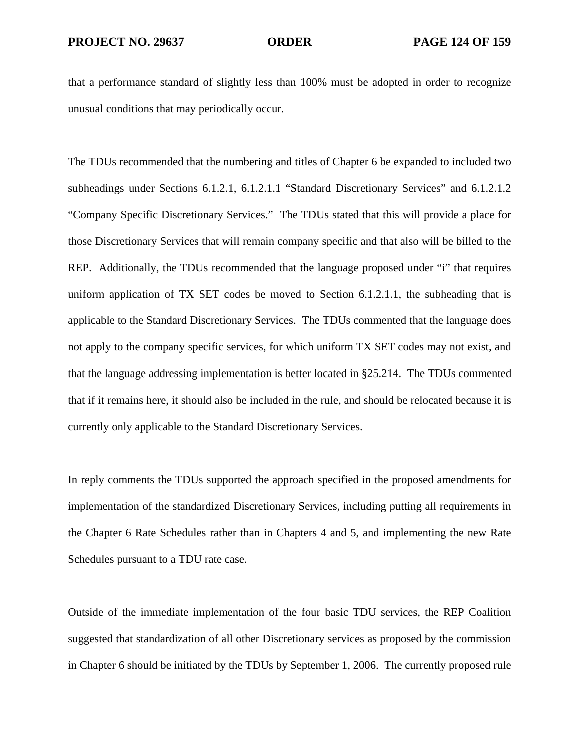that a performance standard of slightly less than 100% must be adopted in order to recognize unusual conditions that may periodically occur.

The TDUs recommended that the numbering and titles of Chapter 6 be expanded to included two subheadings under Sections 6.1.2.1, 6.1.2.1.1 "Standard Discretionary Services" and 6.1.2.1.2 "Company Specific Discretionary Services." The TDUs stated that this will provide a place for those Discretionary Services that will remain company specific and that also will be billed to the REP. Additionally, the TDUs recommended that the language proposed under "i" that requires uniform application of TX SET codes be moved to Section 6.1.2.1.1, the subheading that is applicable to the Standard Discretionary Services. The TDUs commented that the language does not apply to the company specific services, for which uniform TX SET codes may not exist, and that the language addressing implementation is better located in §25.214. The TDUs commented that if it remains here, it should also be included in the rule, and should be relocated because it is currently only applicable to the Standard Discretionary Services.

In reply comments the TDUs supported the approach specified in the proposed amendments for implementation of the standardized Discretionary Services, including putting all requirements in the Chapter 6 Rate Schedules rather than in Chapters 4 and 5, and implementing the new Rate Schedules pursuant to a TDU rate case.

Outside of the immediate implementation of the four basic TDU services, the REP Coalition suggested that standardization of all other Discretionary services as proposed by the commission in Chapter 6 should be initiated by the TDUs by September 1, 2006. The currently proposed rule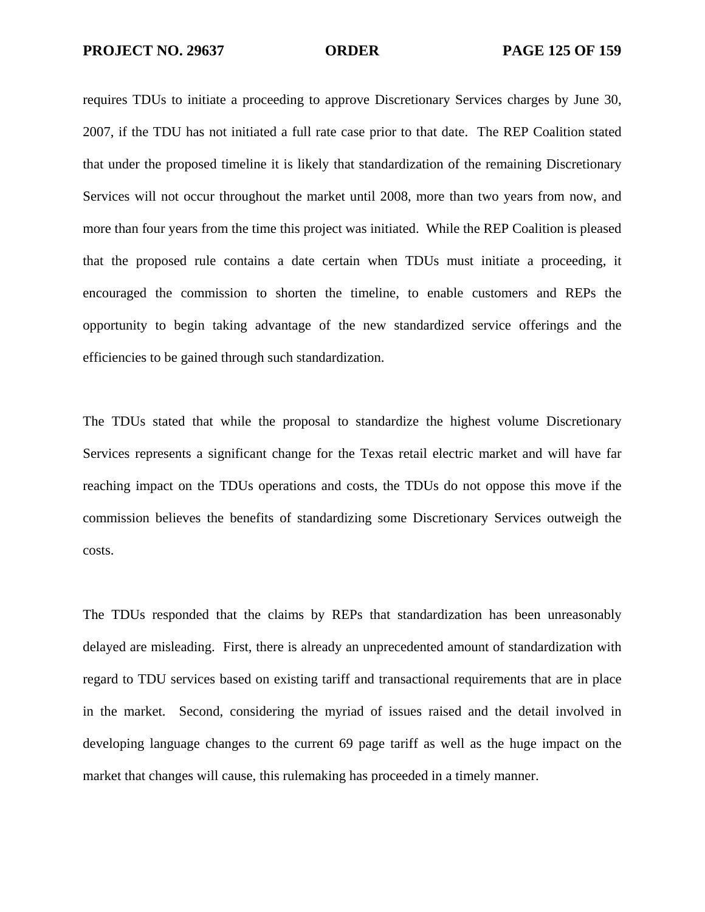requires TDUs to initiate a proceeding to approve Discretionary Services charges by June 30, 2007, if the TDU has not initiated a full rate case prior to that date. The REP Coalition stated that under the proposed timeline it is likely that standardization of the remaining Discretionary Services will not occur throughout the market until 2008, more than two years from now, and more than four years from the time this project was initiated. While the REP Coalition is pleased that the proposed rule contains a date certain when TDUs must initiate a proceeding, it encouraged the commission to shorten the timeline, to enable customers and REPs the opportunity to begin taking advantage of the new standardized service offerings and the efficiencies to be gained through such standardization.

The TDUs stated that while the proposal to standardize the highest volume Discretionary Services represents a significant change for the Texas retail electric market and will have far reaching impact on the TDUs operations and costs, the TDUs do not oppose this move if the commission believes the benefits of standardizing some Discretionary Services outweigh the costs.

The TDUs responded that the claims by REPs that standardization has been unreasonably delayed are misleading. First, there is already an unprecedented amount of standardization with regard to TDU services based on existing tariff and transactional requirements that are in place in the market. Second, considering the myriad of issues raised and the detail involved in developing language changes to the current 69 page tariff as well as the huge impact on the market that changes will cause, this rulemaking has proceeded in a timely manner.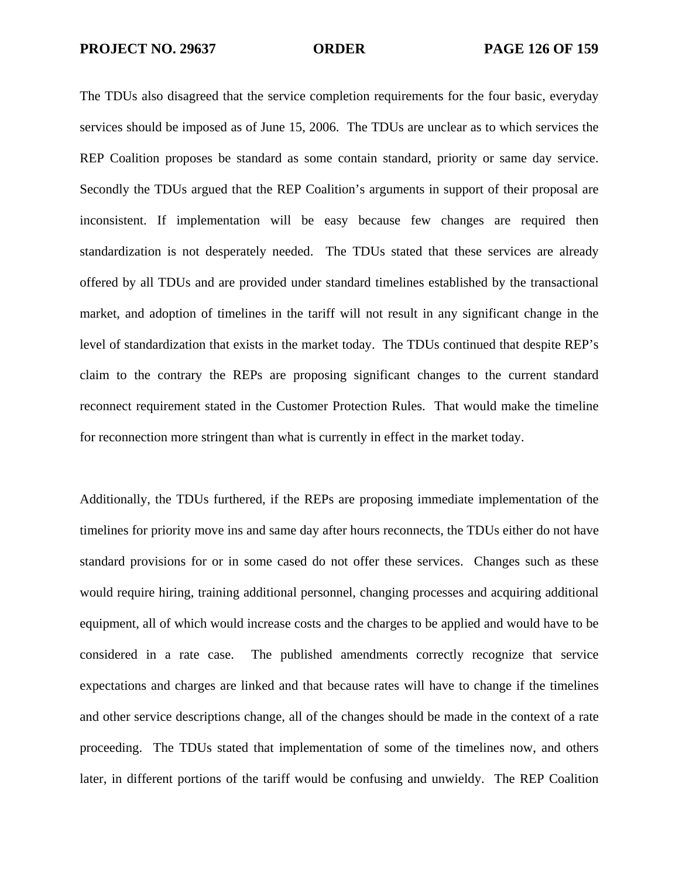The TDUs also disagreed that the service completion requirements for the four basic, everyday services should be imposed as of June 15, 2006. The TDUs are unclear as to which services the REP Coalition proposes be standard as some contain standard, priority or same day service. Secondly the TDUs argued that the REP Coalition's arguments in support of their proposal are inconsistent. If implementation will be easy because few changes are required then standardization is not desperately needed. The TDUs stated that these services are already offered by all TDUs and are provided under standard timelines established by the transactional market, and adoption of timelines in the tariff will not result in any significant change in the level of standardization that exists in the market today. The TDUs continued that despite REP's claim to the contrary the REPs are proposing significant changes to the current standard reconnect requirement stated in the Customer Protection Rules. That would make the timeline for reconnection more stringent than what is currently in effect in the market today.

Additionally, the TDUs furthered, if the REPs are proposing immediate implementation of the timelines for priority move ins and same day after hours reconnects, the TDUs either do not have standard provisions for or in some cased do not offer these services. Changes such as these would require hiring, training additional personnel, changing processes and acquiring additional equipment, all of which would increase costs and the charges to be applied and would have to be considered in a rate case. The published amendments correctly recognize that service expectations and charges are linked and that because rates will have to change if the timelines and other service descriptions change, all of the changes should be made in the context of a rate proceeding. The TDUs stated that implementation of some of the timelines now, and others later, in different portions of the tariff would be confusing and unwieldy. The REP Coalition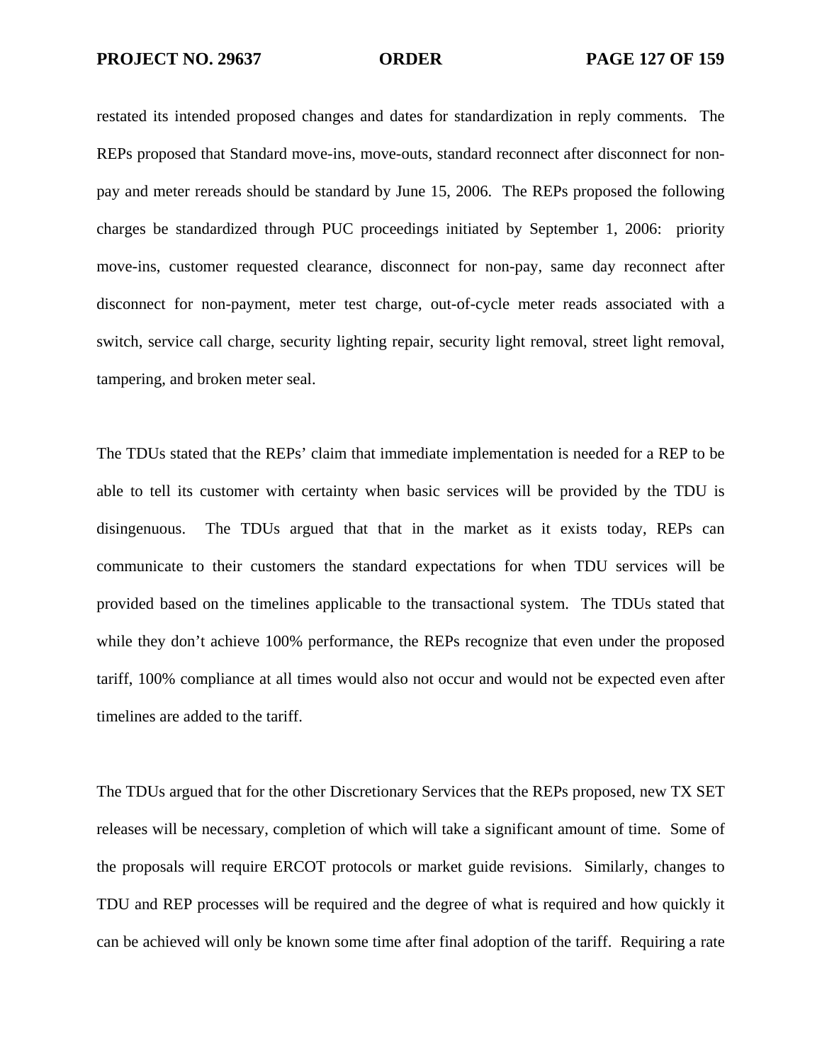restated its intended proposed changes and dates for standardization in reply comments. The REPs proposed that Standard move-ins, move-outs, standard reconnect after disconnect for non-pay and meter rereads should be standard by June 15, 2006. The REPs proposed the following charges be standardized through PUC proceedings initiated by September 1, 2006: priority move-ins, customer requested clearance, disconnect for non-pay, same day reconnect after disconnect for non-payment, meter test charge, out-of-cycle meter reads associated with a switch, service call charge, security lighting repair, security light removal, street light removal, tampering, and broken meter seal.

The TDUs stated that the REPs' claim that immediate implementation is needed for a REP to be able to tell its customer with certainty when basic services will be provided by the TDU is disingenuous. The TDUs argued that that in the market as it exists today, REPs can communicate to their customers the standard expectations for when TDU services will be provided based on the timelines applicable to the transactional system. The TDUs stated that while they don't achieve 100% performance, the REPs recognize that even under the proposed tariff, 100% compliance at all times would also not occur and would not be expected even after timelines are added to the tariff.

The TDUs argued that for the other Discretionary Services that the REPs proposed, new TX SET releases will be necessary, completion of which will take a significant amount of time. Some of the proposals will require ERCOT protocols or market guide revisions. Similarly, changes to TDU and REP processes will be required and the degree of what is required and how quickly it can be achieved will only be known some time after final adoption of the tariff. Requiring a rate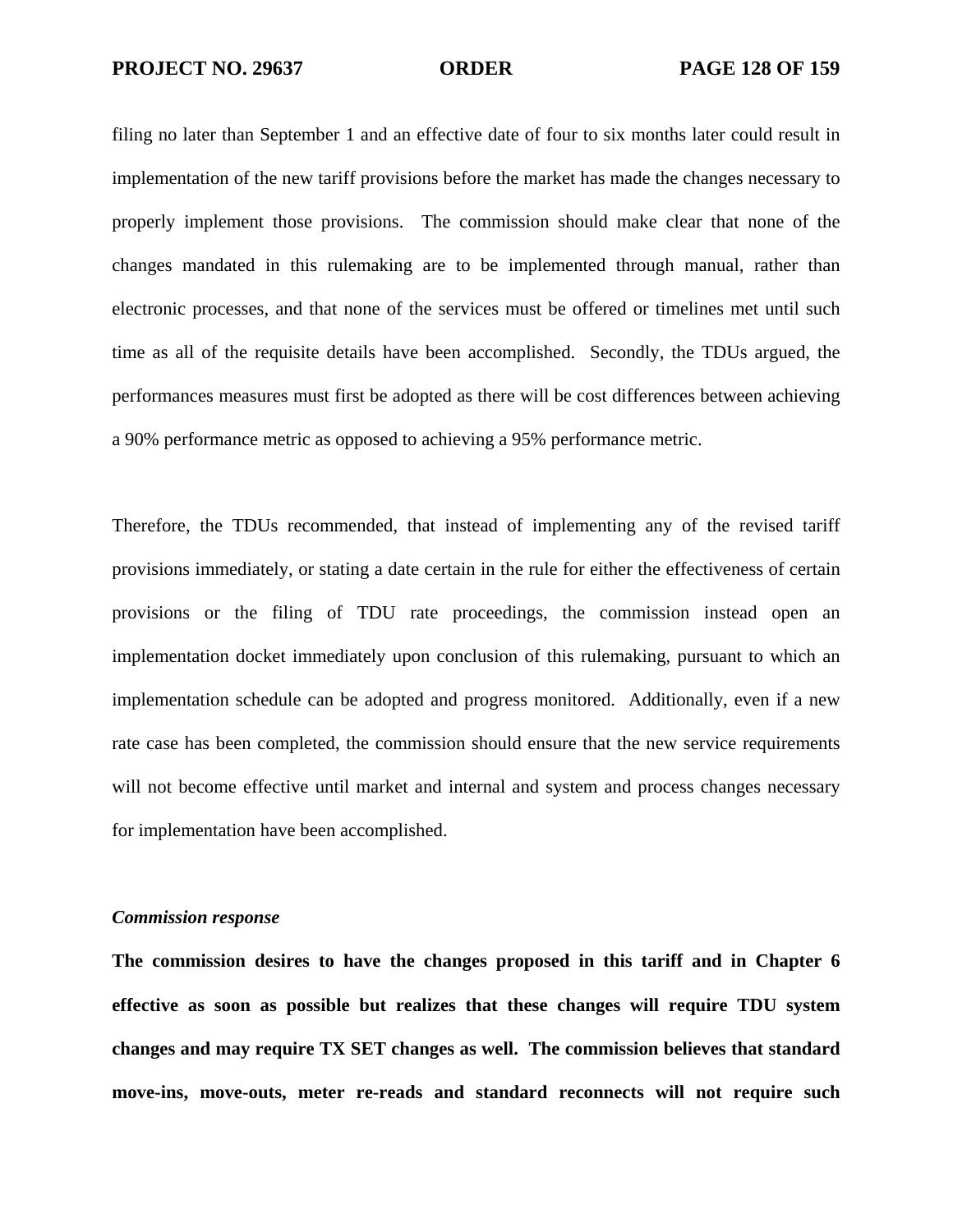filing no later than September 1 and an effective date of four to six months later could result in implementation of the new tariff provisions before the market has made the changes necessary to properly implement those provisions. The commission should make clear that none of the changes mandated in this rulemaking are to be implemented through manual, rather than electronic processes, and that none of the services must be offered or timelines met until such time as all of the requisite details have been accomplished. Secondly, the TDUs argued, the performances measures must first be adopted as there will be cost differences between achieving a 90% performance metric as opposed to achieving a 95% performance metric.

Therefore, the TDUs recommended, that instead of implementing any of the revised tariff provisions immediately, or stating a date certain in the rule for either the effectiveness of certain provisions or the filing of TDU rate proceedings, the commission instead open an implementation docket immediately upon conclusion of this rulemaking, pursuant to which an implementation schedule can be adopted and progress monitored. Additionally, even if a new rate case has been completed, the commission should ensure that the new service requirements will not become effective until market and internal and system and process changes necessary for implementation have been accomplished.

*Commission response*

**The commission desires to have the changes proposed in this tariff and in Chapter 6 effective as soon as possible but realizes that these changes will require TDU system changes and may require TX SET changes as well. The commission believes that standard move-ins, move-outs, meter re-reads and standard reconnects will not require such**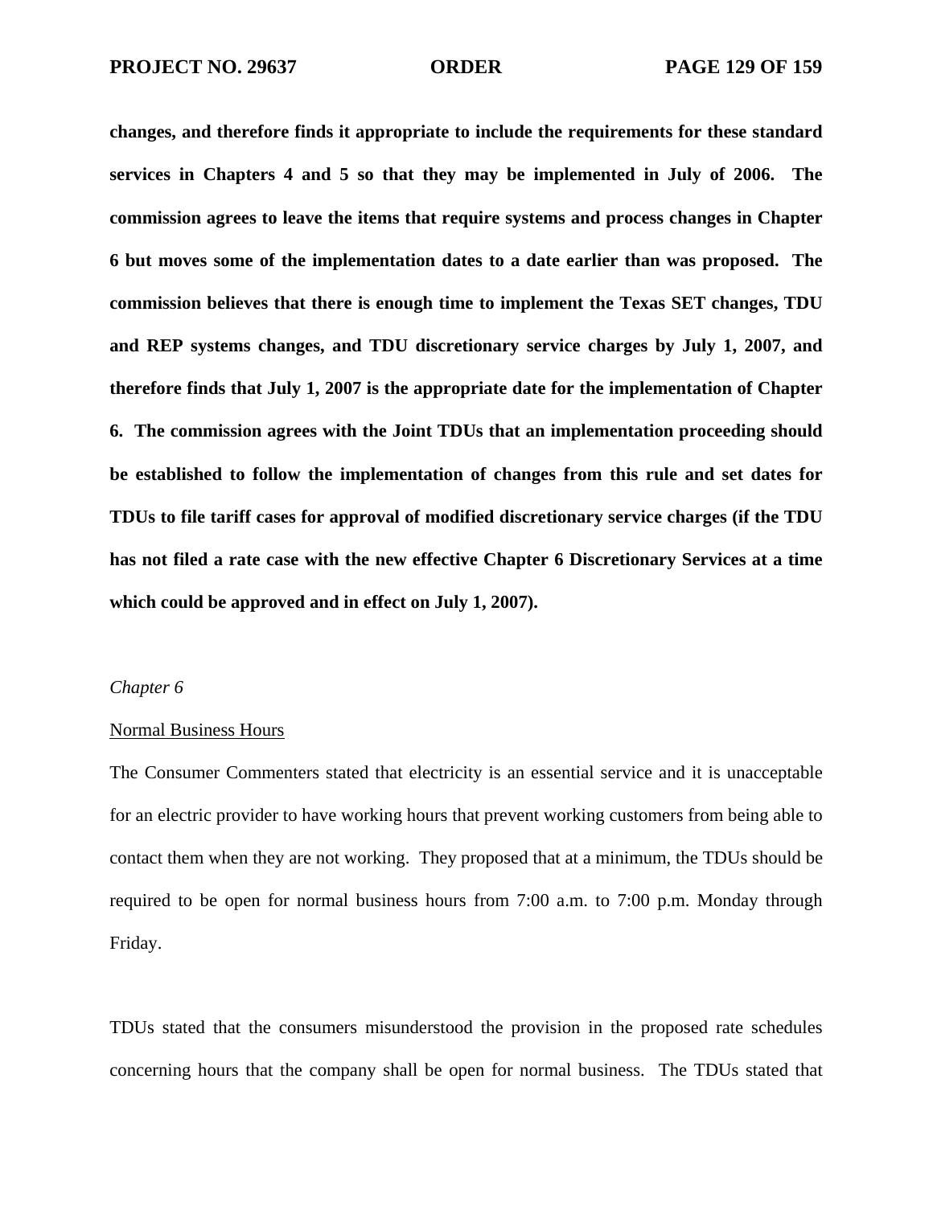**changes, and therefore finds it appropriate to include the requirements for these standard services in Chapters 4 and 5 so that they may be implemented in July of 2006. The commission agrees to leave the items that require systems and process changes in Chapter 6 but moves some of the implementation dates to a date earlier than was proposed. The commission believes that there is enough time to implement the Texas SET changes, TDU and REP systems changes, and TDU discretionary service charges by July 1, 2007, and therefore finds that July 1, 2007 is the appropriate date for the implementation of Chapter 6. The commission agrees with the Joint TDUs that an implementation proceeding should be established to follow the implementation of changes from this rule and set dates for TDUs to file tariff cases for approval of modified discretionary service charges (if the TDU has not filed a rate case with the new effective Chapter 6 Discretionary Services at a time which could be approved and in effect on July 1, 2007).**

*Chapter 6*

<u>Normal Business Hours</u>

The Consumer Commenters stated that electricity is an essential service and it is unacceptable for an electric provider to have working hours that prevent working customers from being able to contact them when they are not working. They proposed that at a minimum, the TDUs should be required to be open for normal business hours from 7:00 a.m. to 7:00 p.m. Monday through Friday.

TDUs stated that the consumers misunderstood the provision in the proposed rate schedules concerning hours that the company shall be open for normal business. The TDUs stated that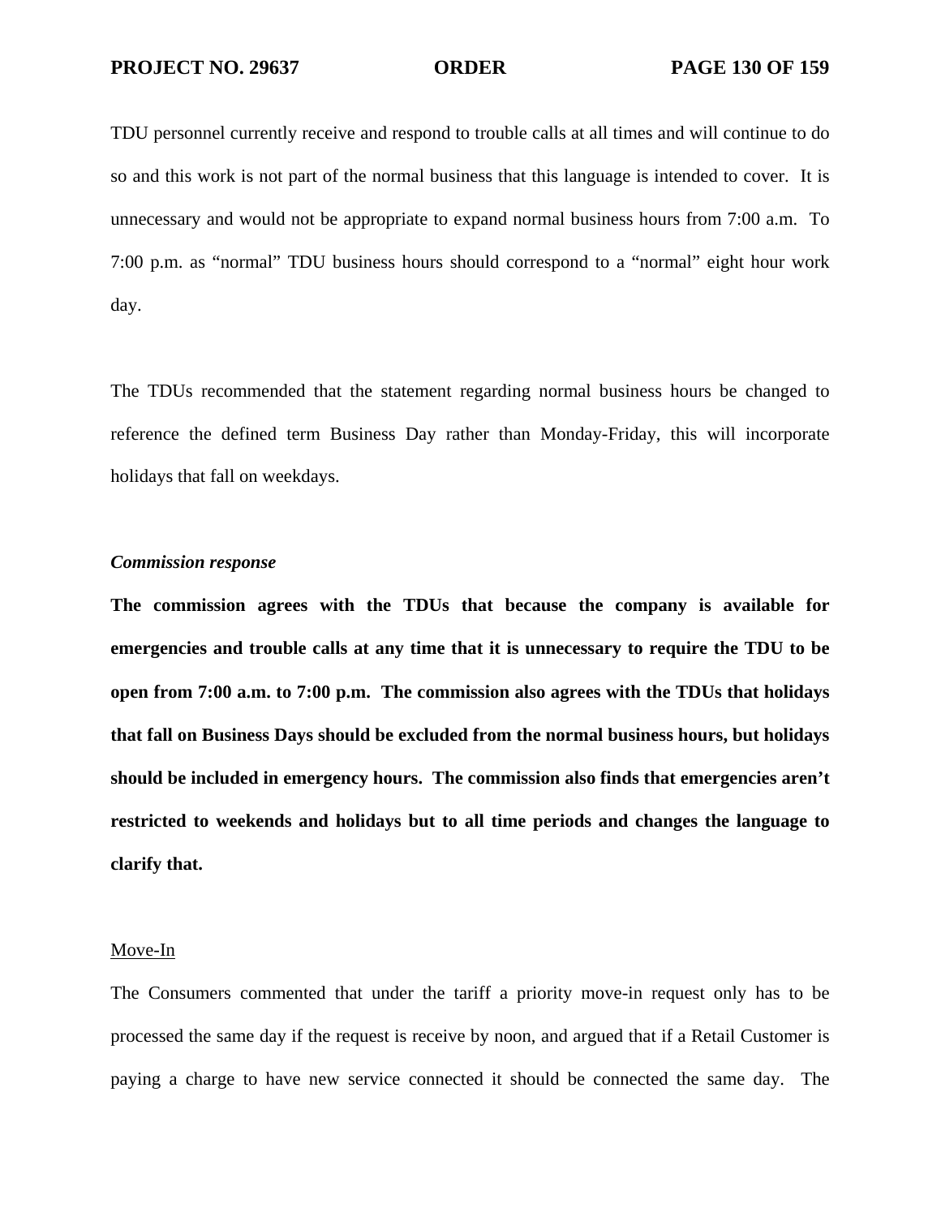TDU personnel currently receive and respond to trouble calls at all times and will continue to do so and this work is not part of the normal business that this language is intended to cover. It is unnecessary and would not be appropriate to expand normal business hours from 7:00 a.m. To 7:00 p.m. as "normal" TDU business hours should correspond to a "normal" eight hour work day.

The TDUs recommended that the statement regarding normal business hours be changed to reference the defined term Business Day rather than Monday-Friday, this will incorporate holidays that fall on weekdays.

***Commission response***

**The commission agrees with the TDUs that because the company is available for emergencies and trouble calls at any time that it is unnecessary to require the TDU to be open from 7:00 a.m. to 7:00 p.m. The commission also agrees with the TDUs that holidays that fall on Business Days should be excluded from the normal business hours, but holidays should be included in emergency hours. The commission also finds that emergencies aren't restricted to weekends and holidays but to all time periods and changes the language to clarify that.**

<u>Move-In</u>

The Consumers commented that under the tariff a priority move-in request only has to be processed the same day if the request is receive by noon, and argued that if a Retail Customer is paying a charge to have new service connected it should be connected the same day. The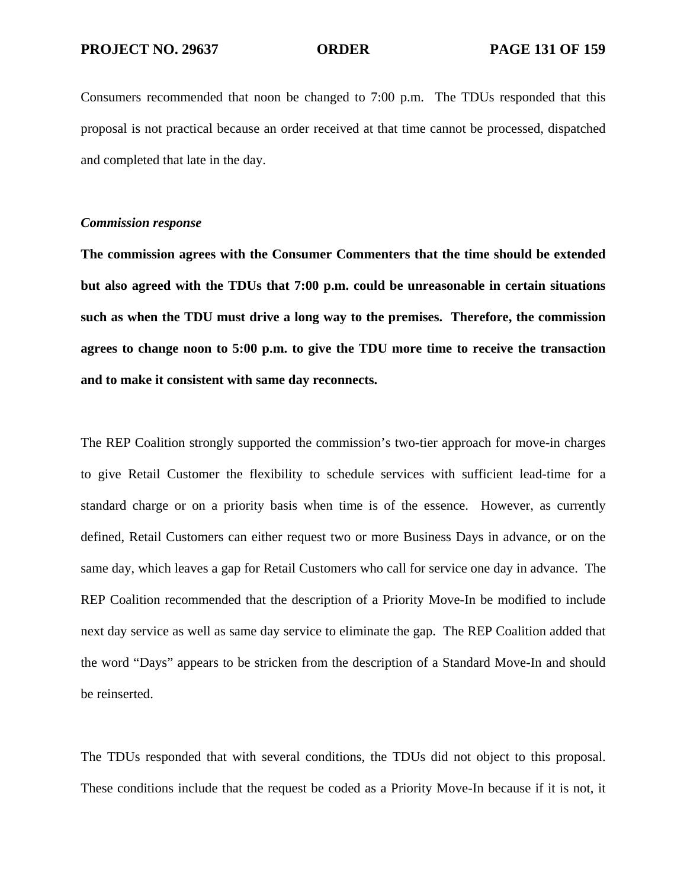Consumers recommended that noon be changed to 7:00 p.m. The TDUs responded that this proposal is not practical because an order received at that time cannot be processed, dispatched and completed that late in the day.

***Commission response***

**The commission agrees with the Consumer Commenters that the time should be extended but also agreed with the TDUs that 7:00 p.m. could be unreasonable in certain situations such as when the TDU must drive a long way to the premises. Therefore, the commission agrees to change noon to 5:00 p.m. to give the TDU more time to receive the transaction and to make it consistent with same day reconnects.**

The REP Coalition strongly supported the commission's two-tier approach for move-in charges to give Retail Customer the flexibility to schedule services with sufficient lead-time for a standard charge or on a priority basis when time is of the essence. However, as currently defined, Retail Customers can either request two or more Business Days in advance, or on the same day, which leaves a gap for Retail Customers who call for service one day in advance. The REP Coalition recommended that the description of a Priority Move-In be modified to include next day service as well as same day service to eliminate the gap. The REP Coalition added that the word "Days" appears to be stricken from the description of a Standard Move-In and should be reinserted.

The TDUs responded that with several conditions, the TDUs did not object to this proposal. These conditions include that the request be coded as a Priority Move-In because if it is not, it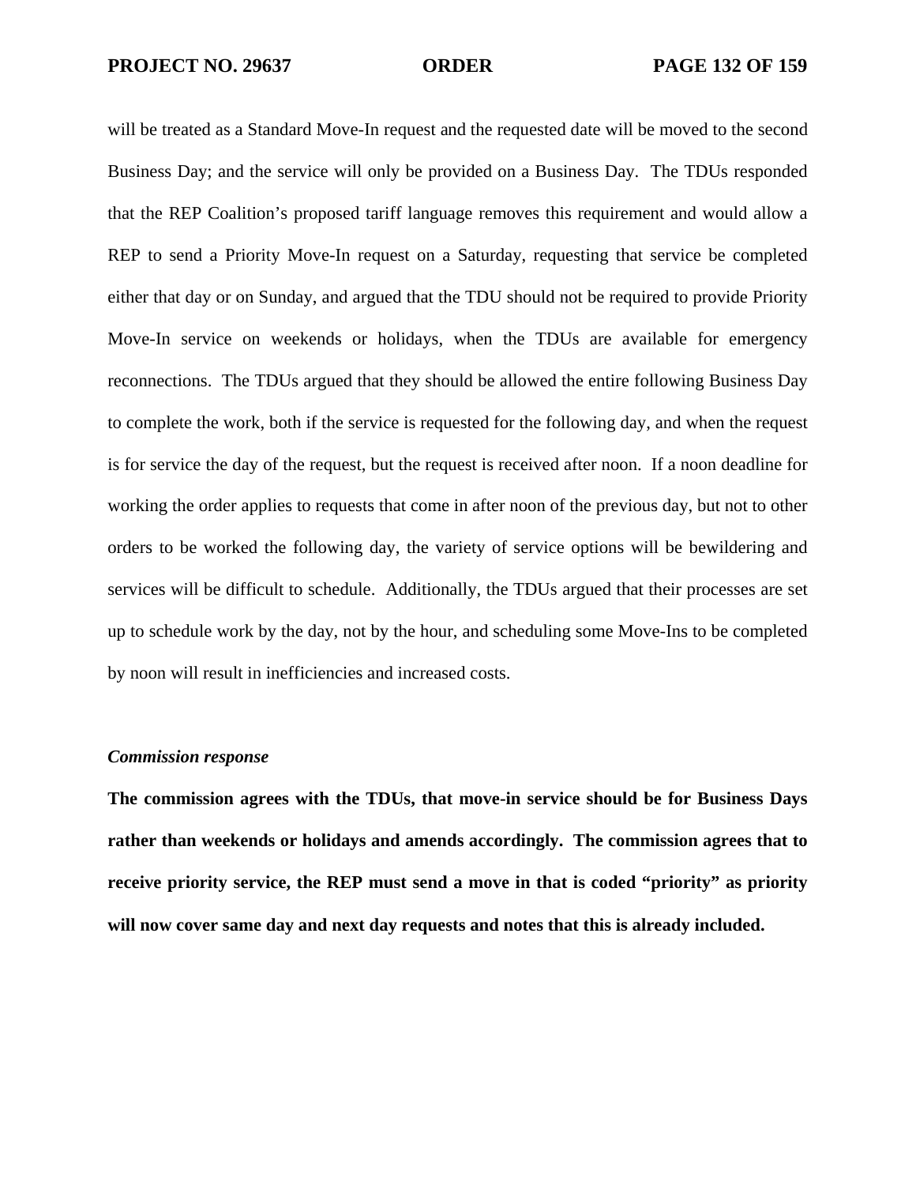will be treated as a Standard Move-In request and the requested date will be moved to the second Business Day; and the service will only be provided on a Business Day. The TDUs responded that the REP Coalition's proposed tariff language removes this requirement and would allow a REP to send a Priority Move-In request on a Saturday, requesting that service be completed either that day or on Sunday, and argued that the TDU should not be required to provide Priority Move-In service on weekends or holidays, when the TDUs are available for emergency reconnections. The TDUs argued that they should be allowed the entire following Business Day to complete the work, both if the service is requested for the following day, and when the request is for service the day of the request, but the request is received after noon. If a noon deadline for working the order applies to requests that come in after noon of the previous day, but not to other orders to be worked the following day, the variety of service options will be bewildering and services will be difficult to schedule. Additionally, the TDUs argued that their processes are set up to schedule work by the day, not by the hour, and scheduling some Move-Ins to be completed by noon will result in inefficiencies and increased costs.

***Commission response***

**The commission agrees with the TDUs, that move-in service should be for Business Days rather than weekends or holidays and amends accordingly. The commission agrees that to receive priority service, the REP must send a move in that is coded "priority" as priority will now cover same day and next day requests and notes that this is already included.**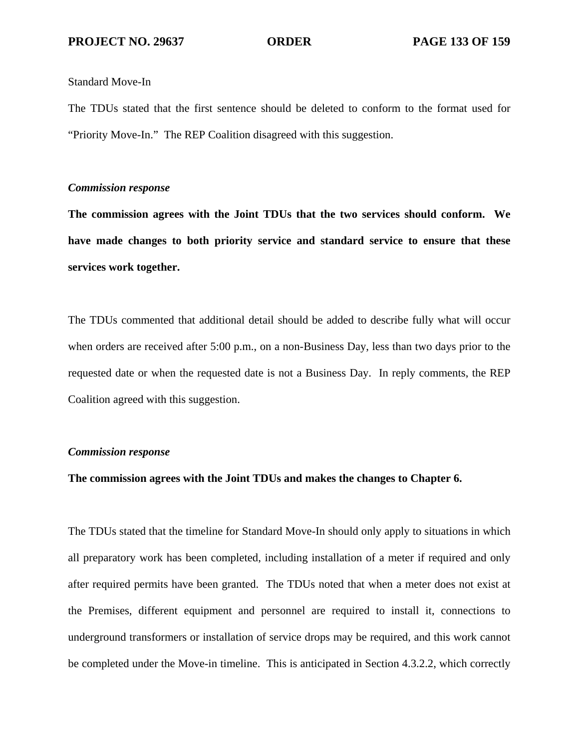Standard Move-In

The TDUs stated that the first sentence should be deleted to conform to the format used for "Priority Move-In." The REP Coalition disagreed with this suggestion.

*Commission response*

**The commission agrees with the Joint TDUs that the two services should conform. We have made changes to both priority service and standard service to ensure that these services work together.**

The TDUs commented that additional detail should be added to describe fully what will occur when orders are received after 5:00 p.m., on a non-Business Day, less than two days prior to the requested date or when the requested date is not a Business Day. In reply comments, the REP Coalition agreed with this suggestion.

*Commission response*

**The commission agrees with the Joint TDUs and makes the changes to Chapter 6.**

The TDUs stated that the timeline for Standard Move-In should only apply to situations in which all preparatory work has been completed, including installation of a meter if required and only after required permits have been granted. The TDUs noted that when a meter does not exist at the Premises, different equipment and personnel are required to install it, connections to underground transformers or installation of service drops may be required, and this work cannot be completed under the Move-in timeline. This is anticipated in Section 4.3.2.2, which correctly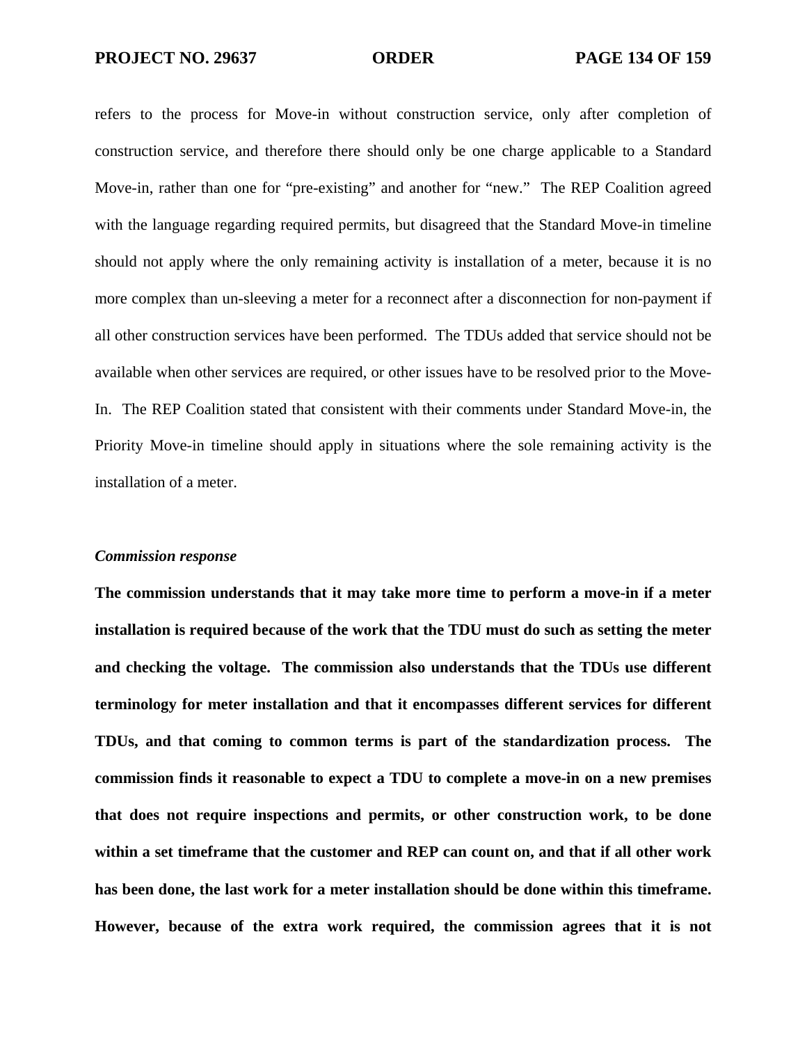refers to the process for Move-in without construction service, only after completion of construction service, and therefore there should only be one charge applicable to a Standard Move-in, rather than one for "pre-existing" and another for "new." The REP Coalition agreed with the language regarding required permits, but disagreed that the Standard Move-in timeline should not apply where the only remaining activity is installation of a meter, because it is no more complex than un-sleeving a meter for a reconnect after a disconnection for non-payment if all other construction services have been performed. The TDUs added that service should not be available when other services are required, or other issues have to be resolved prior to the Move-In. The REP Coalition stated that consistent with their comments under Standard Move-in, the Priority Move-in timeline should apply in situations where the sole remaining activity is the installation of a meter.

***Commission response***

**The commission understands that it may take more time to perform a move-in if a meter installation is required because of the work that the TDU must do such as setting the meter and checking the voltage. The commission also understands that the TDUs use different terminology for meter installation and that it encompasses different services for different TDUs, and that coming to common terms is part of the standardization process. The commission finds it reasonable to expect a TDU to complete a move-in on a new premises that does not require inspections and permits, or other construction work, to be done within a set timeframe that the customer and REP can count on, and that if all other work has been done, the last work for a meter installation should be done within this timeframe. However, because of the extra work required, the commission agrees that it is not**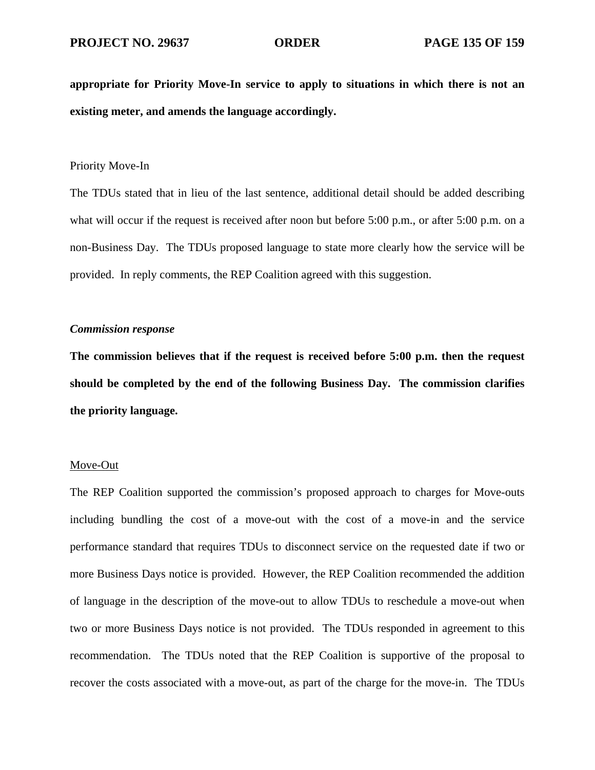**appropriate for Priority Move-In service to apply to situations in which there is not an existing meter, and amends the language accordingly.**

Priority Move-In

The TDUs stated that in lieu of the last sentence, additional detail should be added describing what will occur if the request is received after noon but before 5:00 p.m., or after 5:00 p.m. on a non-Business Day. The TDUs proposed language to state more clearly how the service will be provided. In reply comments, the REP Coalition agreed with this suggestion.

***Commission response***

**The commission believes that if the request is received before 5:00 p.m. then the request should be completed by the end of the following Business Day. The commission clarifies the priority language.**

Move-Out

The REP Coalition supported the commission's proposed approach to charges for Move-outs including bundling the cost of a move-out with the cost of a move-in and the service performance standard that requires TDUs to disconnect service on the requested date if two or more Business Days notice is provided. However, the REP Coalition recommended the addition of language in the description of the move-out to allow TDUs to reschedule a move-out when two or more Business Days notice is not provided. The TDUs responded in agreement to this recommendation. The TDUs noted that the REP Coalition is supportive of the proposal to recover the costs associated with a move-out, as part of the charge for the move-in. The TDUs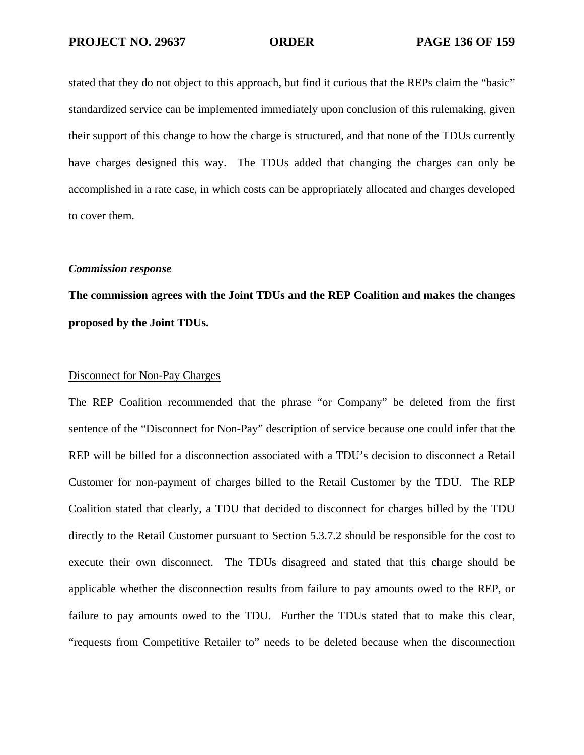stated that they do not object to this approach, but find it curious that the REPs claim the "basic" standardized service can be implemented immediately upon conclusion of this rulemaking, given their support of this change to how the charge is structured, and that none of the TDUs currently have charges designed this way. The TDUs added that changing the charges can only be accomplished in a rate case, in which costs can be appropriately allocated and charges developed to cover them.

***Commission response***

**The commission agrees with the Joint TDUs and the REP Coalition and makes the changes proposed by the Joint TDUs.**

<u>Disconnect for Non-Pay Charges</u>

The REP Coalition recommended that the phrase "or Company" be deleted from the first sentence of the "Disconnect for Non-Pay" description of service because one could infer that the REP will be billed for a disconnection associated with a TDU's decision to disconnect a Retail Customer for non-payment of charges billed to the Retail Customer by the TDU. The REP Coalition stated that clearly, a TDU that decided to disconnect for charges billed by the TDU directly to the Retail Customer pursuant to Section 5.3.7.2 should be responsible for the cost to execute their own disconnect. The TDUs disagreed and stated that this charge should be applicable whether the disconnection results from failure to pay amounts owed to the REP, or failure to pay amounts owed to the TDU. Further the TDUs stated that to make this clear, "requests from Competitive Retailer to" needs to be deleted because when the disconnection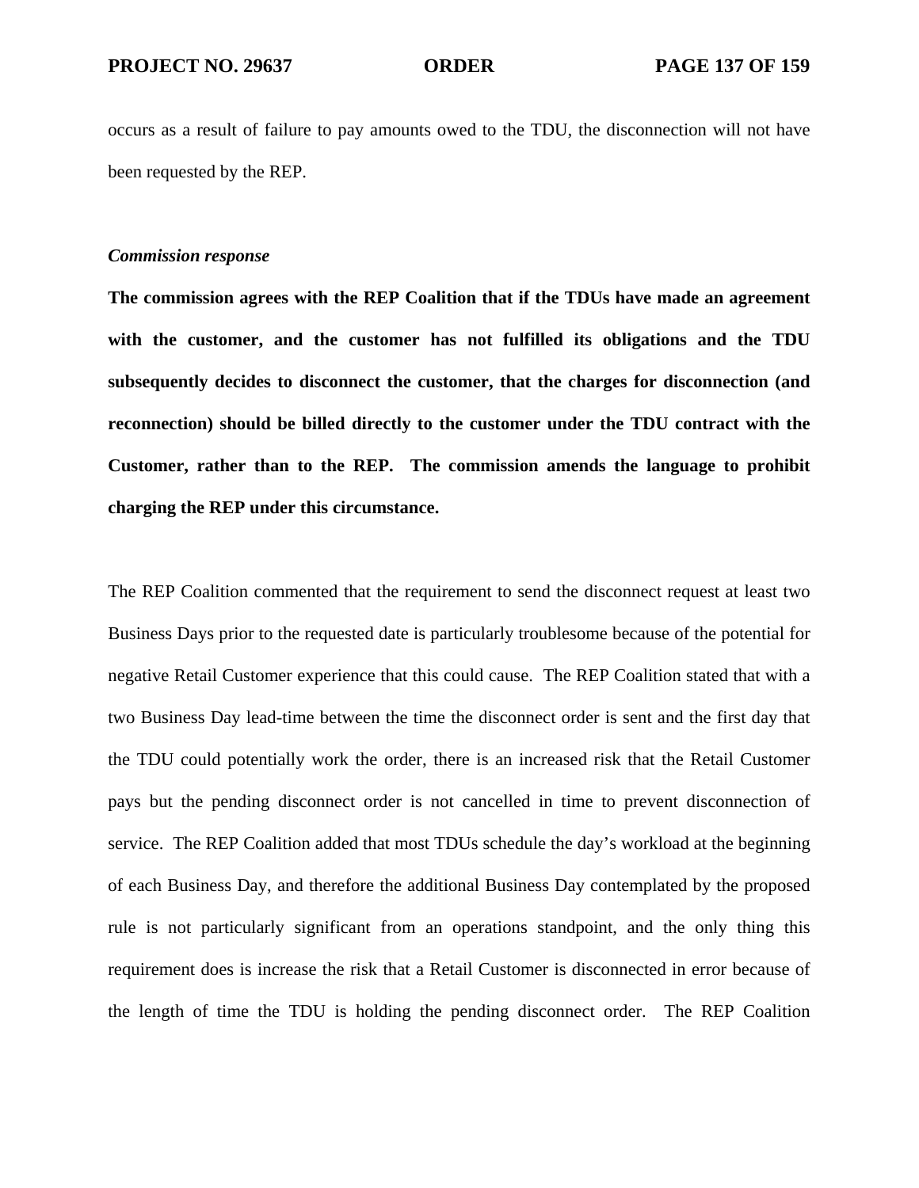occurs as a result of failure to pay amounts owed to the TDU, the disconnection will not have been requested by the REP.

*Commission response*

**The commission agrees with the REP Coalition that if the TDUs have made an agreement with the customer, and the customer has not fulfilled its obligations and the TDU subsequently decides to disconnect the customer, that the charges for disconnection (and reconnection) should be billed directly to the customer under the TDU contract with the Customer, rather than to the REP. The commission amends the language to prohibit charging the REP under this circumstance.**

The REP Coalition commented that the requirement to send the disconnect request at least two Business Days prior to the requested date is particularly troublesome because of the potential for negative Retail Customer experience that this could cause. The REP Coalition stated that with a two Business Day lead-time between the time the disconnect order is sent and the first day that the TDU could potentially work the order, there is an increased risk that the Retail Customer pays but the pending disconnect order is not cancelled in time to prevent disconnection of service. The REP Coalition added that most TDUs schedule the day's workload at the beginning of each Business Day, and therefore the additional Business Day contemplated by the proposed rule is not particularly significant from an operations standpoint, and the only thing this requirement does is increase the risk that a Retail Customer is disconnected in error because of the length of time the TDU is holding the pending disconnect order. The REP Coalition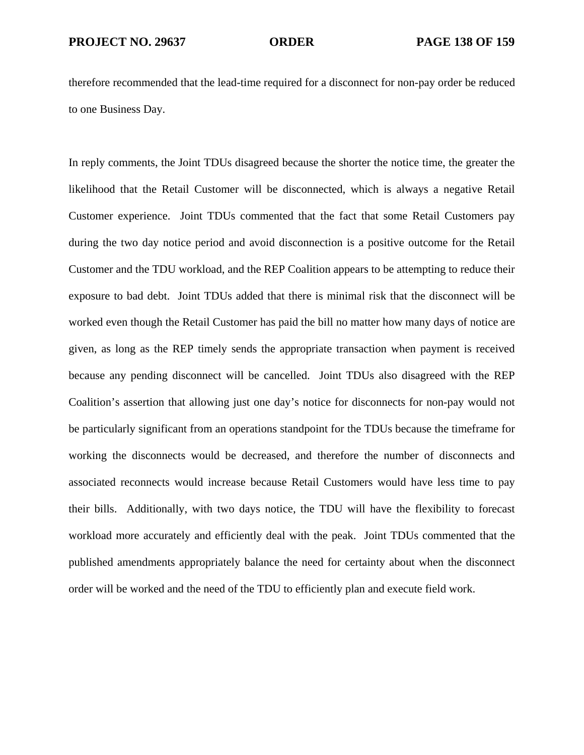therefore recommended that the lead-time required for a disconnect for non-pay order be reduced to one Business Day.

In reply comments, the Joint TDUs disagreed because the shorter the notice time, the greater the likelihood that the Retail Customer will be disconnected, which is always a negative Retail Customer experience. Joint TDUs commented that the fact that some Retail Customers pay during the two day notice period and avoid disconnection is a positive outcome for the Retail Customer and the TDU workload, and the REP Coalition appears to be attempting to reduce their exposure to bad debt. Joint TDUs added that there is minimal risk that the disconnect will be worked even though the Retail Customer has paid the bill no matter how many days of notice are given, as long as the REP timely sends the appropriate transaction when payment is received because any pending disconnect will be cancelled. Joint TDUs also disagreed with the REP Coalition's assertion that allowing just one day's notice for disconnects for non-pay would not be particularly significant from an operations standpoint for the TDUs because the timeframe for working the disconnects would be decreased, and therefore the number of disconnects and associated reconnects would increase because Retail Customers would have less time to pay their bills. Additionally, with two days notice, the TDU will have the flexibility to forecast workload more accurately and efficiently deal with the peak. Joint TDUs commented that the published amendments appropriately balance the need for certainty about when the disconnect order will be worked and the need of the TDU to efficiently plan and execute field work.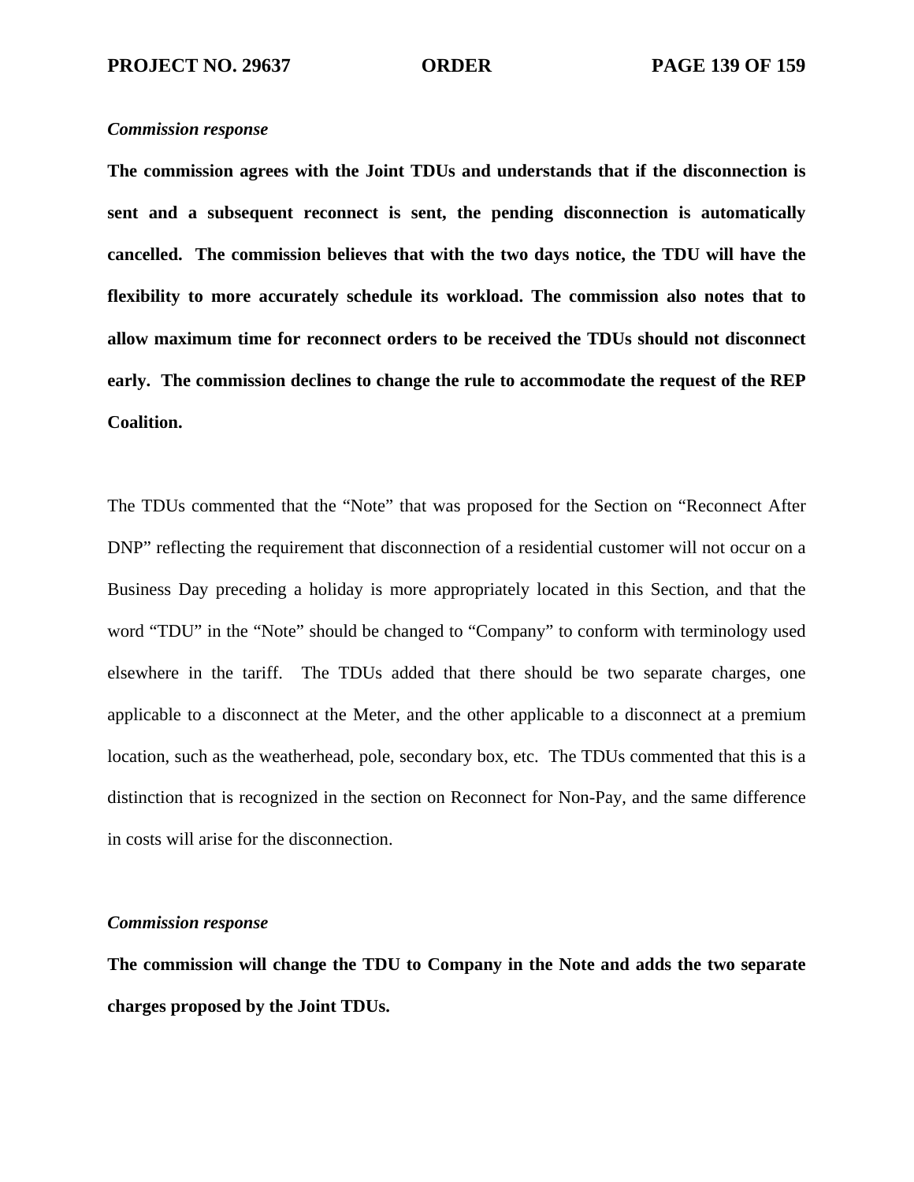*Commission response*

**The commission agrees with the Joint TDUs and understands that if the disconnection is sent and a subsequent reconnect is sent, the pending disconnection is automatically cancelled. The commission believes that with the two days notice, the TDU will have the flexibility to more accurately schedule its workload. The commission also notes that to allow maximum time for reconnect orders to be received the TDUs should not disconnect early. The commission declines to change the rule to accommodate the request of the REP Coalition.**

The TDUs commented that the "Note" that was proposed for the Section on "Reconnect After DNP" reflecting the requirement that disconnection of a residential customer will not occur on a Business Day preceding a holiday is more appropriately located in this Section, and that the word "TDU" in the "Note" should be changed to "Company" to conform with terminology used elsewhere in the tariff. The TDUs added that there should be two separate charges, one applicable to a disconnect at the Meter, and the other applicable to a disconnect at a premium location, such as the weatherhead, pole, secondary box, etc. The TDUs commented that this is a distinction that is recognized in the section on Reconnect for Non-Pay, and the same difference in costs will arise for the disconnection.

*Commission response*

**The commission will change the TDU to Company in the Note and adds the two separate charges proposed by the Joint TDUs.**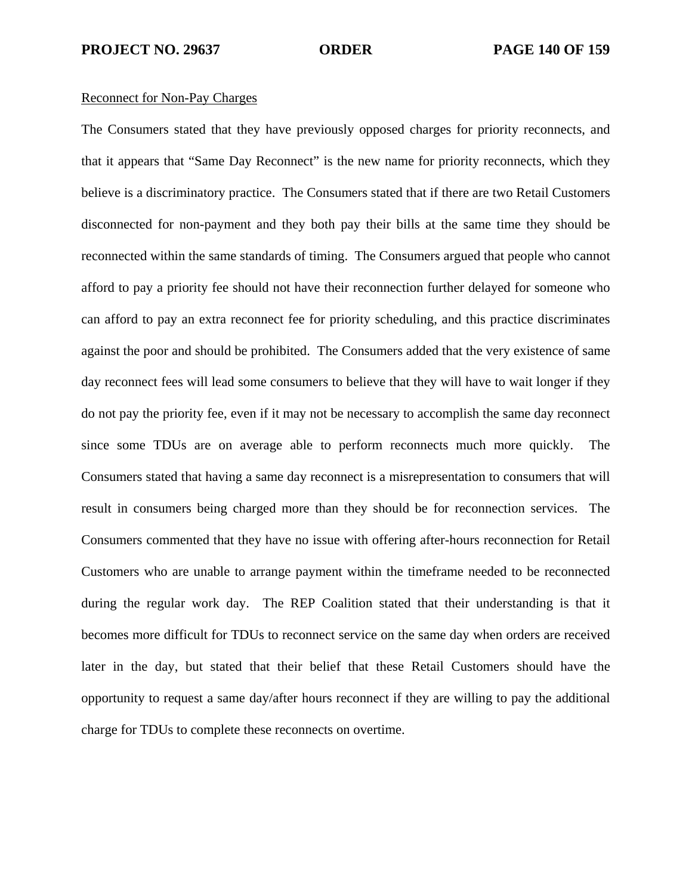<u>Reconnect for Non-Pay Charges</u>

The Consumers stated that they have previously opposed charges for priority reconnects, and that it appears that "Same Day Reconnect" is the new name for priority reconnects, which they believe is a discriminatory practice. The Consumers stated that if there are two Retail Customers disconnected for non-payment and they both pay their bills at the same time they should be reconnected within the same standards of timing. The Consumers argued that people who cannot afford to pay a priority fee should not have their reconnection further delayed for someone who can afford to pay an extra reconnect fee for priority scheduling, and this practice discriminates against the poor and should be prohibited. The Consumers added that the very existence of same day reconnect fees will lead some consumers to believe that they will have to wait longer if they do not pay the priority fee, even if it may not be necessary to accomplish the same day reconnect since some TDUs are on average able to perform reconnects much more quickly. The Consumers stated that having a same day reconnect is a misrepresentation to consumers that will result in consumers being charged more than they should be for reconnection services. The Consumers commented that they have no issue with offering after-hours reconnection for Retail Customers who are unable to arrange payment within the timeframe needed to be reconnected during the regular work day. The REP Coalition stated that their understanding is that it becomes more difficult for TDUs to reconnect service on the same day when orders are received later in the day, but stated that their belief that these Retail Customers should have the opportunity to request a same day/after hours reconnect if they are willing to pay the additional charge for TDUs to complete these reconnects on overtime.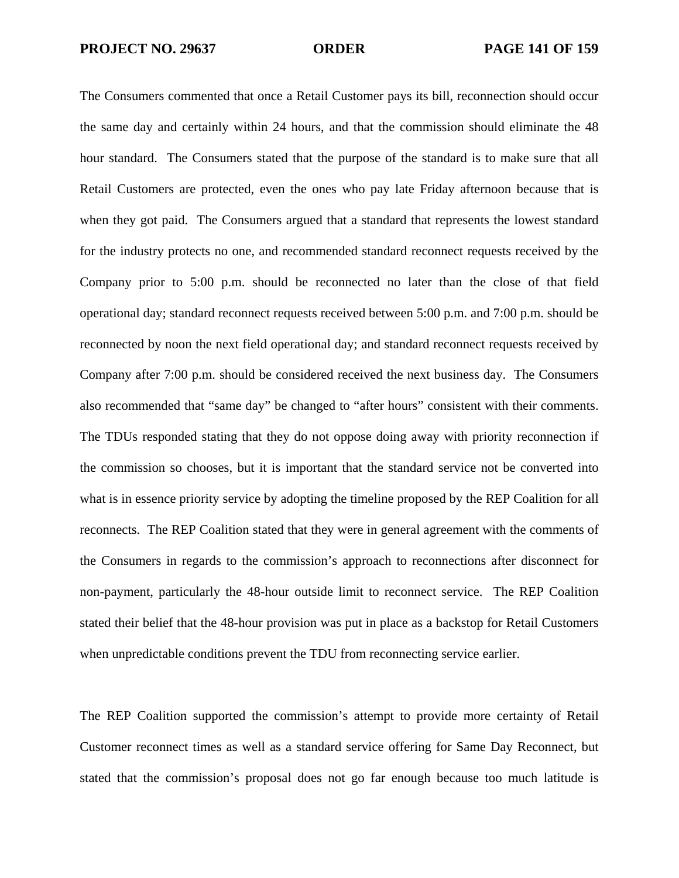The Consumers commented that once a Retail Customer pays its bill, reconnection should occur the same day and certainly within 24 hours, and that the commission should eliminate the 48 hour standard. The Consumers stated that the purpose of the standard is to make sure that all Retail Customers are protected, even the ones who pay late Friday afternoon because that is when they got paid. The Consumers argued that a standard that represents the lowest standard for the industry protects no one, and recommended standard reconnect requests received by the Company prior to 5:00 p.m. should be reconnected no later than the close of that field operational day; standard reconnect requests received between 5:00 p.m. and 7:00 p.m. should be reconnected by noon the next field operational day; and standard reconnect requests received by Company after 7:00 p.m. should be considered received the next business day. The Consumers also recommended that "same day" be changed to "after hours" consistent with their comments. The TDUs responded stating that they do not oppose doing away with priority reconnection if the commission so chooses, but it is important that the standard service not be converted into what is in essence priority service by adopting the timeline proposed by the REP Coalition for all reconnects. The REP Coalition stated that they were in general agreement with the comments of the Consumers in regards to the commission's approach to reconnections after disconnect for non-payment, particularly the 48-hour outside limit to reconnect service. The REP Coalition stated their belief that the 48-hour provision was put in place as a backstop for Retail Customers when unpredictable conditions prevent the TDU from reconnecting service earlier.

The REP Coalition supported the commission's attempt to provide more certainty of Retail Customer reconnect times as well as a standard service offering for Same Day Reconnect, but stated that the commission's proposal does not go far enough because too much latitude is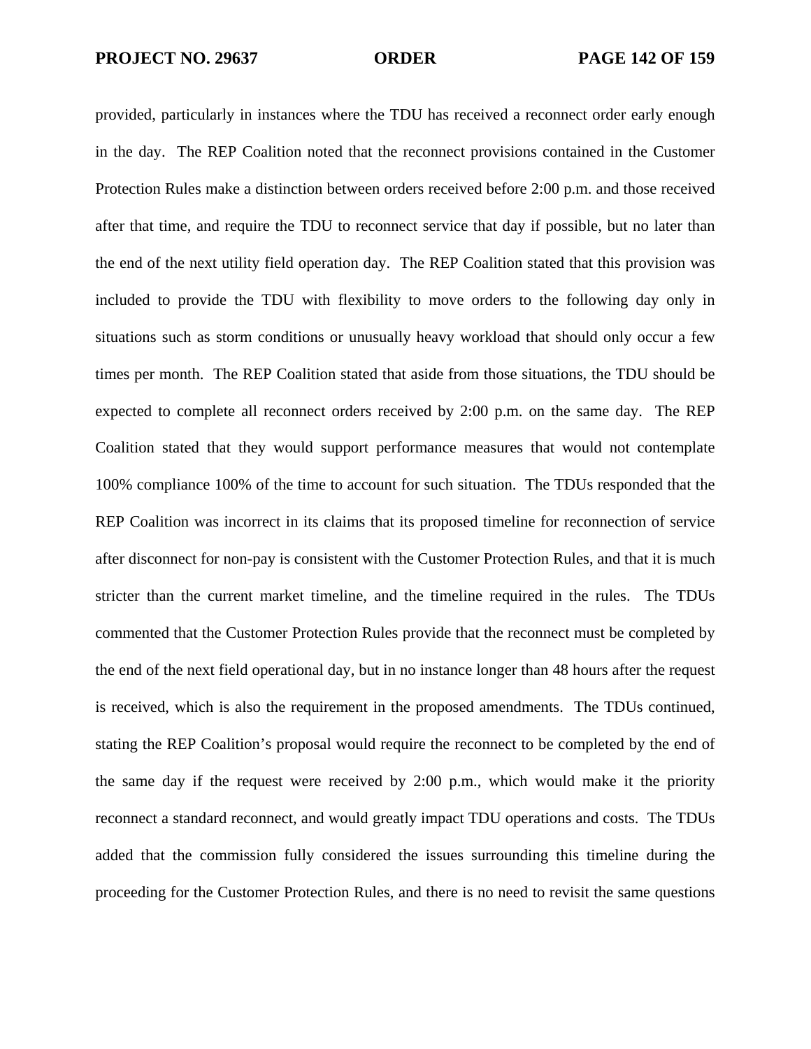provided, particularly in instances where the TDU has received a reconnect order early enough in the day. The REP Coalition noted that the reconnect provisions contained in the Customer Protection Rules make a distinction between orders received before 2:00 p.m. and those received after that time, and require the TDU to reconnect service that day if possible, but no later than the end of the next utility field operation day. The REP Coalition stated that this provision was included to provide the TDU with flexibility to move orders to the following day only in situations such as storm conditions or unusually heavy workload that should only occur a few times per month. The REP Coalition stated that aside from those situations, the TDU should be expected to complete all reconnect orders received by 2:00 p.m. on the same day. The REP Coalition stated that they would support performance measures that would not contemplate 100% compliance 100% of the time to account for such situation. The TDUs responded that the REP Coalition was incorrect in its claims that its proposed timeline for reconnection of service after disconnect for non-pay is consistent with the Customer Protection Rules, and that it is much stricter than the current market timeline, and the timeline required in the rules. The TDUs commented that the Customer Protection Rules provide that the reconnect must be completed by the end of the next field operational day, but in no instance longer than 48 hours after the request is received, which is also the requirement in the proposed amendments. The TDUs continued, stating the REP Coalition's proposal would require the reconnect to be completed by the end of the same day if the request were received by 2:00 p.m., which would make it the priority reconnect a standard reconnect, and would greatly impact TDU operations and costs. The TDUs added that the commission fully considered the issues surrounding this timeline during the proceeding for the Customer Protection Rules, and there is no need to revisit the same questions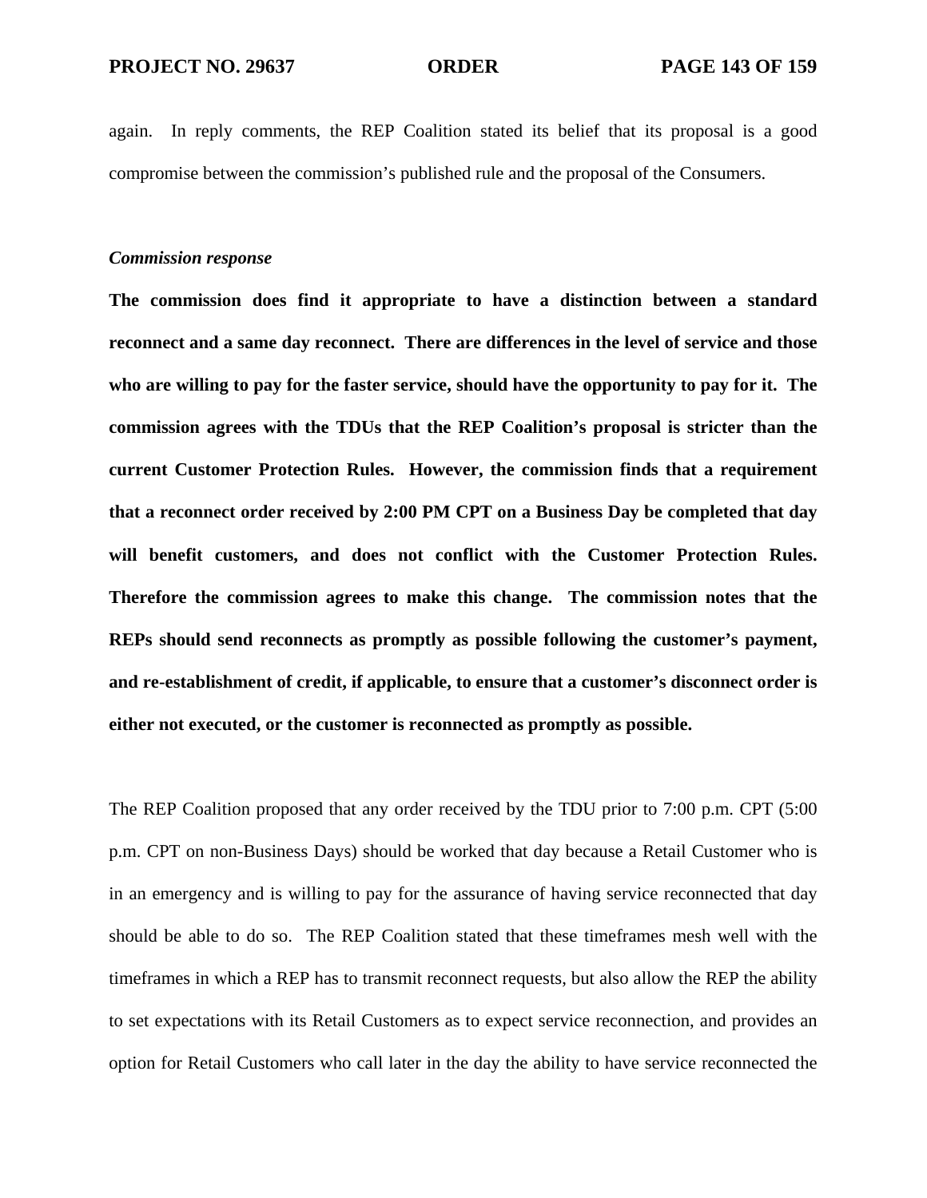again. In reply comments, the REP Coalition stated its belief that its proposal is a good compromise between the commission's published rule and the proposal of the Consumers.

***Commission response***

**The commission does find it appropriate to have a distinction between a standard reconnect and a same day reconnect. There are differences in the level of service and those who are willing to pay for the faster service, should have the opportunity to pay for it. The commission agrees with the TDUs that the REP Coalition's proposal is stricter than the current Customer Protection Rules. However, the commission finds that a requirement that a reconnect order received by 2:00 PM CPT on a Business Day be completed that day will benefit customers, and does not conflict with the Customer Protection Rules. Therefore the commission agrees to make this change. The commission notes that the REPs should send reconnects as promptly as possible following the customer's payment, and re-establishment of credit, if applicable, to ensure that a customer's disconnect order is either not executed, or the customer is reconnected as promptly as possible.**

The REP Coalition proposed that any order received by the TDU prior to 7:00 p.m. CPT (5:00 p.m. CPT on non-Business Days) should be worked that day because a Retail Customer who is in an emergency and is willing to pay for the assurance of having service reconnected that day should be able to do so. The REP Coalition stated that these timeframes mesh well with the timeframes in which a REP has to transmit reconnect requests, but also allow the REP the ability to set expectations with its Retail Customers as to expect service reconnection, and provides an option for Retail Customers who call later in the day the ability to have service reconnected the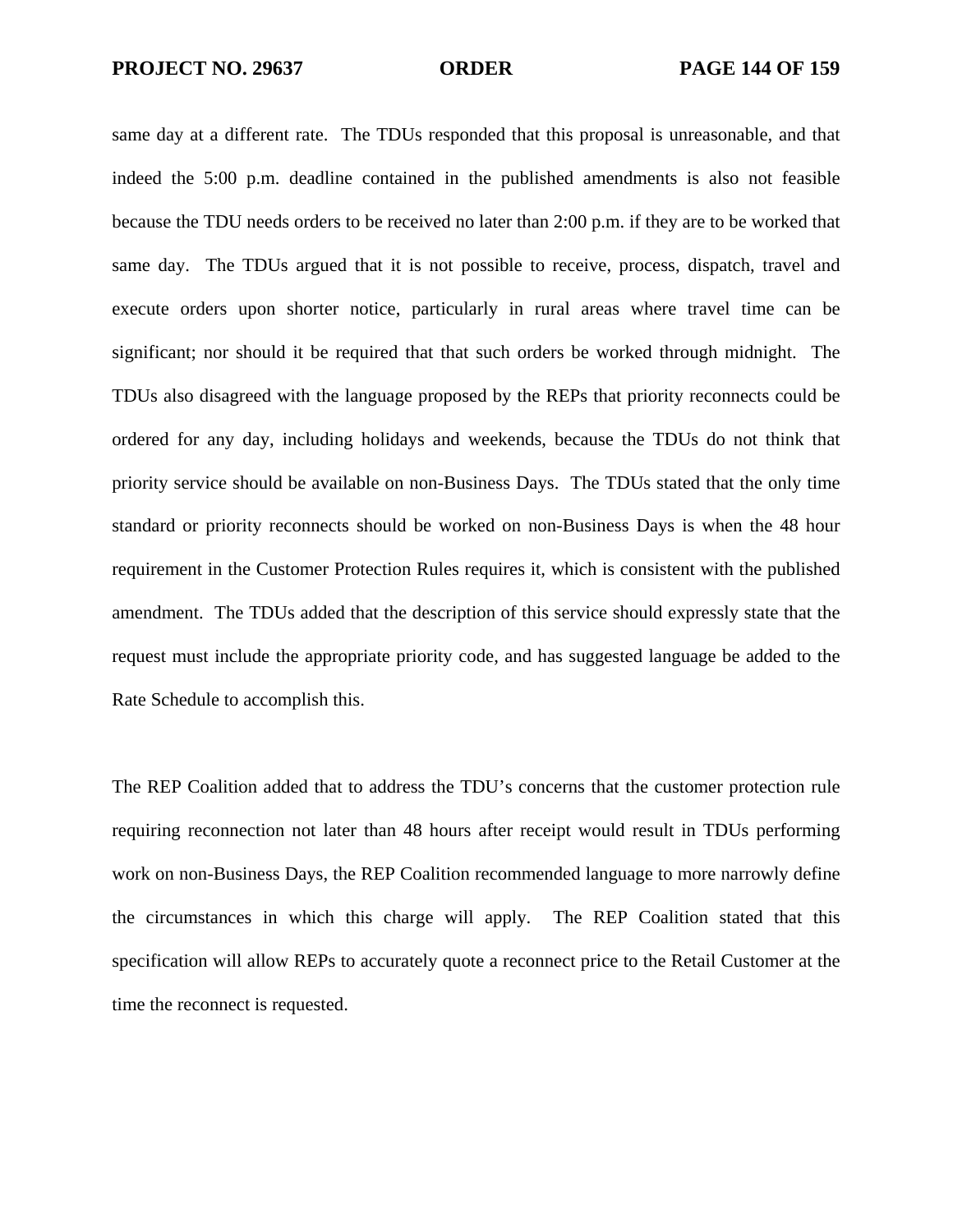same day at a different rate. The TDUs responded that this proposal is unreasonable, and that indeed the 5:00 p.m. deadline contained in the published amendments is also not feasible because the TDU needs orders to be received no later than 2:00 p.m. if they are to be worked that same day. The TDUs argued that it is not possible to receive, process, dispatch, travel and execute orders upon shorter notice, particularly in rural areas where travel time can be significant; nor should it be required that that such orders be worked through midnight. The TDUs also disagreed with the language proposed by the REPs that priority reconnects could be ordered for any day, including holidays and weekends, because the TDUs do not think that priority service should be available on non-Business Days. The TDUs stated that the only time standard or priority reconnects should be worked on non-Business Days is when the 48 hour requirement in the Customer Protection Rules requires it, which is consistent with the published amendment. The TDUs added that the description of this service should expressly state that the request must include the appropriate priority code, and has suggested language be added to the Rate Schedule to accomplish this.

The REP Coalition added that to address the TDU's concerns that the customer protection rule requiring reconnection not later than 48 hours after receipt would result in TDUs performing work on non-Business Days, the REP Coalition recommended language to more narrowly define the circumstances in which this charge will apply. The REP Coalition stated that this specification will allow REPs to accurately quote a reconnect price to the Retail Customer at the time the reconnect is requested.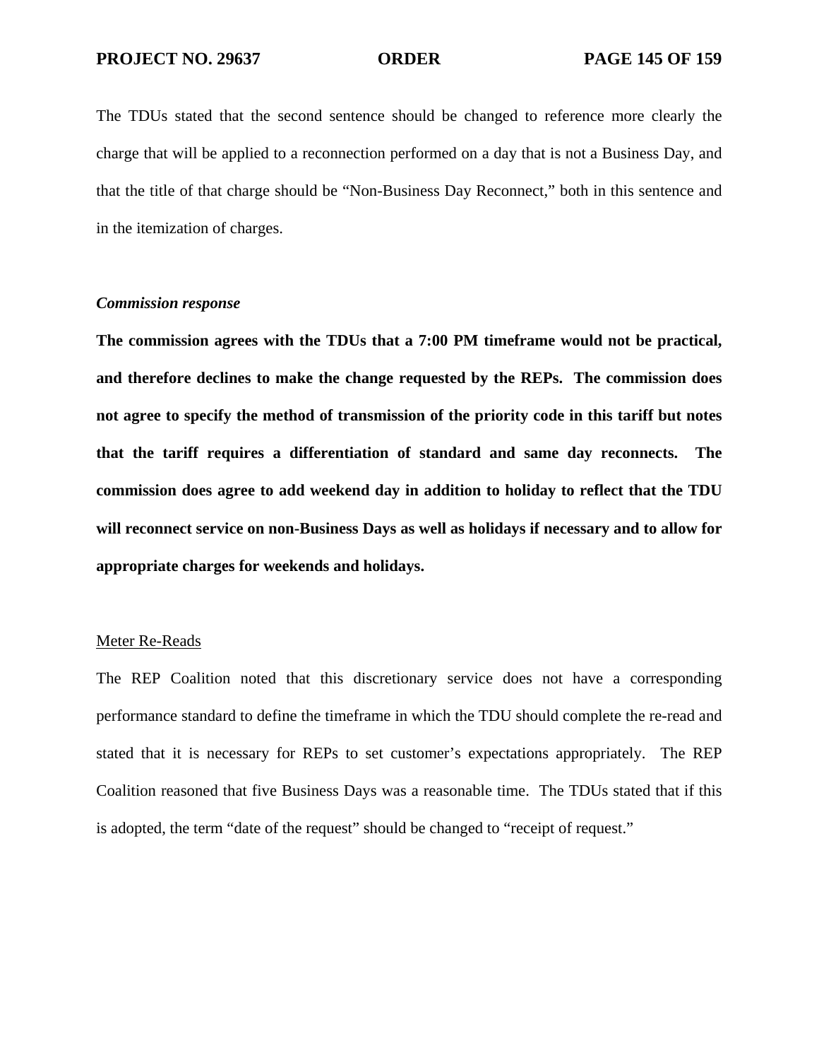The TDUs stated that the second sentence should be changed to reference more clearly the charge that will be applied to a reconnection performed on a day that is not a Business Day, and that the title of that charge should be "Non-Business Day Reconnect," both in this sentence and in the itemization of charges.

***Commission response***

**The commission agrees with the TDUs that a 7:00 PM timeframe would not be practical, and therefore declines to make the change requested by the REPs. The commission does not agree to specify the method of transmission of the priority code in this tariff but notes that the tariff requires a differentiation of standard and same day reconnects. The commission does agree to add weekend day in addition to holiday to reflect that the TDU will reconnect service on non-Business Days as well as holidays if necessary and to allow for appropriate charges for weekends and holidays.**

<u>Meter Re-Reads</u>

The REP Coalition noted that this discretionary service does not have a corresponding performance standard to define the timeframe in which the TDU should complete the re-read and stated that it is necessary for REPs to set customer's expectations appropriately. The REP Coalition reasoned that five Business Days was a reasonable time. The TDUs stated that if this is adopted, the term "date of the request" should be changed to "receipt of request."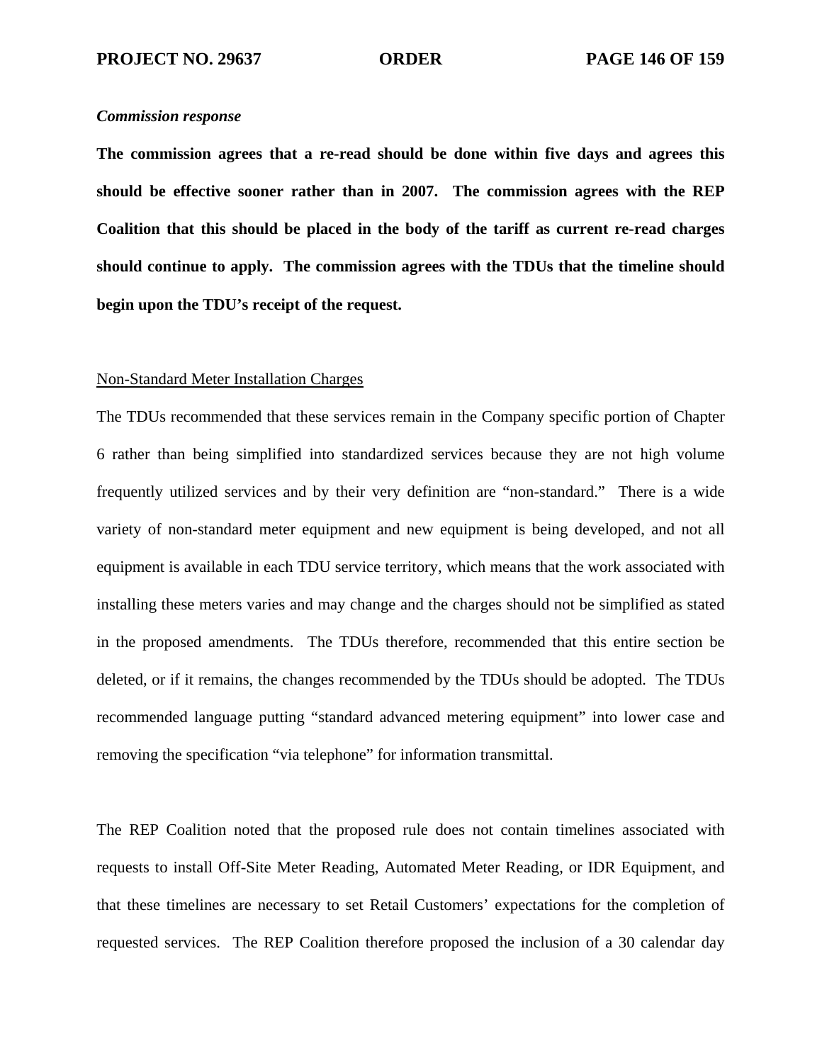***Commission response***

**The commission agrees that a re-read should be done within five days and agrees this should be effective sooner rather than in 2007. The commission agrees with the REP Coalition that this should be placed in the body of the tariff as current re-read charges should continue to apply. The commission agrees with the TDUs that the timeline should begin upon the TDU's receipt of the request.**

<u>Non-Standard Meter Installation Charges</u>

The TDUs recommended that these services remain in the Company specific portion of Chapter 6 rather than being simplified into standardized services because they are not high volume frequently utilized services and by their very definition are "non-standard." There is a wide variety of non-standard meter equipment and new equipment is being developed, and not all equipment is available in each TDU service territory, which means that the work associated with installing these meters varies and may change and the charges should not be simplified as stated in the proposed amendments. The TDUs therefore, recommended that this entire section be deleted, or if it remains, the changes recommended by the TDUs should be adopted. The TDUs recommended language putting "standard advanced metering equipment" into lower case and removing the specification "via telephone" for information transmittal.

The REP Coalition noted that the proposed rule does not contain timelines associated with requests to install Off-Site Meter Reading, Automated Meter Reading, or IDR Equipment, and that these timelines are necessary to set Retail Customers' expectations for the completion of requested services. The REP Coalition therefore proposed the inclusion of a 30 calendar day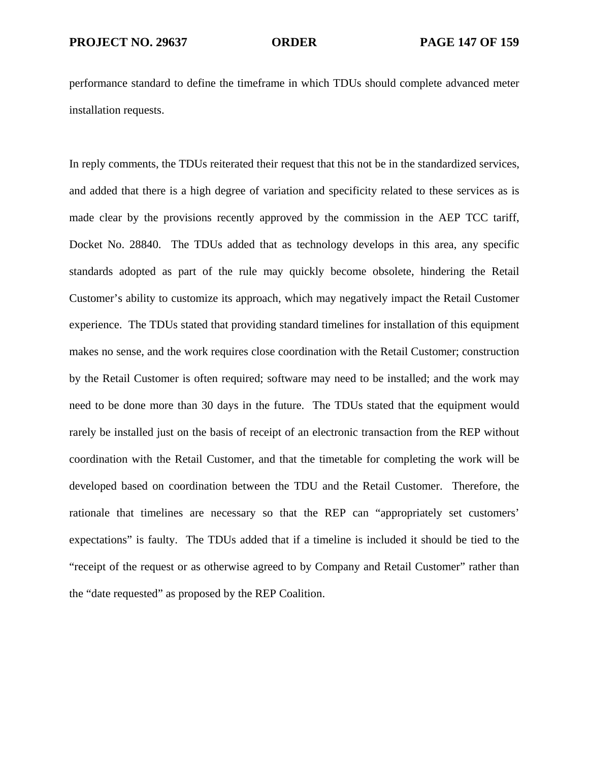performance standard to define the timeframe in which TDUs should complete advanced meter installation requests.

In reply comments, the TDUs reiterated their request that this not be in the standardized services, and added that there is a high degree of variation and specificity related to these services as is made clear by the provisions recently approved by the commission in the AEP TCC tariff, Docket No. 28840. The TDUs added that as technology develops in this area, any specific standards adopted as part of the rule may quickly become obsolete, hindering the Retail Customer's ability to customize its approach, which may negatively impact the Retail Customer experience. The TDUs stated that providing standard timelines for installation of this equipment makes no sense, and the work requires close coordination with the Retail Customer; construction by the Retail Customer is often required; software may need to be installed; and the work may need to be done more than 30 days in the future. The TDUs stated that the equipment would rarely be installed just on the basis of receipt of an electronic transaction from the REP without coordination with the Retail Customer, and that the timetable for completing the work will be developed based on coordination between the TDU and the Retail Customer. Therefore, the rationale that timelines are necessary so that the REP can "appropriately set customers' expectations" is faulty. The TDUs added that if a timeline is included it should be tied to the "receipt of the request or as otherwise agreed to by Company and Retail Customer" rather than the "date requested" as proposed by the REP Coalition.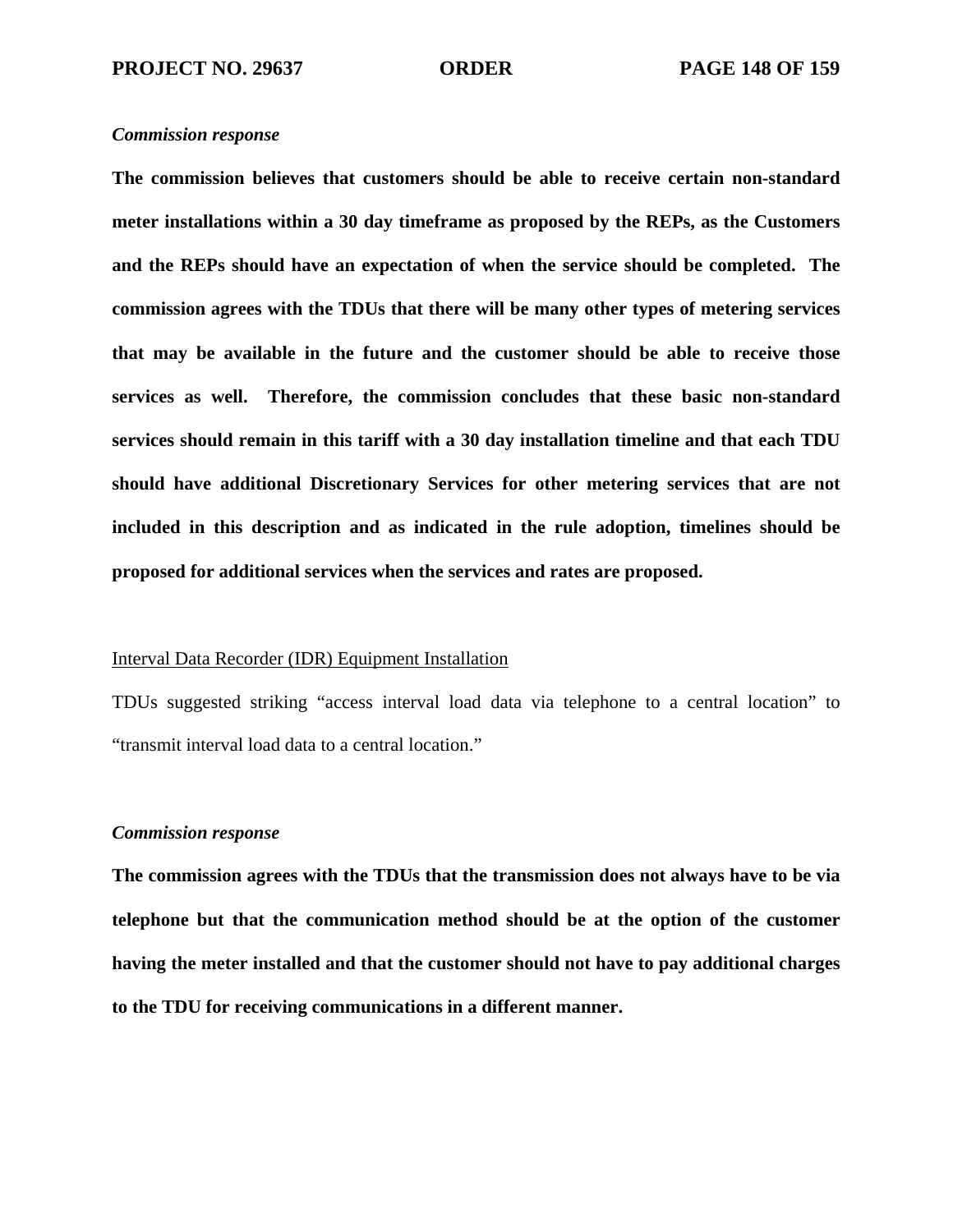*Commission response*

**The commission believes that customers should be able to receive certain non-standard meter installations within a 30 day timeframe as proposed by the REPs, as the Customers and the REPs should have an expectation of when the service should be completed. The commission agrees with the TDUs that there will be many other types of metering services that may be available in the future and the customer should be able to receive those services as well. Therefore, the commission concludes that these basic non-standard services should remain in this tariff with a 30 day installation timeline and that each TDU should have additional Discretionary Services for other metering services that are not included in this description and as indicated in the rule adoption, timelines should be proposed for additional services when the services and rates are proposed.**

<u>Interval Data Recorder (IDR) Equipment Installation</u>

TDUs suggested striking "access interval load data via telephone to a central location" to "transmit interval load data to a central location."

*Commission response*

**The commission agrees with the TDUs that the transmission does not always have to be via telephone but that the communication method should be at the option of the customer having the meter installed and that the customer should not have to pay additional charges to the TDU for receiving communications in a different manner.**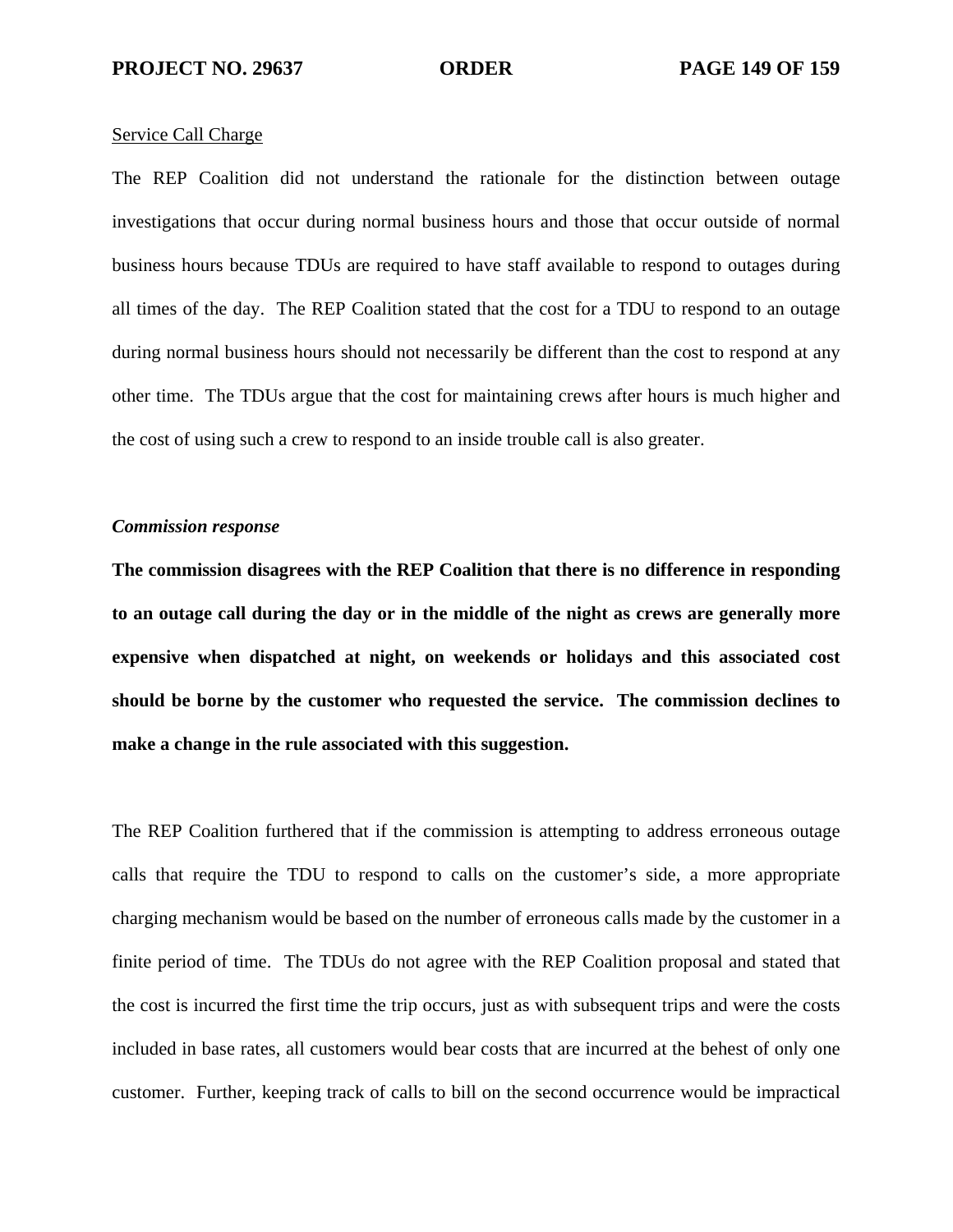Service Call Charge

The REP Coalition did not understand the rationale for the distinction between outage investigations that occur during normal business hours and those that occur outside of normal business hours because TDUs are required to have staff available to respond to outages during all times of the day. The REP Coalition stated that the cost for a TDU to respond to an outage during normal business hours should not necessarily be different than the cost to respond at any other time. The TDUs argue that the cost for maintaining crews after hours is much higher and the cost of using such a crew to respond to an inside trouble call is also greater.

***Commission response***

**The commission disagrees with the REP Coalition that there is no difference in responding to an outage call during the day or in the middle of the night as crews are generally more expensive when dispatched at night, on weekends or holidays and this associated cost should be borne by the customer who requested the service. The commission declines to make a change in the rule associated with this suggestion.**

The REP Coalition furthered that if the commission is attempting to address erroneous outage calls that require the TDU to respond to calls on the customer's side, a more appropriate charging mechanism would be based on the number of erroneous calls made by the customer in a finite period of time. The TDUs do not agree with the REP Coalition proposal and stated that the cost is incurred the first time the trip occurs, just as with subsequent trips and were the costs included in base rates, all customers would bear costs that are incurred at the behest of only one customer. Further, keeping track of calls to bill on the second occurrence would be impractical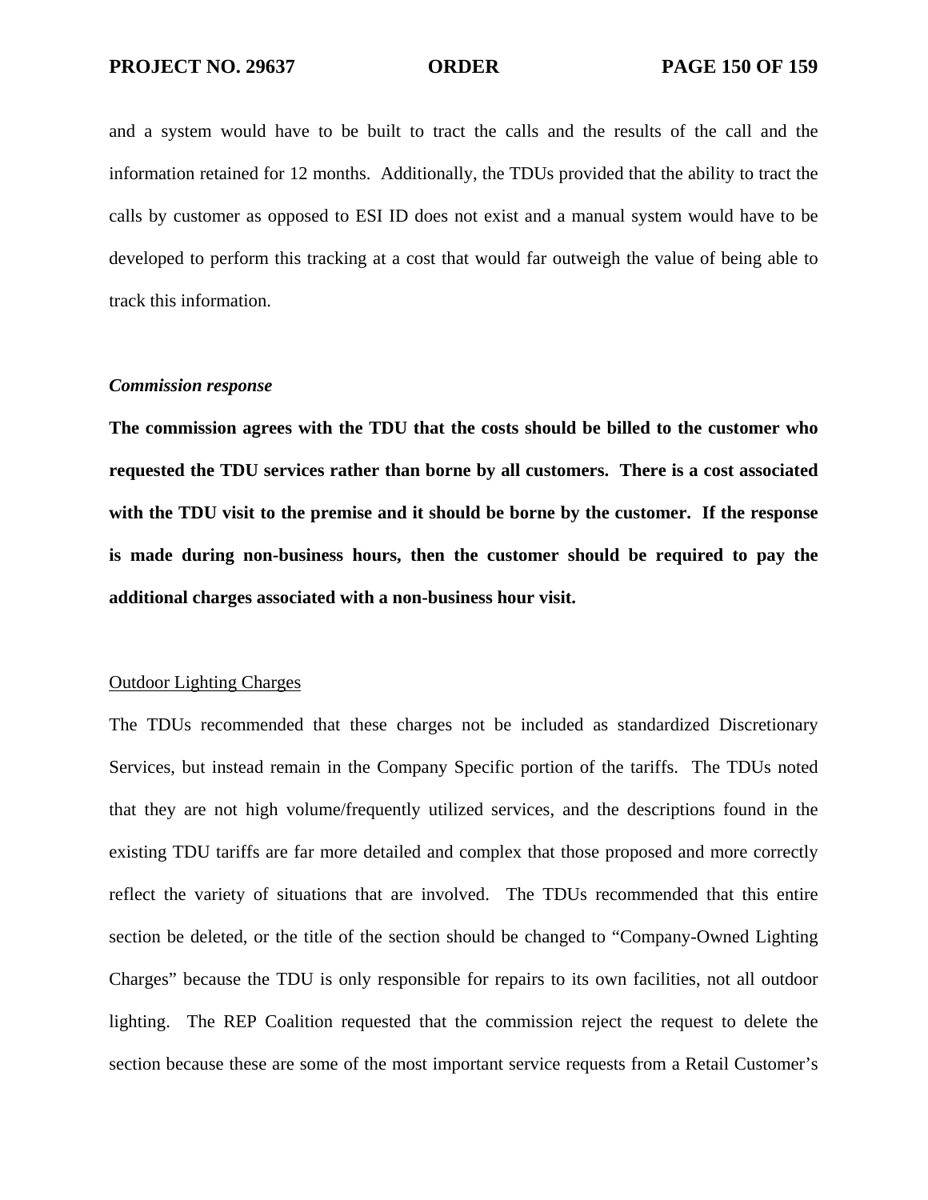and a system would have to be built to tract the calls and the results of the call and the information retained for 12 months. Additionally, the TDUs provided that the ability to tract the calls by customer as opposed to ESI ID does not exist and a manual system would have to be developed to perform this tracking at a cost that would far outweigh the value of being able to track this information.

***Commission response***

**The commission agrees with the TDU that the costs should be billed to the customer who requested the TDU services rather than borne by all customers. There is a cost associated with the TDU visit to the premise and it should be borne by the customer. If the response is made during non-business hours, then the customer should be required to pay the additional charges associated with a non-business hour visit.**

<u>Outdoor Lighting Charges</u>

The TDUs recommended that these charges not be included as standardized Discretionary Services, but instead remain in the Company Specific portion of the tariffs. The TDUs noted that they are not high volume/frequently utilized services, and the descriptions found in the existing TDU tariffs are far more detailed and complex that those proposed and more correctly reflect the variety of situations that are involved. The TDUs recommended that this entire section be deleted, or the title of the section should be changed to "Company-Owned Lighting Charges" because the TDU is only responsible for repairs to its own facilities, not all outdoor lighting. The REP Coalition requested that the commission reject the request to delete the section because these are some of the most important service requests from a Retail Customer's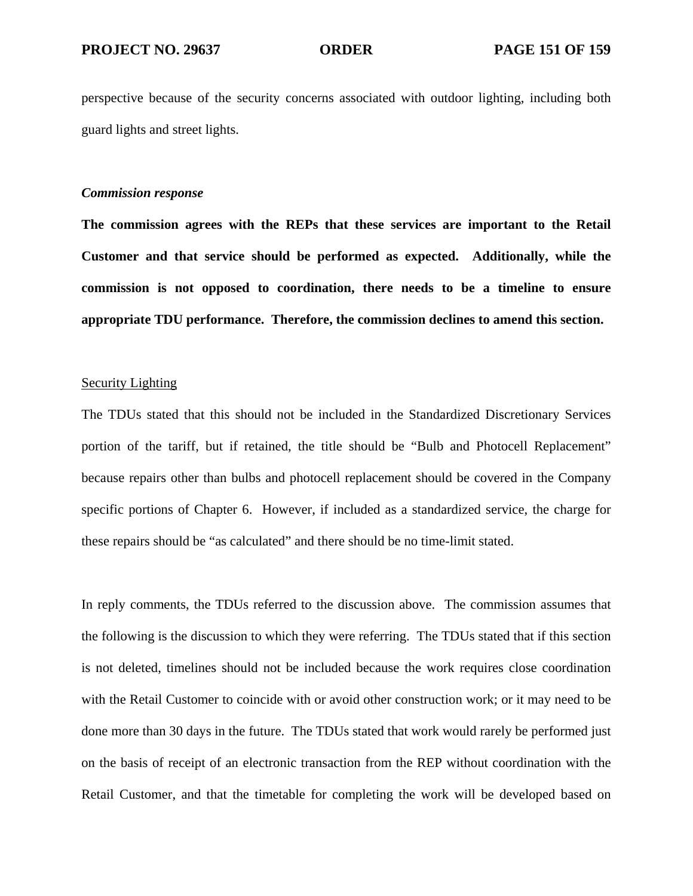perspective because of the security concerns associated with outdoor lighting, including both guard lights and street lights.

***Commission response***

**The commission agrees with the REPs that these services are important to the Retail Customer and that service should be performed as expected. Additionally, while the commission is not opposed to coordination, there needs to be a timeline to ensure appropriate TDU performance. Therefore, the commission declines to amend this section.**

<u>Security Lighting</u>

The TDUs stated that this should not be included in the Standardized Discretionary Services portion of the tariff, but if retained, the title should be "Bulb and Photocell Replacement" because repairs other than bulbs and photocell replacement should be covered in the Company specific portions of Chapter 6. However, if included as a standardized service, the charge for these repairs should be "as calculated" and there should be no time-limit stated.

In reply comments, the TDUs referred to the discussion above. The commission assumes that the following is the discussion to which they were referring. The TDUs stated that if this section is not deleted, timelines should not be included because the work requires close coordination with the Retail Customer to coincide with or avoid other construction work; or it may need to be done more than 30 days in the future. The TDUs stated that work would rarely be performed just on the basis of receipt of an electronic transaction from the REP without coordination with the Retail Customer, and that the timetable for completing the work will be developed based on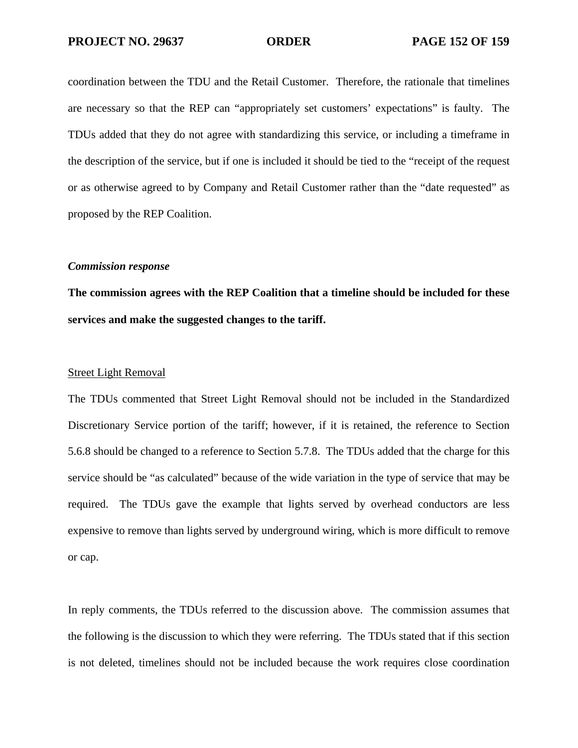coordination between the TDU and the Retail Customer. Therefore, the rationale that timelines are necessary so that the REP can "appropriately set customers' expectations" is faulty. The TDUs added that they do not agree with standardizing this service, or including a timeframe in the description of the service, but if one is included it should be tied to the "receipt of the request or as otherwise agreed to by Company and Retail Customer rather than the "date requested" as proposed by the REP Coalition.

***Commission response***

**The commission agrees with the REP Coalition that a timeline should be included for these services and make the suggested changes to the tariff.**

<u>Street Light Removal</u>

The TDUs commented that Street Light Removal should not be included in the Standardized Discretionary Service portion of the tariff; however, if it is retained, the reference to Section 5.6.8 should be changed to a reference to Section 5.7.8. The TDUs added that the charge for this service should be "as calculated" because of the wide variation in the type of service that may be required. The TDUs gave the example that lights served by overhead conductors are less expensive to remove than lights served by underground wiring, which is more difficult to remove or cap.

In reply comments, the TDUs referred to the discussion above. The commission assumes that the following is the discussion to which they were referring. The TDUs stated that if this section is not deleted, timelines should not be included because the work requires close coordination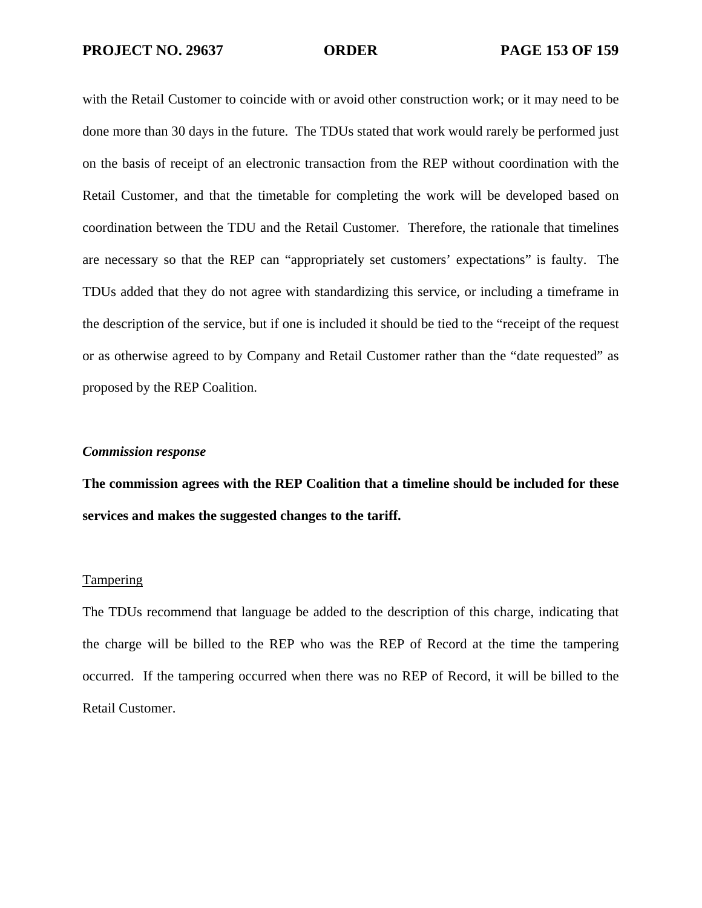with the Retail Customer to coincide with or avoid other construction work; or it may need to be done more than 30 days in the future. The TDUs stated that work would rarely be performed just on the basis of receipt of an electronic transaction from the REP without coordination with the Retail Customer, and that the timetable for completing the work will be developed based on coordination between the TDU and the Retail Customer. Therefore, the rationale that timelines are necessary so that the REP can "appropriately set customers' expectations" is faulty. The TDUs added that they do not agree with standardizing this service, or including a timeframe in the description of the service, but if one is included it should be tied to the "receipt of the request or as otherwise agreed to by Company and Retail Customer rather than the "date requested" as proposed by the REP Coalition.

***Commission response***

**The commission agrees with the REP Coalition that a timeline should be included for these services and makes the suggested changes to the tariff.**

<u>Tampering</u>

The TDUs recommend that language be added to the description of this charge, indicating that the charge will be billed to the REP who was the REP of Record at the time the tampering occurred. If the tampering occurred when there was no REP of Record, it will be billed to the Retail Customer.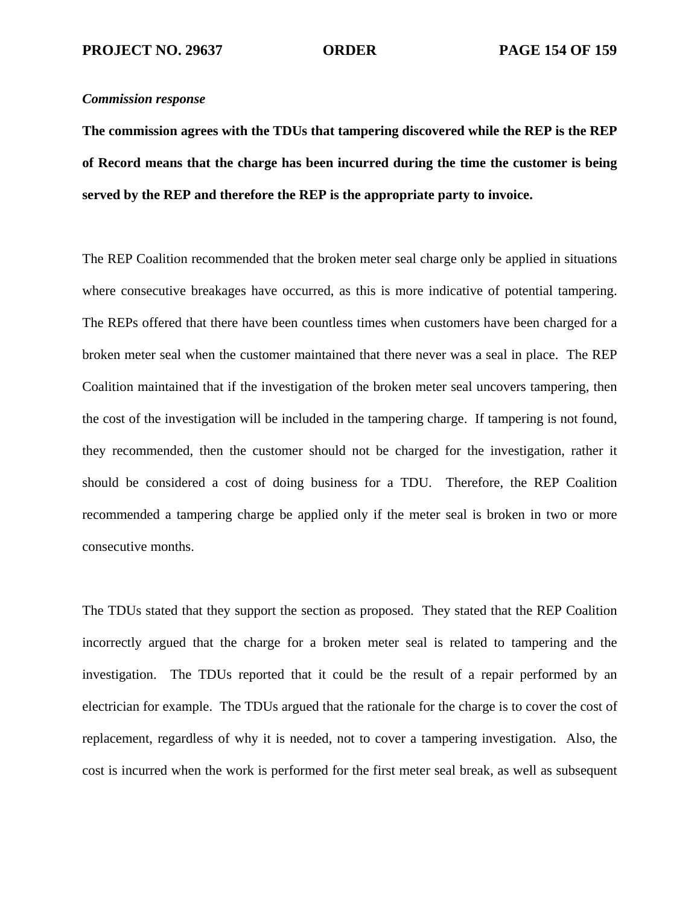*Commission response*

**The commission agrees with the TDUs that tampering discovered while the REP is the REP of Record means that the charge has been incurred during the time the customer is being served by the REP and therefore the REP is the appropriate party to invoice.**

The REP Coalition recommended that the broken meter seal charge only be applied in situations where consecutive breakages have occurred, as this is more indicative of potential tampering. The REPs offered that there have been countless times when customers have been charged for a broken meter seal when the customer maintained that there never was a seal in place. The REP Coalition maintained that if the investigation of the broken meter seal uncovers tampering, then the cost of the investigation will be included in the tampering charge. If tampering is not found, they recommended, then the customer should not be charged for the investigation, rather it should be considered a cost of doing business for a TDU. Therefore, the REP Coalition recommended a tampering charge be applied only if the meter seal is broken in two or more consecutive months.

The TDUs stated that they support the section as proposed. They stated that the REP Coalition incorrectly argued that the charge for a broken meter seal is related to tampering and the investigation. The TDUs reported that it could be the result of a repair performed by an electrician for example. The TDUs argued that the rationale for the charge is to cover the cost of replacement, regardless of why it is needed, not to cover a tampering investigation. Also, the cost is incurred when the work is performed for the first meter seal break, as well as subsequent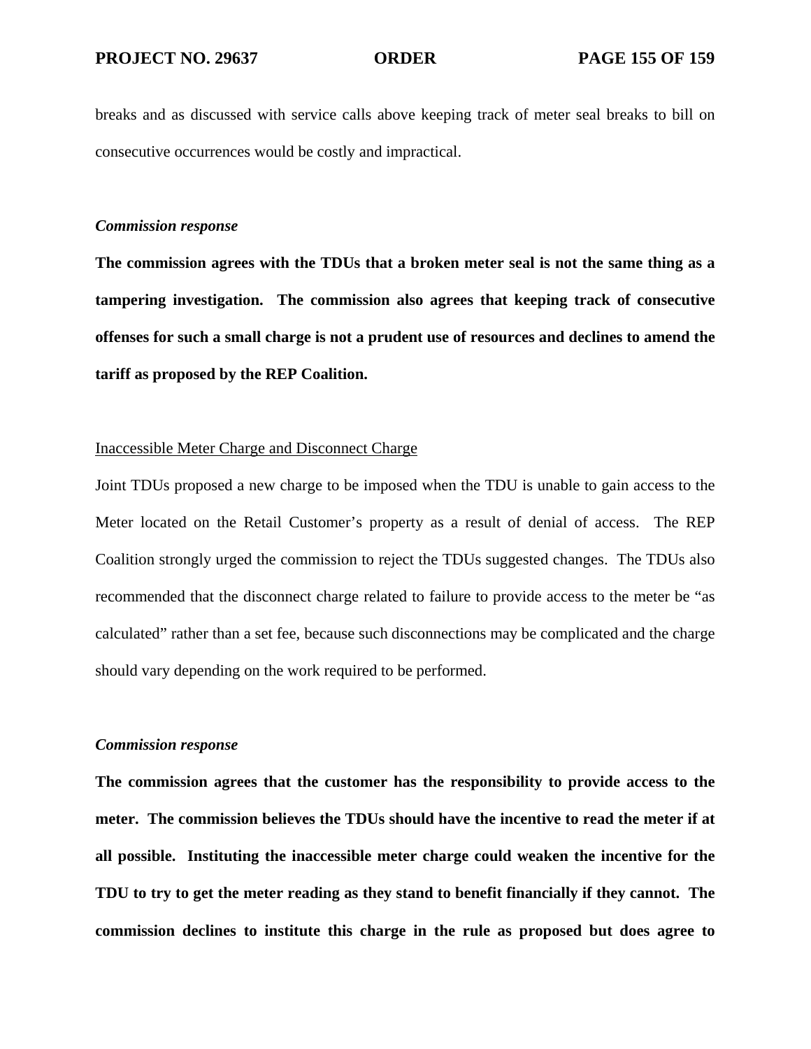breaks and as discussed with service calls above keeping track of meter seal breaks to bill on consecutive occurrences would be costly and impractical.

***Commission response***

**The commission agrees with the TDUs that a broken meter seal is not the same thing as a tampering investigation. The commission also agrees that keeping track of consecutive offenses for such a small charge is not a prudent use of resources and declines to amend the tariff as proposed by the REP Coalition.**

<u>Inaccessible Meter Charge and Disconnect Charge</u>

Joint TDUs proposed a new charge to be imposed when the TDU is unable to gain access to the Meter located on the Retail Customer's property as a result of denial of access. The REP Coalition strongly urged the commission to reject the TDUs suggested changes. The TDUs also recommended that the disconnect charge related to failure to provide access to the meter be "as calculated" rather than a set fee, because such disconnections may be complicated and the charge should vary depending on the work required to be performed.

***Commission response***

**The commission agrees that the customer has the responsibility to provide access to the meter. The commission believes the TDUs should have the incentive to read the meter if at all possible. Instituting the inaccessible meter charge could weaken the incentive for the TDU to try to get the meter reading as they stand to benefit financially if they cannot. The commission declines to institute this charge in the rule as proposed but does agree to**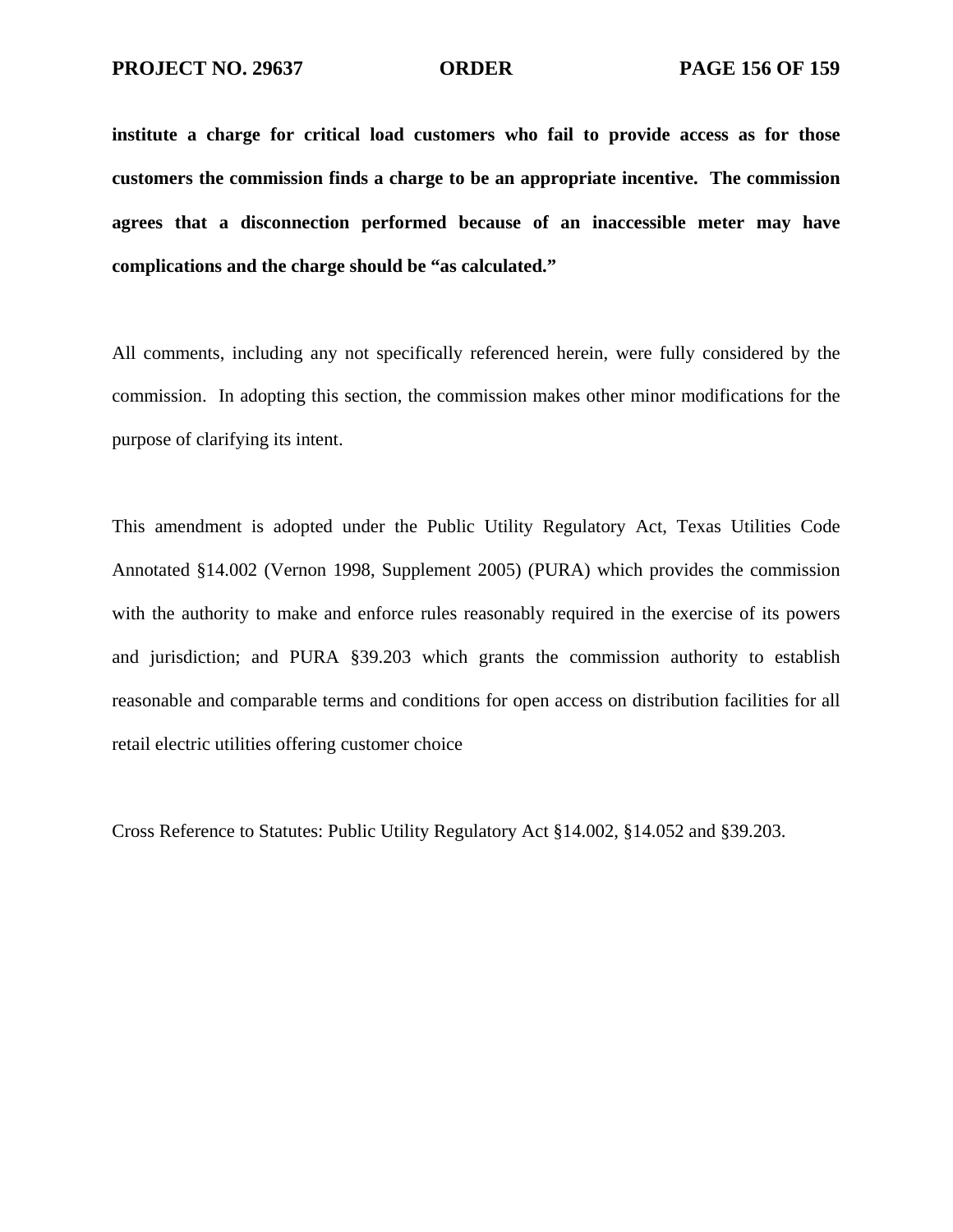**institute a charge for critical load customers who fail to provide access as for those customers the commission finds a charge to be an appropriate incentive. The commission agrees that a disconnection performed because of an inaccessible meter may have complications and the charge should be "as calculated."**

All comments, including any not specifically referenced herein, were fully considered by the commission. In adopting this section, the commission makes other minor modifications for the purpose of clarifying its intent.

This amendment is adopted under the Public Utility Regulatory Act, Texas Utilities Code Annotated §14.002 (Vernon 1998, Supplement 2005) (PURA) which provides the commission with the authority to make and enforce rules reasonably required in the exercise of its powers and jurisdiction; and PURA §39.203 which grants the commission authority to establish reasonable and comparable terms and conditions for open access on distribution facilities for all retail electric utilities offering customer choice

Cross Reference to Statutes: Public Utility Regulatory Act §14.002, §14.052 and §39.203.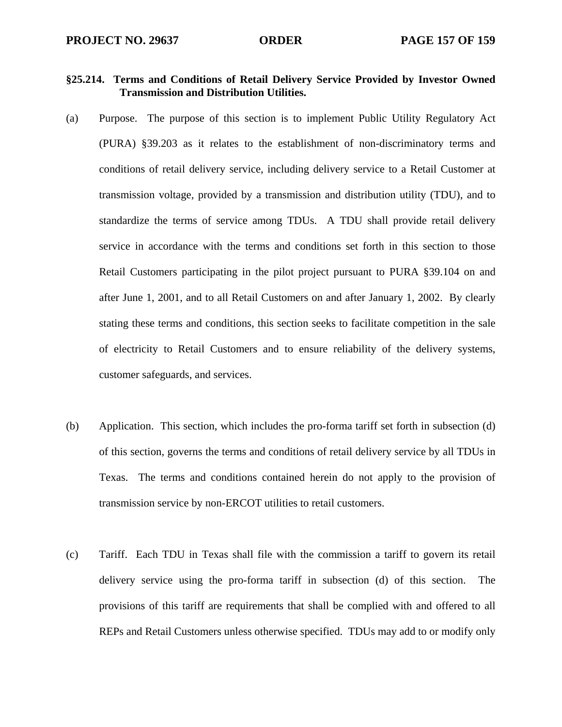**§25.214. Terms and Conditions of Retail Delivery Service Provided by Investor Owned Transmission and Distribution Utilities.**

(a) Purpose. The purpose of this section is to implement Public Utility Regulatory Act (PURA) §39.203 as it relates to the establishment of non-discriminatory terms and conditions of retail delivery service, including delivery service to a Retail Customer at transmission voltage, provided by a transmission and distribution utility (TDU), and to standardize the terms of service among TDUs. A TDU shall provide retail delivery service in accordance with the terms and conditions set forth in this section to those Retail Customers participating in the pilot project pursuant to PURA §39.104 on and after June 1, 2001, and to all Retail Customers on and after January 1, 2002. By clearly stating these terms and conditions, this section seeks to facilitate competition in the sale of electricity to Retail Customers and to ensure reliability of the delivery systems, customer safeguards, and services.

(b) Application. This section, which includes the pro-forma tariff set forth in subsection (d) of this section, governs the terms and conditions of retail delivery service by all TDUs in Texas. The terms and conditions contained herein do not apply to the provision of transmission service by non-ERCOT utilities to retail customers.

(c) Tariff. Each TDU in Texas shall file with the commission a tariff to govern its retail delivery service using the pro-forma tariff in subsection (d) of this section. The provisions of this tariff are requirements that shall be complied with and offered to all REPs and Retail Customers unless otherwise specified. TDUs may add to or modify only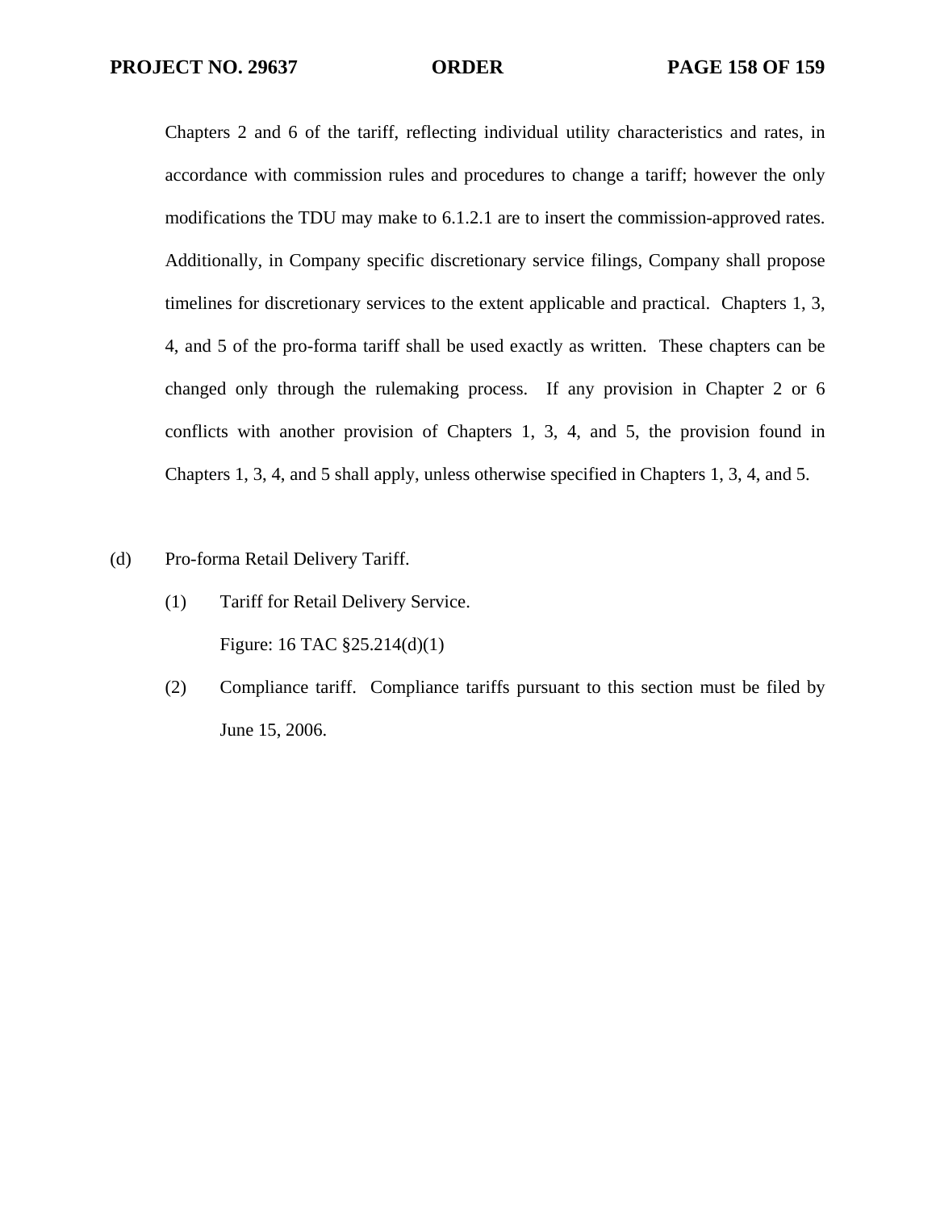Chapters 2 and 6 of the tariff, reflecting individual utility characteristics and rates, in accordance with commission rules and procedures to change a tariff; however the only modifications the TDU may make to 6.1.2.1 are to insert the commission-approved rates. Additionally, in Company specific discretionary service filings, Company shall propose timelines for discretionary services to the extent applicable and practical. Chapters 1, 3, 4, and 5 of the pro-forma tariff shall be used exactly as written. These chapters can be changed only through the rulemaking process. If any provision in Chapter 2 or 6 conflicts with another provision of Chapters 1, 3, 4, and 5, the provision found in Chapters 1, 3, 4, and 5 shall apply, unless otherwise specified in Chapters 1, 3, 4, and 5.

(d) Pro-forma Retail Delivery Tariff.

(1) Tariff for Retail Delivery Service.

Figure: 16 TAC §25.214(d)(1)

(2) Compliance tariff. Compliance tariffs pursuant to this section must be filed by June 15, 2006.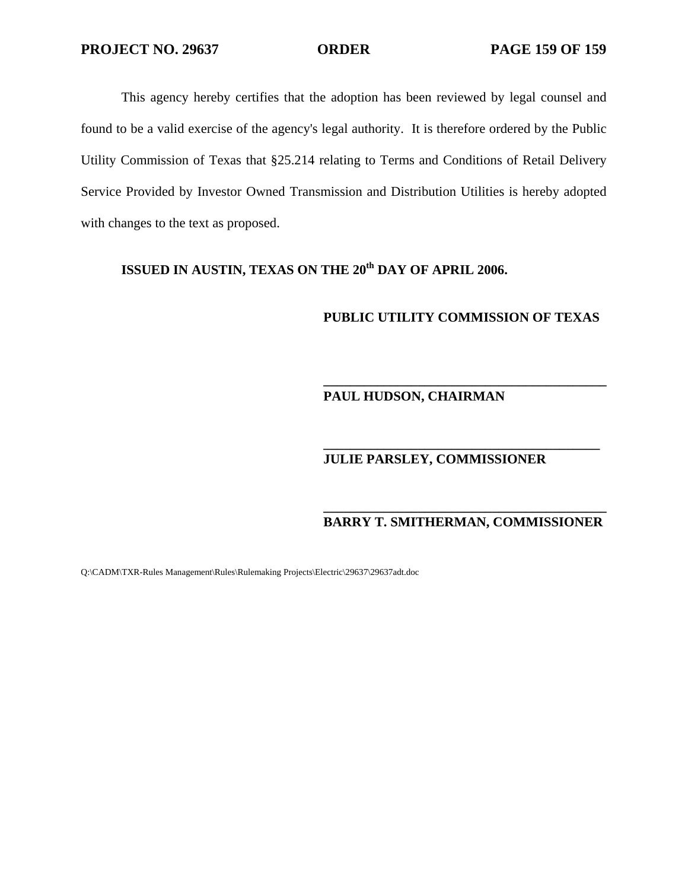This agency hereby certifies that the adoption has been reviewed by legal counsel and found to be a valid exercise of the agency's legal authority. It is therefore ordered by the Public Utility Commission of Texas that §25.214 relating to Terms and Conditions of Retail Delivery Service Provided by Investor Owned Transmission and Distribution Utilities is hereby adopted with changes to the text as proposed.

**ISSUED IN AUSTIN, TEXAS ON THE 20th DAY OF APRIL 2006.**

**PUBLIC UTILITY COMMISSION OF TEXAS**

\_\_\_\_\_\_\_\_\_\_\_\_\_\_\_\_\_\_\_\_\_\_\_\_\_\_\_\_\_\_\_\_\_\_\_\_\_\_\_\_\_\_\_\_

**PAUL HUDSON, CHAIRMAN**

\_\_\_\_\_\_\_\_\_\_\_\_\_\_\_\_\_\_\_\_\_\_\_\_\_\_\_\_\_\_\_\_\_\_\_\_\_\_\_\_\_\_\_\_

**JULIE PARSLEY, COMMISSIONER**

\_\_\_\_\_\_\_\_\_\_\_\_\_\_\_\_\_\_\_\_\_\_\_\_\_\_\_\_\_\_\_\_\_\_\_\_\_\_\_\_\_\_\_\_

**BARRY T. SMITHERMAN, COMMISSIONER**

Q:\CADM\TXR-Rules Management\Rules\Rulemaking Projects\Electric\29637\29637adt.doc